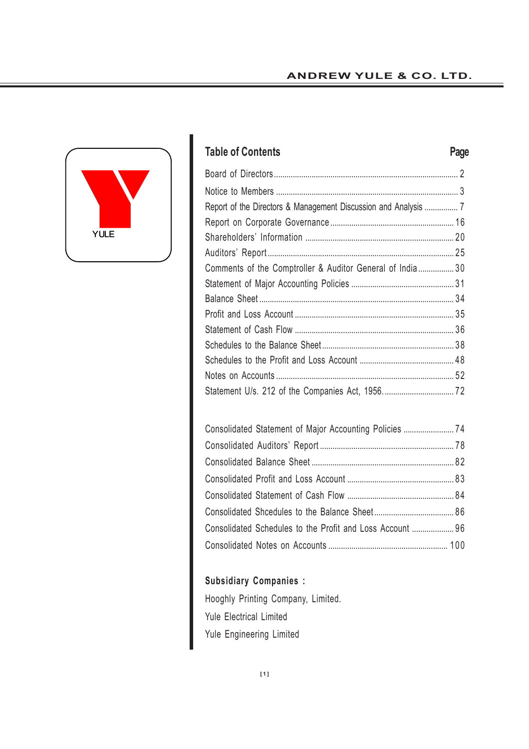YULE

## Table of Contents

| | Page |
|---|---|
| Board of Directors | 2 |
| Notice to Members | 3 |
| Report of the Directors & Management Discussion and Analysis | 7 |
| Report on Corporate Governance | 16 |
| Shareholders' Information | 20 |
| Auditors' Report | 25 |
| Comments of the Comptroller & Auditor General of India | 30 |
| Statement of Major Accounting Policies | 31 |
| Balance Sheet | 34 |
| Profit and Loss Account | 35 |
| Statement of Cash Flow | 36 |
| Schedules to the Balance Sheet | 38 |
| Schedules to the Profit and Loss Account | 48 |
| Notes on Accounts | 52 |
| Statement U/s. 212 of the Companies Act, 1956. | 72 |
| | |
| Consolidated Statement of Major Accounting Policies | 74 |
| Consolidated Auditors' Report | 78 |
| Consolidated Balance Sheet | 82 |
| Consolidated Profit and Loss Account | 83 |
| Consolidated Statement of Cash Flow | 84 |
| Consolidated Shcedules to the Balance Sheet | 86 |
| Consolidated Schedules to the Profit and Loss Account | 96 |
| Consolidated Notes on Accounts | 100 |

**Subsidiary Companies :**

Hooghly Printing Company, Limited.

Yule Electrical Limited

Yule Engineering Limited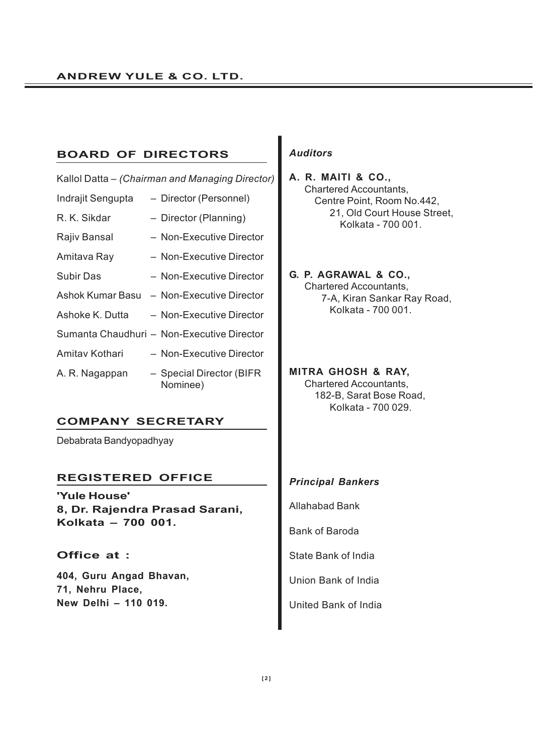## BOARD OF DIRECTORS

Kallol Datta – *(Chairman and Managing Director)*

| | |
|---|---|
| Indrajit Sengupta | – Director (Personnel) |
| R. K. Sikdar | – Director (Planning) |
| Rajiv Bansal | – Non-Executive Director |
| Amitava Ray | – Non-Executive Director |
| Subir Das | – Non-Executive Director |
| Ashok Kumar Basu | – Non-Executive Director |
| Ashoke K. Dutta | – Non-Executive Director |
| Sumanta Chaudhuri | – Non-Executive Director |
| Amitav Kothari | – Non-Executive Director |
| A. R. Nagappan | – Special Director (BIFR Nominee) |

## COMPANY SECRETARY

Debabrata Bandyopadhyay

## REGISTERED OFFICE

**'Yule House'**
**8, Dr. Rajendra Prasad Sarani,**
**Kolkata – 700 001.**

### Office at :

**404, Guru Angad Bhavan,**
**71, Nehru Place,**
**New Delhi – 110 019.**

### *Auditors*

**A. R. MAITI & CO.,**
Chartered Accountants,
Centre Point, Room No.442,
21, Old Court House Street,
Kolkata - 700 001.

**G. P. AGRAWAL & CO.,**
Chartered Accountants,
7-A, Kiran Sankar Ray Road,
Kolkata - 700 001.

**MITRA GHOSH & RAY,**
Chartered Accountants,
182-B, Sarat Bose Road,
Kolkata - 700 029.

### *Principal Bankers*

Allahabad Bank

Bank of Baroda

State Bank of India

Union Bank of India

United Bank of India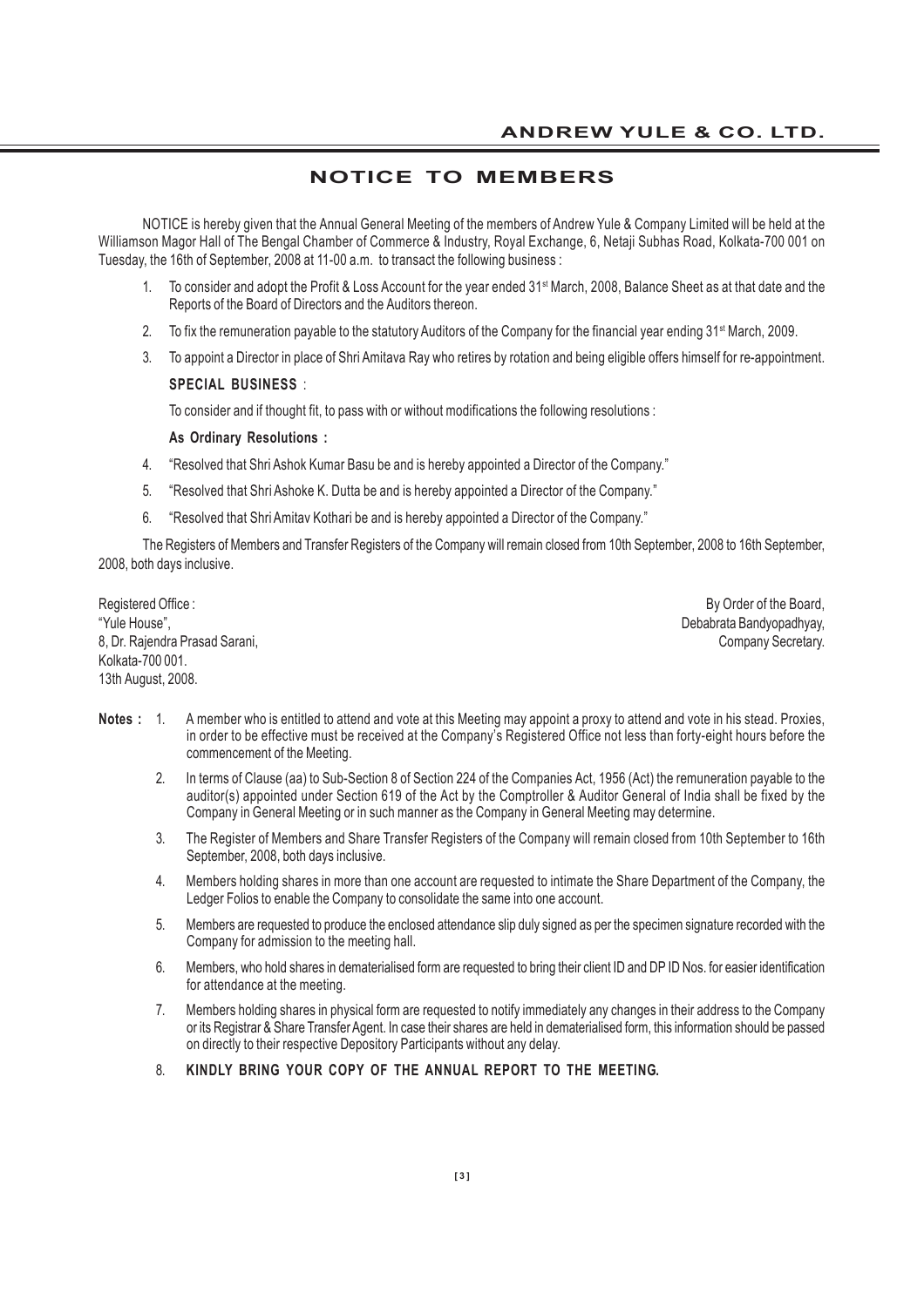# NOTICE TO MEMBERS

NOTICE is hereby given that the Annual General Meeting of the members of Andrew Yule & Company Limited will be held at the Williamson Magor Hall of The Bengal Chamber of Commerce & Industry, Royal Exchange, 6, Netaji Subhas Road, Kolkata-700 001 on Tuesday, the 16th of September, 2008 at 11-00 a.m. to transact the following business :

1. To consider and adopt the Profit & Loss Account for the year ended 31st March, 2008, Balance Sheet as at that date and the Reports of the Board of Directors and the Auditors thereon.
2. To fix the remuneration payable to the statutory Auditors of the Company for the financial year ending 31st March, 2009.
3. To appoint a Director in place of Shri Amitava Ray who retires by rotation and being eligible offers himself for re-appointment.

**SPECIAL BUSINESS** :

To consider and if thought fit, to pass with or without modifications the following resolutions :

**As Ordinary Resolutions :**

4. "Resolved that Shri Ashok Kumar Basu be and is hereby appointed a Director of the Company."
5. "Resolved that Shri Ashoke K. Dutta be and is hereby appointed a Director of the Company."
6. "Resolved that Shri Amitav Kothari be and is hereby appointed a Director of the Company."

The Registers of Members and Transfer Registers of the Company will remain closed from 10th September, 2008 to 16th September, 2008, both days inclusive.

Registered Office :
"Yule House",
8, Dr. Rajendra Prasad Sarani,
Kolkata-700 001.
13th August, 2008.

By Order of the Board,
Debabrata Bandyopadhyay,
Company Secretary.

**Notes :**

1. A member who is entitled to attend and vote at this Meeting may appoint a proxy to attend and vote in his stead. Proxies, in order to be effective must be received at the Company's Registered Office not less than forty-eight hours before the commencement of the Meeting.
2. In terms of Clause (aa) to Sub-Section 8 of Section 224 of the Companies Act, 1956 (Act) the remuneration payable to the auditor(s) appointed under Section 619 of the Act by the Comptroller & Auditor General of India shall be fixed by the Company in General Meeting or in such manner as the Company in General Meeting may determine.
3. The Register of Members and Share Transfer Registers of the Company will remain closed from 10th September to 16th September, 2008, both days inclusive.
4. Members holding shares in more than one account are requested to intimate the Share Department of the Company, the Ledger Folios to enable the Company to consolidate the same into one account.
5. Members are requested to produce the enclosed attendance slip duly signed as per the specimen signature recorded with the Company for admission to the meeting hall.
6. Members, who hold shares in dematerialised form are requested to bring their client ID and DP ID Nos. for easier identification for attendance at the meeting.
7. Members holding shares in physical form are requested to notify immediately any changes in their address to the Company or its Registrar & Share Transfer Agent. In case their shares are held in dematerialised form, this information should be passed on directly to their respective Depository Participants without any delay.
8. **KINDLY BRING YOUR COPY OF THE ANNUAL REPORT TO THE MEETING.**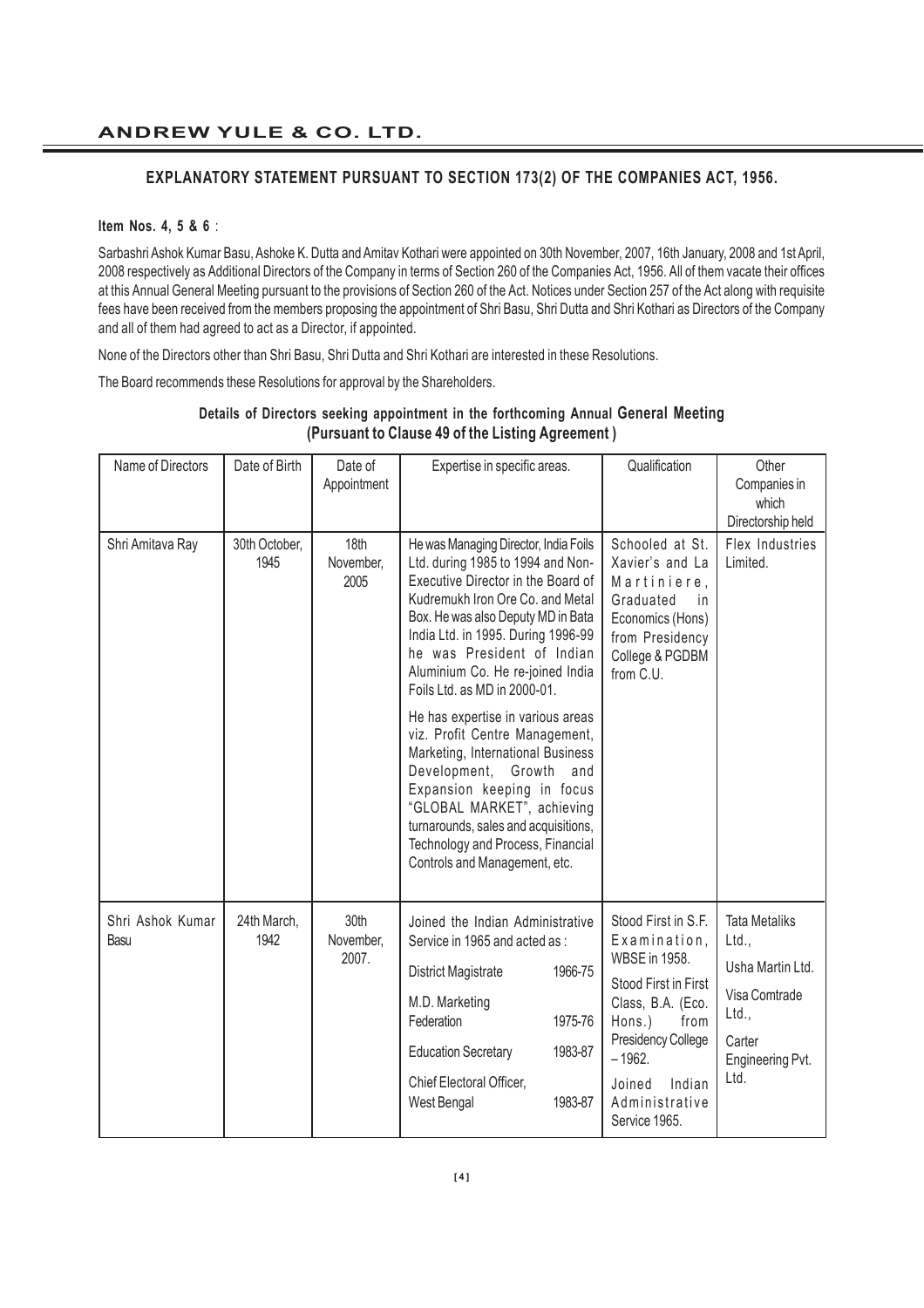## EXPLANATORY STATEMENT PURSUANT TO SECTION 173(2) OF THE COMPANIES ACT, 1956.

**Item Nos. 4, 5 & 6** :

Sarbashri Ashok Kumar Basu, Ashoke K. Dutta and Amitav Kothari were appointed on 30th November, 2007, 16th January, 2008 and 1st April, 2008 respectively as Additional Directors of the Company in terms of Section 260 of the Companies Act, 1956. All of them vacate their offices at this Annual General Meeting pursuant to the provisions of Section 260 of the Act. Notices under Section 257 of the Act along with requisite fees have been received from the members proposing the appointment of Shri Basu, Shri Dutta and Shri Kothari as Directors of the Company and all of them had agreed to act as a Director, if appointed.

None of the Directors other than Shri Basu, Shri Dutta and Shri Kothari are interested in these Resolutions.

The Board recommends these Resolutions for approval by the Shareholders.

**Details of Directors seeking appointment in the forthcoming Annual General Meeting (Pursuant to Clause 49 of the Listing Agreement )**

| Name of Directors | Date of Birth | Date of Appointment | Expertise in specific areas. | Qualification | Other Companies in which Directorship held |
|---|---|---|---|---|---|
| Shri Amitava Ray | 30th October, 1945 | 18th November, 2005 | He was Managing Director, India Foils Ltd. during 1985 to 1994 and Non-Executive Director in the Board of Kudremukh Iron Ore Co. and Metal Box. He was also Deputy MD in Bata India Ltd. in 1995. During 1996-99 he was President of Indian Aluminium Co. He re-joined India Foils Ltd. as MD in 2000-01.<br><br>He has expertise in various areas viz. Profit Centre Management, Marketing, International Business Development, Growth and Expansion keeping in focus "GLOBAL MARKET", achieving turnarounds, sales and acquisitions, Technology and Process, Financial Controls and Management, etc. | Schooled at St. Xavier's and La Martiniere, Graduated in Economics (Hons) from Presidency College & PGDBM from C.U. | Flex Industries Limited. |
| Shri Ashok Kumar Basu | 24th March, 1942 | 30th November, 2007. | Joined the Indian Administrative Service in 1965 and acted as :<br>District Magistrate 1966-75<br>M.D. Marketing Federation 1975-76<br>Education Secretary 1983-87<br>Chief Electoral Officer, West Bengal 1983-87 | Stood First in S.F. Examination, WBSE in 1958.<br>Stood First in First Class, B.A. (Eco. Hons.) from Presidency College – 1962.<br>Joined Indian Administrative Service 1965. | Tata Metaliks Ltd.,<br>Usha Martin Ltd.<br>Visa Comtrade Ltd.,<br>Carter Engineering Pvt. Ltd. |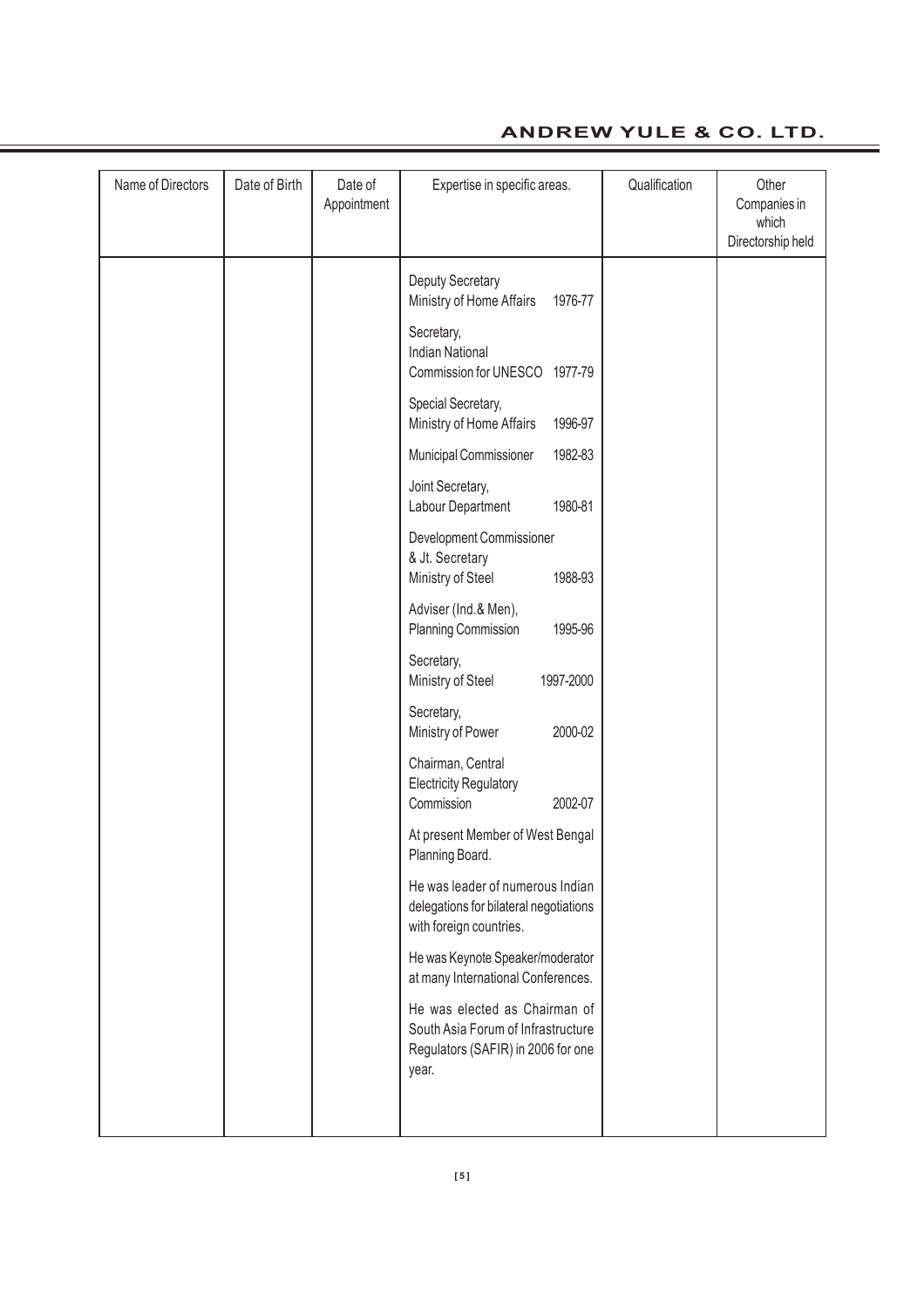| Name of Directors | Date of Birth | Date of Appointment | Expertise in specific areas. | Qualification | Other Companies in which Directorship held |
|---|---|---|---|---|---|
| | | | Deputy Secretary Ministry of Home Affairs 1976-77<br><br>Secretary, Indian National Commission for UNESCO 1977-79<br><br>Special Secretary, Ministry of Home Affairs 1996-97<br><br>Municipal Commissioner 1982-83<br><br>Joint Secretary, Labour Department 1980-81<br><br>Development Commissioner & Jt. Secretary Ministry of Steel 1988-93<br><br>Adviser (Ind.& Men), Planning Commission 1995-96<br><br>Secretary, Ministry of Steel 1997-2000<br><br>Secretary, Ministry of Power 2000-02<br><br>Chairman, Central Electricity Regulatory Commission 2002-07<br><br>At present Member of West Bengal Planning Board.<br><br>He was leader of numerous Indian delegations for bilateral negotiations with foreign countries.<br><br>He was Keynote Speaker/moderator at many International Conferences.<br><br>He was elected as Chairman of South Asia Forum of Infrastructure Regulators (SAFIR) in 2006 for one year. | | |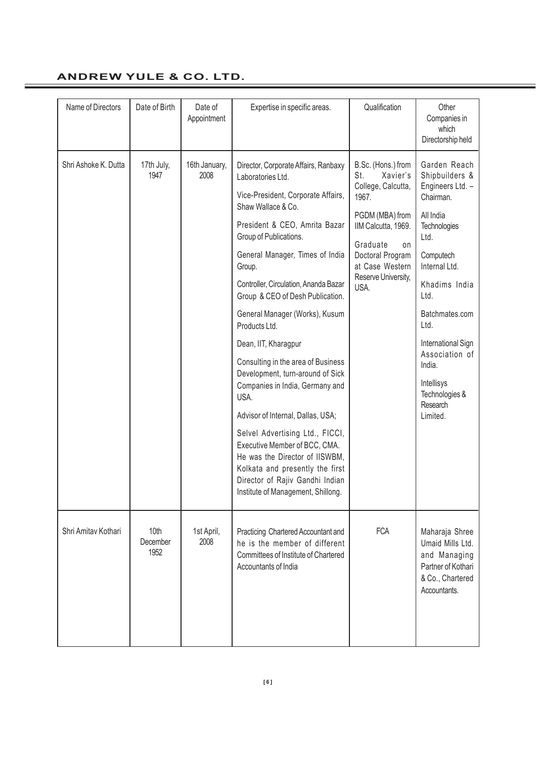| Name of Directors | Date of Birth | Date of Appointment | Expertise in specific areas. | Qualification | Other Companies in which Directorship held |
|---|---|---|---|---|---|
| Shri Ashoke K. Dutta | 17th July, 1947 | 16th January, 2008 | Director, Corporate Affairs, Ranbaxy Laboratories Ltd.<br><br>Vice-President, Corporate Affairs, Shaw Wallace & Co.<br><br>President & CEO, Amrita Bazar Group of Publications.<br><br>General Manager, Times of India Group.<br><br>Controller, Circulation, Ananda Bazar Group & CEO of Desh Publication.<br><br>General Manager (Works), Kusum Products Ltd.<br><br>Dean, IIT, Kharagpur<br><br>Consulting in the area of Business Development, turn-around of Sick Companies in India, Germany and USA.<br><br>Advisor of Internal, Dallas, USA;<br><br>Selvel Advertising Ltd., FICCI, Executive Member of BCC, CMA. He was the Director of IISWBM, Kolkata and presently the first Director of Rajiv Gandhi Indian Institute of Management, Shillong. | B.Sc. (Hons.) from St. Xavier's College, Calcutta, 1967.<br><br>PGDM (MBA) from IIM Calcutta, 1969.<br><br>Graduate on Doctoral Program at Case Western Reserve University, USA. | Garden Reach Shipbuilders & Engineers Ltd. – Chairman.<br><br>All India Technologies Ltd.<br><br>Computech Internal Ltd.<br><br>Khadims India Ltd.<br><br>Batchmates.com Ltd.<br><br>International Sign Association of India.<br><br>Intellisys Technologies & Research Limited. |
| Shri Amitav Kothari | 10th December 1952 | 1st April, 2008 | Practicing Chartered Accountant and he is the member of different Committees of Institute of Chartered Accountants of India | FCA | Maharaja Shree Umaid Mills Ltd. and Managing Partner of Kothari & Co., Chartered Accountants. |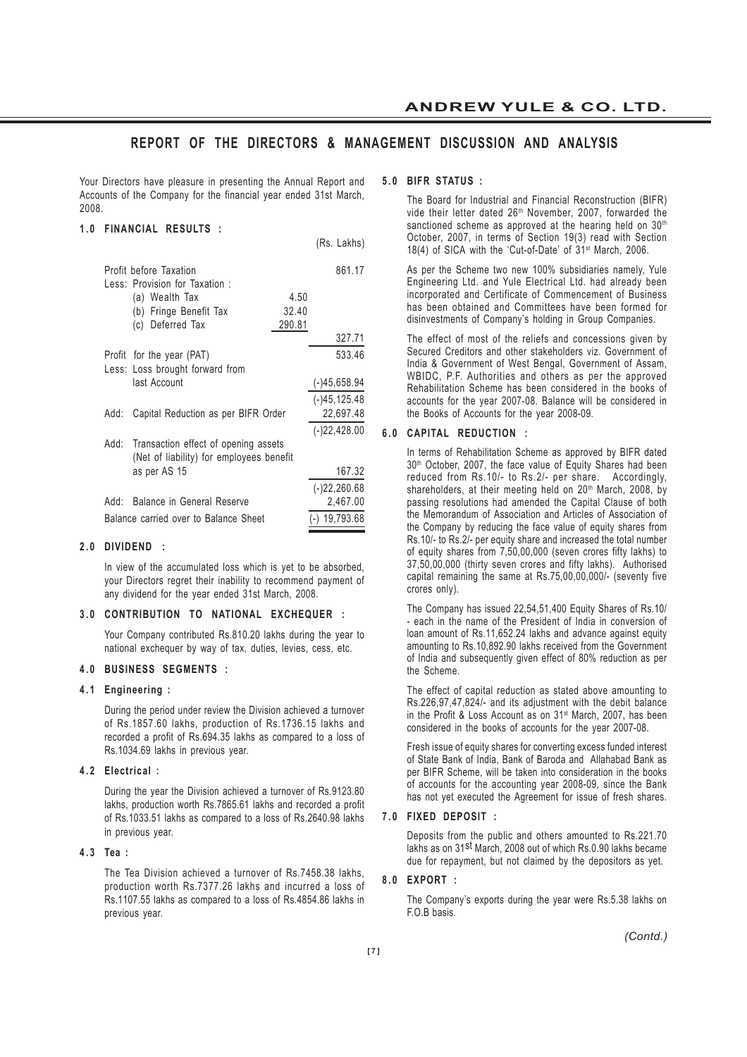## REPORT OF THE DIRECTORS & MANAGEMENT DISCUSSION AND ANALYSIS

Your Directors have pleasure in presenting the Annual Report and Accounts of the Company for the financial year ended 31st March, 2008.

### 1.0 FINANCIAL RESULTS :

| | | (Rs. Lakhs) |
|---|---|---|
| Profit before Taxation | | 861.17 |
| Less: Provision for Taxation : | | |
| (a) Wealth Tax | 4.50 | |
| (b) Fringe Benefit Tax | 32.40 | |
| (c) Deferred Tax | 290.81 | |
| | | 327.71 |
| Profit for the year (PAT) | | 533.46 |
| Less: Loss brought forward from last Account | | (-)45,658.94 |
| | | (-)45,125.48 |
| Add: Capital Reduction as per BIFR Order | | 22,697.48 |
| | | (-)22,428.00 |
| Add: Transaction effect of opening assets (Net of liability) for employees benefit as per AS 15 | | 167.32 |
| | | (-)22,260.68 |
| Add: Balance in General Reserve | | 2,467.00 |
| Balance carried over to Balance Sheet | | (-) 19,793.68 |

### 2.0 DIVIDEND :

In view of the accumulated loss which is yet to be absorbed, your Directors regret their inability to recommend payment of any dividend for the year ended 31st March, 2008.

### 3.0 CONTRIBUTION TO NATIONAL EXCHEQUER :

Your Company contributed Rs.810.20 lakhs during the year to national exchequer by way of tax, duties, levies, cess, etc.

### 4.0 BUSINESS SEGMENTS :

#### 4.1 Engineering :

During the period under review the Division achieved a turnover of Rs.1857.60 lakhs, production of Rs.1736.15 lakhs and recorded a profit of Rs.694.35 lakhs as compared to a loss of Rs.1034.69 lakhs in previous year.

#### 4.2 Electrical :

During the year the Division achieved a turnover of Rs.9123.80 lakhs, production worth Rs.7865.61 lakhs and recorded a profit of Rs.1033.51 lakhs as compared to a loss of Rs.2640.98 lakhs in previous year.

#### 4.3 Tea :

The Tea Division achieved a turnover of Rs.7458.38 lakhs, production worth Rs.7377.26 lakhs and incurred a loss of Rs.1107.55 lakhs as compared to a loss of Rs.4854.86 lakhs in previous year.

### 5.0 BIFR STATUS :

The Board for Industrial and Financial Reconstruction (BIFR) vide their letter dated 26th November, 2007, forwarded the sanctioned scheme as approved at the hearing held on 30th October, 2007, in terms of Section 19(3) read with Section 18(4) of SICA with the 'Cut-of-Date' of 31st March, 2006.

As per the Scheme two new 100% subsidiaries namely, Yule Engineering Ltd. and Yule Electrical Ltd. had already been incorporated and Certificate of Commencement of Business has been obtained and Committees have been formed for disinvestments of Company's holding in Group Companies.

The effect of most of the reliefs and concessions given by Secured Creditors and other stakeholders viz. Government of India & Government of West Bengal, Government of Assam, WBIDC, P.F. Authorities and others as per the approved Rehabilitation Scheme has been considered in the books of accounts for the year 2007-08. Balance will be considered in the Books of Accounts for the year 2008-09.

### 6.0 CAPITAL REDUCTION :

In terms of Rehabilitation Scheme as approved by BIFR dated 30th October, 2007, the face value of Equity Shares had been reduced from Rs.10/- to Rs.2/- per share. Accordingly, shareholders, at their meeting held on 20th March, 2008, by passing resolutions had amended the Capital Clause of both the Memorandum of Association and Articles of Association of the Company by reducing the face value of equity shares from Rs.10/- to Rs.2/- per equity share and increased the total number of equity shares from 7,50,00,000 (seven crores fifty lakhs) to 37,50,00,000 (thirty seven crores and fifty lakhs). Authorised capital remaining the same at Rs.75,00,00,000/- (seventy five crores only).

The Company has issued 22,54,51,400 Equity Shares of Rs.10/- each in the name of the President of India in conversion of loan amount of Rs.11,652.24 lakhs and advance against equity amounting to Rs.10,892.90 lakhs received from the Government of India and subsequently given effect of 80% reduction as per the Scheme.

The effect of capital reduction as stated above amounting to Rs.226,97,47,824/- and its adjustment with the debit balance in the Profit & Loss Account as on 31st March, 2007, has been considered in the books of accounts for the year 2007-08.

Fresh issue of equity shares for converting excess funded interest of State Bank of India, Bank of Baroda and Allahabad Bank as per BIFR Scheme, will be taken into consideration in the books of accounts for the accounting year 2008-09, since the Bank has not yet executed the Agreement for issue of fresh shares.

### 7.0 FIXED DEPOSIT :

Deposits from the public and others amounted to Rs.221.70 lakhs as on 31st March, 2008 out of which Rs.0.90 lakhs became due for repayment, but not claimed by the depositors as yet.

### 8.0 EXPORT :

The Company's exports during the year were Rs.5.38 lakhs on F.O.B basis.

*(Contd.)*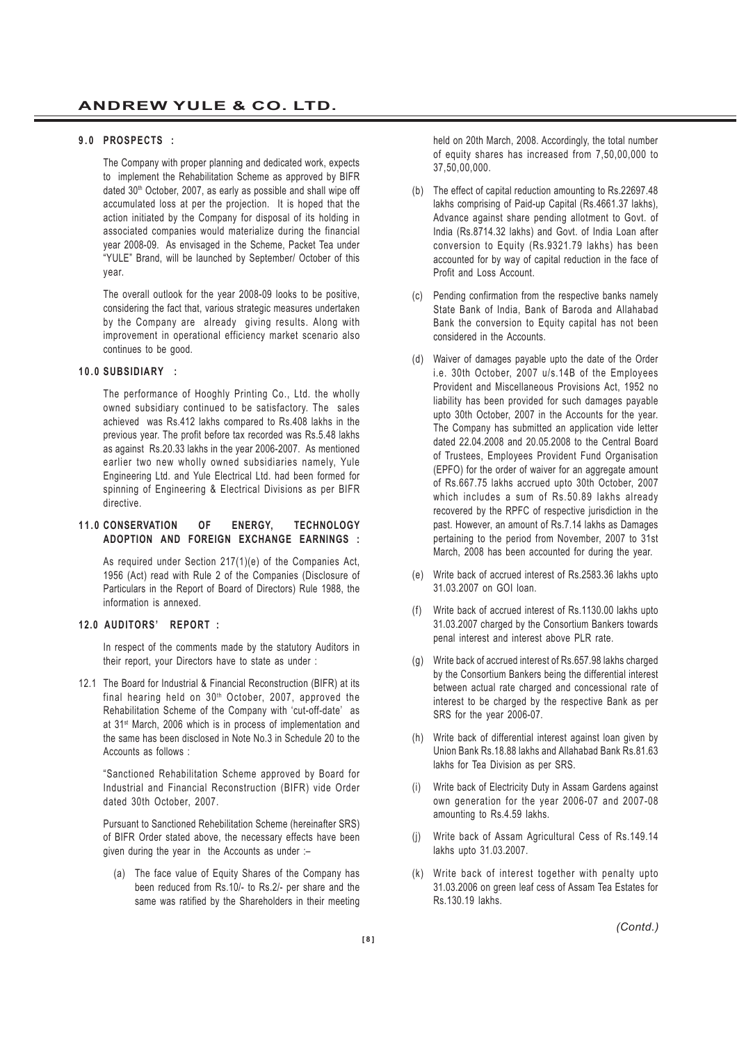## 9.0 PROSPECTS :

The Company with proper planning and dedicated work, expects to implement the Rehabilitation Scheme as approved by BIFR dated 30th October, 2007, as early as possible and shall wipe off accumulated loss at per the projection. It is hoped that the action initiated by the Company for disposal of its holding in associated companies would materialize during the financial year 2008-09. As envisaged in the Scheme, Packet Tea under "YULE" Brand, will be launched by September/ October of this year.

The overall outlook for the year 2008-09 looks to be positive, considering the fact that, various strategic measures undertaken by the Company are already giving results. Along with improvement in operational efficiency market scenario also continues to be good.

## 10.0 SUBSIDIARY :

The performance of Hooghly Printing Co., Ltd. the wholly owned subsidiary continued to be satisfactory. The sales achieved was Rs.412 lakhs compared to Rs.408 lakhs in the previous year. The profit before tax recorded was Rs.5.48 lakhs as against Rs.20.33 lakhs in the year 2006-2007. As mentioned earlier two new wholly owned subsidiaries namely, Yule Engineering Ltd. and Yule Electrical Ltd. had been formed for spinning of Engineering & Electrical Divisions as per BIFR directive.

## 11.0 CONSERVATION OF ENERGY, TECHNOLOGY ADOPTION AND FOREIGN EXCHANGE EARNINGS :

As required under Section 217(1)(e) of the Companies Act, 1956 (Act) read with Rule 2 of the Companies (Disclosure of Particulars in the Report of Board of Directors) Rule 1988, the information is annexed.

## 12.0 AUDITORS' REPORT :

In respect of the comments made by the statutory Auditors in their report, your Directors have to state as under :

12.1 The Board for Industrial & Financial Reconstruction (BIFR) at its final hearing held on 30th October, 2007, approved the Rehabilitation Scheme of the Company with 'cut-off-date' as at 31st March, 2006 which is in process of implementation and the same has been disclosed in Note No.3 in Schedule 20 to the Accounts as follows :

"Sanctioned Rehabilitation Scheme approved by Board for Industrial and Financial Reconstruction (BIFR) vide Order dated 30th October, 2007.

Pursuant to Sanctioned Rehebilitation Scheme (hereinafter SRS) of BIFR Order stated above, the necessary effects have been given during the year in the Accounts as under :–

(a) The face value of Equity Shares of the Company has been reduced from Rs.10/- to Rs.2/- per share and the same was ratified by the Shareholders in their meeting held on 20th March, 2008. Accordingly, the total number of equity shares has increased from 7,50,00,000 to 37,50,00,000.

(b) The effect of capital reduction amounting to Rs.22697.48 lakhs comprising of Paid-up Capital (Rs.4661.37 lakhs), Advance against share pending allotment to Govt. of India (Rs.8714.32 lakhs) and Govt. of India Loan after conversion to Equity (Rs.9321.79 lakhs) has been accounted for by way of capital reduction in the face of Profit and Loss Account.

(c) Pending confirmation from the respective banks namely State Bank of India, Bank of Baroda and Allahabad Bank the conversion to Equity capital has not been considered in the Accounts.

(d) Waiver of damages payable upto the date of the Order i.e. 30th October, 2007 u/s.14B of the Employees Provident and Miscellaneous Provisions Act, 1952 no liability has been provided for such damages payable upto 30th October, 2007 in the Accounts for the year. The Company has submitted an application vide letter dated 22.04.2008 and 20.05.2008 to the Central Board of Trustees, Employees Provident Fund Organisation (EPFO) for the order of waiver for an aggregate amount of Rs.667.75 lakhs accrued upto 30th October, 2007 which includes a sum of Rs.50.89 lakhs already recovered by the RPFC of respective jurisdiction in the past. However, an amount of Rs.7.14 lakhs as Damages pertaining to the period from November, 2007 to 31st March, 2008 has been accounted for during the year.

(e) Write back of accrued interest of Rs.2583.36 lakhs upto 31.03.2007 on GOI loan.

(f) Write back of accrued interest of Rs.1130.00 lakhs upto 31.03.2007 charged by the Consortium Bankers towards penal interest and interest above PLR rate.

(g) Write back of accrued interest of Rs.657.98 lakhs charged by the Consortium Bankers being the differential interest between actual rate charged and concessional rate of interest to be charged by the respective Bank as per SRS for the year 2006-07.

(h) Write back of differential interest against loan given by Union Bank Rs.18.88 lakhs and Allahabad Bank Rs.81.63 lakhs for Tea Division as per SRS.

(i) Write back of Electricity Duty in Assam Gardens against own generation for the year 2006-07 and 2007-08 amounting to Rs.4.59 lakhs.

(j) Write back of Assam Agricultural Cess of Rs.149.14 lakhs upto 31.03.2007.

(k) Write back of interest together with penalty upto 31.03.2006 on green leaf cess of Assam Tea Estates for Rs.130.19 lakhs.

*(Contd.)*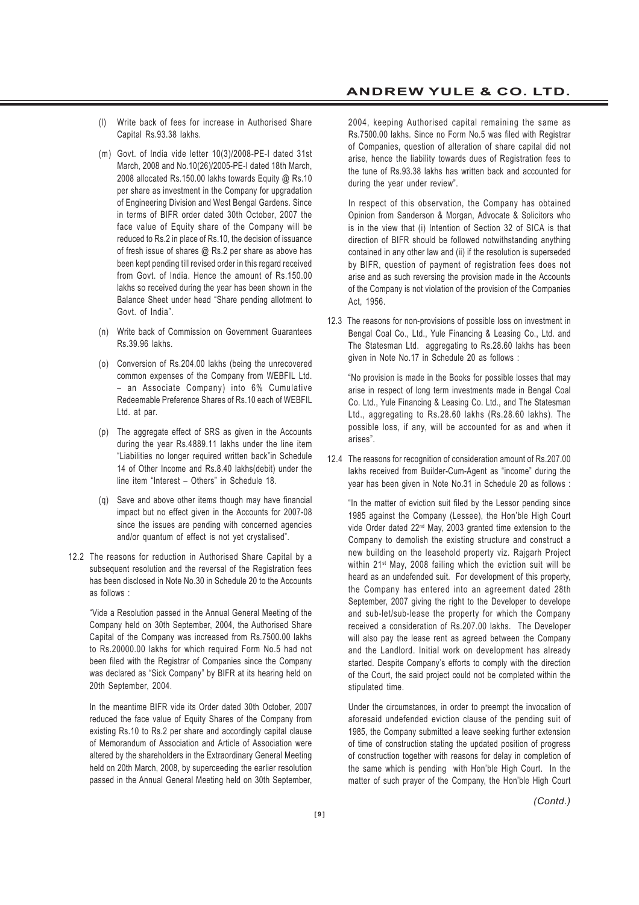(l) Write back of fees for increase in Authorised Share Capital Rs.93.38 lakhs.

(m) Govt. of India vide letter 10(3)/2008-PE-I dated 31st March, 2008 and No.10(26)/2005-PE-I dated 18th March, 2008 allocated Rs.150.00 lakhs towards Equity @ Rs.10 per share as investment in the Company for upgradation of Engineering Division and West Bengal Gardens. Since in terms of BIFR order dated 30th October, 2007 the face value of Equity share of the Company will be reduced to Rs.2 in place of Rs.10, the decision of issuance of fresh issue of shares @ Rs.2 per share as above has been kept pending till revised order in this regard received from Govt. of India. Hence the amount of Rs.150.00 lakhs so received during the year has been shown in the Balance Sheet under head "Share pending allotment to Govt. of India".

(n) Write back of Commission on Government Guarantees Rs.39.96 lakhs.

(o) Conversion of Rs.204.00 lakhs (being the unrecovered common expenses of the Company from WEBFIL Ltd. – an Associate Company) into 6% Cumulative Redeemable Preference Shares of Rs.10 each of WEBFIL Ltd. at par.

(p) The aggregate effect of SRS as given in the Accounts during the year Rs.4889.11 lakhs under the line item "Liabilities no longer required written back"in Schedule 14 of Other Income and Rs.8.40 lakhs(debit) under the line item "Interest – Others" in Schedule 18.

(q) Save and above other items though may have financial impact but no effect given in the Accounts for 2007-08 since the issues are pending with concerned agencies and/or quantum of effect is not yet crystalised".

12.2 The reasons for reduction in Authorised Share Capital by a subsequent resolution and the reversal of the Registration fees has been disclosed in Note No.30 in Schedule 20 to the Accounts as follows :

"Vide a Resolution passed in the Annual General Meeting of the Company held on 30th September, 2004, the Authorised Share Capital of the Company was increased from Rs.7500.00 lakhs to Rs.20000.00 lakhs for which required Form No.5 had not been filed with the Registrar of Companies since the Company was declared as "Sick Company" by BIFR at its hearing held on 20th September, 2004.

In the meantime BIFR vide its Order dated 30th October, 2007 reduced the face value of Equity Shares of the Company from existing Rs.10 to Rs.2 per share and accordingly capital clause of Memorandum of Association and Article of Association were altered by the shareholders in the Extraordinary General Meeting held on 20th March, 2008, by superceeding the earlier resolution passed in the Annual General Meeting held on 30th September, 2004, keeping Authorised capital remaining the same as Rs.7500.00 lakhs. Since no Form No.5 was filed with Registrar of Companies, question of alteration of share capital did not arise, hence the liability towards dues of Registration fees to the tune of Rs.93.38 lakhs has written back and accounted for during the year under review".

In respect of this observation, the Company has obtained Opinion from Sanderson & Morgan, Advocate & Solicitors who is in the view that (i) Intention of Section 32 of SICA is that direction of BIFR should be followed notwithstanding anything contained in any other law and (ii) if the resolution is superseded by BIFR, question of payment of registration fees does not arise and as such reversing the provision made in the Accounts of the Company is not violation of the provision of the Companies Act, 1956.

12.3 The reasons for non-provisions of possible loss on investment in Bengal Coal Co., Ltd., Yule Financing & Leasing Co., Ltd. and The Statesman Ltd. aggregating to Rs.28.60 lakhs has been given in Note No.17 in Schedule 20 as follows :

"No provision is made in the Books for possible losses that may arise in respect of long term investments made in Bengal Coal Co. Ltd., Yule Financing & Leasing Co. Ltd., and The Statesman Ltd., aggregating to Rs.28.60 lakhs (Rs.28.60 lakhs). The possible loss, if any, will be accounted for as and when it arises".

12.4 The reasons for recognition of consideration amount of Rs.207.00 lakhs received from Builder-Cum-Agent as "income" during the year has been given in Note No.31 in Schedule 20 as follows :

"In the matter of eviction suit filed by the Lessor pending since 1985 against the Company (Lessee), the Hon'ble High Court vide Order dated 22nd May, 2003 granted time extension to the Company to demolish the existing structure and construct a new building on the leasehold property viz. Rajgarh Project within 21st May, 2008 failing which the eviction suit will be heard as an undefended suit. For development of this property, the Company has entered into an agreement dated 28th September, 2007 giving the right to the Developer to develope and sub-let/sub-lease the property for which the Company received a consideration of Rs.207.00 lakhs. The Developer will also pay the lease rent as agreed between the Company and the Landlord. Initial work on development has already started. Despite Company's efforts to comply with the direction of the Court, the said project could not be completed within the stipulated time.

Under the circumstances, in order to preempt the invocation of aforesaid undefended eviction clause of the pending suit of 1985, the Company submitted a leave seeking further extension of time of construction stating the updated position of progress of construction together with reasons for delay in completion of the same which is pending with Hon'ble High Court. In the matter of such prayer of the Company, the Hon'ble High Court

*(Contd.)*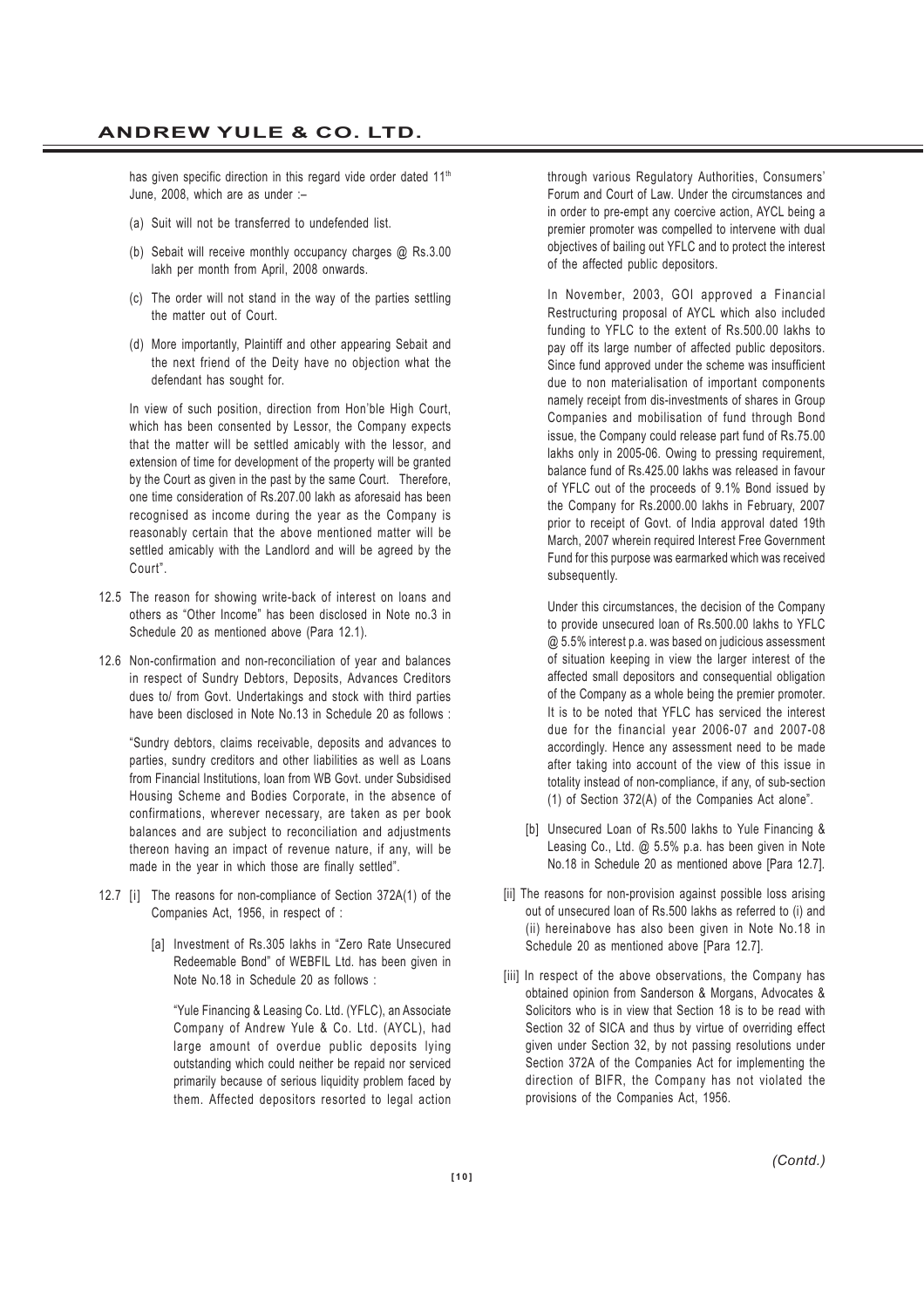has given specific direction in this regard vide order dated 11th June, 2008, which are as under :–

(a) Suit will not be transferred to undefended list.

(b) Sebait will receive monthly occupancy charges @ Rs.3.00 lakh per month from April, 2008 onwards.

(c) The order will not stand in the way of the parties settling the matter out of Court.

(d) More importantly, Plaintiff and other appearing Sebait and the next friend of the Deity have no objection what the defendant has sought for.

In view of such position, direction from Hon'ble High Court, which has been consented by Lessor, the Company expects that the matter will be settled amicably with the lessor, and extension of time for development of the property will be granted by the Court as given in the past by the same Court. Therefore, one time consideration of Rs.207.00 lakh as aforesaid has been recognised as income during the year as the Company is reasonably certain that the above mentioned matter will be settled amicably with the Landlord and will be agreed by the Court".

12.5 The reason for showing write-back of interest on loans and others as "Other Income" has been disclosed in Note no.3 in Schedule 20 as mentioned above (Para 12.1).

12.6 Non-confirmation and non-reconciliation of year and balances in respect of Sundry Debtors, Deposits, Advances Creditors dues to/ from Govt. Undertakings and stock with third parties have been disclosed in Note No.13 in Schedule 20 as follows :

"Sundry debtors, claims receivable, deposits and advances to parties, sundry creditors and other liabilities as well as Loans from Financial Institutions, loan from WB Govt. under Subsidised Housing Scheme and Bodies Corporate, in the absence of confirmations, wherever necessary, are taken as per book balances and are subject to reconciliation and adjustments thereon having an impact of revenue nature, if any, will be made in the year in which those are finally settled".

12.7 [i] The reasons for non-compliance of Section 372A(1) of the Companies Act, 1956, in respect of :

[a] Investment of Rs.305 lakhs in "Zero Rate Unsecured Redeemable Bond" of WEBFIL Ltd. has been given in Note No.18 in Schedule 20 as follows :

"Yule Financing & Leasing Co. Ltd. (YFLC), an Associate Company of Andrew Yule & Co. Ltd. (AYCL), had large amount of overdue public deposits lying outstanding which could neither be repaid nor serviced primarily because of serious liquidity problem faced by them. Affected depositors resorted to legal action through various Regulatory Authorities, Consumers' Forum and Court of Law. Under the circumstances and in order to pre-empt any coercive action, AYCL being a premier promoter was compelled to intervene with dual objectives of bailing out YFLC and to protect the interest of the affected public depositors.

In November, 2003, GOI approved a Financial Restructuring proposal of AYCL which also included funding to YFLC to the extent of Rs.500.00 lakhs to pay off its large number of affected public depositors. Since fund approved under the scheme was insufficient due to non materialisation of important components namely receipt from dis-investments of shares in Group Companies and mobilisation of fund through Bond issue, the Company could release part fund of Rs.75.00 lakhs only in 2005-06. Owing to pressing requirement, balance fund of Rs.425.00 lakhs was released in favour of YFLC out of the proceeds of 9.1% Bond issued by the Company for Rs.2000.00 lakhs in February, 2007 prior to receipt of Govt. of India approval dated 19th March, 2007 wherein required Interest Free Government Fund for this purpose was earmarked which was received subsequently.

Under this circumstances, the decision of the Company to provide unsecured loan of Rs.500.00 lakhs to YFLC @ 5.5% interest p.a. was based on judicious assessment of situation keeping in view the larger interest of the affected small depositors and consequential obligation of the Company as a whole being the premier promoter. It is to be noted that YFLC has serviced the interest due for the financial year 2006-07 and 2007-08 accordingly. Hence any assessment need to be made after taking into account of the view of this issue in totality instead of non-compliance, if any, of sub-section (1) of Section 372(A) of the Companies Act alone".

[b] Unsecured Loan of Rs.500 lakhs to Yule Financing & Leasing Co., Ltd. @ 5.5% p.a. has been given in Note No.18 in Schedule 20 as mentioned above [Para 12.7].

[ii] The reasons for non-provision against possible loss arising out of unsecured loan of Rs.500 lakhs as referred to (i) and (ii) hereinabove has also been given in Note No.18 in Schedule 20 as mentioned above [Para 12.7].

[iii] In respect of the above observations, the Company has obtained opinion from Sanderson & Morgans, Advocates & Solicitors who is in view that Section 18 is to be read with Section 32 of SICA and thus by virtue of overriding effect given under Section 32, by not passing resolutions under Section 372A of the Companies Act for implementing the direction of BIFR, the Company has not violated the provisions of the Companies Act, 1956.

*(Contd.)*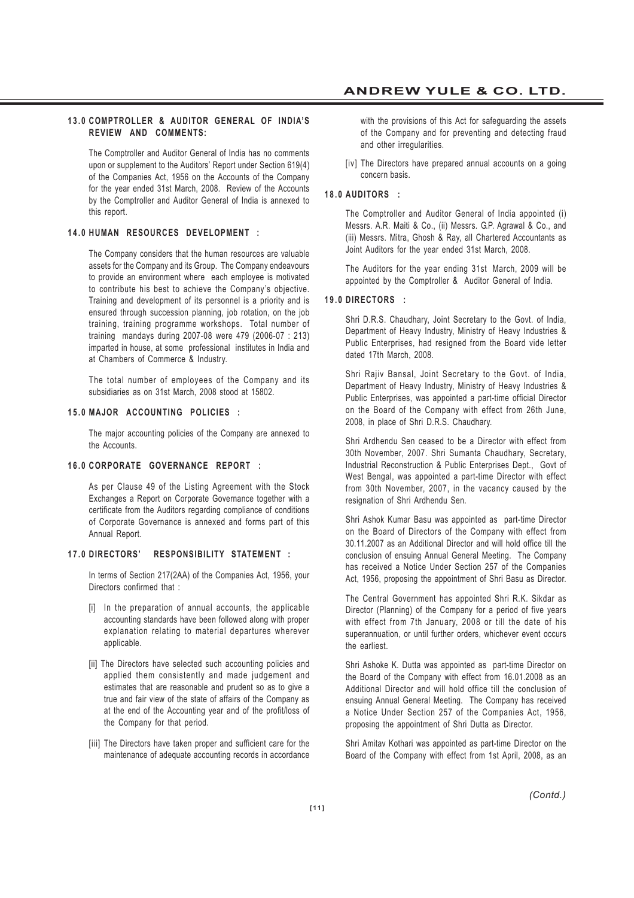## 13.0 COMPTROLLER & AUDITOR GENERAL OF INDIA'S REVIEW AND COMMENTS:

The Comptroller and Auditor General of India has no comments upon or supplement to the Auditors' Report under Section 619(4) of the Companies Act, 1956 on the Accounts of the Company for the year ended 31st March, 2008. Review of the Accounts by the Comptroller and Auditor General of India is annexed to this report.

## 14.0 HUMAN RESOURCES DEVELOPMENT :

The Company considers that the human resources are valuable assets for the Company and its Group. The Company endeavours to provide an environment where each employee is motivated to contribute his best to achieve the Company's objective. Training and development of its personnel is a priority and is ensured through succession planning, job rotation, on the job training, training programme workshops. Total number of training mandays during 2007-08 were 479 (2006-07 : 213) imparted in house, at some professional institutes in India and at Chambers of Commerce & Industry.

The total number of employees of the Company and its subsidiaries as on 31st March, 2008 stood at 15802.

## 15.0 MAJOR ACCOUNTING POLICIES :

The major accounting policies of the Company are annexed to the Accounts.

## 16.0 CORPORATE GOVERNANCE REPORT :

As per Clause 49 of the Listing Agreement with the Stock Exchanges a Report on Corporate Governance together with a certificate from the Auditors regarding compliance of conditions of Corporate Governance is annexed and forms part of this Annual Report.

## 17.0 DIRECTORS' RESPONSIBILITY STATEMENT :

In terms of Section 217(2AA) of the Companies Act, 1956, your Directors confirmed that :

[i] In the preparation of annual accounts, the applicable accounting standards have been followed along with proper explanation relating to material departures wherever applicable.

[ii] The Directors have selected such accounting policies and applied them consistently and made judgement and estimates that are reasonable and prudent so as to give a true and fair view of the state of affairs of the Company as at the end of the Accounting year and of the profit/loss of the Company for that period.

[iii] The Directors have taken proper and sufficient care for the maintenance of adequate accounting records in accordance with the provisions of this Act for safeguarding the assets of the Company and for preventing and detecting fraud and other irregularities.

[iv] The Directors have prepared annual accounts on a going concern basis.

## 18.0 AUDITORS :

The Comptroller and Auditor General of India appointed (i) Messrs. A.R. Maiti & Co., (ii) Messrs. G.P. Agrawal & Co., and (iii) Messrs. Mitra, Ghosh & Ray, all Chartered Accountants as Joint Auditors for the year ended 31st March, 2008.

The Auditors for the year ending 31st March, 2009 will be appointed by the Comptroller & Auditor General of India.

## 19.0 DIRECTORS :

Shri D.R.S. Chaudhary, Joint Secretary to the Govt. of India, Department of Heavy Industry, Ministry of Heavy Industries & Public Enterprises, had resigned from the Board vide letter dated 17th March, 2008.

Shri Rajiv Bansal, Joint Secretary to the Govt. of India, Department of Heavy Industry, Ministry of Heavy Industries & Public Enterprises, was appointed a part-time official Director on the Board of the Company with effect from 26th June, 2008, in place of Shri D.R.S. Chaudhary.

Shri Ardhendu Sen ceased to be a Director with effect from 30th November, 2007. Shri Sumanta Chaudhary, Secretary, Industrial Reconstruction & Public Enterprises Dept., Govt of West Bengal, was appointed a part-time Director with effect from 30th November, 2007, in the vacancy caused by the resignation of Shri Ardhendu Sen.

Shri Ashok Kumar Basu was appointed as part-time Director on the Board of Directors of the Company with effect from 30.11.2007 as an Additional Director and will hold office till the conclusion of ensuing Annual General Meeting. The Company has received a Notice Under Section 257 of the Companies Act, 1956, proposing the appointment of Shri Basu as Director.

The Central Government has appointed Shri R.K. Sikdar as Director (Planning) of the Company for a period of five years with effect from 7th January, 2008 or till the date of his superannuation, or until further orders, whichever event occurs the earliest.

Shri Ashoke K. Dutta was appointed as part-time Director on the Board of the Company with effect from 16.01.2008 as an Additional Director and will hold office till the conclusion of ensuing Annual General Meeting. The Company has received a Notice Under Section 257 of the Companies Act, 1956, proposing the appointment of Shri Dutta as Director.

Shri Amitav Kothari was appointed as part-time Director on the Board of the Company with effect from 1st April, 2008, as an

*(Contd.)*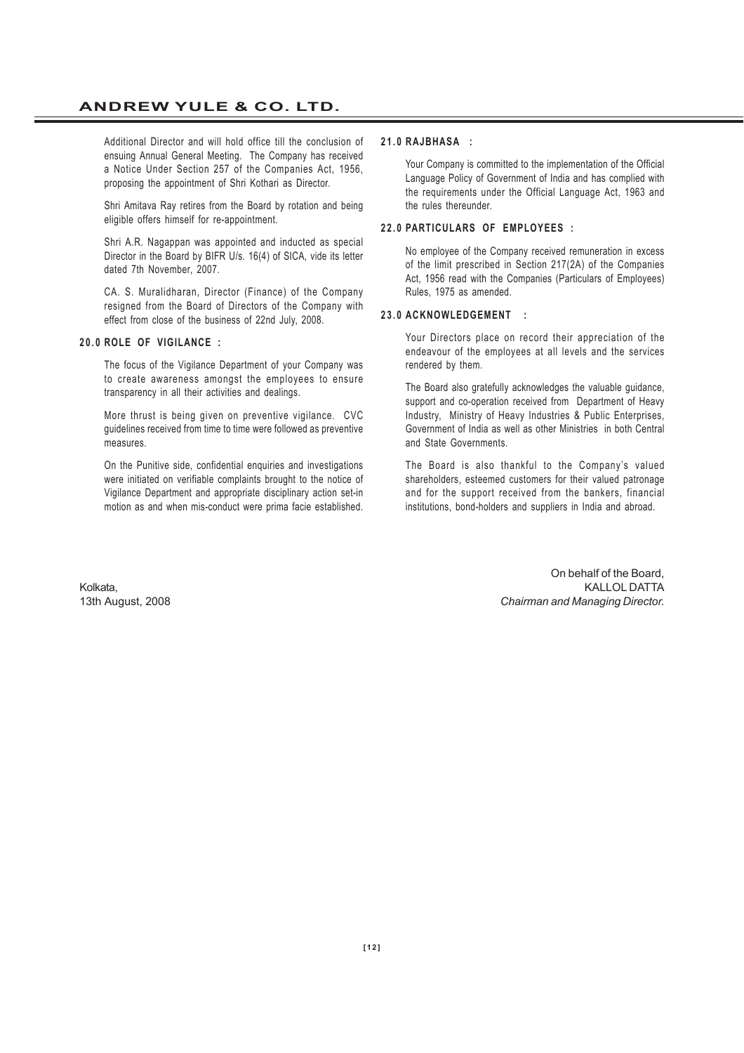Additional Director and will hold office till the conclusion of ensuing Annual General Meeting. The Company has received a Notice Under Section 257 of the Companies Act, 1956, proposing the appointment of Shri Kothari as Director.

Shri Amitava Ray retires from the Board by rotation and being eligible offers himself for re-appointment.

Shri A.R. Nagappan was appointed and inducted as special Director in the Board by BIFR U/s. 16(4) of SICA, vide its letter dated 7th November, 2007.

CA. S. Muralidharan, Director (Finance) of the Company resigned from the Board of Directors of the Company with effect from close of the business of 22nd July, 2008.

### 20.0 ROLE OF VIGILANCE :

The focus of the Vigilance Department of your Company was to create awareness amongst the employees to ensure transparency in all their activities and dealings.

More thrust is being given on preventive vigilance. CVC guidelines received from time to time were followed as preventive measures.

On the Punitive side, confidential enquiries and investigations were initiated on verifiable complaints brought to the notice of Vigilance Department and appropriate disciplinary action set-in motion as and when mis-conduct were prima facie established.

### 21.0 RAJBHASA :

Your Company is committed to the implementation of the Official Language Policy of Government of India and has complied with the requirements under the Official Language Act, 1963 and the rules thereunder.

### 22.0 PARTICULARS OF EMPLOYEES :

No employee of the Company received remuneration in excess of the limit prescribed in Section 217(2A) of the Companies Act, 1956 read with the Companies (Particulars of Employees) Rules, 1975 as amended.

### 23.0 ACKNOWLEDGEMENT :

Your Directors place on record their appreciation of the endeavour of the employees at all levels and the services rendered by them.

The Board also gratefully acknowledges the valuable guidance, support and co-operation received from Department of Heavy Industry, Ministry of Heavy Industries & Public Enterprises, Government of India as well as other Ministries in both Central and State Governments.

The Board is also thankful to the Company's valued shareholders, esteemed customers for their valued patronage and for the support received from the bankers, financial institutions, bond-holders and suppliers in India and abroad.

Kolkata,
13th August, 2008

On behalf of the Board,
KALLOL DATTA
*Chairman and Managing Director.*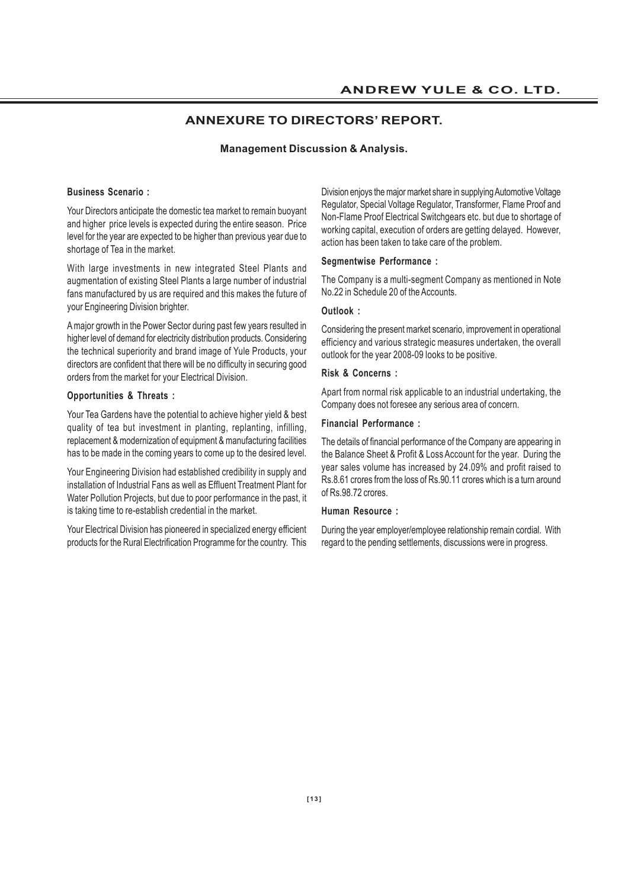# ANNEXURE TO DIRECTORS' REPORT.

## Management Discussion & Analysis.

**Business Scenario :**

Your Directors anticipate the domestic tea market to remain buoyant and higher price levels is expected during the entire season. Price level for the year are expected to be higher than previous year due to shortage of Tea in the market.

With large investments in new integrated Steel Plants and augmentation of existing Steel Plants a large number of industrial fans manufactured by us are required and this makes the future of your Engineering Division brighter.

A major growth in the Power Sector during past few years resulted in higher level of demand for electricity distribution products. Considering the technical superiority and brand image of Yule Products, your directors are confident that there will be no difficulty in securing good orders from the market for your Electrical Division.

**Opportunities & Threats :**

Your Tea Gardens have the potential to achieve higher yield & best quality of tea but investment in planting, replanting, infilling, replacement & modernization of equipment & manufacturing facilities has to be made in the coming years to come up to the desired level.

Your Engineering Division had established credibility in supply and installation of Industrial Fans as well as Effluent Treatment Plant for Water Pollution Projects, but due to poor performance in the past, it is taking time to re-establish credential in the market.

Your Electrical Division has pioneered in specialized energy efficient products for the Rural Electrification Programme for the country. This Division enjoys the major market share in supplying Automotive Voltage Regulator, Special Voltage Regulator, Transformer, Flame Proof and Non-Flame Proof Electrical Switchgears etc. but due to shortage of working capital, execution of orders are getting delayed. However, action has been taken to take care of the problem.

**Segmentwise Performance :**

The Company is a multi-segment Company as mentioned in Note No.22 in Schedule 20 of the Accounts.

**Outlook :**

Considering the present market scenario, improvement in operational efficiency and various strategic measures undertaken, the overall outlook for the year 2008-09 looks to be positive.

**Risk & Concerns :**

Apart from normal risk applicable to an industrial undertaking, the Company does not foresee any serious area of concern.

**Financial Performance :**

The details of financial performance of the Company are appearing in the Balance Sheet & Profit & Loss Account for the year. During the year sales volume has increased by 24.09% and profit raised to Rs.8.61 crores from the loss of Rs.90.11 crores which is a turn around of Rs.98.72 crores.

**Human Resource :**

During the year employer/employee relationship remain cordial. With regard to the pending settlements, discussions were in progress.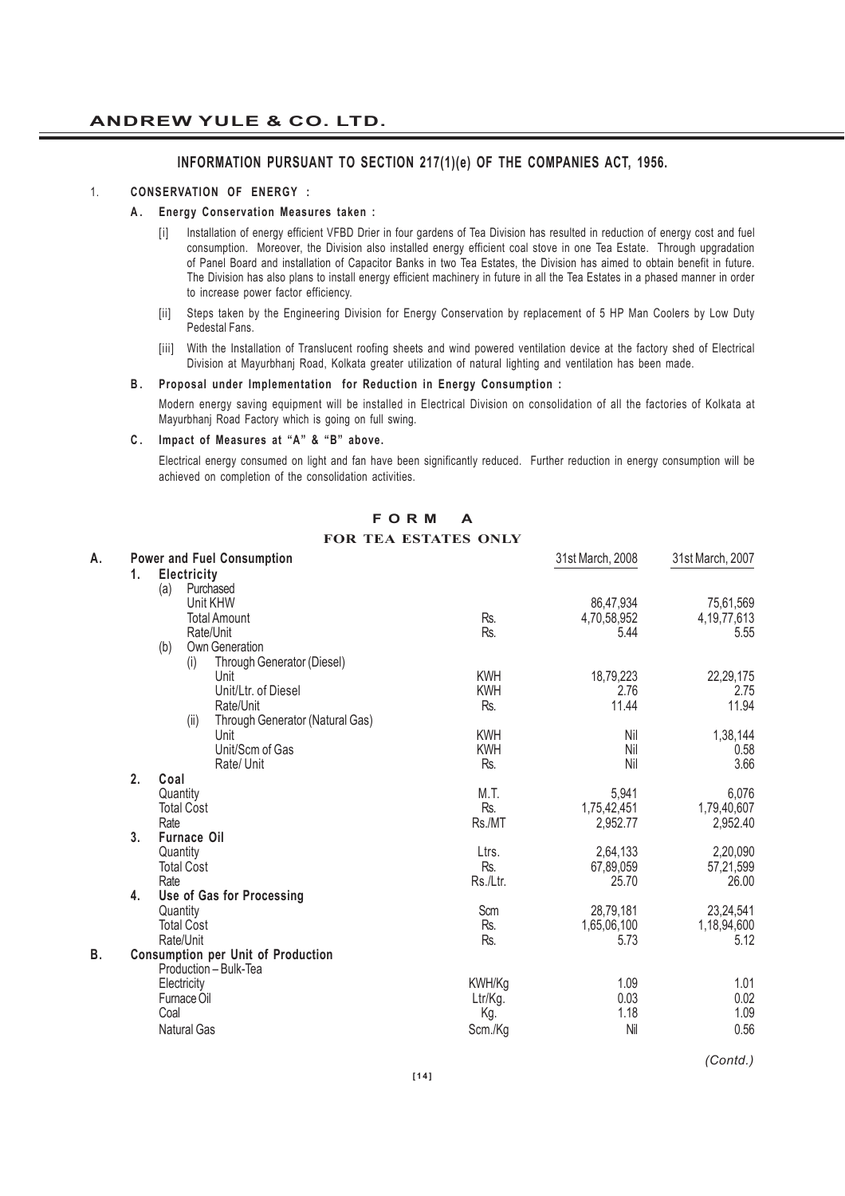## INFORMATION PURSUANT TO SECTION 217(1)(e) OF THE COMPANIES ACT, 1956.

1. **CONSERVATION OF ENERGY :**

**A. Energy Conservation Measures taken :**

[i] Installation of energy efficient VFBD Drier in four gardens of Tea Division has resulted in reduction of energy cost and fuel consumption. Moreover, the Division also installed energy efficient coal stove in one Tea Estate. Through upgradation of Panel Board and installation of Capacitor Banks in two Tea Estates, the Division has aimed to obtain benefit in future. The Division has also plans to install energy efficient machinery in future in all the Tea Estates in a phased manner in order to increase power factor efficiency.

[ii] Steps taken by the Engineering Division for Energy Conservation by replacement of 5 HP Man Coolers by Low Duty Pedestal Fans.

[iii] With the Installation of Translucent roofing sheets and wind powered ventilation device at the factory shed of Electrical Division at Mayurbhanj Road, Kolkata greater utilization of natural lighting and ventilation has been made.

**B. Proposal under Implementation for Reduction in Energy Consumption :**

Modern energy saving equipment will be installed in Electrical Division on consolidation of all the factories of Kolkata at Mayurbhanj Road Factory which is going on full swing.

**C. Impact of Measures at "A" & "B" above.**

Electrical energy consumed on light and fan have been significantly reduced. Further reduction in energy consumption will be achieved on completion of the consolidation activities.

## FORM A

### FOR TEA ESTATES ONLY

| | | 31st March, 2008 | 31st March, 2007 |
|---|---|---|---|
| **A. Power and Fuel Consumption** | | | |
| **1. Electricity** | | | |
| (a) Purchased | | | |
| Unit KHW | | 86,47,934 | 75,61,569 |
| Total Amount | Rs. | 4,70,58,952 | 4,19,77,613 |
| Rate/Unit | Rs. | 5.44 | 5.55 |
| (b) Own Generation | | | |
| (i) Through Generator (Diesel) | | | |
| Unit | KWH | 18,79,223 | 22,29,175 |
| Unit/Ltr. of Diesel | KWH | 2.76 | 2.75 |
| Rate/Unit | Rs. | 11.44 | 11.94 |
| (ii) Through Generator (Natural Gas) | | | |
| Unit | KWH | Nil | 1,38,144 |
| Unit/Scm of Gas | KWH | Nil | 0.58 |
| Rate/ Unit | Rs. | Nil | 3.66 |
| **2. Coal** | | | |
| Quantity | M.T. | 5,941 | 6,076 |
| Total Cost | Rs. | 1,75,42,451 | 1,79,40,607 |
| Rate | Rs./MT | 2,952.77 | 2,952.40 |
| **3. Furnace Oil** | | | |
| Quantity | Ltrs. | 2,64,133 | 2,20,090 |
| Total Cost | Rs. | 67,89,059 | 57,21,599 |
| Rate | Rs./Ltr. | 25.70 | 26.00 |
| **4. Use of Gas for Processing** | | | |
| Quantity | Scm | 28,79,181 | 23,24,541 |
| Total Cost | Rs. | 1,65,06,100 | 1,18,94,600 |
| Rate/Unit | Rs. | 5.73 | 5.12 |
| **B. Consumption per Unit of Production** | | | |
| Production – Bulk-Tea | | | |
| Electricity | KWH/Kg | 1.09 | 1.01 |
| Furnace Oil | Ltr/Kg. | 0.03 | 0.02 |
| Coal | Kg. | 1.18 | 1.09 |
| Natural Gas | Scm./Kg | Nil | 0.56 |

*(Contd.)*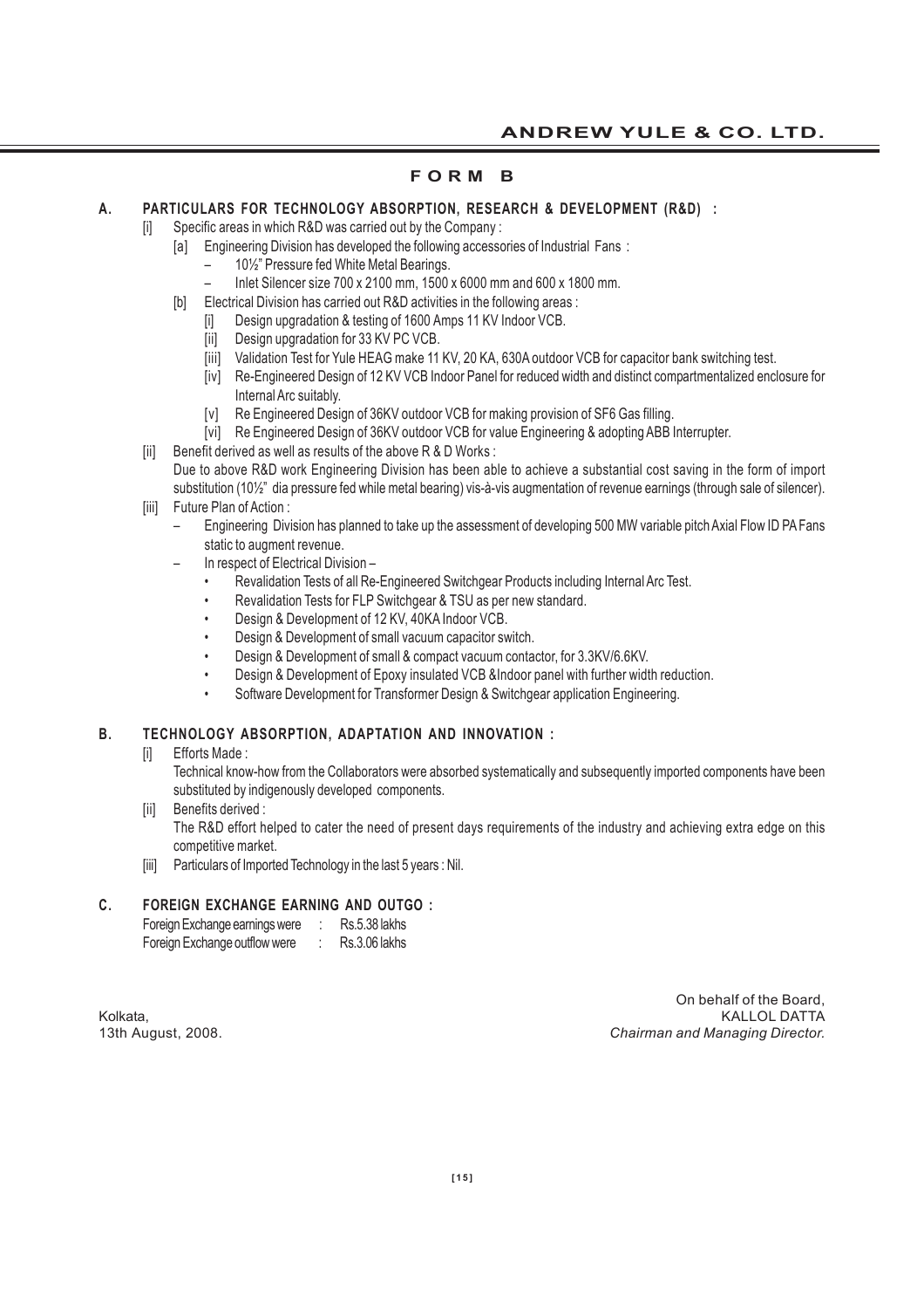# FORM B

## A. PARTICULARS FOR TECHNOLOGY ABSORPTION, RESEARCH & DEVELOPMENT (R&D) :

[i] Specific areas in which R&D was carried out by the Company :

[a] Engineering Division has developed the following accessories of Industrial Fans :

- 10½" Pressure fed White Metal Bearings.
- Inlet Silencer size 700 x 2100 mm, 1500 x 6000 mm and 600 x 1800 mm.

[b] Electrical Division has carried out R&D activities in the following areas :

[i] Design upgradation & testing of 1600 Amps 11 KV Indoor VCB.

[ii] Design upgradation for 33 KV PC VCB.

[iii] Validation Test for Yule HEAG make 11 KV, 20 KA, 630A outdoor VCB for capacitor bank switching test.

[iv] Re-Engineered Design of 12 KV VCB Indoor Panel for reduced width and distinct compartmentalized enclosure for Internal Arc suitably.

[v] Re Engineered Design of 36KV outdoor VCB for making provision of SF6 Gas filling.

[vi] Re Engineered Design of 36KV outdoor VCB for value Engineering & adopting ABB Interrupter.

[ii] Benefit derived as well as results of the above R & D Works :

Due to above R&D work Engineering Division has been able to achieve a substantial cost saving in the form of import substitution (10½" dia pressure fed while metal bearing) vis-à-vis augmentation of revenue earnings (through sale of silencer).

[iii] Future Plan of Action :

- Engineering Division has planned to take up the assessment of developing 500 MW variable pitch Axial Flow ID PA Fans static to augment revenue.
- In respect of Electrical Division –
  - Revalidation Tests of all Re-Engineered Switchgear Products including Internal Arc Test.
  - Revalidation Tests for FLP Switchgear & TSU as per new standard.
  - Design & Development of 12 KV, 40KA Indoor VCB.
  - Design & Development of small vacuum capacitor switch.
  - Design & Development of small & compact vacuum contactor, for 3.3KV/6.6KV.
  - Design & Development of Epoxy insulated VCB &Indoor panel with further width reduction.
  - Software Development for Transformer Design & Switchgear application Engineering.

## B. TECHNOLOGY ABSORPTION, ADAPTATION AND INNOVATION :

[i] Efforts Made :

Technical know-how from the Collaborators were absorbed systematically and subsequently imported components have been substituted by indigenously developed components.

[ii] Benefits derived :

The R&D effort helped to cater the need of present days requirements of the industry and achieving extra edge on this competitive market.

[iii] Particulars of Imported Technology in the last 5 years : Nil.

## C. FOREIGN EXCHANGE EARNING AND OUTGO :

Foreign Exchange earnings were : Rs.5.38 lakhs
Foreign Exchange outflow were : Rs.3.06 lakhs

Kolkata,
13th August, 2008.

On behalf of the Board,
KALLOL DATTA
*Chairman and Managing Director.*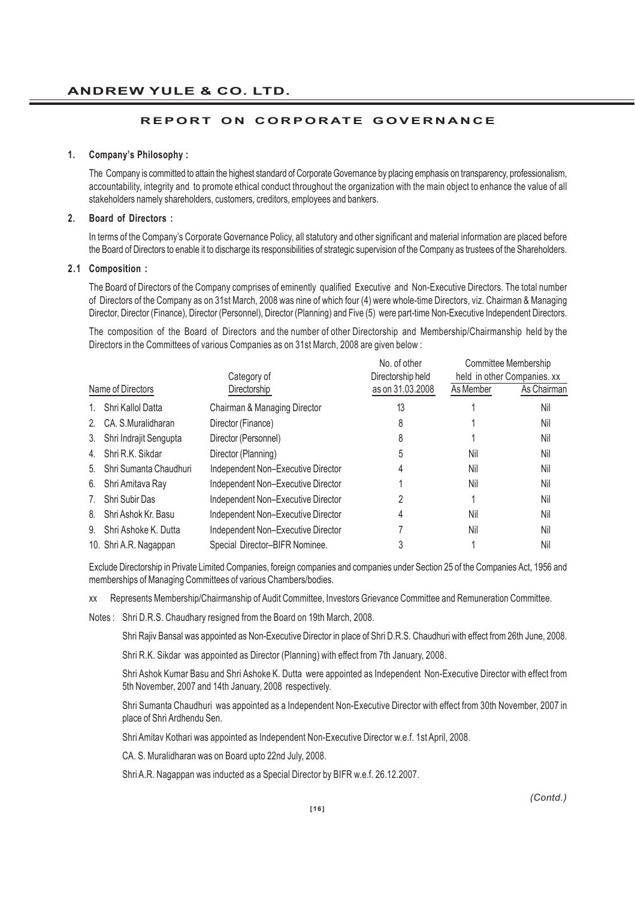# REPORT ON CORPORATE GOVERNANCE

## 1. Company's Philosophy :

The Company is committed to attain the highest standard of Corporate Governance by placing emphasis on transparency, professionalism, accountability, integrity and to promote ethical conduct throughout the organization with the main object to enhance the value of all stakeholders namely shareholders, customers, creditors, employees and bankers.

## 2. Board of Directors :

In terms of the Company's Corporate Governance Policy, all statutory and other significant and material information are placed before the Board of Directors to enable it to discharge its responsibilities of strategic supervision of the Company as trustees of the Shareholders.

### 2.1 Composition :

The Board of Directors of the Company comprises of eminently qualified Executive and Non-Executive Directors. The total number of Directors of the Company as on 31st March, 2008 was nine of which four (4) were whole-time Directors, viz. Chairman & Managing Director, Director (Finance), Director (Personnel), Director (Planning) and Five (5) were part-time Non-Executive Independent Directors.

The composition of the Board of Directors and the number of other Directorship and Membership/Chairmanship held by the Directors in the Committees of various Companies as on 31st March, 2008 are given below :

| Name of Directors | Category of Directorship | No. of other Directorship held as on 31.03.2008 | Committee Membership held in other Companies. xx | |
|---|---|---|---|---|
| | | | As Member | As Chairman |
| 1. Shri Kallol Datta | Chairman & Managing Director | 13 | 1 | Nil |
| 2. CA. S.Muralidharan | Director (Finance) | 8 | 1 | Nil |
| 3. Shri Indrajit Sengupta | Director (Personnel) | 8 | 1 | Nil |
| 4. Shri R.K. Sikdar | Director (Planning) | 5 | Nil | Nil |
| 5. Shri Sumanta Chaudhuri | Independent Non–Executive Director | 4 | Nil | Nil |
| 6. Shri Amitava Ray | Independent Non–Executive Director | 1 | Nil | Nil |
| 7. Shri Subir Das | Independent Non–Executive Director | 2 | 1 | Nil |
| 8. Shri Ashok Kr. Basu | Independent Non–Executive Director | 4 | Nil | Nil |
| 9. Shri Ashoke K. Dutta | Independent Non–Executive Director | 7 | Nil | Nil |
| 10. Shri A.R. Nagappan | Special Director–BIFR Nominee. | 3 | 1 | Nil |

Exclude Directorship in Private Limited Companies, foreign companies and companies under Section 25 of the Companies Act, 1956 and memberships of Managing Committees of various Chambers/bodies.

xx Represents Membership/Chairmanship of Audit Committee, Investors Grievance Committee and Remuneration Committee.

Notes : Shri D.R.S. Chaudhary resigned from the Board on 19th March, 2008.

Shri Rajiv Bansal was appointed as Non-Executive Director in place of Shri D.R.S. Chaudhuri with effect from 26th June, 2008.

Shri R.K. Sikdar was appointed as Director (Planning) with effect from 7th January, 2008.

Shri Ashok Kumar Basu and Shri Ashoke K. Dutta were appointed as Independent Non-Executive Director with effect from 5th November, 2007 and 14th January, 2008 respectively.

Shri Sumanta Chaudhuri was appointed as a Independent Non-Executive Director with effect from 30th November, 2007 in place of Shri Ardhendu Sen.

Shri Amitav Kothari was appointed as Independent Non-Executive Director w.e.f. 1st April, 2008.

CA. S. Muralidharan was on Board upto 22nd July, 2008.

Shri A.R. Nagappan was inducted as a Special Director by BIFR w.e.f. 26.12.2007.

*(Contd.)*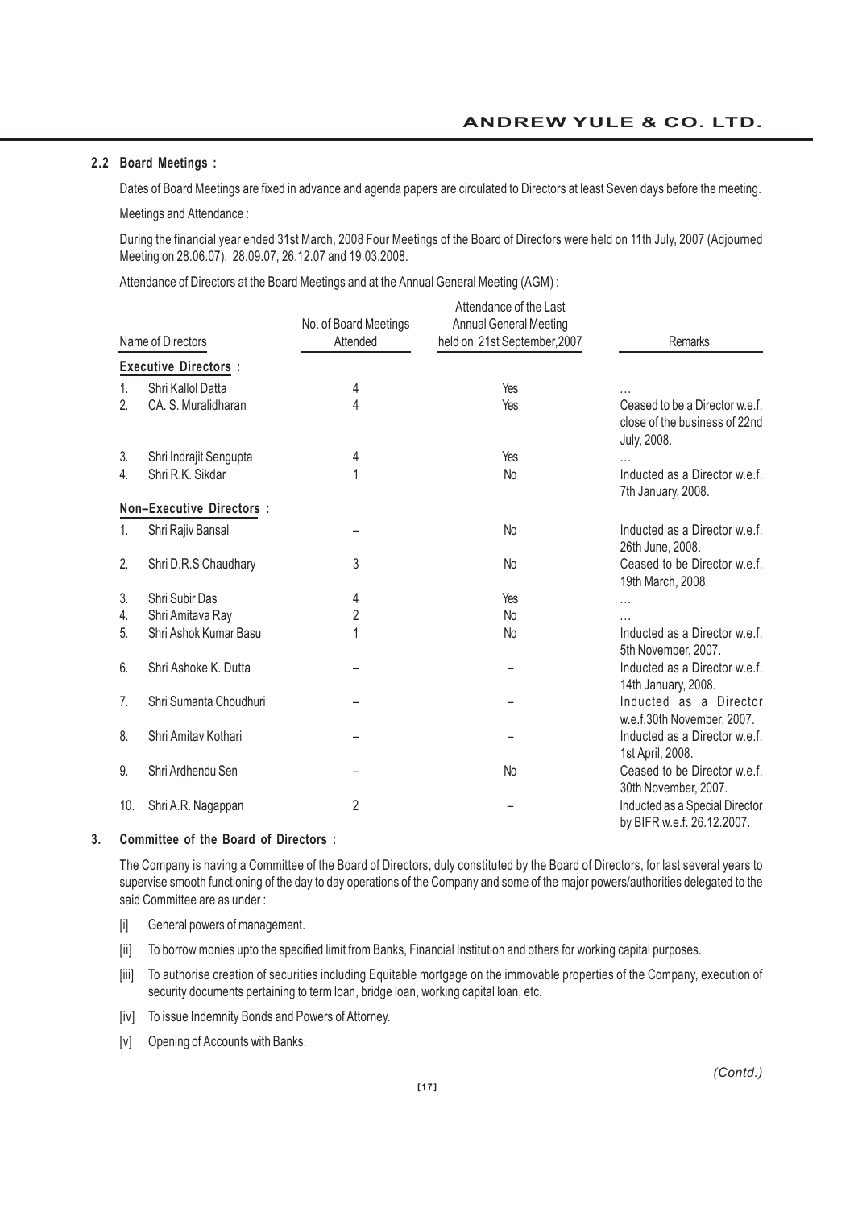### 2.2 Board Meetings :

Dates of Board Meetings are fixed in advance and agenda papers are circulated to Directors at least Seven days before the meeting.

Meetings and Attendance :

During the financial year ended 31st March, 2008 Four Meetings of the Board of Directors were held on 11th July, 2007 (Adjourned Meeting on 28.06.07), 28.09.07, 26.12.07 and 19.03.2008.

Attendance of Directors at the Board Meetings and at the Annual General Meeting (AGM) :

| | Name of Directors | No. of Board Meetings Attended | Attendance of the Last Annual General Meeting held on 21st September,2007 | Remarks |
|---|---|---|---|---|
| | **Executive Directors :** | | | |
| 1. | Shri Kallol Datta | 4 | Yes | … |
| 2. | CA. S. Muralidharan | 4 | Yes | Ceased to be a Director w.e.f. close of the business of 22nd July, 2008. |
| 3. | Shri Indrajit Sengupta | 4 | Yes | … |
| 4. | Shri R.K. Sikdar | 1 | No | Inducted as a Director w.e.f. 7th January, 2008. |
| | **Non–Executive Directors :** | | | |
| 1. | Shri Rajiv Bansal | – | No | Inducted as a Director w.e.f. 26th June, 2008. |
| 2. | Shri D.R.S Chaudhary | 3 | No | Ceased to be Director w.e.f. 19th March, 2008. |
| 3. | Shri Subir Das | 4 | Yes | … |
| 4. | Shri Amitava Ray | 2 | No | … |
| 5. | Shri Ashok Kumar Basu | 1 | No | Inducted as a Director w.e.f. 5th November, 2007. |
| 6. | Shri Ashoke K. Dutta | – | – | Inducted as a Director w.e.f. 14th January, 2008. |
| 7. | Shri Sumanta Choudhuri | – | – | Inducted as a Director w.e.f.30th November, 2007. |
| 8. | Shri Amitav Kothari | – | – | Inducted as a Director w.e.f. 1st April, 2008. |
| 9. | Shri Ardhendu Sen | – | No | Ceased to be Director w.e.f. 30th November, 2007. |
| 10. | Shri A.R. Nagappan | 2 | – | Inducted as a Special Director by BIFR w.e.f. 26.12.2007. |

### 3. Committee of the Board of Directors :

The Company is having a Committee of the Board of Directors, duly constituted by the Board of Directors, for last several years to supervise smooth functioning of the day to day operations of the Company and some of the major powers/authorities delegated to the said Committee are as under :

[i] General powers of management.

[ii] To borrow monies upto the specified limit from Banks, Financial Institution and others for working capital purposes.

[iii] To authorise creation of securities including Equitable mortgage on the immovable properties of the Company, execution of security documents pertaining to term loan, bridge loan, working capital loan, etc.

[iv] To issue Indemnity Bonds and Powers of Attorney.

[v] Opening of Accounts with Banks.

*(Contd.)*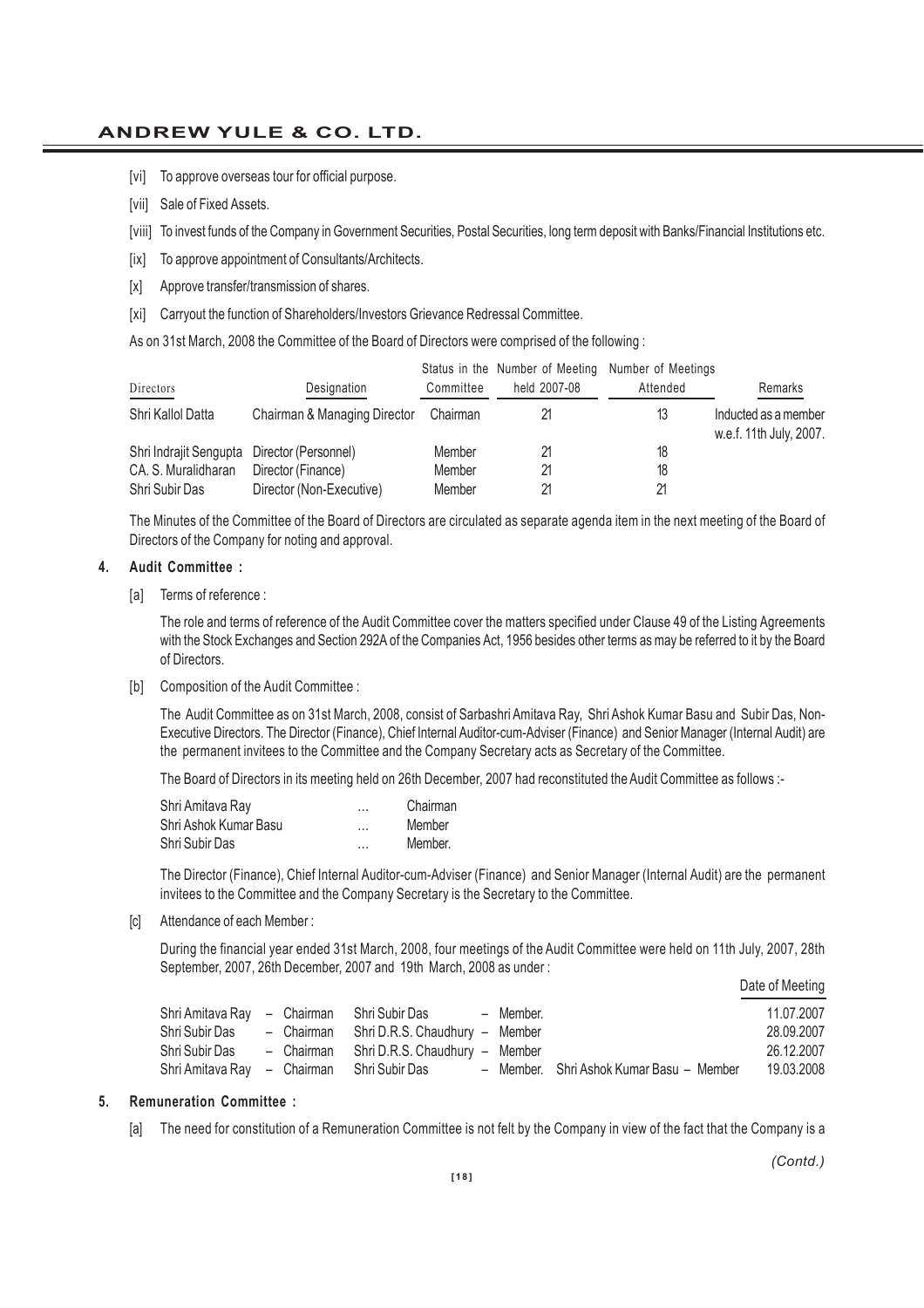[vi] To approve overseas tour for official purpose.

[vii] Sale of Fixed Assets.

[viii] To invest funds of the Company in Government Securities, Postal Securities, long term deposit with Banks/Financial Institutions etc.

[ix] To approve appointment of Consultants/Architects.

[x] Approve transfer/transmission of shares.

[xi] Carryout the function of Shareholders/Investors Grievance Redressal Committee.

As on 31st March, 2008 the Committee of the Board of Directors were comprised of the following :

| Directors | Designation | Status in the Committee | Number of Meeting held 2007-08 | Number of Meetings Attended | Remarks |
|---|---|---|---|---|---|
| Shri Kallol Datta | Chairman & Managing Director | Chairman | 21 | 13 | Inducted as a member w.e.f. 11th July, 2007. |
| Shri Indrajit Sengupta | Director (Personnel) | Member | 21 | 18 | |
| CA. S. Muralidharan | Director (Finance) | Member | 21 | 18 | |
| Shri Subir Das | Director (Non-Executive) | Member | 21 | 21 | |

The Minutes of the Committee of the Board of Directors are circulated as separate agenda item in the next meeting of the Board of Directors of the Company for noting and approval.

## 4. Audit Committee :

[a] Terms of reference :

The role and terms of reference of the Audit Committee cover the matters specified under Clause 49 of the Listing Agreements with the Stock Exchanges and Section 292A of the Companies Act, 1956 besides other terms as may be referred to it by the Board of Directors.

[b] Composition of the Audit Committee :

The Audit Committee as on 31st March, 2008, consist of Sarbashri Amitava Ray, Shri Ashok Kumar Basu and Subir Das, Non-Executive Directors. The Director (Finance), Chief Internal Auditor-cum-Adviser (Finance) and Senior Manager (Internal Audit) are the permanent invitees to the Committee and the Company Secretary acts as Secretary of the Committee.

The Board of Directors in its meeting held on 26th December, 2007 had reconstituted the Audit Committee as follows :-

| | | |
|---|---|---|
| Shri Amitava Ray | ... | Chairman |
| Shri Ashok Kumar Basu | ... | Member |
| Shri Subir Das | ... | Member. |

The Director (Finance), Chief Internal Auditor-cum-Adviser (Finance) and Senior Manager (Internal Audit) are the permanent invitees to the Committee and the Company Secretary is the Secretary to the Committee.

[c] Attendance of each Member :

During the financial year ended 31st March, 2008, four meetings of the Audit Committee were held on 11th July, 2007, 28th September, 2007, 26th December, 2007 and 19th March, 2008 as under :

| | | | Date of Meeting |
|---|---|---|---|
| Shri Amitava Ray – Chairman | Shri Subir Das – Member. | | 11.07.2007 |
| Shri Subir Das – Chairman | Shri D.R.S. Chaudhury – Member | | 28.09.2007 |
| Shri Subir Das – Chairman | Shri D.R.S. Chaudhury – Member | | 26.12.2007 |
| Shri Amitava Ray – Chairman | Shri Subir Das – Member. | Shri Ashok Kumar Basu – Member | 19.03.2008 |

## 5. Remuneration Committee :

[a] The need for constitution of a Remuneration Committee is not felt by the Company in view of the fact that the Company is a

*(Contd.)*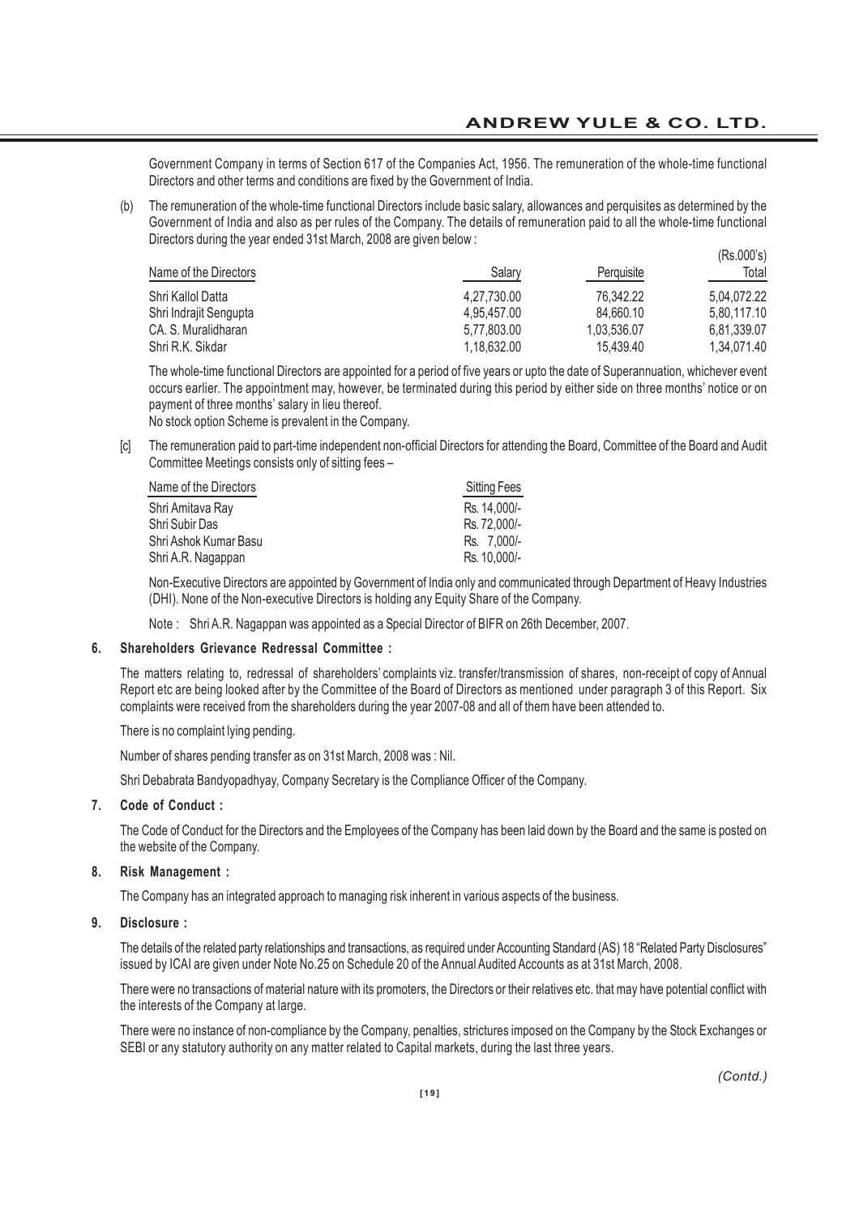Government Company in terms of Section 617 of the Companies Act, 1956. The remuneration of the whole-time functional Directors and other terms and conditions are fixed by the Government of India.

(b) The remuneration of the whole-time functional Directors include basic salary, allowances and perquisites as determined by the Government of India and also as per rules of the Company. The details of remuneration paid to all the whole-time functional Directors during the year ended 31st March, 2008 are given below :

(Rs.000's)

| Name of the Directors | Salary | Perquisite | Total |
|---|---|---|---|
| Shri Kallol Datta | 4,27,730.00 | 76,342.22 | 5,04,072.22 |
| Shri Indrajit Sengupta | 4,95,457.00 | 84,660.10 | 5,80,117.10 |
| CA. S. Muralidharan | 5,77,803.00 | 1,03,536.07 | 6,81,339.07 |
| Shri R.K. Sikdar | 1,18,632.00 | 15,439.40 | 1,34,071.40 |

The whole-time functional Directors are appointed for a period of five years or upto the date of Superannuation, whichever event occurs earlier. The appointment may, however, be terminated during this period by either side on three months' notice or on payment of three months' salary in lieu thereof.

No stock option Scheme is prevalent in the Company.

[c] The remuneration paid to part-time independent non-official Directors for attending the Board, Committee of the Board and Audit Committee Meetings consists only of sitting fees –

| Name of the Directors | Sitting Fees |
|---|---|
| Shri Amitava Ray | Rs. 14,000/- |
| Shri Subir Das | Rs. 72,000/- |
| Shri Ashok Kumar Basu | Rs. 7,000/- |
| Shri A.R. Nagappan | Rs. 10,000/- |

Non-Executive Directors are appointed by Government of India only and communicated through Department of Heavy Industries (DHI). None of the Non-executive Directors is holding any Equity Share of the Company.

Note : Shri A.R. Nagappan was appointed as a Special Director of BIFR on 26th December, 2007.

**6. Shareholders Grievance Redressal Committee :**

The matters relating to, redressal of shareholders' complaints viz. transfer/transmission of shares, non-receipt of copy of Annual Report etc are being looked after by the Committee of the Board of Directors as mentioned under paragraph 3 of this Report. Six complaints were received from the shareholders during the year 2007-08 and all of them have been attended to.

There is no complaint lying pending.

Number of shares pending transfer as on 31st March, 2008 was : Nil.

Shri Debabrata Bandyopadhyay, Company Secretary is the Compliance Officer of the Company.

**7. Code of Conduct :**

The Code of Conduct for the Directors and the Employees of the Company has been laid down by the Board and the same is posted on the website of the Company.

**8. Risk Management :**

The Company has an integrated approach to managing risk inherent in various aspects of the business.

**9. Disclosure :**

The details of the related party relationships and transactions, as required under Accounting Standard (AS) 18 "Related Party Disclosures" issued by ICAI are given under Note No.25 on Schedule 20 of the Annual Audited Accounts as at 31st March, 2008.

There were no transactions of material nature with its promoters, the Directors or their relatives etc. that may have potential conflict with the interests of the Company at large.

There were no instance of non-compliance by the Company, penalties, strictures imposed on the Company by the Stock Exchanges or SEBI or any statutory authority on any matter related to Capital markets, during the last three years.

*(Contd.)*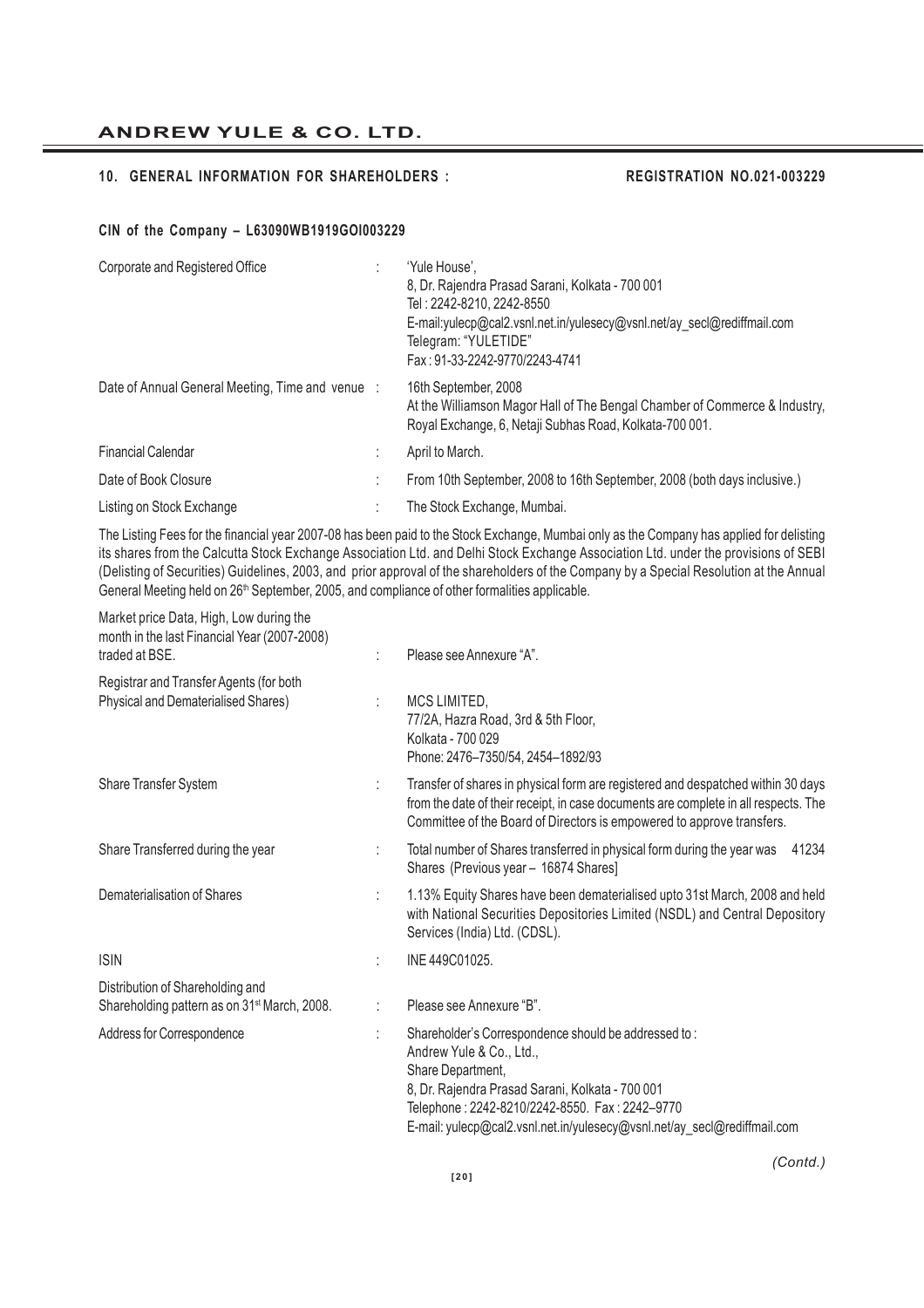## 10. GENERAL INFORMATION FOR SHAREHOLDERS : REGISTRATION NO.021-003229

**CIN of the Company – L63090WB1919GOI003229**

| | | |
|---|---|---|
| Corporate and Registered Office | : | 'Yule House',<br>8, Dr. Rajendra Prasad Sarani, Kolkata - 700 001<br>Tel : 2242-8210, 2242-8550<br>E-mail:yulecp@cal2.vsnl.net.in/yulesecy@vsnl.net/ay_secl@rediffmail.com<br>Telegram: "YULETIDE"<br>Fax : 91-33-2242-9770/2243-4741 |
| Date of Annual General Meeting, Time and venue | : | 16th September, 2008<br>At the Williamson Magor Hall of The Bengal Chamber of Commerce & Industry, Royal Exchange, 6, Netaji Subhas Road, Kolkata-700 001. |
| Financial Calendar | : | April to March. |
| Date of Book Closure | : | From 10th September, 2008 to 16th September, 2008 (both days inclusive.) |
| Listing on Stock Exchange | : | The Stock Exchange, Mumbai. |

The Listing Fees for the financial year 2007-08 has been paid to the Stock Exchange, Mumbai only as the Company has applied for delisting its shares from the Calcutta Stock Exchange Association Ltd. and Delhi Stock Exchange Association Ltd. under the provisions of SEBI (Delisting of Securities) Guidelines, 2003, and prior approval of the shareholders of the Company by a Special Resolution at the Annual General Meeting held on 26th September, 2005, and compliance of other formalities applicable.

| | | |
|---|---|---|
| Market price Data, High, Low during the month in the last Financial Year (2007-2008) traded at BSE. | : | Please see Annexure "A". |
| Registrar and Transfer Agents (for both Physical and Dematerialised Shares) | : | MCS LIMITED,<br>77/2A, Hazra Road, 3rd & 5th Floor,<br>Kolkata - 700 029<br>Phone: 2476–7350/54, 2454–1892/93 |
| Share Transfer System | : | Transfer of shares in physical form are registered and despatched within 30 days from the date of their receipt, in case documents are complete in all respects. The Committee of the Board of Directors is empowered to approve transfers. |
| Share Transferred during the year | : | Total number of Shares transferred in physical form during the year was 41234 Shares (Previous year – 16874 Shares] |
| Dematerialisation of Shares | : | 1.13% Equity Shares have been dematerialised upto 31st March, 2008 and held with National Securities Depositories Limited (NSDL) and Central Depository Services (India) Ltd. (CDSL). |
| ISIN | : | INE 449C01025. |
| Distribution of Shareholding and Shareholding pattern as on 31st March, 2008. | : | Please see Annexure "B". |
| Address for Correspondence | : | Shareholder's Correspondence should be addressed to :<br>Andrew Yule & Co., Ltd.,<br>Share Department,<br>8, Dr. Rajendra Prasad Sarani, Kolkata - 700 001<br>Telephone : 2242-8210/2242-8550. Fax : 2242–9770<br>E-mail: yulecp@cal2.vsnl.net.in/yulesecy@vsnl.net/ay_secl@rediffmail.com |

*(Contd.)*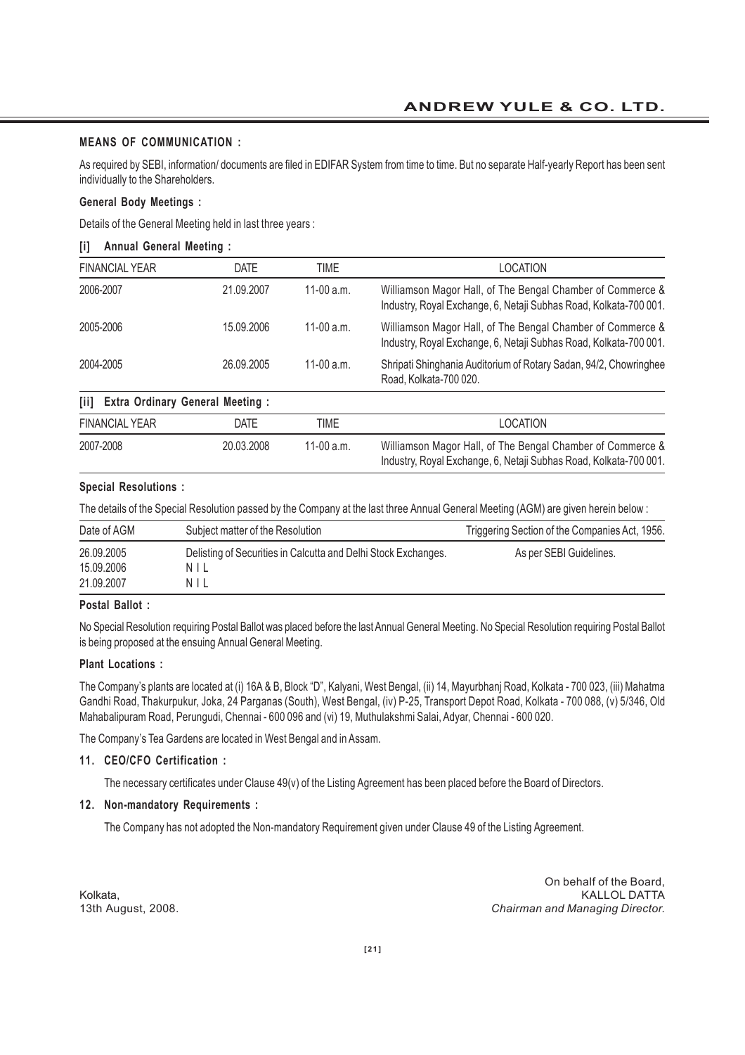**MEANS OF COMMUNICATION :**

As required by SEBI, information/ documents are filed in EDIFAR System from time to time. But no separate Half-yearly Report has been sent individually to the Shareholders.

**General Body Meetings :**

Details of the General Meeting held in last three years :

**[i] Annual General Meeting :**

| FINANCIAL YEAR | DATE | TIME | LOCATION |
|---|---|---|---|
| 2006-2007 | 21.09.2007 | 11-00 a.m. | Williamson Magor Hall, of The Bengal Chamber of Commerce & Industry, Royal Exchange, 6, Netaji Subhas Road, Kolkata-700 001. |
| 2005-2006 | 15.09.2006 | 11-00 a.m. | Williamson Magor Hall, of The Bengal Chamber of Commerce & Industry, Royal Exchange, 6, Netaji Subhas Road, Kolkata-700 001. |
| 2004-2005 | 26.09.2005 | 11-00 a.m. | Shripati Shinghania Auditorium of Rotary Sadan, 94/2, Chowringhee Road, Kolkata-700 020. |

**[ii] Extra Ordinary General Meeting :**

| FINANCIAL YEAR | DATE | TIME | LOCATION |
|---|---|---|---|
| 2007-2008 | 20.03.2008 | 11-00 a.m. | Williamson Magor Hall, of The Bengal Chamber of Commerce & Industry, Royal Exchange, 6, Netaji Subhas Road, Kolkata-700 001. |

**Special Resolutions :**

The details of the Special Resolution passed by the Company at the last three Annual General Meeting (AGM) are given herein below :

| Date of AGM | Subject matter of the Resolution | Triggering Section of the Companies Act, 1956. |
|---|---|---|
| 26.09.2005 | Delisting of Securities in Calcutta and Delhi Stock Exchanges. | As per SEBI Guidelines. |
| 15.09.2006 | N I L | |
| 21.09.2007 | N I L | |

**Postal Ballot :**

No Special Resolution requiring Postal Ballot was placed before the last Annual General Meeting. No Special Resolution requiring Postal Ballot is being proposed at the ensuing Annual General Meeting.

**Plant Locations :**

The Company's plants are located at (i) 16A & B, Block "D", Kalyani, West Bengal, (ii) 14, Mayurbhanj Road, Kolkata - 700 023, (iii) Mahatma Gandhi Road, Thakurpukur, Joka, 24 Parganas (South), West Bengal, (iv) P-25, Transport Depot Road, Kolkata - 700 088, (v) 5/346, Old Mahabalipuram Road, Perungudi, Chennai - 600 096 and (vi) 19, Muthulakshmi Salai, Adyar, Chennai - 600 020.

The Company's Tea Gardens are located in West Bengal and in Assam.

**11. CEO/CFO Certification :**

The necessary certificates under Clause 49(v) of the Listing Agreement has been placed before the Board of Directors.

**12. Non-mandatory Requirements :**

The Company has not adopted the Non-mandatory Requirement given under Clause 49 of the Listing Agreement.

Kolkata,
13th August, 2008.

On behalf of the Board,
KALLOL DATTA
*Chairman and Managing Director.*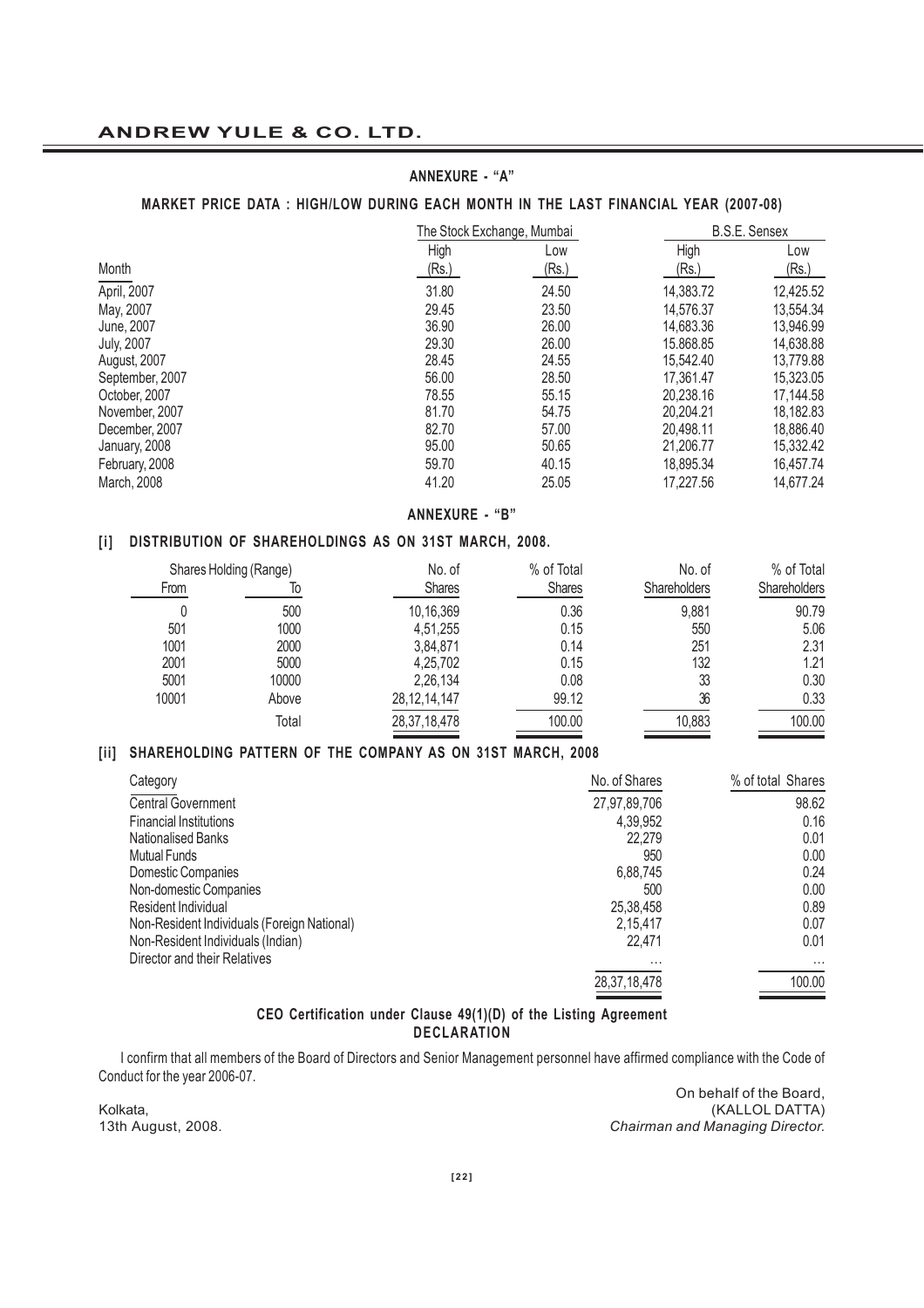## ANNEXURE - "A"

### MARKET PRICE DATA : HIGH/LOW DURING EACH MONTH IN THE LAST FINANCIAL YEAR (2007-08)

| Month | The Stock Exchange, Mumbai | | B.S.E. Sensex | |
|---|---|---|---|---|
| | High (Rs.) | Low (Rs.) | High (Rs.) | Low (Rs.) |
| April, 2007 | 31.80 | 24.50 | 14,383.72 | 12,425.52 |
| May, 2007 | 29.45 | 23.50 | 14,576.37 | 13,554.34 |
| June, 2007 | 36.90 | 26.00 | 14,683.36 | 13,946.99 |
| July, 2007 | 29.30 | 26.00 | 15.868.85 | 14,638.88 |
| August, 2007 | 28.45 | 24.55 | 15,542.40 | 13,779.88 |
| September, 2007 | 56.00 | 28.50 | 17,361.47 | 15,323.05 |
| October, 2007 | 78.55 | 55.15 | 20,238.16 | 17,144.58 |
| November, 2007 | 81.70 | 54.75 | 20,204.21 | 18,182.83 |
| December, 2007 | 82.70 | 57.00 | 20,498.11 | 18,886.40 |
| January, 2008 | 95.00 | 50.65 | 21,206.77 | 15,332.42 |
| February, 2008 | 59.70 | 40.15 | 18,895.34 | 16,457.74 |
| March, 2008 | 41.20 | 25.05 | 17,227.56 | 14,677.24 |

## ANNEXURE - "B"

### [i] DISTRIBUTION OF SHAREHOLDINGS AS ON 31ST MARCH, 2008.

| Shares Holding (Range) | | No. of Shares | % of Total Shares | No. of Shareholders | % of Total Shareholders |
|---|---|---|---|---|---|
| From | To | | | | |
| 0 | 500 | 10,16,369 | 0.36 | 9,881 | 90.79 |
| 501 | 1000 | 4,51,255 | 0.15 | 550 | 5.06 |
| 1001 | 2000 | 3,84,871 | 0.14 | 251 | 2.31 |
| 2001 | 5000 | 4,25,702 | 0.15 | 132 | 1.21 |
| 5001 | 10000 | 2,26,134 | 0.08 | 33 | 0.30 |
| 10001 | Above | 28,12,14,147 | 99.12 | 36 | 0.33 |
| | Total | 28,37,18,478 | 100.00 | 10,883 | 100.00 |

### [ii] SHAREHOLDING PATTERN OF THE COMPANY AS ON 31ST MARCH, 2008

| Category | No. of Shares | % of total Shares |
|---|---|---|
| Central Government | 27,97,89,706 | 98.62 |
| Financial Institutions | 4,39,952 | 0.16 |
| Nationalised Banks | 22,279 | 0.01 |
| Mutual Funds | 950 | 0.00 |
| Domestic Companies | 6,88,745 | 0.24 |
| Non-domestic Companies | 500 | 0.00 |
| Resident Individual | 25,38,458 | 0.89 |
| Non-Resident Individuals (Foreign National) | 2,15,417 | 0.07 |
| Non-Resident Individuals (Indian) | 22,471 | 0.01 |
| Director and their Relatives | ... | ... |
| | 28,37,18,478 | 100.00 |

### CEO Certification under Clause 49(1)(D) of the Listing Agreement
### DECLARATION

I confirm that all members of the Board of Directors and Senior Management personnel have affirmed compliance with the Code of Conduct for the year 2006-07.

Kolkata,
13th August, 2008.

On behalf of the Board,
(KALLOL DATTA)
*Chairman and Managing Director.*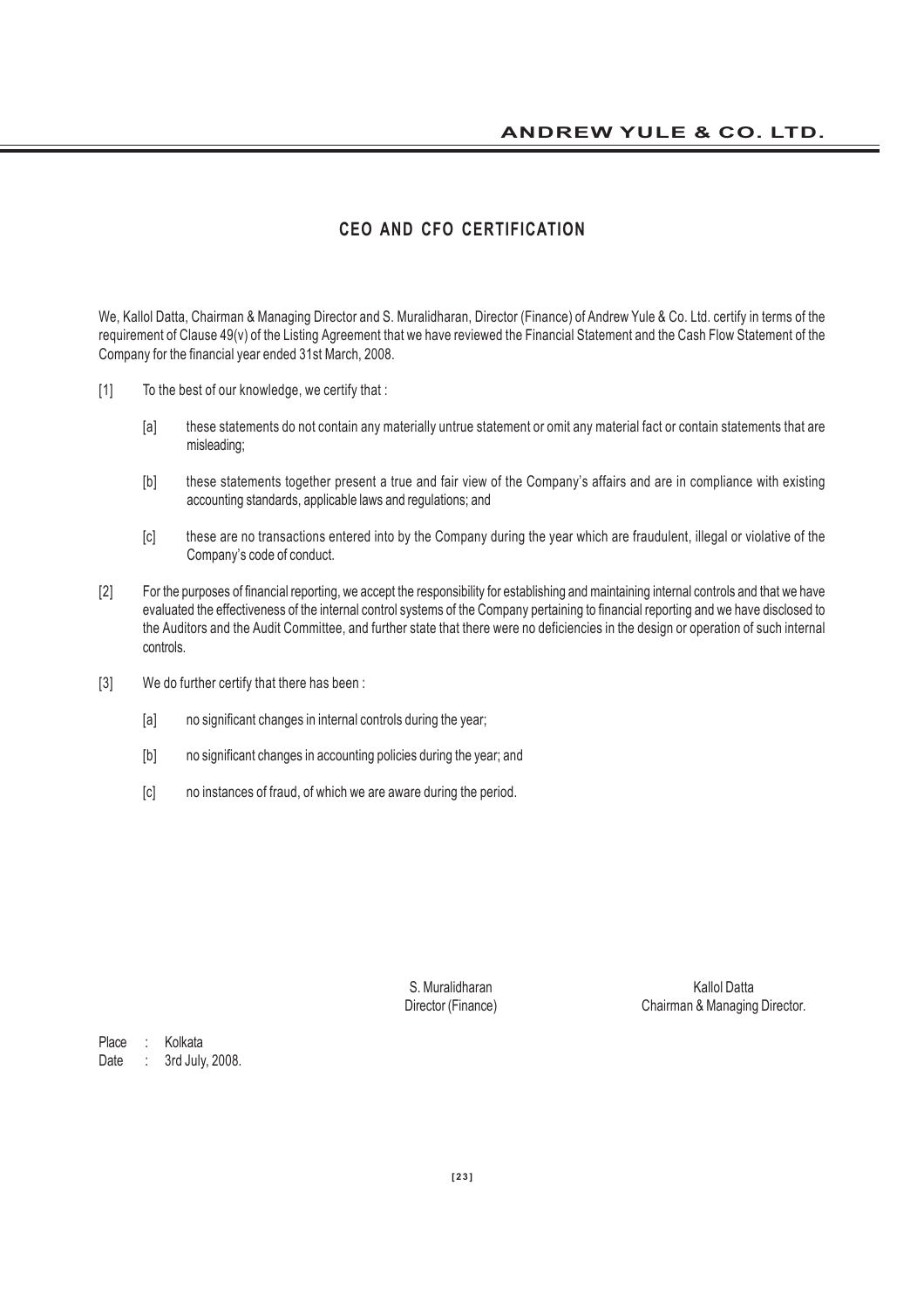## CEO AND CFO CERTIFICATION

We, Kallol Datta, Chairman & Managing Director and S. Muralidharan, Director (Finance) of Andrew Yule & Co. Ltd. certify in terms of the requirement of Clause 49(v) of the Listing Agreement that we have reviewed the Financial Statement and the Cash Flow Statement of the Company for the financial year ended 31st March, 2008.

[1] To the best of our knowledge, we certify that :

[a] these statements do not contain any materially untrue statement or omit any material fact or contain statements that are misleading;

[b] these statements together present a true and fair view of the Company's affairs and are in compliance with existing accounting standards, applicable laws and regulations; and

[c] these are no transactions entered into by the Company during the year which are fraudulent, illegal or violative of the Company's code of conduct.

[2] For the purposes of financial reporting, we accept the responsibility for establishing and maintaining internal controls and that we have evaluated the effectiveness of the internal control systems of the Company pertaining to financial reporting and we have disclosed to the Auditors and the Audit Committee, and further state that there were no deficiencies in the design or operation of such internal controls.

[3] We do further certify that there has been :

[a] no significant changes in internal controls during the year;

[b] no significant changes in accounting policies during the year; and

[c] no instances of fraud, of which we are aware during the period.

S. Muralidharan
Director (Finance)

Kallol Datta
Chairman & Managing Director.

Place : Kolkata
Date : 3rd July, 2008.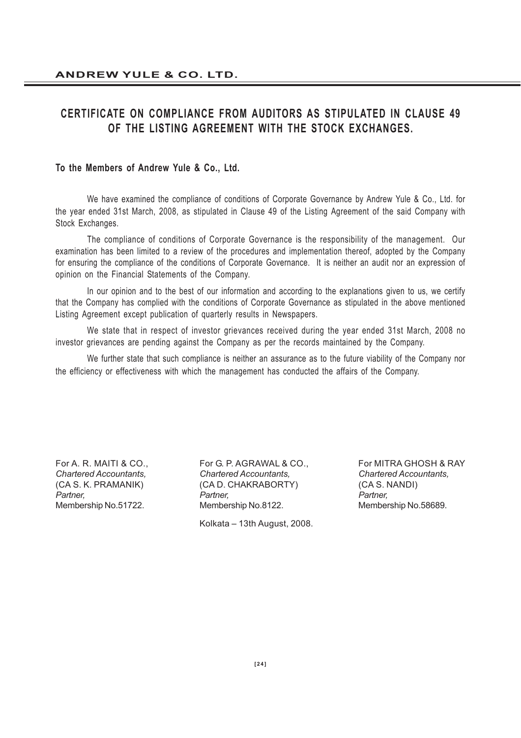# CERTIFICATE ON COMPLIANCE FROM AUDITORS AS STIPULATED IN CLAUSE 49 OF THE LISTING AGREEMENT WITH THE STOCK EXCHANGES.

**To the Members of Andrew Yule & Co., Ltd.**

We have examined the compliance of conditions of Corporate Governance by Andrew Yule & Co., Ltd. for the year ended 31st March, 2008, as stipulated in Clause 49 of the Listing Agreement of the said Company with Stock Exchanges.

The compliance of conditions of Corporate Governance is the responsibility of the management. Our examination has been limited to a review of the procedures and implementation thereof, adopted by the Company for ensuring the compliance of the conditions of Corporate Governance. It is neither an audit nor an expression of opinion on the Financial Statements of the Company.

In our opinion and to the best of our information and according to the explanations given to us, we certify that the Company has complied with the conditions of Corporate Governance as stipulated in the above mentioned Listing Agreement except publication of quarterly results in Newspapers.

We state that in respect of investor grievances received during the year ended 31st March, 2008 no investor grievances are pending against the Company as per the records maintained by the Company.

We further state that such compliance is neither an assurance as to the future viability of the Company nor the efficiency or effectiveness with which the management has conducted the affairs of the Company.

For A. R. MAITI & CO.,
*Chartered Accountants,*
(CA S. K. PRAMANIK)
*Partner,*
Membership No.51722.

For G. P. AGRAWAL & CO.,
*Chartered Accountants,*
(CA D. CHAKRABORTY)
*Partner,*
Membership No.8122.

For MITRA GHOSH & RAY
*Chartered Accountants,*
(CA S. NANDI)
*Partner,*
Membership No.58689.

Kolkata – 13th August, 2008.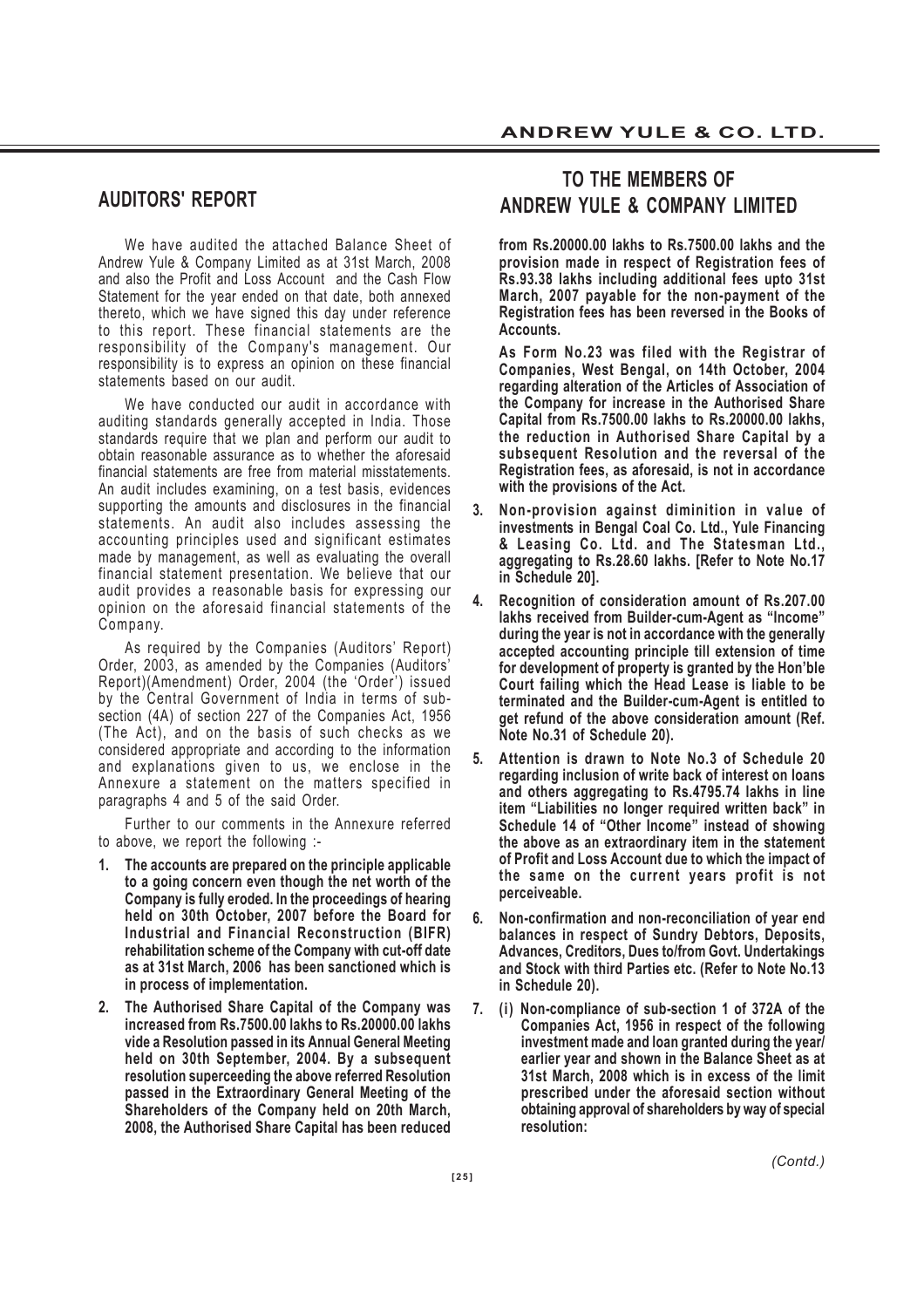## AUDITORS' REPORT

## TO THE MEMBERS OF ANDREW YULE & COMPANY LIMITED

We have audited the attached Balance Sheet of Andrew Yule & Company Limited as at 31st March, 2008 and also the Profit and Loss Account and the Cash Flow Statement for the year ended on that date, both annexed thereto, which we have signed this day under reference to this report. These financial statements are the responsibility of the Company's management. Our responsibility is to express an opinion on these financial statements based on our audit.

We have conducted our audit in accordance with auditing standards generally accepted in India. Those standards require that we plan and perform our audit to obtain reasonable assurance as to whether the aforesaid financial statements are free from material misstatements. An audit includes examining, on a test basis, evidences supporting the amounts and disclosures in the financial statements. An audit also includes assessing the accounting principles used and significant estimates made by management, as well as evaluating the overall financial statement presentation. We believe that our audit provides a reasonable basis for expressing our opinion on the aforesaid financial statements of the Company.

As required by the Companies (Auditors' Report) Order, 2003, as amended by the Companies (Auditors' Report)(Amendment) Order, 2004 (the 'Order') issued by the Central Government of India in terms of sub-section (4A) of section 227 of the Companies Act, 1956 (The Act), and on the basis of such checks as we considered appropriate and according to the information and explanations given to us, we enclose in the Annexure a statement on the matters specified in paragraphs 4 and 5 of the said Order.

Further to our comments in the Annexure referred to above, we report the following :-

1. **The accounts are prepared on the principle applicable to a going concern even though the net worth of the Company is fully eroded. In the proceedings of hearing held on 30th October, 2007 before the Board for Industrial and Financial Reconstruction (BIFR) rehabilitation scheme of the Company with cut-off date as at 31st March, 2006 has been sanctioned which is in process of implementation.**

2. **The Authorised Share Capital of the Company was increased from Rs.7500.00 lakhs to Rs.20000.00 lakhs vide a Resolution passed in its Annual General Meeting held on 30th September, 2004. By a subsequent resolution superceeding the above referred Resolution passed in the Extraordinary General Meeting of the Shareholders of the Company held on 20th March, 2008, the Authorised Share Capital has been reduced from Rs.20000.00 lakhs to Rs.7500.00 lakhs and the provision made in respect of Registration fees of Rs.93.38 lakhs including additional fees upto 31st March, 2007 payable for the non-payment of the Registration fees has been reversed in the Books of Accounts.**

   **As Form No.23 was filed with the Registrar of Companies, West Bengal, on 14th October, 2004 regarding alteration of the Articles of Association of the Company for increase in the Authorised Share Capital from Rs.7500.00 lakhs to Rs.20000.00 lakhs, the reduction in Authorised Share Capital by a subsequent Resolution and the reversal of the Registration fees, as aforesaid, is not in accordance with the provisions of the Act.**

3. **Non-provision against diminition in value of investments in Bengal Coal Co. Ltd., Yule Financing & Leasing Co. Ltd. and The Statesman Ltd., aggregating to Rs.28.60 lakhs. [Refer to Note No.17 in Schedule 20].**

4. **Recognition of consideration amount of Rs.207.00 lakhs received from Builder-cum-Agent as "Income" during the year is not in accordance with the generally accepted accounting principle till extension of time for development of property is granted by the Hon'ble Court failing which the Head Lease is liable to be terminated and the Builder-cum-Agent is entitled to get refund of the above consideration amount (Ref. Note No.31 of Schedule 20).**

5. **Attention is drawn to Note No.3 of Schedule 20 regarding inclusion of write back of interest on loans and others aggregating to Rs.4795.74 lakhs in line item "Liabilities no longer required written back" in Schedule 14 of "Other Income" instead of showing the above as an extraordinary item in the statement of Profit and Loss Account due to which the impact of the same on the current years profit is not perceiveable.**

6. **Non-confirmation and non-reconciliation of year end balances in respect of Sundry Debtors, Deposits, Advances, Creditors, Dues to/from Govt. Undertakings and Stock with third Parties etc. (Refer to Note No.13 in Schedule 20).**

7. **(i) Non-compliance of sub-section 1 of 372A of the Companies Act, 1956 in respect of the following investment made and loan granted during the year/ earlier year and shown in the Balance Sheet as at 31st March, 2008 which is in excess of the limit prescribed under the aforesaid section without obtaining approval of shareholders by way of special resolution:**

*(Contd.)*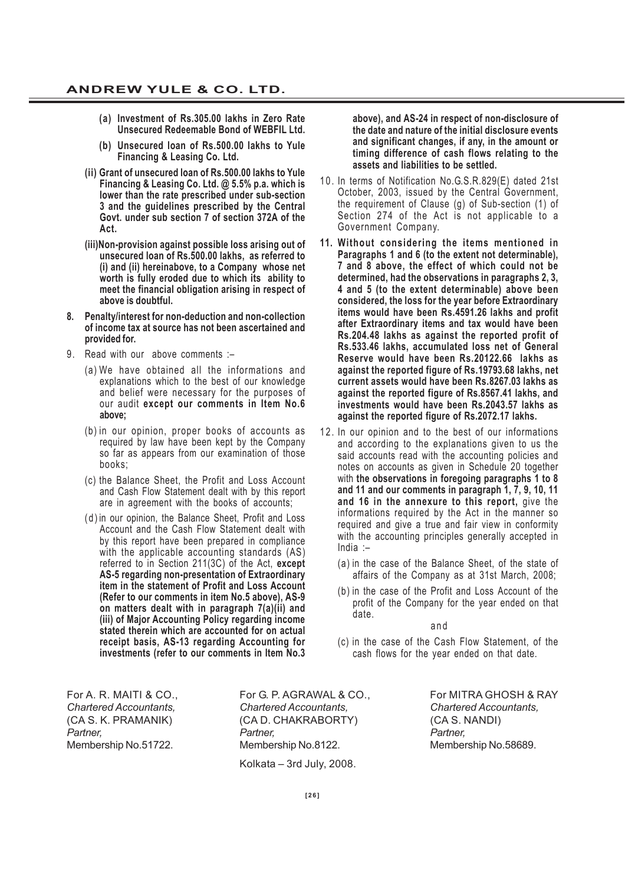**(a) Investment of Rs.305.00 lakhs in Zero Rate Unsecured Redeemable Bond of WEBFIL Ltd.**

**(b) Unsecured loan of Rs.500.00 lakhs to Yule Financing & Leasing Co. Ltd.**

**(ii) Grant of unsecured loan of Rs.500.00 lakhs to Yule Financing & Leasing Co. Ltd. @ 5.5% p.a. which is lower than the rate prescribed under sub-section 3 and the guidelines prescribed by the Central Govt. under sub section 7 of section 372A of the Act.**

**(iii)Non-provision against possible loss arising out of unsecured loan of Rs.500.00 lakhs, as referred to (i) and (ii) hereinabove, to a Company whose net worth is fully eroded due to which its ability to meet the financial obligation arising in respect of above is doubtful.**

**8. Penalty/interest for non-deduction and non-collection of income tax at source has not been ascertained and provided for.**

9. Read with our above comments :–

(a) We have obtained all the informations and explanations which to the best of our knowledge and belief were necessary for the purposes of our audit **except our comments in Item No.6 above;**

(b) in our opinion, proper books of accounts as required by law have been kept by the Company so far as appears from our examination of those books;

(c) the Balance Sheet, the Profit and Loss Account and Cash Flow Statement dealt with by this report are in agreement with the books of accounts;

(d) in our opinion, the Balance Sheet, Profit and Loss Account and the Cash Flow Statement dealt with by this report have been prepared in compliance with the applicable accounting standards (AS) referred to in Section 211(3C) of the Act, **except AS-5 regarding non-presentation of Extraordinary item in the statement of Profit and Loss Account (Refer to our comments in item No.5 above), AS-9 on matters dealt with in paragraph 7(a)(ii) and (iii) of Major Accounting Policy regarding income stated therein which are accounted for on actual receipt basis, AS-13 regarding Accounting for investments (refer to our comments in Item No.3 above), and AS-24 in respect of non-disclosure of the date and nature of the initial disclosure events and significant changes, if any, in the amount or timing difference of cash flows relating to the assets and liabilities to be settled.**

10. In terms of Notification No.G.S.R.829(E) dated 21st October, 2003, issued by the Central Government, the requirement of Clause (g) of Sub-section (1) of Section 274 of the Act is not applicable to a Government Company.

**11. Without considering the items mentioned in Paragraphs 1 and 6 (to the extent not determinable), 7 and 8 above, the effect of which could not be determined, had the observations in paragraphs 2, 3, 4 and 5 (to the extent determinable) above been considered, the loss for the year before Extraordinary items would have been Rs.4591.26 lakhs and profit after Extraordinary items and tax would have been Rs.204.48 lakhs as against the reported profit of Rs.533.46 lakhs, accumulated loss net of General Reserve would have been Rs.20122.66 lakhs as against the reported figure of Rs.19793.68 lakhs, net current assets would have been Rs.8267.03 lakhs as against the reported figure of Rs.8567.41 lakhs, and investments would have been Rs.2043.57 lakhs as against the reported figure of Rs.2072.17 lakhs.**

12. In our opinion and to the best of our informations and according to the explanations given to us the said accounts read with the accounting policies and notes on accounts as given in Schedule 20 together with **the observations in foregoing paragraphs 1 to 8 and 11 and our comments in paragraph 1, 7, 9, 10, 11 and 16 in the annexure to this report,** give the informations required by the Act in the manner so required and give a true and fair view in conformity with the accounting principles generally accepted in India :–

(a) in the case of the Balance Sheet, of the state of affairs of the Company as at 31st March, 2008;

(b) in the case of the Profit and Loss Account of the profit of the Company for the year ended on that date.

and

(c) in the case of the Cash Flow Statement, of the cash flows for the year ended on that date.

For A. R. MAITI & CO.,
*Chartered Accountants,*
(CA S. K. PRAMANIK)
*Partner,*
Membership No.51722.

For G. P. AGRAWAL & CO.,
*Chartered Accountants,*
(CA D. CHAKRABORTY)
*Partner,*
Membership No.8122.

For MITRA GHOSH & RAY
*Chartered Accountants,*
(CA S. NANDI)
*Partner,*
Membership No.58689.

Kolkata – 3rd July, 2008.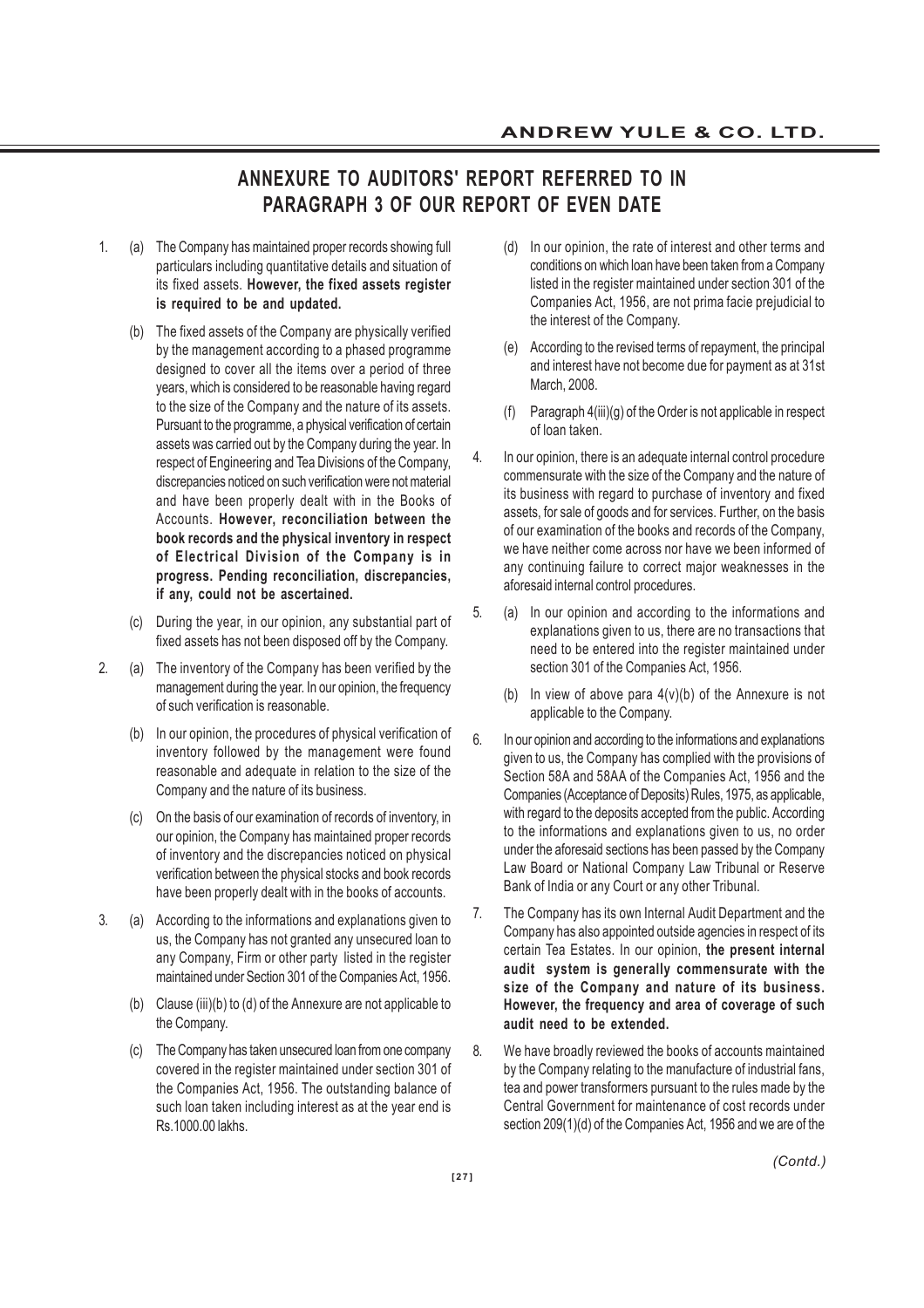# ANNEXURE TO AUDITORS' REPORT REFERRED TO IN PARAGRAPH 3 OF OUR REPORT OF EVEN DATE

1. (a) The Company has maintained proper records showing full particulars including quantitative details and situation of its fixed assets. **However, the fixed assets register is required to be and updated.**

   (b) The fixed assets of the Company are physically verified by the management according to a phased programme designed to cover all the items over a period of three years, which is considered to be reasonable having regard to the size of the Company and the nature of its assets. Pursuant to the programme, a physical verification of certain assets was carried out by the Company during the year. In respect of Engineering and Tea Divisions of the Company, discrepancies noticed on such verification were not material and have been properly dealt with in the Books of Accounts. **However, reconciliation between the book records and the physical inventory in respect of Electrical Division of the Company is in progress. Pending reconciliation, discrepancies, if any, could not be ascertained.**

   (c) During the year, in our opinion, any substantial part of fixed assets has not been disposed off by the Company.

2. (a) The inventory of the Company has been verified by the management during the year. In our opinion, the frequency of such verification is reasonable.

   (b) In our opinion, the procedures of physical verification of inventory followed by the management were found reasonable and adequate in relation to the size of the Company and the nature of its business.

   (c) On the basis of our examination of records of inventory, in our opinion, the Company has maintained proper records of inventory and the discrepancies noticed on physical verification between the physical stocks and book records have been properly dealt with in the books of accounts.

3. (a) According to the informations and explanations given to us, the Company has not granted any unsecured loan to any Company, Firm or other party listed in the register maintained under Section 301 of the Companies Act, 1956.

   (b) Clause (iii)(b) to (d) of the Annexure are not applicable to the Company.

   (c) The Company has taken unsecured loan from one company covered in the register maintained under section 301 of the Companies Act, 1956. The outstanding balance of such loan taken including interest as at the year end is Rs.1000.00 lakhs.

   (d) In our opinion, the rate of interest and other terms and conditions on which loan have been taken from a Company listed in the register maintained under section 301 of the Companies Act, 1956, are not prima facie prejudicial to the interest of the Company.

   (e) According to the revised terms of repayment, the principal and interest have not become due for payment as at 31st March, 2008.

   (f) Paragraph 4(iii)(g) of the Order is not applicable in respect of loan taken.

4. In our opinion, there is an adequate internal control procedure commensurate with the size of the Company and the nature of its business with regard to purchase of inventory and fixed assets, for sale of goods and for services. Further, on the basis of our examination of the books and records of the Company, we have neither come across nor have we been informed of any continuing failure to correct major weaknesses in the aforesaid internal control procedures.

5. (a) In our opinion and according to the informations and explanations given to us, there are no transactions that need to be entered into the register maintained under section 301 of the Companies Act, 1956.

   (b) In view of above para 4(v)(b) of the Annexure is not applicable to the Company.

6. In our opinion and according to the informations and explanations given to us, the Company has complied with the provisions of Section 58A and 58AA of the Companies Act, 1956 and the Companies (Acceptance of Deposits) Rules, 1975, as applicable, with regard to the deposits accepted from the public. According to the informations and explanations given to us, no order under the aforesaid sections has been passed by the Company Law Board or National Company Law Tribunal or Reserve Bank of India or any Court or any other Tribunal.

7. The Company has its own Internal Audit Department and the Company has also appointed outside agencies in respect of its certain Tea Estates. In our opinion, **the present internal audit system is generally commensurate with the size of the Company and nature of its business. However, the frequency and area of coverage of such audit need to be extended.**

8. We have broadly reviewed the books of accounts maintained by the Company relating to the manufacture of industrial fans, tea and power transformers pursuant to the rules made by the Central Government for maintenance of cost records under section 209(1)(d) of the Companies Act, 1956 and we are of the

*(Contd.)*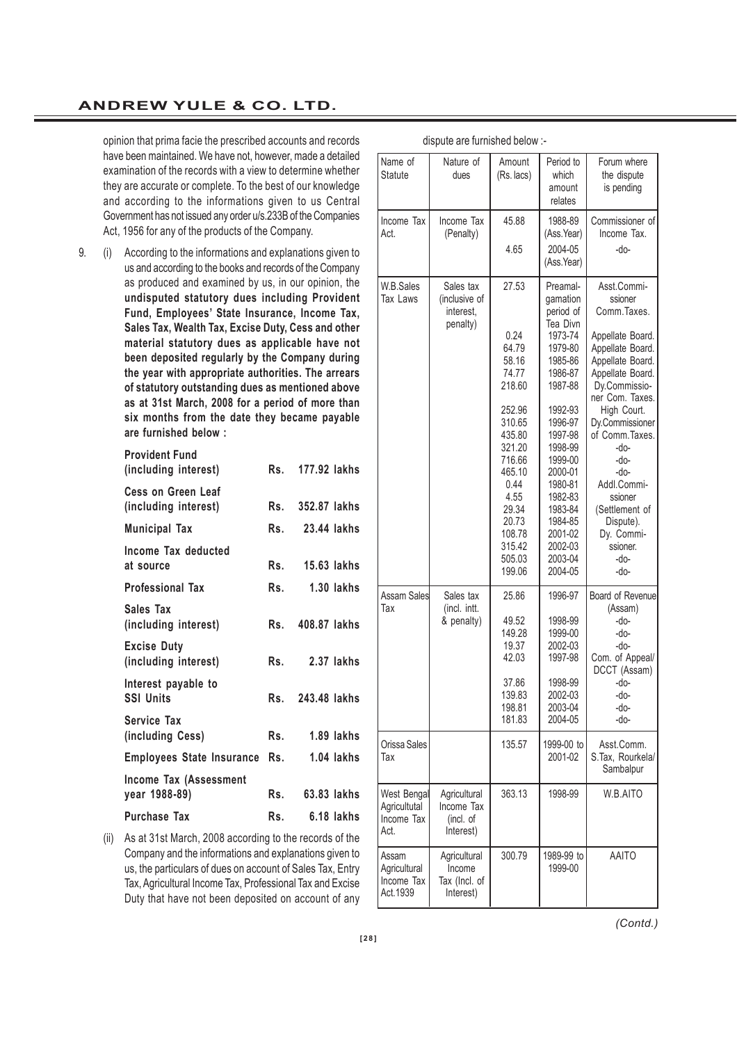opinion that prima facie the prescribed accounts and records have been maintained. We have not, however, made a detailed examination of the records with a view to determine whether they are accurate or complete. To the best of our knowledge and according to the informations given to us Central Government has not issued any order u/s.233B of the Companies Act, 1956 for any of the products of the Company.

9. (i) According to the informations and explanations given to us and according to the books and records of the Company as produced and examined by us, in our opinion, the **undisputed statutory dues including Provident Fund, Employees' State Insurance, Income Tax, Sales Tax, Wealth Tax, Excise Duty, Cess and other material statutory dues as applicable have not been deposited regularly by the Company during the year with appropriate authorities. The arrears of statutory outstanding dues as mentioned above as at 31st March, 2008 for a period of more than six months from the date they became payable are furnished below :**

| | | |
|---|---|---|
| **Provident Fund (including interest)** | **Rs.** | **177.92 lakhs** |
| **Cess on Green Leaf (including interest)** | **Rs.** | **352.87 lakhs** |
| **Municipal Tax** | **Rs.** | **23.44 lakhs** |
| **Income Tax deducted at source** | **Rs.** | **15.63 lakhs** |
| **Professional Tax** | **Rs.** | **1.30 lakhs** |
| **Sales Tax (including interest)** | **Rs.** | **408.87 lakhs** |
| **Excise Duty (including interest)** | **Rs.** | **2.37 lakhs** |
| **Interest payable to SSI Units** | **Rs.** | **243.48 lakhs** |
| **Service Tax (including Cess)** | **Rs.** | **1.89 lakhs** |
| **Employees State Insurance** | **Rs.** | **1.04 lakhs** |
| **Income Tax (Assessment year 1988-89)** | **Rs.** | **63.83 lakhs** |
| **Purchase Tax** | **Rs.** | **6.18 lakhs** |

(ii) As at 31st March, 2008 according to the records of the Company and the informations and explanations given to us, the particulars of dues on account of Sales Tax, Entry Tax, Agricultural Income Tax, Professional Tax and Excise Duty that have not been deposited on account of any dispute are furnished below :-

| Name of Statute | Nature of dues | Amount (Rs. lacs) | Period to which amount relates | Forum where the dispute is pending |
|---|---|---|---|---|
| Income Tax Act. | Income Tax (Penalty) | 45.88 | 1988-89 (Ass.Year) | Commissioner of Income Tax. |
| | | 4.65 | 2004-05 (Ass.Year) | -do- |
| W.B.Sales Tax Laws | Sales tax (inclusive of interest, penalty) | 27.53 | Preamalgamation period of Tea Divn | Asst.Commissioner Comm.Taxes. |
| | | 0.24 | 1973-74 | Appellate Board. |
| | | 64.79 | 1979-80 | Appellate Board. |
| | | 58.16 | 1985-86 | Appellate Board. |
| | | 74.77 | 1986-87 | Appellate Board. |
| | | 218.60 | 1987-88 | Dy.Commissioner Com. Taxes. |
| | | 252.96 | 1992-93 | High Court. |
| | | 310.65 | 1996-97 | Dy.Commissioner of Comm.Taxes. |
| | | 435.80 | 1997-98 | -do- |
| | | 321.20 | 1998-99 | -do- |
| | | 716.66 | 1999-00 | -do- |
| | | 465.10 | 2000-01 | -do- |
| | | 0.44 | 1980-81 | Addl.Commissioner (Settlement of Dispute). |
| | | 4.55 | 1982-83 | |
| | | 29.34 | 1983-84 | |
| | | 20.73 | 1984-85 | |
| | | 108.78 | 2001-02 | Dy. Commissioner. |
| | | 315.42 | 2002-03 | -do- |
| | | 505.03 | 2003-04 | -do- |
| | | 199.06 | 2004-05 | -do- |
| Assam Sales Tax | Sales tax (incl. intt. & penalty) | 25.86 | 1996-97 | Board of Revenue (Assam) |
| | | 49.52 | 1998-99 | -do- |
| | | 149.28 | 1999-00 | -do- |
| | | 19.37 | 2002-03 | -do- |
| | | 42.03 | 1997-98 | Com. of Appeal/ DCCT (Assam) |
| | | 37.86 | 1998-99 | -do- |
| | | 139.83 | 2002-03 | -do- |
| | | 198.81 | 2003-04 | -do- |
| | | 181.83 | 2004-05 | -do- |
| Orissa Sales Tax | | 135.57 | 1999-00 to 2001-02 | Asst.Comm. S.Tax, Rourkela/ Sambalpur |
| West Bengal Agricultutal Income Tax Act. | Agricultural Income Tax (incl. of Interest) | 363.13 | 1998-99 | W.B.AITO |
| Assam Agricultural Income Tax Act.1939 | Agricultural Income Tax (Incl. of Interest) | 300.79 | 1989-99 to 1999-00 | AAITO |

*(Contd.)*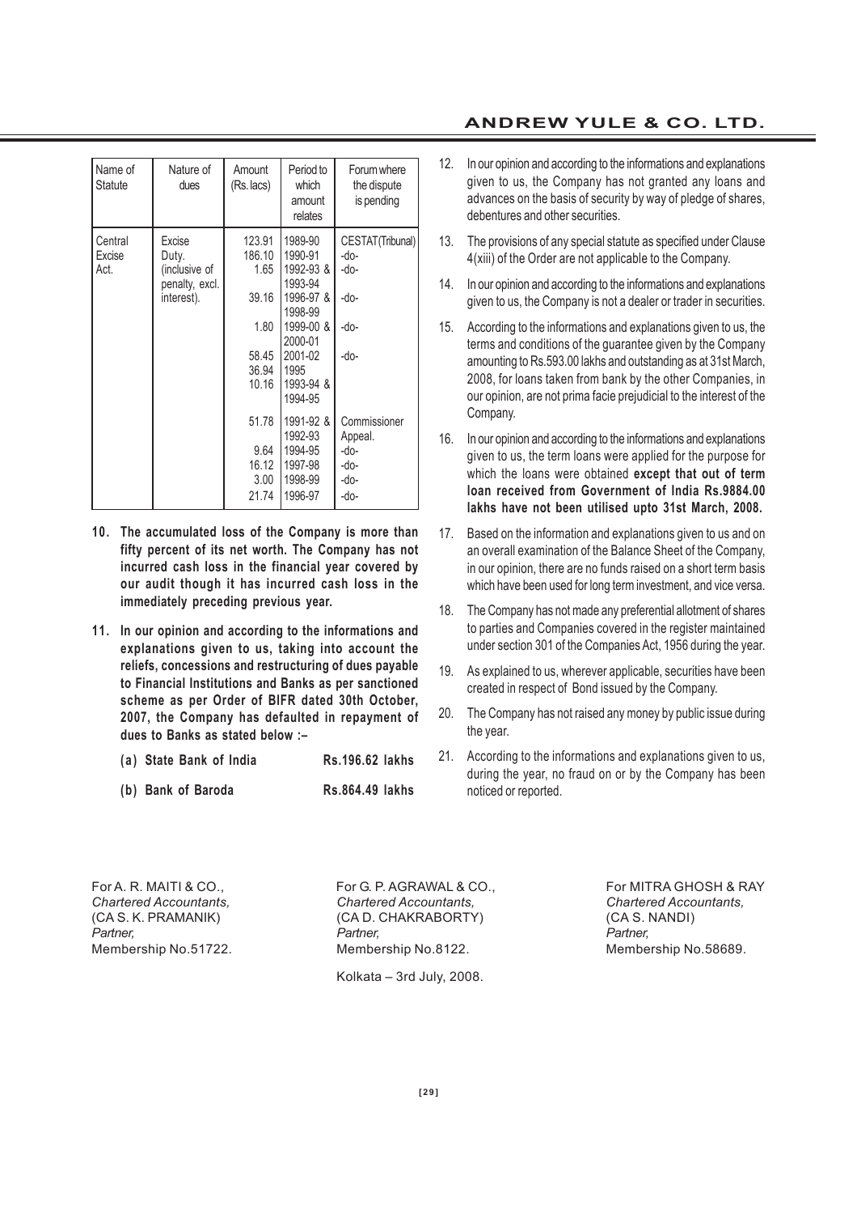| Name of Statute | Nature of dues | Amount (Rs. lacs) | Period to which amount relates | Forum where the dispute is pending |
|---|---|---|---|---|
| Central Excise Act. | Excise Duty. (inclusive of penalty, excl. interest). | 123.91 | 1989-90 | CESTAT(Tribunal) |
| | | 186.10 | 1990-91 | -do- |
| | | 1.65 | 1992-93 & 1993-94 | -do- |
| | | 39.16 | 1996-97 & 1998-99 | -do- |
| | | 1.80 | 1999-00 & 2000-01 | -do- |
| | | 58.45 | 2001-02 | -do- |
| | | 36.94 | 1995 | |
| | | 10.16 | 1993-94 & 1994-95 | |
| | | 51.78 | 1991-92 & 1992-93 | Commissioner Appeal. |
| | | 9.64 | 1994-95 | -do- |
| | | 16.12 | 1997-98 | -do- |
| | | 3.00 | 1998-99 | -do- |
| | | 21.74 | 1996-97 | -do- |

**10. The accumulated loss of the Company is more than fifty percent of its net worth. The Company has not incurred cash loss in the financial year covered by our audit though it has incurred cash loss in the immediately preceding previous year.**

**11. In our opinion and according to the informations and explanations given to us, taking into account the reliefs, concessions and restructuring of dues payable to Financial Institutions and Banks as per sanctioned scheme as per Order of BIFR dated 30th October, 2007, the Company has defaulted in repayment of dues to Banks as stated below :–**

| | |
|---|---|
| **(a) State Bank of India** | **Rs.196.62 lakhs** |
| **(b) Bank of Baroda** | **Rs.864.49 lakhs** |

12. In our opinion and according to the informations and explanations given to us, the Company has not granted any loans and advances on the basis of security by way of pledge of shares, debentures and other securities.

13. The provisions of any special statute as specified under Clause 4(xiii) of the Order are not applicable to the Company.

14. In our opinion and according to the informations and explanations given to us, the Company is not a dealer or trader in securities.

15. According to the informations and explanations given to us, the terms and conditions of the guarantee given by the Company amounting to Rs.593.00 lakhs and outstanding as at 31st March, 2008, for loans taken from bank by the other Companies, in our opinion, are not prima facie prejudicial to the interest of the Company.

16. In our opinion and according to the informations and explanations given to us, the term loans were applied for the purpose for which the loans were obtained **except that out of term loan received from Government of India Rs.9884.00 lakhs have not been utilised upto 31st March, 2008.**

17. Based on the information and explanations given to us and on an overall examination of the Balance Sheet of the Company, in our opinion, there are no funds raised on a short term basis which have been used for long term investment, and vice versa.

18. The Company has not made any preferential allotment of shares to parties and Companies covered in the register maintained under section 301 of the Companies Act, 1956 during the year.

19. As explained to us, wherever applicable, securities have been created in respect of Bond issued by the Company.

20. The Company has not raised any money by public issue during the year.

21. According to the informations and explanations given to us, during the year, no fraud on or by the Company has been noticed or reported.

For A. R. MAITI & CO.,
*Chartered Accountants,*
(CA S. K. PRAMANIK)
*Partner,*
Membership No.51722.

For G. P. AGRAWAL & CO.,
*Chartered Accountants,*
(CA D. CHAKRABORTY)
*Partner,*
Membership No.8122.

For MITRA GHOSH & RAY
*Chartered Accountants,*
(CA S. NANDI)
*Partner,*
Membership No.58689.

Kolkata – 3rd July, 2008.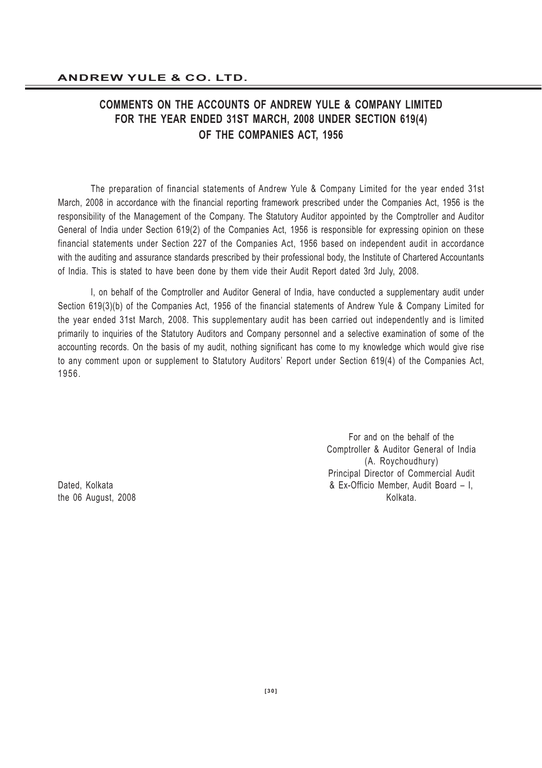# COMMENTS ON THE ACCOUNTS OF ANDREW YULE & COMPANY LIMITED FOR THE YEAR ENDED 31ST MARCH, 2008 UNDER SECTION 619(4) OF THE COMPANIES ACT, 1956

The preparation of financial statements of Andrew Yule & Company Limited for the year ended 31st March, 2008 in accordance with the financial reporting framework prescribed under the Companies Act, 1956 is the responsibility of the Management of the Company. The Statutory Auditor appointed by the Comptroller and Auditor General of India under Section 619(2) of the Companies Act, 1956 is responsible for expressing opinion on these financial statements under Section 227 of the Companies Act, 1956 based on independent audit in accordance with the auditing and assurance standards prescribed by their professional body, the Institute of Chartered Accountants of India. This is stated to have been done by them vide their Audit Report dated 3rd July, 2008.

I, on behalf of the Comptroller and Auditor General of India, have conducted a supplementary audit under Section 619(3)(b) of the Companies Act, 1956 of the financial statements of Andrew Yule & Company Limited for the year ended 31st March, 2008. This supplementary audit has been carried out independently and is limited primarily to inquiries of the Statutory Auditors and Company personnel and a selective examination of some of the accounting records. On the basis of my audit, nothing significant has come to my knowledge which would give rise to any comment upon or supplement to Statutory Auditors' Report under Section 619(4) of the Companies Act, 1956.

For and on the behalf of the
Comptroller & Auditor General of India
(A. Roychoudhury)
Principal Director of Commercial Audit
& Ex-Officio Member, Audit Board – I,
Kolkata.

Dated, Kolkata
the 06 August, 2008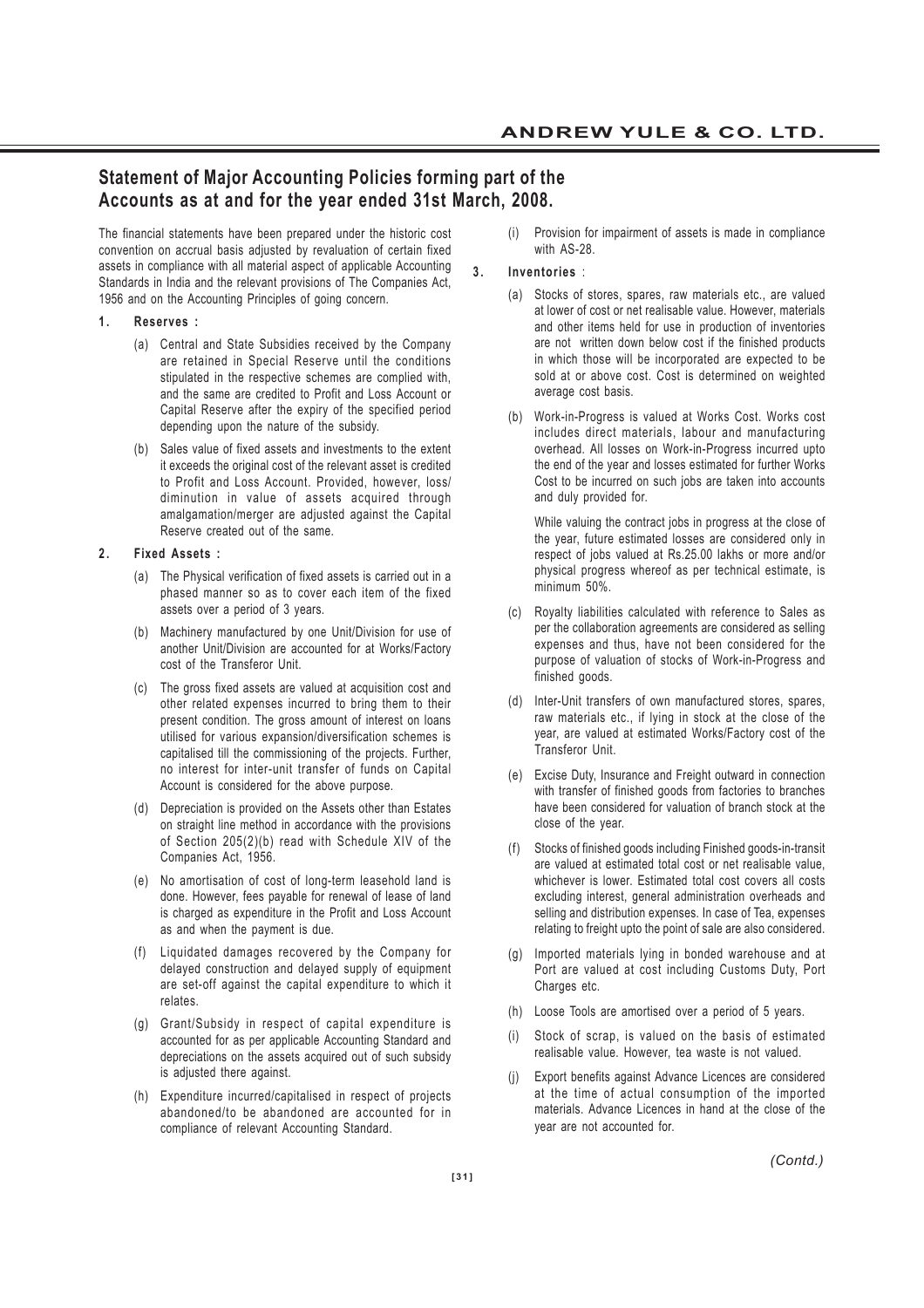## Statement of Major Accounting Policies forming part of the Accounts as at and for the year ended 31st March, 2008.

The financial statements have been prepared under the historic cost convention on accrual basis adjusted by revaluation of certain fixed assets in compliance with all material aspect of applicable Accounting Standards in India and the relevant provisions of The Companies Act, 1956 and on the Accounting Principles of going concern.

**1. Reserves :**

(a) Central and State Subsidies received by the Company are retained in Special Reserve until the conditions stipulated in the respective schemes are complied with, and the same are credited to Profit and Loss Account or Capital Reserve after the expiry of the specified period depending upon the nature of the subsidy.

(b) Sales value of fixed assets and investments to the extent it exceeds the original cost of the relevant asset is credited to Profit and Loss Account. Provided, however, loss/ diminution in value of assets acquired through amalgamation/merger are adjusted against the Capital Reserve created out of the same.

**2. Fixed Assets :**

(a) The Physical verification of fixed assets is carried out in a phased manner so as to cover each item of the fixed assets over a period of 3 years.

(b) Machinery manufactured by one Unit/Division for use of another Unit/Division are accounted for at Works/Factory cost of the Transferor Unit.

(c) The gross fixed assets are valued at acquisition cost and other related expenses incurred to bring them to their present condition. The gross amount of interest on loans utilised for various expansion/diversification schemes is capitalised till the commissioning of the projects. Further, no interest for inter-unit transfer of funds on Capital Account is considered for the above purpose.

(d) Depreciation is provided on the Assets other than Estates on straight line method in accordance with the provisions of Section 205(2)(b) read with Schedule XIV of the Companies Act, 1956.

(e) No amortisation of cost of long-term leasehold land is done. However, fees payable for renewal of lease of land is charged as expenditure in the Profit and Loss Account as and when the payment is due.

(f) Liquidated damages recovered by the Company for delayed construction and delayed supply of equipment are set-off against the capital expenditure to which it relates.

(g) Grant/Subsidy in respect of capital expenditure is accounted for as per applicable Accounting Standard and depreciations on the assets acquired out of such subsidy is adjusted there against.

(h) Expenditure incurred/capitalised in respect of projects abandoned/to be abandoned are accounted for in compliance of relevant Accounting Standard.

(i) Provision for impairment of assets is made in compliance with AS-28.

**3. Inventories :**

(a) Stocks of stores, spares, raw materials etc., are valued at lower of cost or net realisable value. However, materials and other items held for use in production of inventories are not written down below cost if the finished products in which those will be incorporated are expected to be sold at or above cost. Cost is determined on weighted average cost basis.

(b) Work-in-Progress is valued at Works Cost. Works cost includes direct materials, labour and manufacturing overhead. All losses on Work-in-Progress incurred upto the end of the year and losses estimated for further Works Cost to be incurred on such jobs are taken into accounts and duly provided for.

While valuing the contract jobs in progress at the close of the year, future estimated losses are considered only in respect of jobs valued at Rs.25.00 lakhs or more and/or physical progress whereof as per technical estimate, is minimum 50%.

(c) Royalty liabilities calculated with reference to Sales as per the collaboration agreements are considered as selling expenses and thus, have not been considered for the purpose of valuation of stocks of Work-in-Progress and finished goods.

(d) Inter-Unit transfers of own manufactured stores, spares, raw materials etc., if lying in stock at the close of the year, are valued at estimated Works/Factory cost of the Transferor Unit.

(e) Excise Duty, Insurance and Freight outward in connection with transfer of finished goods from factories to branches have been considered for valuation of branch stock at the close of the year.

(f) Stocks of finished goods including Finished goods-in-transit are valued at estimated total cost or net realisable value, whichever is lower. Estimated total cost covers all costs excluding interest, general administration overheads and selling and distribution expenses. In case of Tea, expenses relating to freight upto the point of sale are also considered.

(g) Imported materials lying in bonded warehouse and at Port are valued at cost including Customs Duty, Port Charges etc.

(h) Loose Tools are amortised over a period of 5 years.

(i) Stock of scrap, is valued on the basis of estimated realisable value. However, tea waste is not valued.

(j) Export benefits against Advance Licences are considered at the time of actual consumption of the imported materials. Advance Licences in hand at the close of the year are not accounted for.

*(Contd.)*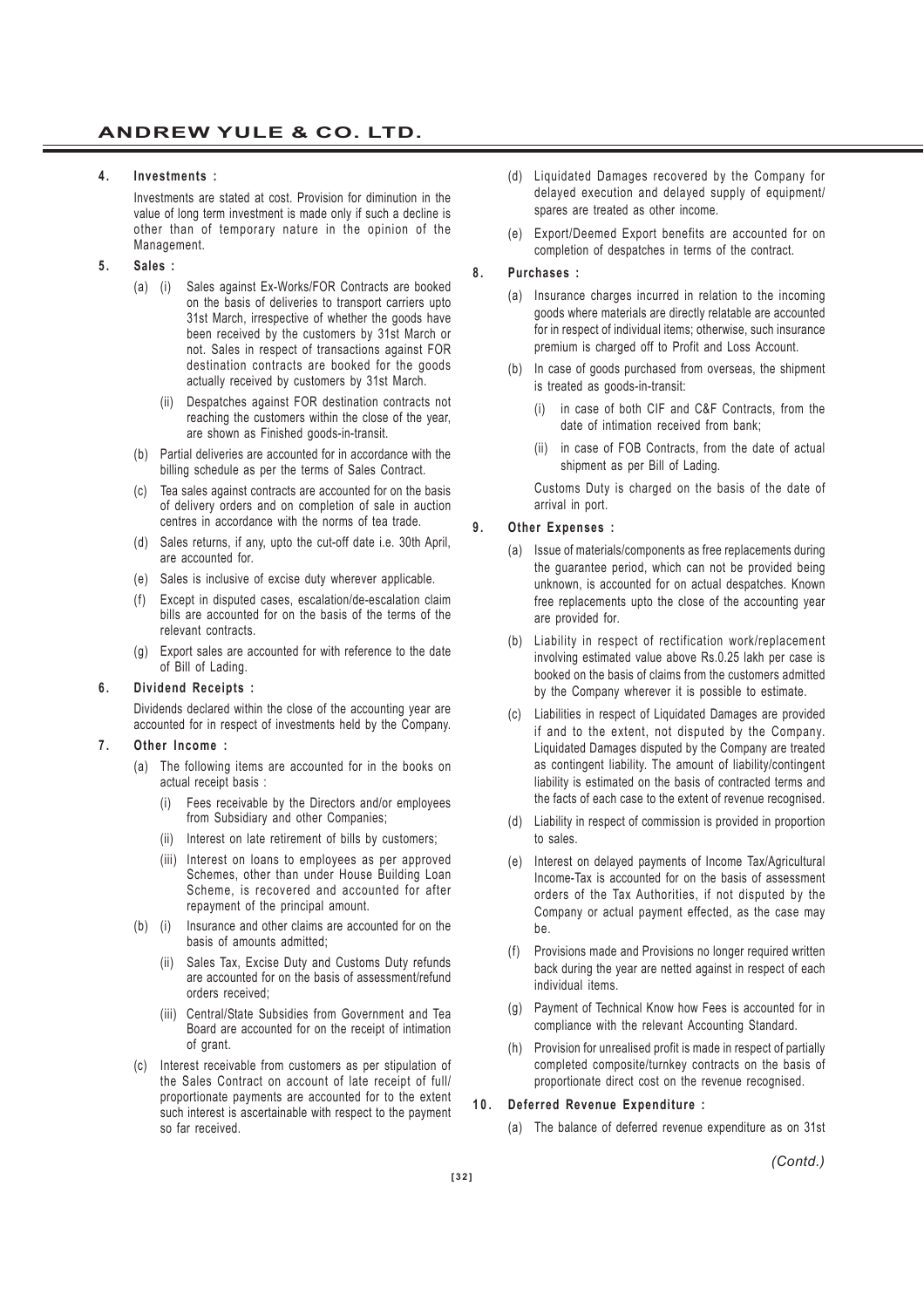**4. Investments :**

Investments are stated at cost. Provision for diminution in the value of long term investment is made only if such a decline is other than of temporary nature in the opinion of the Management.

**5. Sales :**

(a) (i) Sales against Ex-Works/FOR Contracts are booked on the basis of deliveries to transport carriers upto 31st March, irrespective of whether the goods have been received by the customers by 31st March or not. Sales in respect of transactions against FOR destination contracts are booked for the goods actually received by customers by 31st March.

(ii) Despatches against FOR destination contracts not reaching the customers within the close of the year, are shown as Finished goods-in-transit.

(b) Partial deliveries are accounted for in accordance with the billing schedule as per the terms of Sales Contract.

(c) Tea sales against contracts are accounted for on the basis of delivery orders and on completion of sale in auction centres in accordance with the norms of tea trade.

(d) Sales returns, if any, upto the cut-off date i.e. 30th April, are accounted for.

(e) Sales is inclusive of excise duty wherever applicable.

(f) Except in disputed cases, escalation/de-escalation claim bills are accounted for on the basis of the terms of the relevant contracts.

(g) Export sales are accounted for with reference to the date of Bill of Lading.

**6. Dividend Receipts :**

Dividends declared within the close of the accounting year are accounted for in respect of investments held by the Company.

**7. Other Income :**

(a) The following items are accounted for in the books on actual receipt basis :

(i) Fees receivable by the Directors and/or employees from Subsidiary and other Companies;

(ii) Interest on late retirement of bills by customers;

(iii) Interest on loans to employees as per approved Schemes, other than under House Building Loan Scheme, is recovered and accounted for after repayment of the principal amount.

(b) (i) Insurance and other claims are accounted for on the basis of amounts admitted;

(ii) Sales Tax, Excise Duty and Customs Duty refunds are accounted for on the basis of assessment/refund orders received;

(iii) Central/State Subsidies from Government and Tea Board are accounted for on the receipt of intimation of grant.

(c) Interest receivable from customers as per stipulation of the Sales Contract on account of late receipt of full/ proportionate payments are accounted for to the extent such interest is ascertainable with respect to the payment so far received.

(d) Liquidated Damages recovered by the Company for delayed execution and delayed supply of equipment/ spares are treated as other income.

(e) Export/Deemed Export benefits are accounted for on completion of despatches in terms of the contract.

**8. Purchases :**

(a) Insurance charges incurred in relation to the incoming goods where materials are directly relatable are accounted for in respect of individual items; otherwise, such insurance premium is charged off to Profit and Loss Account.

(b) In case of goods purchased from overseas, the shipment is treated as goods-in-transit:

(i) in case of both CIF and C&F Contracts, from the date of intimation received from bank;

(ii) in case of FOB Contracts, from the date of actual shipment as per Bill of Lading.

Customs Duty is charged on the basis of the date of arrival in port.

**9. Other Expenses :**

(a) Issue of materials/components as free replacements during the guarantee period, which can not be provided being unknown, is accounted for on actual despatches. Known free replacements upto the close of the accounting year are provided for.

(b) Liability in respect of rectification work/replacement involving estimated value above Rs.0.25 lakh per case is booked on the basis of claims from the customers admitted by the Company wherever it is possible to estimate.

(c) Liabilities in respect of Liquidated Damages are provided if and to the extent, not disputed by the Company. Liquidated Damages disputed by the Company are treated as contingent liability. The amount of liability/contingent liability is estimated on the basis of contracted terms and the facts of each case to the extent of revenue recognised.

(d) Liability in respect of commission is provided in proportion to sales.

(e) Interest on delayed payments of Income Tax/Agricultural Income-Tax is accounted for on the basis of assessment orders of the Tax Authorities, if not disputed by the Company or actual payment effected, as the case may be.

(f) Provisions made and Provisions no longer required written back during the year are netted against in respect of each individual items.

(g) Payment of Technical Know how Fees is accounted for in compliance with the relevant Accounting Standard.

(h) Provision for unrealised profit is made in respect of partially completed composite/turnkey contracts on the basis of proportionate direct cost on the revenue recognised.

**10. Deferred Revenue Expenditure :**

(a) The balance of deferred revenue expenditure as on 31st

*(Contd.)*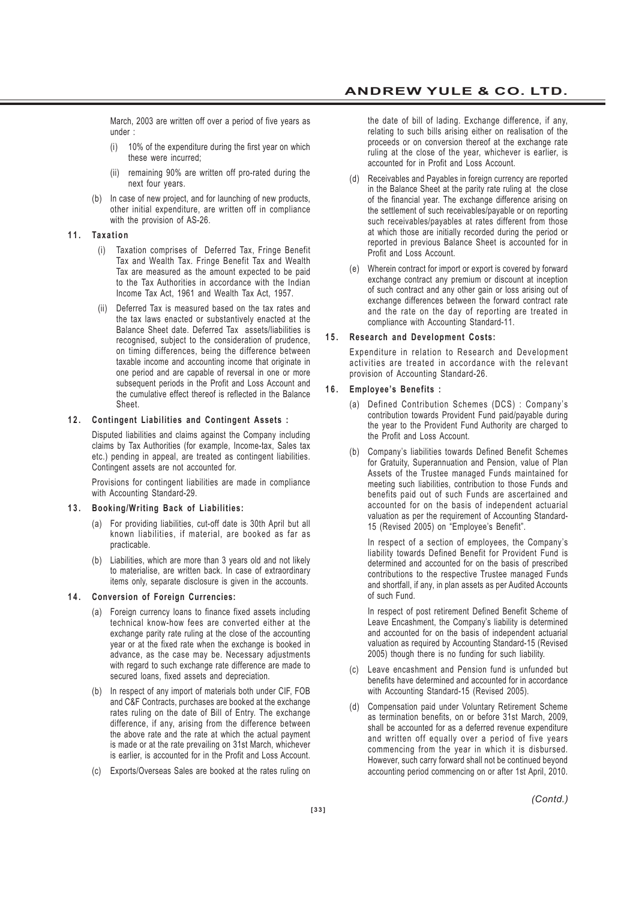March, 2003 are written off over a period of five years as under :

(i) 10% of the expenditure during the first year on which these were incurred;

(ii) remaining 90% are written off pro-rated during the next four years.

(b) In case of new project, and for launching of new products, other initial expenditure, are written off in compliance with the provision of AS-26.

**11. Taxation**

(i) Taxation comprises of Deferred Tax, Fringe Benefit Tax and Wealth Tax. Fringe Benefit Tax and Wealth Tax are measured as the amount expected to be paid to the Tax Authorities in accordance with the Indian Income Tax Act, 1961 and Wealth Tax Act, 1957.

(ii) Deferred Tax is measured based on the tax rates and the tax laws enacted or substantively enacted at the Balance Sheet date. Deferred Tax assets/liabilities is recognised, subject to the consideration of prudence, on timing differences, being the difference between taxable income and accounting income that originate in one period and are capable of reversal in one or more subsequent periods in the Profit and Loss Account and the cumulative effect thereof is reflected in the Balance Sheet.

**12. Contingent Liabilities and Contingent Assets :**

Disputed liabilities and claims against the Company including claims by Tax Authorities (for example, Income-tax, Sales tax etc.) pending in appeal, are treated as contingent liabilities. Contingent assets are not accounted for.

Provisions for contingent liabilities are made in compliance with Accounting Standard-29.

**13. Booking/Writing Back of Liabilities:**

(a) For providing liabilities, cut-off date is 30th April but all known liabilities, if material, are booked as far as practicable.

(b) Liabilities, which are more than 3 years old and not likely to materialise, are written back. In case of extraordinary items only, separate disclosure is given in the accounts.

**14. Conversion of Foreign Currencies:**

(a) Foreign currency loans to finance fixed assets including technical know-how fees are converted either at the exchange parity rate ruling at the close of the accounting year or at the fixed rate when the exchange is booked in advance, as the case may be. Necessary adjustments with regard to such exchange rate difference are made to secured loans, fixed assets and depreciation.

(b) In respect of any import of materials both under CIF, FOB and C&F Contracts, purchases are booked at the exchange rates ruling on the date of Bill of Entry. The exchange difference, if any, arising from the difference between the above rate and the rate at which the actual payment is made or at the rate prevailing on 31st March, whichever is earlier, is accounted for in the Profit and Loss Account.

(c) Exports/Overseas Sales are booked at the rates ruling on the date of bill of lading. Exchange difference, if any, relating to such bills arising either on realisation of the proceeds or on conversion thereof at the exchange rate ruling at the close of the year, whichever is earlier, is accounted for in Profit and Loss Account.

(d) Receivables and Payables in foreign currency are reported in the Balance Sheet at the parity rate ruling at the close of the financial year. The exchange difference arising on the settlement of such receivables/payable or on reporting such receivables/payables at rates different from those at which those are initially recorded during the period or reported in previous Balance Sheet is accounted for in Profit and Loss Account.

(e) Wherein contract for import or export is covered by forward exchange contract any premium or discount at inception of such contract and any other gain or loss arising out of exchange differences between the forward contract rate and the rate on the day of reporting are treated in compliance with Accounting Standard-11.

**15. Research and Development Costs:**

Expenditure in relation to Research and Development activities are treated in accordance with the relevant provision of Accounting Standard-26.

**16. Employee's Benefits :**

(a) Defined Contribution Schemes (DCS) : Company's contribution towards Provident Fund paid/payable during the year to the Provident Fund Authority are charged to the Profit and Loss Account.

(b) Company's liabilities towards Defined Benefit Schemes for Gratuity, Superannuation and Pension, value of Plan Assets of the Trustee managed Funds maintained for meeting such liabilities, contribution to those Funds and benefits paid out of such Funds are ascertained and accounted for on the basis of independent actuarial valuation as per the requirement of Accounting Standard-15 (Revised 2005) on "Employee's Benefit".

In respect of a section of employees, the Company's liability towards Defined Benefit for Provident Fund is determined and accounted for on the basis of prescribed contributions to the respective Trustee managed Funds and shortfall, if any, in plan assets as per Audited Accounts of such Fund.

In respect of post retirement Defined Benefit Scheme of Leave Encashment, the Company's liability is determined and accounted for on the basis of independent actuarial valuation as required by Accounting Standard-15 (Revised 2005) though there is no funding for such liability.

(c) Leave encashment and Pension fund is unfunded but benefits have determined and accounted for in accordance with Accounting Standard-15 (Revised 2005).

(d) Compensation paid under Voluntary Retirement Scheme as termination benefits, on or before 31st March, 2009, shall be accounted for as a deferred revenue expenditure and written off equally over a period of five years commencing from the year in which it is disbursed. However, such carry forward shall not be continued beyond accounting period commencing on or after 1st April, 2010.

*(Contd.)*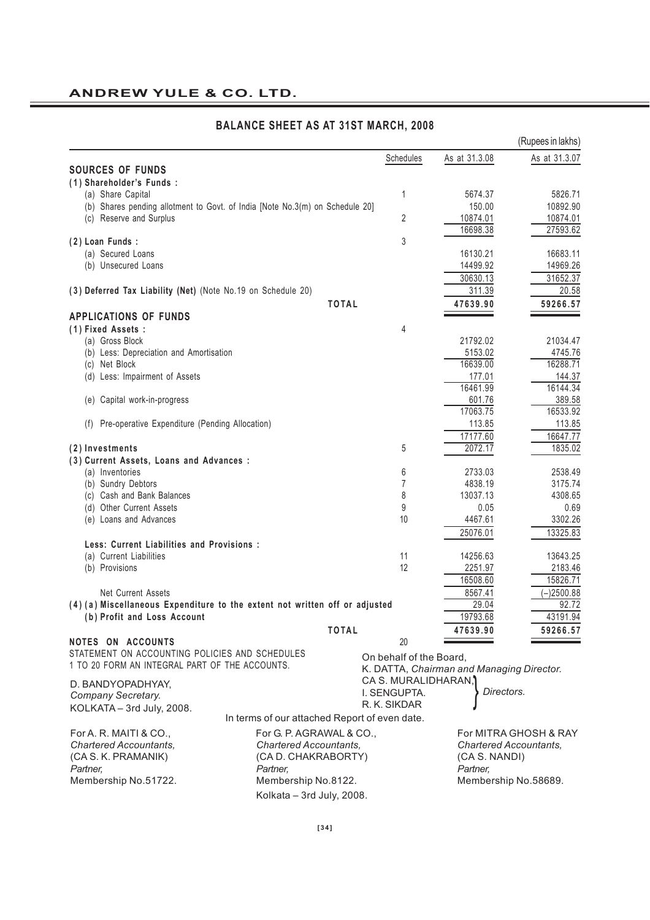## ANDREW YULE & CO. LTD.

### BALANCE SHEET AS AT 31ST MARCH, 2008

(Rupees in lakhs)

| | Schedules | As at 31.3.08 | As at 31.3.07 |
|---|---|---|---|
| **SOURCES OF FUNDS** | | | |
| **(1) Shareholder's Funds :** | | | |
| (a) Share Capital | 1 | 5674.37 | 5826.71 |
| (b) Shares pending allotment to Govt. of India [Note No.3(m) on Schedule 20] | | 150.00 | 10892.90 |
| (c) Reserve and Surplus | 2 | 10874.01 | 10874.01 |
| | | 16698.38 | 27593.62 |
| **(2) Loan Funds :** | 3 | | |
| (a) Secured Loans | | 16130.21 | 16683.11 |
| (b) Unsecured Loans | | 14499.92 | 14969.26 |
| | | 30630.13 | 31652.37 |
| **(3) Deferred Tax Liability (Net)** (Note No.19 on Schedule 20) | | 311.39 | 20.58 |
| **TOTAL** | | **47639.90** | **59266.57** |
| **APPLICATIONS OF FUNDS** | | | |
| **(1) Fixed Assets :** | 4 | | |
| (a) Gross Block | | 21792.02 | 21034.47 |
| (b) Less: Depreciation and Amortisation | | 5153.02 | 4745.76 |
| (c) Net Block | | 16639.00 | 16288.71 |
| (d) Less: Impairment of Assets | | 177.01 | 144.37 |
| | | 16461.99 | 16144.34 |
| (e) Capital work-in-progress | | 601.76 | 389.58 |
| | | 17063.75 | 16533.92 |
| (f) Pre-operative Expenditure (Pending Allocation) | | 113.85 | 113.85 |
| | | 17177.60 | 16647.77 |
| **(2) Investments** | 5 | 2072.17 | 1835.02 |
| **(3) Current Assets, Loans and Advances :** | | | |
| (a) Inventories | 6 | 2733.03 | 2538.49 |
| (b) Sundry Debtors | 7 | 4838.19 | 3175.74 |
| (c) Cash and Bank Balances | 8 | 13037.13 | 4308.65 |
| (d) Other Current Assets | 9 | 0.05 | 0.69 |
| (e) Loans and Advances | 10 | 4467.61 | 3302.26 |
| | | 25076.01 | 13325.83 |
| **Less: Current Liabilities and Provisions :** | | | |
| (a) Current Liabilities | 11 | 14256.63 | 13643.25 |
| (b) Provisions | 12 | 2251.97 | 2183.46 |
| | | 16508.60 | 15826.71 |
| Net Current Assets | | 8567.41 | (–)2500.88 |
| **(4) (a) Miscellaneous Expenditure to the extent not written off or adjusted** | | 29.04 | 92.72 |
| **(b) Profit and Loss Account** | | 19793.68 | 43191.94 |
| **TOTAL** | | **47639.90** | **59266.57** |
| **NOTES ON ACCOUNTS** | 20 | | |

STATEMENT ON ACCOUNTING POLICIES AND SCHEDULES 1 TO 20 FORM AN INTEGRAL PART OF THE ACCOUNTS.

D. BANDYOPADHYAY,
*Company Secretary.*
KOLKATA – 3rd July, 2008.

On behalf of the Board,
K. DATTA, *Chairman and Managing Director.*
CA S. MURALIDHARAN,
I. SENGUPTA.
R. K. SIKDAR } *Directors.*

In terms of our attached Report of even date.

| For A. R. MAITI & CO., | For G. P. AGRAWAL & CO., | For MITRA GHOSH & RAY |
|---|---|---|
| *Chartered Accountants,* | *Chartered Accountants,* | *Chartered Accountants,* |
| (CA S. K. PRAMANIK) | (CA D. CHAKRABORTY) | (CA S. NANDI) |
| *Partner,* | *Partner,* | *Partner,* |
| Membership No.51722. | Membership No.8122. | Membership No.58689. |

Kolkata – 3rd July, 2008.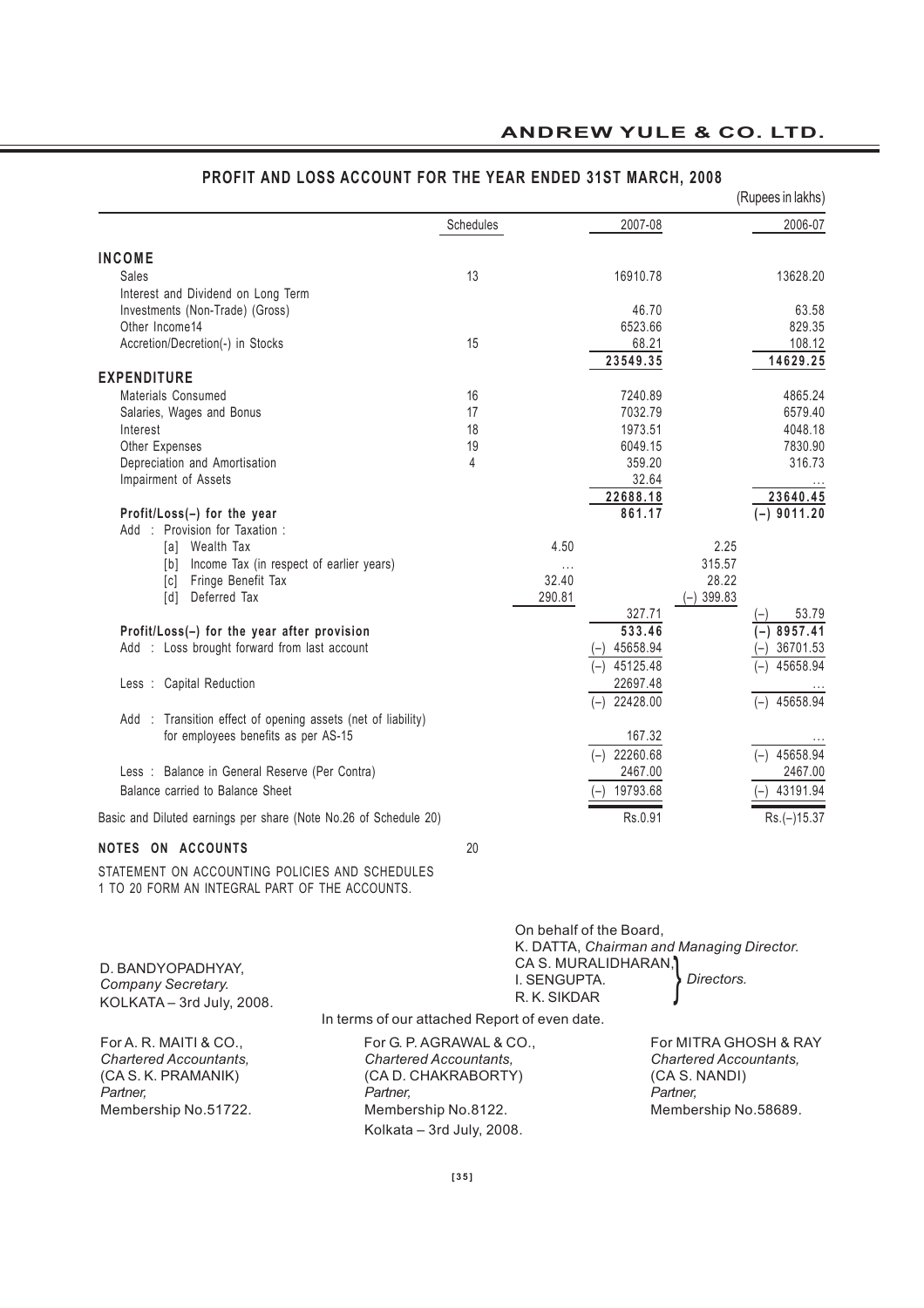## PROFIT AND LOSS ACCOUNT FOR THE YEAR ENDED 31ST MARCH, 2008

(Rupees in lakhs)

| | Schedules | | 2007-08 | | 2006-07 |
|---|---|---|---|---|---|
| **INCOME** | | | | | |
| Sales | 13 | | 16910.78 | | 13628.20 |
| Interest and Dividend on Long Term Investments (Non-Trade) (Gross) | | | 46.70 | | 63.58 |
| Other Income14 | | | 6523.66 | | 829.35 |
| Accretion/Decretion(-) in Stocks | 15 | | 68.21 | | 108.12 |
| | | | **23549.35** | | **14629.25** |
| **EXPENDITURE** | | | | | |
| Materials Consumed | 16 | | 7240.89 | | 4865.24 |
| Salaries, Wages and Bonus | 17 | | 7032.79 | | 6579.40 |
| Interest | 18 | | 1973.51 | | 4048.18 |
| Other Expenses | 19 | | 6049.15 | | 7830.90 |
| Depreciation and Amortisation | 4 | | 359.20 | | 316.73 |
| Impairment of Assets | | | 32.64 | | ... |
| | | | **22688.18** | | **23640.45** |
| **Profit/Loss(–) for the year** | | | **861.17** | | **(–) 9011.20** |
| Add : Provision for Taxation : | | | | | |
| [a] Wealth Tax | | 4.50 | | 2.25 | |
| [b] Income Tax (in respect of earlier years) | | ... | | 315.57 | |
| [c] Fringe Benefit Tax | | 32.40 | | 28.22 | |
| [d] Deferred Tax | | 290.81 | | (–) 399.83 | |
| | | | 327.71 | | (–) 53.79 |
| **Profit/Loss(–) for the year after provision** | | | **533.46** | | **(–) 8957.41** |
| Add : Loss brought forward from last account | | | (–) 45658.94 | | (–) 36701.53 |
| | | | (–) 45125.48 | | (–) 45658.94 |
| Less : Capital Reduction | | | 22697.48 | | ... |
| | | | (–) 22428.00 | | (–) 45658.94 |
| Add : Transition effect of opening assets (net of liability) for employees benefits as per AS-15 | | | 167.32 | | ... |
| | | | (–) 22260.68 | | (–) 45658.94 |
| Less : Balance in General Reserve (Per Contra) | | | 2467.00 | | 2467.00 |
| Balance carried to Balance Sheet | | | (–) 19793.68 | | (–) 43191.94 |
| Basic and Diluted earnings per share (Note No.26 of Schedule 20) | | | Rs.0.91 | | Rs.(–)15.37 |

**NOTES ON ACCOUNTS** 20

STATEMENT ON ACCOUNTING POLICIES AND SCHEDULES 1 TO 20 FORM AN INTEGRAL PART OF THE ACCOUNTS.

On behalf of the Board,
K. DATTA, *Chairman and Managing Director.*
CA S. MURALIDHARAN,
I. SENGUPTA. } *Directors.*
R. K. SIKDAR

D. BANDYOPADHYAY,
*Company Secretary.*
KOLKATA – 3rd July, 2008.

In terms of our attached Report of even date.

For A. R. MAITI & CO.,
*Chartered Accountants,*
(CA S. K. PRAMANIK)
*Partner,*
Membership No.51722.

For G. P. AGRAWAL & CO.,
*Chartered Accountants,*
(CA D. CHAKRABORTY)
*Partner,*
Membership No.8122.
Kolkata – 3rd July, 2008.

For MITRA GHOSH & RAY
*Chartered Accountants,*
(CA S. NANDI)
*Partner,*
Membership No.58689.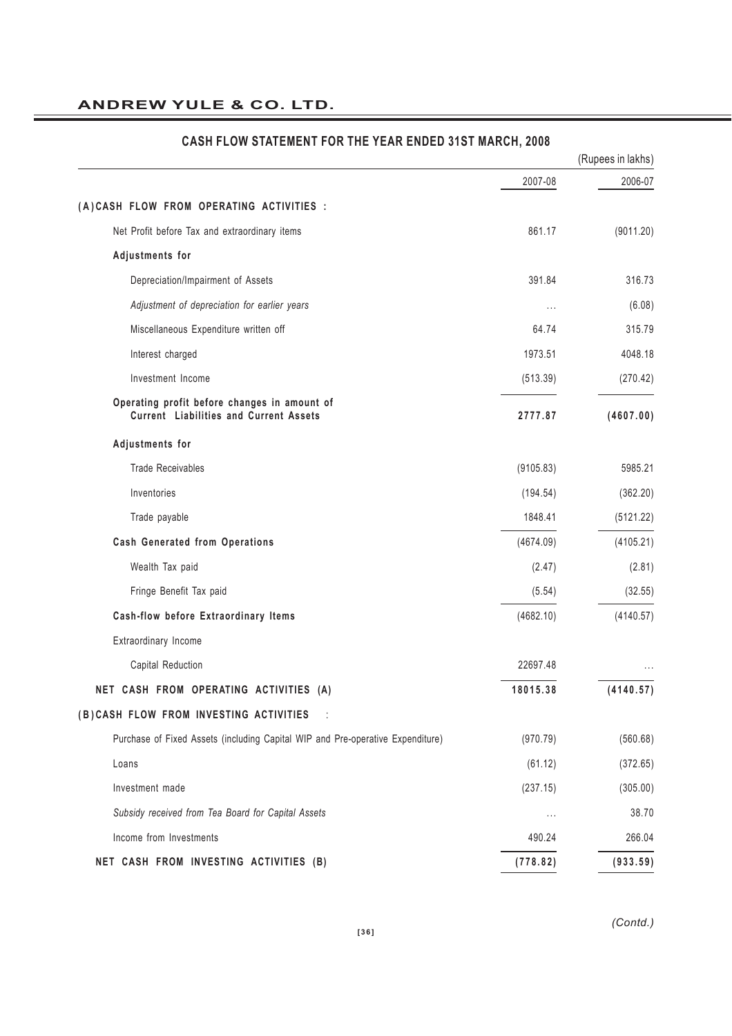## CASH FLOW STATEMENT FOR THE YEAR ENDED 31ST MARCH, 2008

(Rupees in lakhs)

| | 2007-08 | 2006-07 |
|---|---|---|
| **(A) CASH FLOW FROM OPERATING ACTIVITIES :** | | |
| Net Profit before Tax and extraordinary items | 861.17 | (9011.20) |
| **Adjustments for** | | |
| Depreciation/Impairment of Assets | 391.84 | 316.73 |
| *Adjustment of depreciation for earlier years* | ... | (6.08) |
| Miscellaneous Expenditure written off | 64.74 | 315.79 |
| Interest charged | 1973.51 | 4048.18 |
| Investment Income | (513.39) | (270.42) |
| **Operating profit before changes in amount of Current Liabilities and Current Assets** | **2777.87** | **(4607.00)** |
| **Adjustments for** | | |
| Trade Receivables | (9105.83) | 5985.21 |
| Inventories | (194.54) | (362.20) |
| Trade payable | 1848.41 | (5121.22) |
| **Cash Generated from Operations** | (4674.09) | (4105.21) |
| Wealth Tax paid | (2.47) | (2.81) |
| Fringe Benefit Tax paid | (5.54) | (32.55) |
| **Cash-flow before Extraordinary Items** | (4682.10) | (4140.57) |
| Extraordinary Income | | |
| Capital Reduction | 22697.48 | ... |
| **NET CASH FROM OPERATING ACTIVITIES (A)** | **18015.38** | **(4140.57)** |
| **(B) CASH FLOW FROM INVESTING ACTIVITIES :** | | |
| Purchase of Fixed Assets (including Capital WIP and Pre-operative Expenditure) | (970.79) | (560.68) |
| Loans | (61.12) | (372.65) |
| Investment made | (237.15) | (305.00) |
| *Subsidy received from Tea Board for Capital Assets* | ... | 38.70 |
| Income from Investments | 490.24 | 266.04 |
| **NET CASH FROM INVESTING ACTIVITIES (B)** | **(778.82)** | **(933.59)** |

*(Contd.)*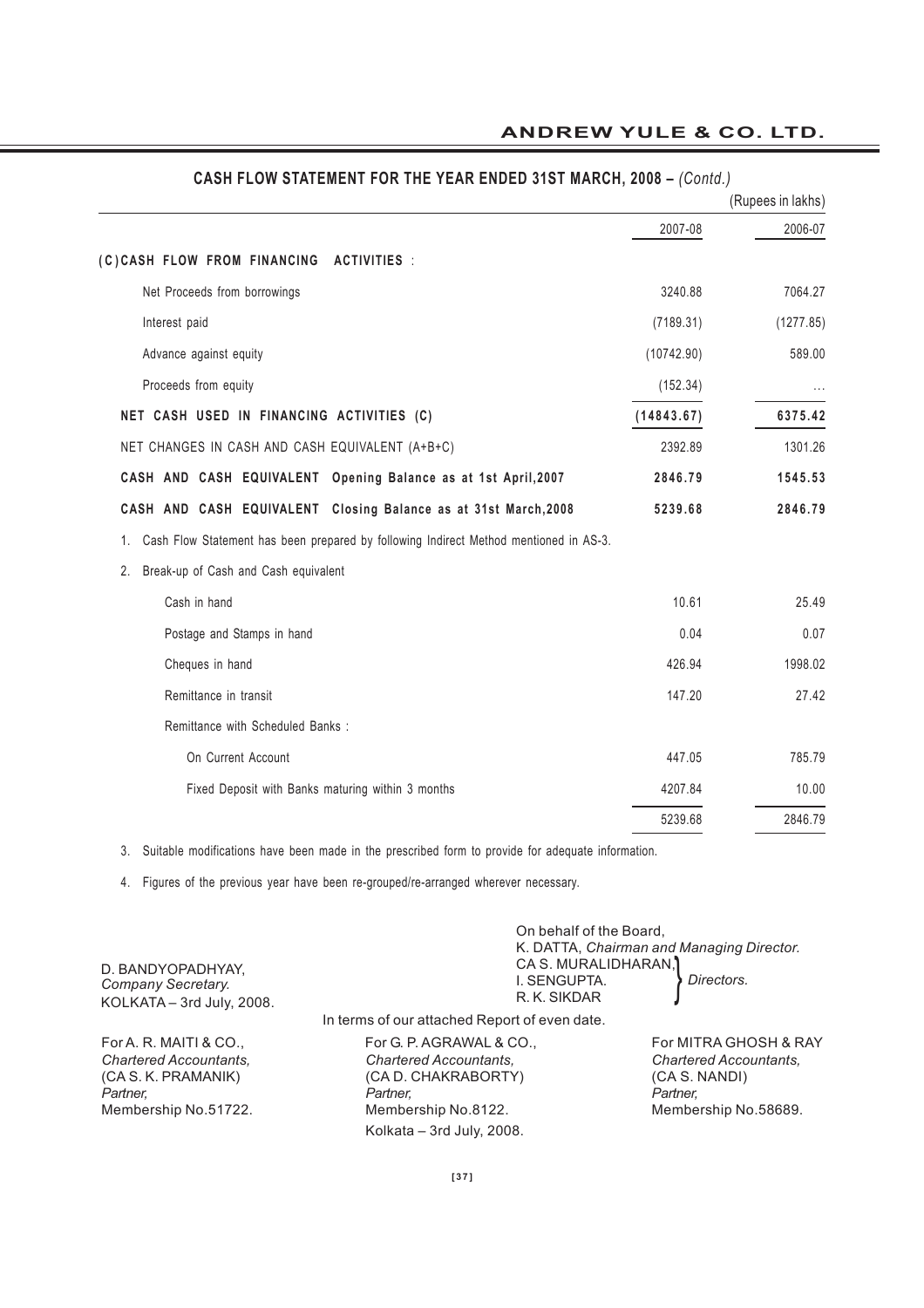## CASH FLOW STATEMENT FOR THE YEAR ENDED 31ST MARCH, 2008 – *(Contd.)*

(Rupees in lakhs)

| | 2007-08 | 2006-07 |
|---|---|---|
| **(C) CASH FLOW FROM FINANCING ACTIVITIES** : | | |
| Net Proceeds from borrowings | 3240.88 | 7064.27 |
| Interest paid | (7189.31) | (1277.85) |
| Advance against equity | (10742.90) | 589.00 |
| Proceeds from equity | (152.34) | ... |
| **NET CASH USED IN FINANCING ACTIVITIES (C)** | **(14843.67)** | **6375.42** |
| NET CHANGES IN CASH AND CASH EQUIVALENT (A+B+C) | 2392.89 | 1301.26 |
| **CASH AND CASH EQUIVALENT Opening Balance as at 1st April,2007** | **2846.79** | **1545.53** |
| **CASH AND CASH EQUIVALENT Closing Balance as at 31st March,2008** | **5239.68** | **2846.79** |

1. Cash Flow Statement has been prepared by following Indirect Method mentioned in AS-3.
2. Break-up of Cash and Cash equivalent

| | 2007-08 | 2006-07 |
|---|---|---|
| Cash in hand | 10.61 | 25.49 |
| Postage and Stamps in hand | 0.04 | 0.07 |
| Cheques in hand | 426.94 | 1998.02 |
| Remittance in transit | 147.20 | 27.42 |
| Remittance with Scheduled Banks : | | |
| On Current Account | 447.05 | 785.79 |
| Fixed Deposit with Banks maturing within 3 months | 4207.84 | 10.00 |
| | 5239.68 | 2846.79 |

3. Suitable modifications have been made in the prescribed form to provide for adequate information.
4. Figures of the previous year have been re-grouped/re-arranged wherever necessary.

D. BANDYOPADHYAY,
*Company Secretary.*
KOLKATA – 3rd July, 2008.

On behalf of the Board,
K. DATTA, *Chairman and Managing Director.*
CA S. MURALIDHARAN,
I. SENGUPTA.
R. K. SIKDAR
} *Directors.*

In terms of our attached Report of even date.

For A. R. MAITI & CO.,
*Chartered Accountants,*
(CA S. K. PRAMANIK)
*Partner,*
Membership No.51722.

For G. P. AGRAWAL & CO.,
*Chartered Accountants,*
(CA D. CHAKRABORTY)
*Partner,*
Membership No.8122.
Kolkata – 3rd July, 2008.

For MITRA GHOSH & RAY
*Chartered Accountants,*
(CA S. NANDI)
*Partner,*
Membership No.58689.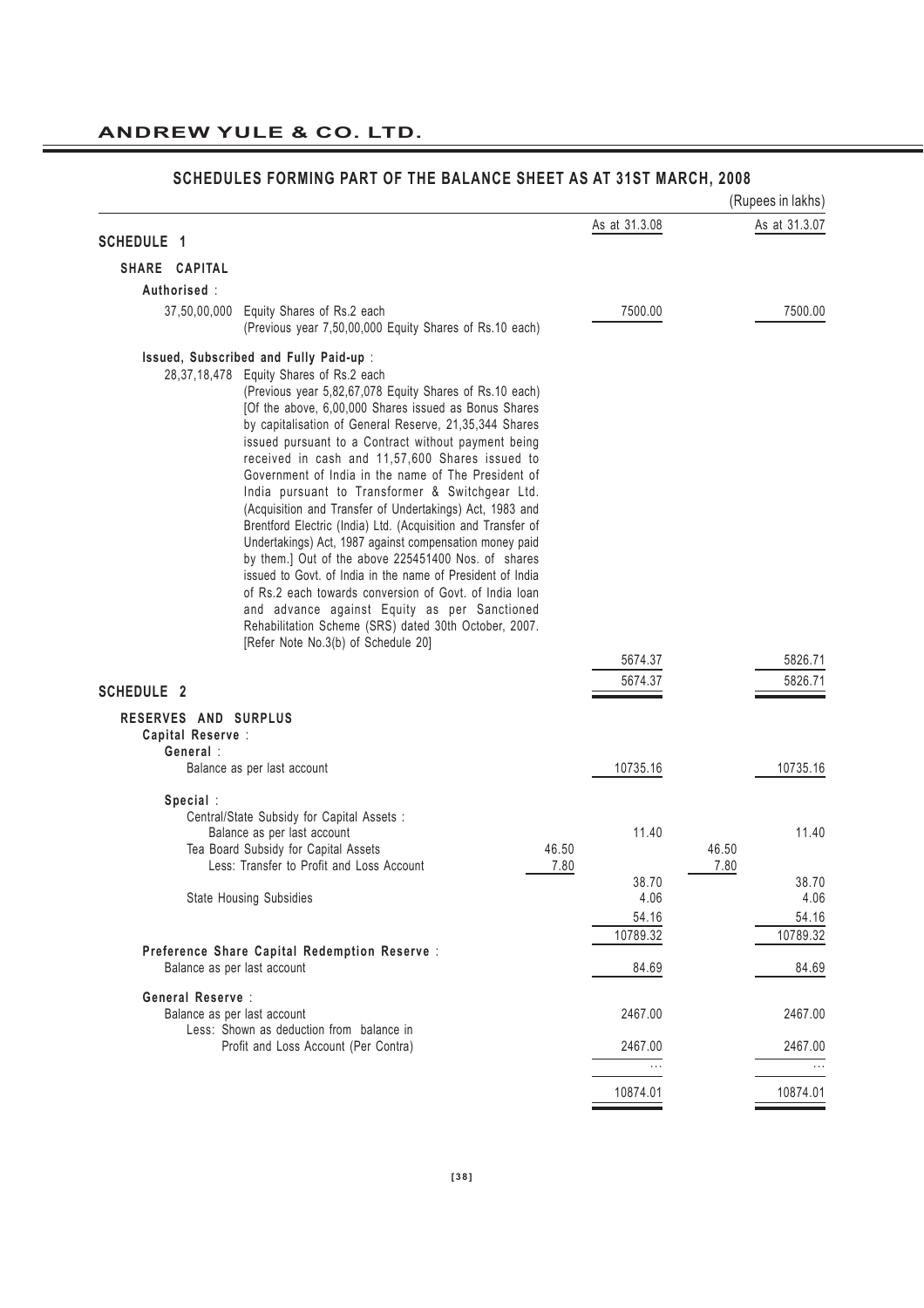## SCHEDULES FORMING PART OF THE BALANCE SHEET AS AT 31ST MARCH, 2008

(Rupees in lakhs)

| | | | As at 31.3.08 | | As at 31.3.07 |
|---|---|---|---|---|---|
| **SCHEDULE 1** | | | | | |
| **SHARE CAPITAL** | | | | | |
| **Authorised** : | | | | | |
| 37,50,00,000 | Equity Shares of Rs.2 each (Previous year 7,50,00,000 Equity Shares of Rs.10 each) | | 7500.00 | | 7500.00 |
| **Issued, Subscribed and Fully Paid-up** : | | | | | |
| 28,37,18,478 | Equity Shares of Rs.2 each (Previous year 5,82,67,078 Equity Shares of Rs.10 each) [Of the above, 6,00,000 Shares issued as Bonus Shares by capitalisation of General Reserve, 21,35,344 Shares issued pursuant to a Contract without payment being received in cash and 11,57,600 Shares issued to Government of India in the name of The President of India pursuant to Transformer & Switchgear Ltd. (Acquisition and Transfer of Undertakings) Act, 1983 and Brentford Electric (India) Ltd. (Acquisition and Transfer of Undertakings) Act, 1987 against compensation money paid by them.] Out of the above 225451400 Nos. of shares issued to Govt. of India in the name of President of India of Rs.2 each towards conversion of Govt. of India loan and advance against Equity as per Sanctioned Rehabilitation Scheme (SRS) dated 30th October, 2007. [Refer Note No.3(b) of Schedule 20] | | 5674.37 | | 5826.71 |
| | | | 5674.37 | | 5826.71 |
| **SCHEDULE 2** | | | | | |
| **RESERVES AND SURPLUS** | | | | | |
| **Capital Reserve** : | | | | | |
| **General** : | | | | | |
| | Balance as per last account | | 10735.16 | | 10735.16 |
| **Special** : | | | | | |
| | Central/State Subsidy for Capital Assets : | | | | |
| | Balance as per last account | | 11.40 | | 11.40 |
| | Tea Board Subsidy for Capital Assets | 46.50 | | 46.50 | |
| | Less: Transfer to Profit and Loss Account | 7.80 | | 7.80 | |
| | | | 38.70 | | 38.70 |
| | State Housing Subsidies | | 4.06 | | 4.06 |
| | | | 54.16 | | 54.16 |
| | | | 10789.32 | | 10789.32 |
| **Preference Share Capital Redemption Reserve** : | | | | | |
| | Balance as per last account | | 84.69 | | 84.69 |
| **General Reserve** : | | | | | |
| | Balance as per last account | | 2467.00 | | 2467.00 |
| | Less: Shown as deduction from balance in Profit and Loss Account (Per Contra) | | 2467.00 | | 2467.00 |
| | | | ... | | ... |
| | | | 10874.01 | | 10874.01 |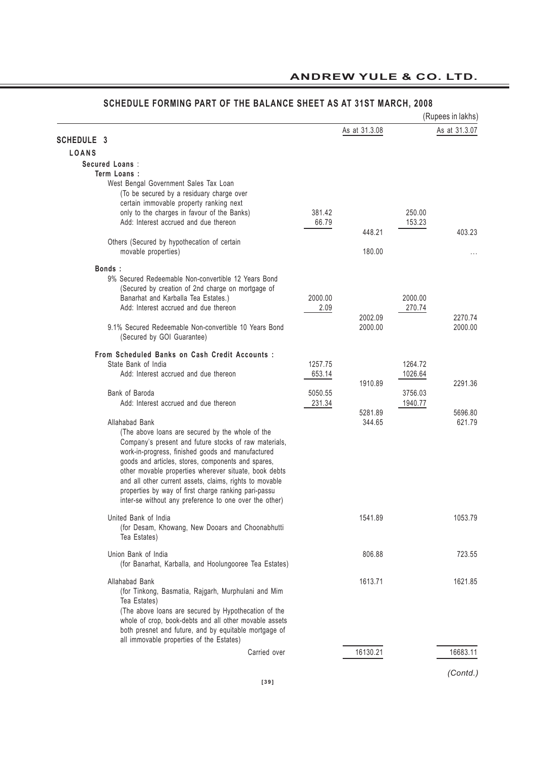## SCHEDULE FORMING PART OF THE BALANCE SHEET AS AT 31ST MARCH, 2008

(Rupees in lakhs)

| | | As at 31.3.08 | | As at 31.3.07 |
|---|---|---|---|---|
| **SCHEDULE 3** | | | | |
| **LOANS** | | | | |
| **Secured Loans** : | | | | |
| **Term Loans :** | | | | |
| West Bengal Government Sales Tax Loan (To be secured by a residuary charge over certain immovable property ranking next only to the charges in favour of the Banks) | 381.42 | | 250.00 | |
| Add: Interest accrued and due thereon | 66.79 | | 153.23 | |
| | | 448.21 | | 403.23 |
| Others (Secured by hypothecation of certain movable properties) | | 180.00 | | ... |
| **Bonds :** | | | | |
| 9% Secured Redeemable Non-convertible 12 Years Bond (Secured by creation of 2nd charge on mortgage of Banarhat and Karballa Tea Estates.) | 2000.00 | | 2000.00 | |
| Add: Interest accrued and due thereon | 2.09 | | 270.74 | |
| | | 2002.09 | | 2270.74 |
| 9.1% Secured Redeemable Non-convertible 10 Years Bond (Secured by GOI Guarantee) | | 2000.00 | | 2000.00 |
| **From Scheduled Banks on Cash Credit Accounts :** | | | | |
| State Bank of India | 1257.75 | | 1264.72 | |
| Add: Interest accrued and due thereon | 653.14 | | 1026.64 | |
| | | 1910.89 | | 2291.36 |
| Bank of Baroda | 5050.55 | | 3756.03 | |
| Add: Interest accrued and due thereon | 231.34 | | 1940.77 | |
| | | 5281.89 | | 5696.80 |
| Allahabad Bank | | 344.65 | | 621.79 |
| (The above loans are secured by the whole of the Company's present and future stocks of raw materials, work-in-progress, finished goods and manufactured goods and articles, stores, components and spares, other movable properties wherever situate, book debts and all other current assets, claims, rights to movable properties by way of first charge ranking pari-passu inter-se without any preference to one over the other) | | | | |
| United Bank of India (for Desam, Khowang, New Dooars and Choonabhutti Tea Estates) | | 1541.89 | | 1053.79 |
| Union Bank of India (for Banarhat, Karballa, and Hoolungooree Tea Estates) | | 806.88 | | 723.55 |
| Allahabad Bank (for Tinkong, Basmatia, Rajgarh, Murphulani and Mim Tea Estates) | | 1613.71 | | 1621.85 |
| (The above loans are secured by Hypothecation of the whole of crop, book-debts and all other movable assets both presnet and future, and by equitable mortgage of all immovable properties of the Estates) | | | | |
| Carried over | | 16130.21 | | 16683.11 |

*(Contd.)*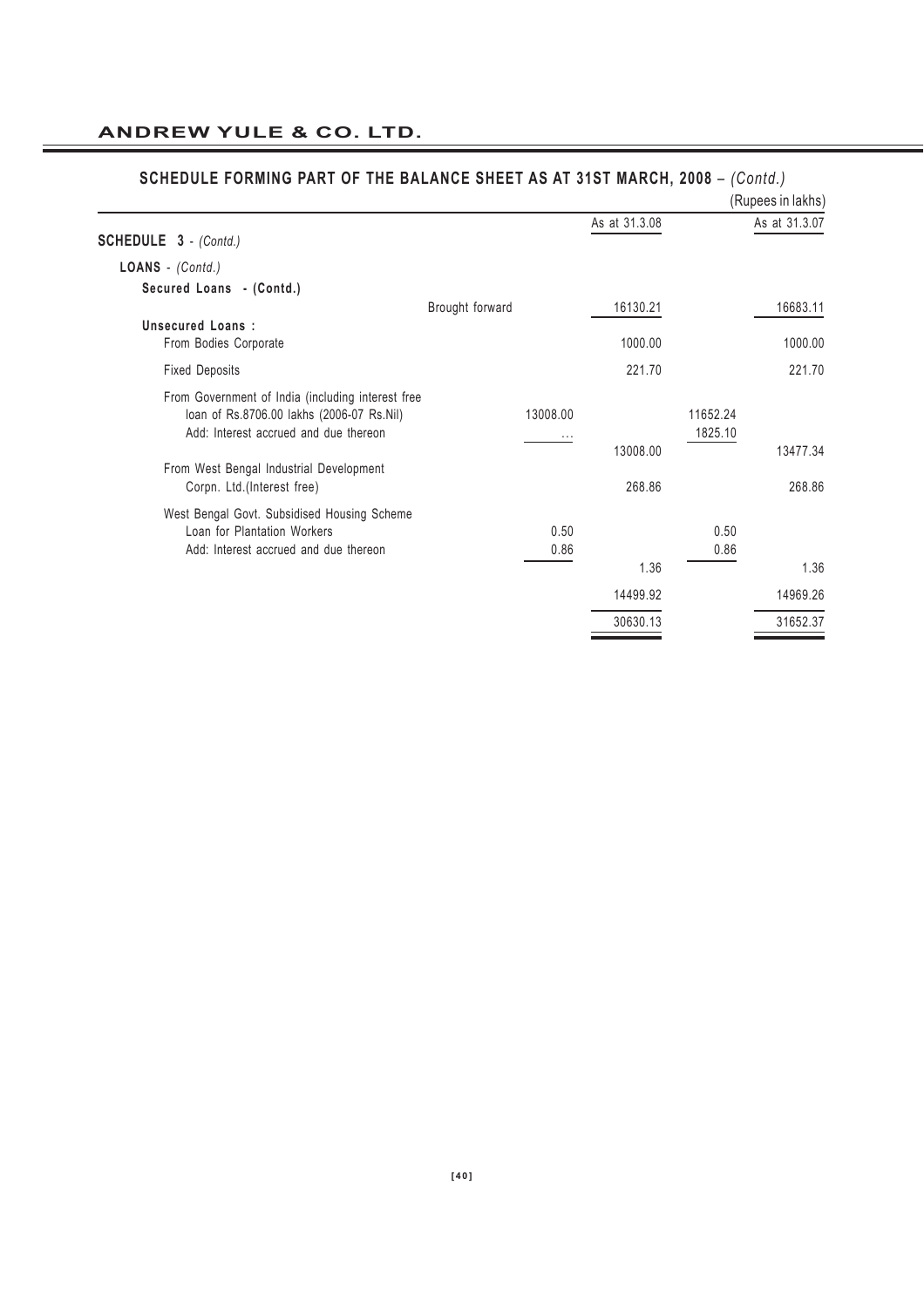## SCHEDULE FORMING PART OF THE BALANCE SHEET AS AT 31ST MARCH, 2008 – *(Contd.)*

(Rupees in lakhs)

| | | As at 31.3.08 | | As at 31.3.07 |
|---|---|---|---|---|
| **SCHEDULE 3** - *(Contd.)* | | | | |
| **LOANS** - *(Contd.)* | | | | |
| **Secured Loans - (Contd.)** | | | | |
| Brought forward | | 16130.21 | | 16683.11 |
| **Unsecured Loans :** | | | | |
| From Bodies Corporate | | 1000.00 | | 1000.00 |
| Fixed Deposits | | 221.70 | | 221.70 |
| From Government of India (including interest free loan of Rs.8706.00 lakhs (2006-07 Rs.Nil) | 13008.00 | | 11652.24 | |
| Add: Interest accrued and due thereon | ... | | 1825.10 | |
| | | 13008.00 | | 13477.34 |
| From West Bengal Industrial Development Corpn. Ltd.(Interest free) | | 268.86 | | 268.86 |
| West Bengal Govt. Subsidised Housing Scheme Loan for Plantation Workers | 0.50 | | 0.50 | |
| Add: Interest accrued and due thereon | 0.86 | | 0.86 | |
| | | 1.36 | | 1.36 |
| | | 14499.92 | | 14969.26 |
| | | 30630.13 | | 31652.37 |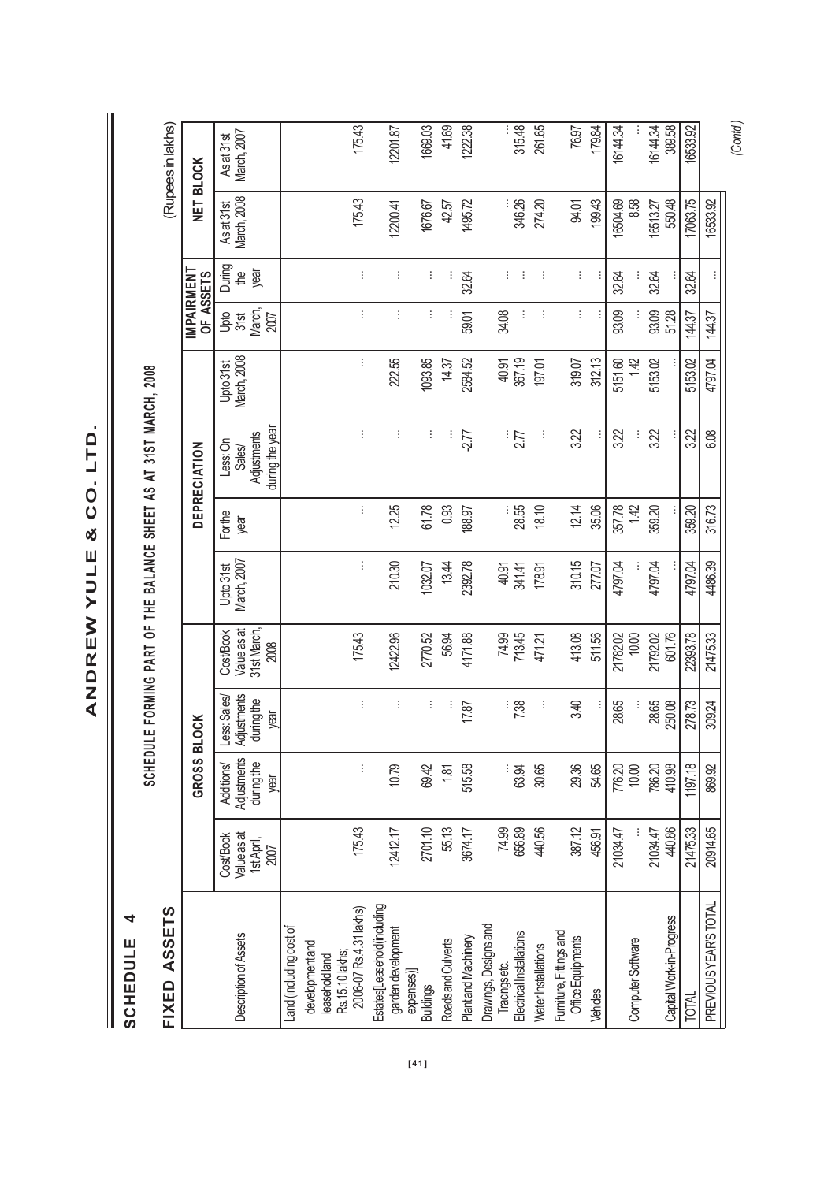# ANDREW YULE & CO. LTD.

## SCHEDULE 4

### SCHEDULE FORMING PART OF THE BALANCE SHEET AS AT 31ST MARCH, 2008

## FIXED ASSETS

(Rupees in lakhs)

| Description of Assets | GROSS BLOCK | | | | DEPRECIATION | | | | IMPAIRMENT OF ASSETS | | NET BLOCK | |
|---|---|---|---|---|---|---|---|---|---|---|---|---|
| | Cost/Book Value as at 1st April, 2007 | Additions/ Adjustments during the year | Less: Sales/ Adjustments during the year | Cost/Book Value as at 31st March, 2008 | Upto 31st March, 2007 | For the year | Less: On Sales/ Adjustments during the year | Upto 31st March, 2008 | Upto 31st March, 2007 | During the year | As at 31st March, 2008 | As at 31st March, 2007 |
| Land (including cost of development and leasehold land Rs.15.10 lakhs; 2006-07 Rs.4.31 lakhs) | 175.43 | ... | ... | 175.43 | ... | ... | ... | ... | ... | ... | 175.43 | 175.43 |
| Estates[Leasehold(including garden development expenses)] | 12412.17 | 10.79 | ... | 12422.96 | 210.30 | 12.25 | ... | 222.55 | ... | ... | 12200.41 | 12201.87 |
| Buildings | 2701.10 | 69.42 | ... | 2770.52 | 1032.07 | 61.78 | ... | 1093.85 | ... | ... | 1676.67 | 1669.03 |
| Roads and Culverts | 55.13 | 1.81 | ... | 56.94 | 13.44 | 0.93 | ... | 14.37 | ... | ... | 42.57 | 41.69 |
| Plant and Machinery | 3674.17 | 515.58 | 17.87 | 4171.88 | 2392.78 | 188.97 | -2.77 | 2584.52 | 59.01 | 32.64 | 1495.72 | 1222.38 |
| Drawings, Designs and Tracings etc. | 74.99 | ... | ... | 74.99 | 40.91 | ... | ... | 40.91 | 34.08 | ... | ... | ... |
| Electrical Installations | 656.89 | 63.94 | 7.38 | 713.45 | 341.41 | 28.55 | 2.77 | 367.19 | ... | ... | 346.26 | 315.48 |
| Water Installations | 440.56 | 30.65 | ... | 471.21 | 178.91 | 18.10 | ... | 197.01 | ... | ... | 274.20 | 261.65 |
| Furniture, Fittings and Office Equipments | 387.12 | 29.36 | 3.40 | 413.08 | 310.15 | 12.14 | 3.22 | 319.07 | ... | ... | 94.01 | 76.97 |
| Vehicles | 456.91 | 54.65 | ... | 511.56 | 277.07 | 35.06 | ... | 312.13 | ... | ... | 199.43 | 179.84 |
| | 21034.47 | 776.20 | 28.65 | 21782.02 | 4797.04 | 357.78 | 3.22 | 5151.60 | 93.09 | 32.64 | 16504.69 | 16144.34 |
| Computer Software | ... | 10.00 | ... | 10.00 | ... | 1.42 | ... | 1.42 | ... | ... | 8.58 | ... |
| | 21034.47 | 786.20 | 28.65 | 21792.02 | 4797.04 | 359.20 | 3.22 | 5153.02 | 93.09 | 32.64 | 16513.27 | 16144.34 |
| Capital Work-in-Progress | 440.86 | 410.98 | 250.08 | 601.76 | ... | ... | ... | ... | 51.28 | ... | 550.48 | 389.58 |
| TOTAL | 21475.33 | 1197.18 | 278.73 | 22393.78 | 4797.04 | 359.20 | 3.22 | 5153.02 | 144.37 | 32.64 | 17063.75 | 16533.92 |
| PREVIOUS YEAR'S TOTAL | 20914.65 | 869.92 | 309.24 | 21475.33 | 4486.39 | 316.73 | 6.08 | 4797.04 | 144.37 | ... | 16533.92 | |

*(Contd.)*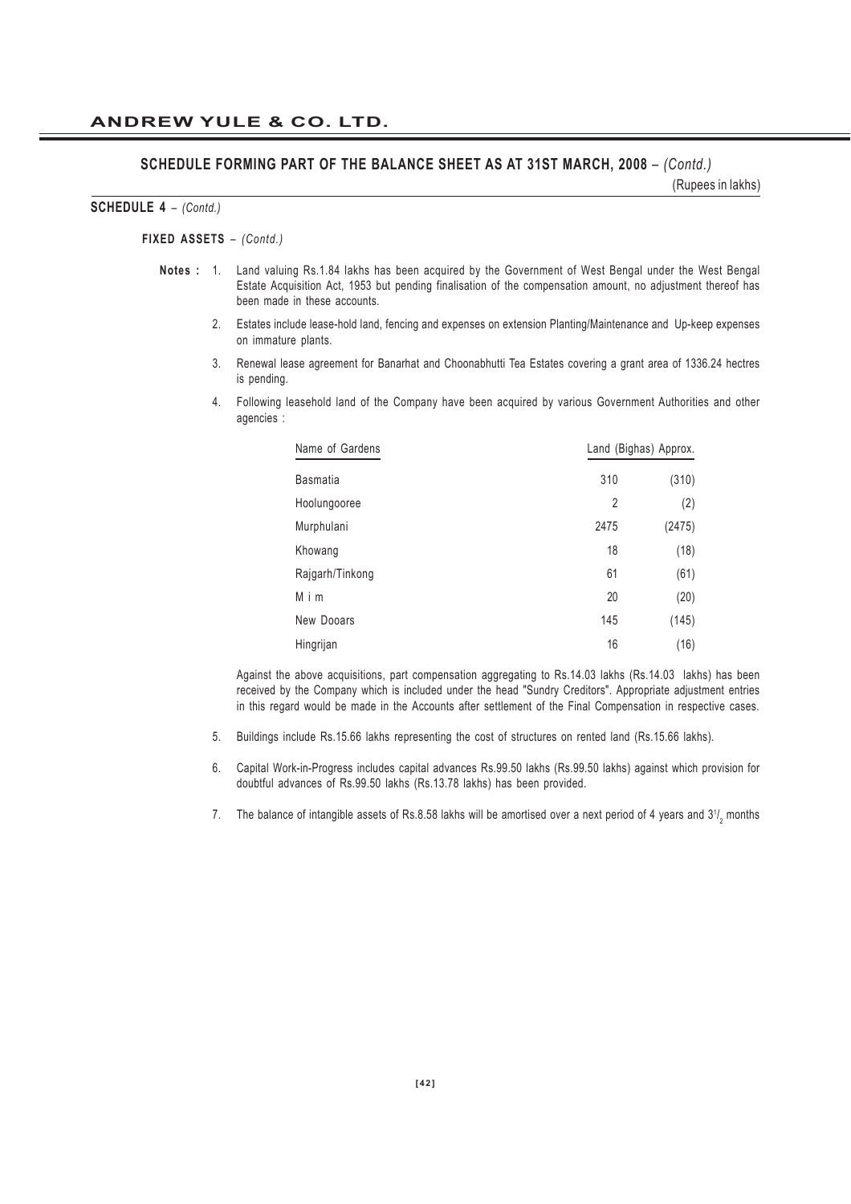## SCHEDULE FORMING PART OF THE BALANCE SHEET AS AT 31ST MARCH, 2008 – *(Contd.)*

(Rupees in lakhs)

**SCHEDULE 4** – *(Contd.)*

**FIXED ASSETS** – *(Contd.)*

**Notes :**

1. Land valuing Rs.1.84 lakhs has been acquired by the Government of West Bengal under the West Bengal Estate Acquisition Act, 1953 but pending finalisation of the compensation amount, no adjustment thereof has been made in these accounts.

2. Estates include lease-hold land, fencing and expenses on extension Planting/Maintenance and Up-keep expenses on immature plants.

3. Renewal lease agreement for Banarhat and Choonabhutti Tea Estates covering a grant area of 1336.24 hectres is pending.

4. Following leasehold land of the Company have been acquired by various Government Authorities and other agencies :

| Name of Gardens | Land (Bighas) Approx. | |
|---|---|---|
| Basmatia | 310 | (310) |
| Hoolungooree | 2 | (2) |
| Murphulani | 2475 | (2475) |
| Khowang | 18 | (18) |
| Rajgarh/Tinkong | 61 | (61) |
| M i m | 20 | (20) |
| New Dooars | 145 | (145) |
| Hingrijan | 16 | (16) |

Against the above acquisitions, part compensation aggregating to Rs.14.03 lakhs (Rs.14.03 lakhs) has been received by the Company which is included under the head "Sundry Creditors". Appropriate adjustment entries in this regard would be made in the Accounts after settlement of the Final Compensation in respective cases.

5. Buildings include Rs.15.66 lakhs representing the cost of structures on rented land (Rs.15.66 lakhs).

6. Capital Work-in-Progress includes capital advances Rs.99.50 lakhs (Rs.99.50 lakhs) against which provision for doubtful advances of Rs.99.50 lakhs (Rs.13.78 lakhs) has been provided.

7. The balance of intangible assets of Rs.8.58 lakhs will be amortised over a next period of 4 years and $3\frac{1}{2}$ months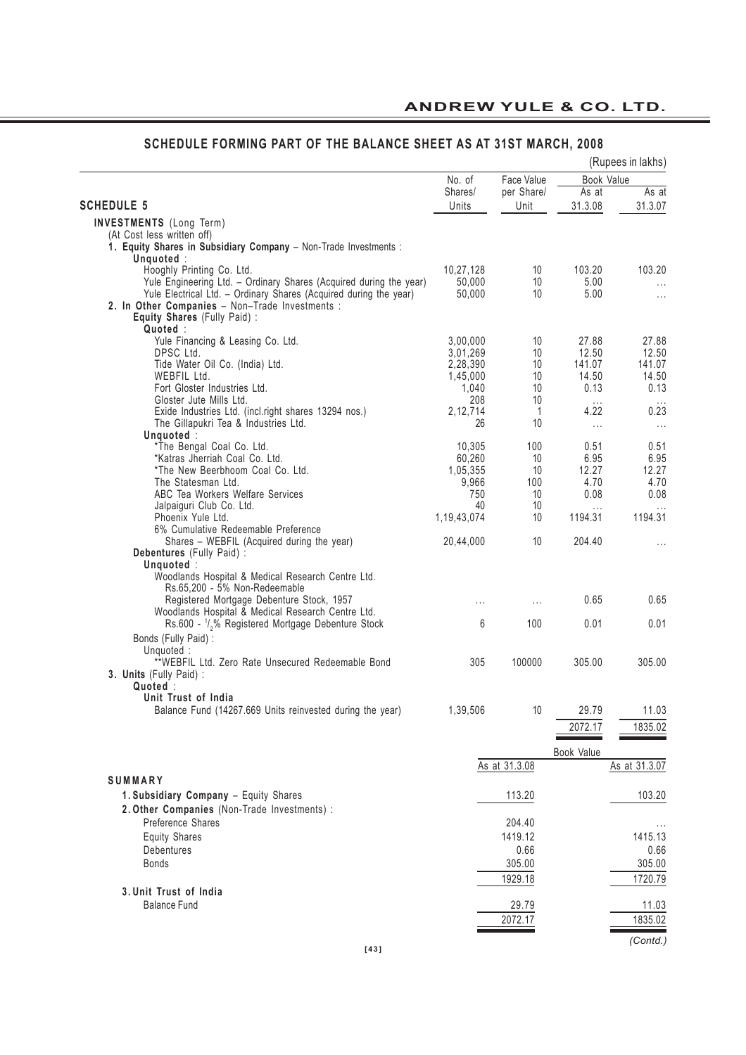## SCHEDULE FORMING PART OF THE BALANCE SHEET AS AT 31ST MARCH, 2008

(Rupees in lakhs)

| SCHEDULE 5 | No. of Shares/ Units | Face Value per Share/ Unit | Book Value As at 31.3.08 | Book Value As at 31.3.07 |
|---|---|---|---|---|
| **INVESTMENTS** (Long Term) | | | | |
| (At Cost less written off) | | | | |
| **1. Equity Shares in Subsidiary Company** – Non-Trade Investments : | | | | |
| **Unquoted** : | | | | |
| Hooghly Printing Co. Ltd. | 10,27,128 | 10 | 103.20 | 103.20 |
| Yule Engineering Ltd. – Ordinary Shares (Acquired during the year) | 50,000 | 10 | 5.00 | ... |
| Yule Electrical Ltd. – Ordinary Shares (Acquired during the year) | 50,000 | 10 | 5.00 | ... |
| **2. In Other Companies** – Non–Trade Investments : | | | | |
| **Equity Shares** (Fully Paid) : | | | | |
| **Quoted** : | | | | |
| Yule Financing & Leasing Co. Ltd. | 3,00,000 | 10 | 27.88 | 27.88 |
| DPSC Ltd. | 3,01,269 | 10 | 12.50 | 12.50 |
| Tide Water Oil Co. (India) Ltd. | 2,28,390 | 10 | 141.07 | 141.07 |
| WEBFIL Ltd. | 1,45,000 | 10 | 14.50 | 14.50 |
| Fort Gloster Industries Ltd. | 1,040 | 10 | 0.13 | 0.13 |
| Gloster Jute Mills Ltd. | 208 | 10 | ... | ... |
| Exide Industries Ltd. (incl.right shares 13294 nos.) | 2,12,714 | 1 | 4.22 | 0.23 |
| The Gillapukri Tea & Industries Ltd. | 26 | 10 | ... | ... |
| **Unquoted** : | | | | |
| *The Bengal Coal Co. Ltd. | 10,305 | 100 | 0.51 | 0.51 |
| *Katras Jherriah Coal Co. Ltd. | 60,260 | 10 | 6.95 | 6.95 |
| *The New Beerbhoom Coal Co. Ltd. | 1,05,355 | 10 | 12.27 | 12.27 |
| The Statesman Ltd. | 9,966 | 100 | 4.70 | 4.70 |
| ABC Tea Workers Welfare Services | 750 | 10 | 0.08 | 0.08 |
| Jalpaiguri Club Co. Ltd. | 40 | 10 | ... | ... |
| Phoenix Yule Ltd. | 1,19,43,074 | 10 | 1194.31 | 1194.31 |
| 6% Cumulative Redeemable Preference Shares – WEBFIL (Acquired during the year) | 20,44,000 | 10 | 204.40 | ... |
| **Debentures** (Fully Paid) : | | | | |
| **Unquoted** : | | | | |
| Woodlands Hospital & Medical Research Centre Ltd. Rs.65,200 - 5% Non-Redeemable Registered Mortgage Debenture Stock, 1957 | ... | ... | 0.65 | 0.65 |
| Woodlands Hospital & Medical Research Centre Ltd. Rs.600 - 1/2% Registered Mortgage Debenture Stock | 6 | 100 | 0.01 | 0.01 |
| Bonds (Fully Paid) : | | | | |
| Unquoted : | | | | |
| **WEBFIL Ltd. Zero Rate Unsecured Redeemable Bond | 305 | 100000 | 305.00 | 305.00 |
| **3. Units** (Fully Paid) : | | | | |
| **Quoted** : | | | | |
| **Unit Trust of India** | | | | |
| Balance Fund (14267.669 Units reinvested during the year) | 1,39,506 | 10 | 29.79 | 11.03 |
| | | | 2072.17 | 1835.02 |

| SUMMARY | Book Value As at 31.3.08 | Book Value As at 31.3.07 |
|---|---|---|
| **1. Subsidiary Company** – Equity Shares | 113.20 | 103.20 |
| **2. Other Companies** (Non-Trade Investments) : | | |
| Preference Shares | 204.40 | ... |
| Equity Shares | 1419.12 | 1415.13 |
| Debentures | 0.66 | 0.66 |
| Bonds | 305.00 | 305.00 |
| | 1929.18 | 1720.79 |
| **3. Unit Trust of India** | | |
| Balance Fund | 29.79 | 11.03 |
| | 2072.17 | 1835.02 |

*(Contd.)*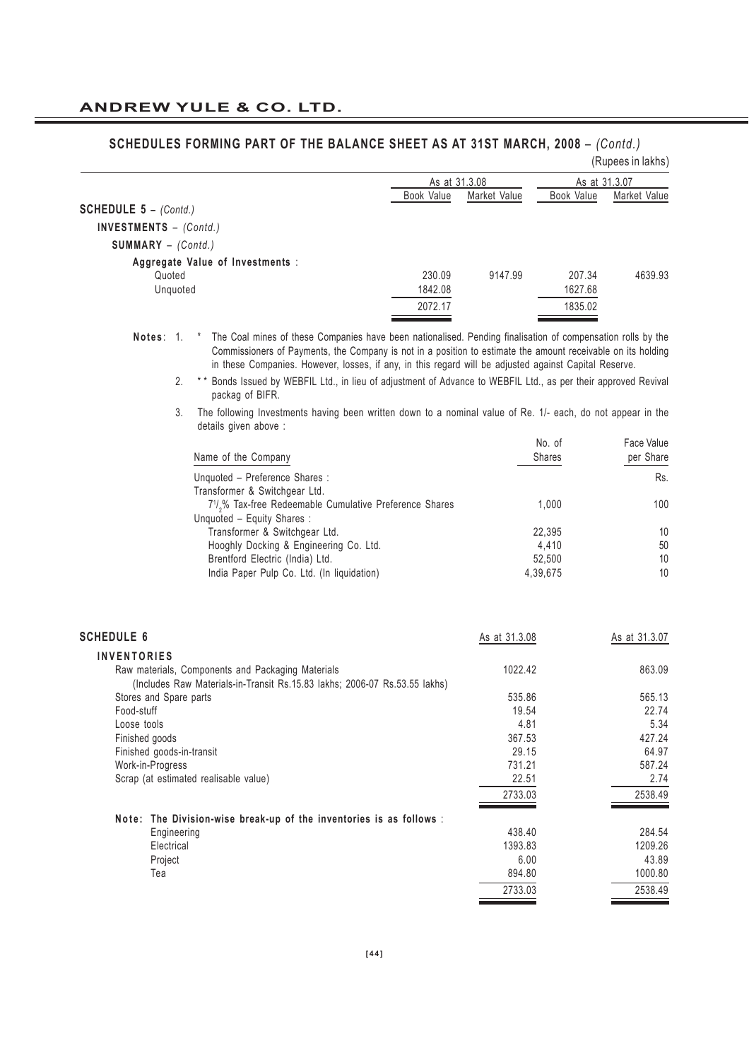## SCHEDULES FORMING PART OF THE BALANCE SHEET AS AT 31ST MARCH, 2008 – *(Contd.)*

(Rupees in lakhs)

| | As at 31.3.08 | | As at 31.3.07 | |
|---|---|---|---|---|
| | Book Value | Market Value | Book Value | Market Value |
| **SCHEDULE 5 –** *(Contd.)* | | | | |
| **INVESTMENTS** – *(Contd.)* | | | | |
| **SUMMARY** – *(Contd.)* | | | | |
| **Aggregate Value of Investments** : | | | | |
| Quoted | 230.09 | 9147.99 | 207.34 | 4639.93 |
| Unquoted | 1842.08 | | 1627.68 | |
| | 2072.17 | | 1835.02 | |

**Notes**: 1. * The Coal mines of these Companies have been nationalised. Pending finalisation of compensation rolls by the Commissioners of Payments, the Company is not in a position to estimate the amount receivable on its holding in these Companies. However, losses, if any, in this regard will be adjusted against Capital Reserve.

2. ** Bonds Issued by WEBFIL Ltd., in lieu of adjustment of Advance to WEBFIL Ltd., as per their approved Revival packag of BIFR.

3. The following Investments having been written down to a nominal value of Re. 1/- each, do not appear in the details given above :

| Name of the Company | No. of Shares | Face Value per Share |
|---|---|---|
| Unquoted – Preference Shares : | | Rs. |
| Transformer & Switchgear Ltd. | | |
| 7½% Tax-free Redeemable Cumulative Preference Shares | 1,000 | 100 |
| Unquoted – Equity Shares : | | |
| Transformer & Switchgear Ltd. | 22,395 | 10 |
| Hooghly Docking & Engineering Co. Ltd. | 4,410 | 50 |
| Brentford Electric (India) Ltd. | 52,500 | 10 |
| India Paper Pulp Co. Ltd. (In liquidation) | 4,39,675 | 10 |

| **SCHEDULE 6** | As at 31.3.08 | As at 31.3.07 |
|---|---|---|
| **INVENTORIES** | | |
| Raw materials, Components and Packaging Materials (Includes Raw Materials-in-Transit Rs.15.83 lakhs; 2006-07 Rs.53.55 lakhs) | 1022.42 | 863.09 |
| Stores and Spare parts | 535.86 | 565.13 |
| Food-stuff | 19.54 | 22.74 |
| Loose tools | 4.81 | 5.34 |
| Finished goods | 367.53 | 427.24 |
| Finished goods-in-transit | 29.15 | 64.97 |
| Work-in-Progress | 731.21 | 587.24 |
| Scrap (at estimated realisable value) | 22.51 | 2.74 |
| | 2733.03 | 2538.49 |
| **Note: The Division-wise break-up of the inventories is as follows** : | | |
| Engineering | 438.40 | 284.54 |
| Electrical | 1393.83 | 1209.26 |
| Project | 6.00 | 43.89 |
| Tea | 894.80 | 1000.80 |
| | 2733.03 | 2538.49 |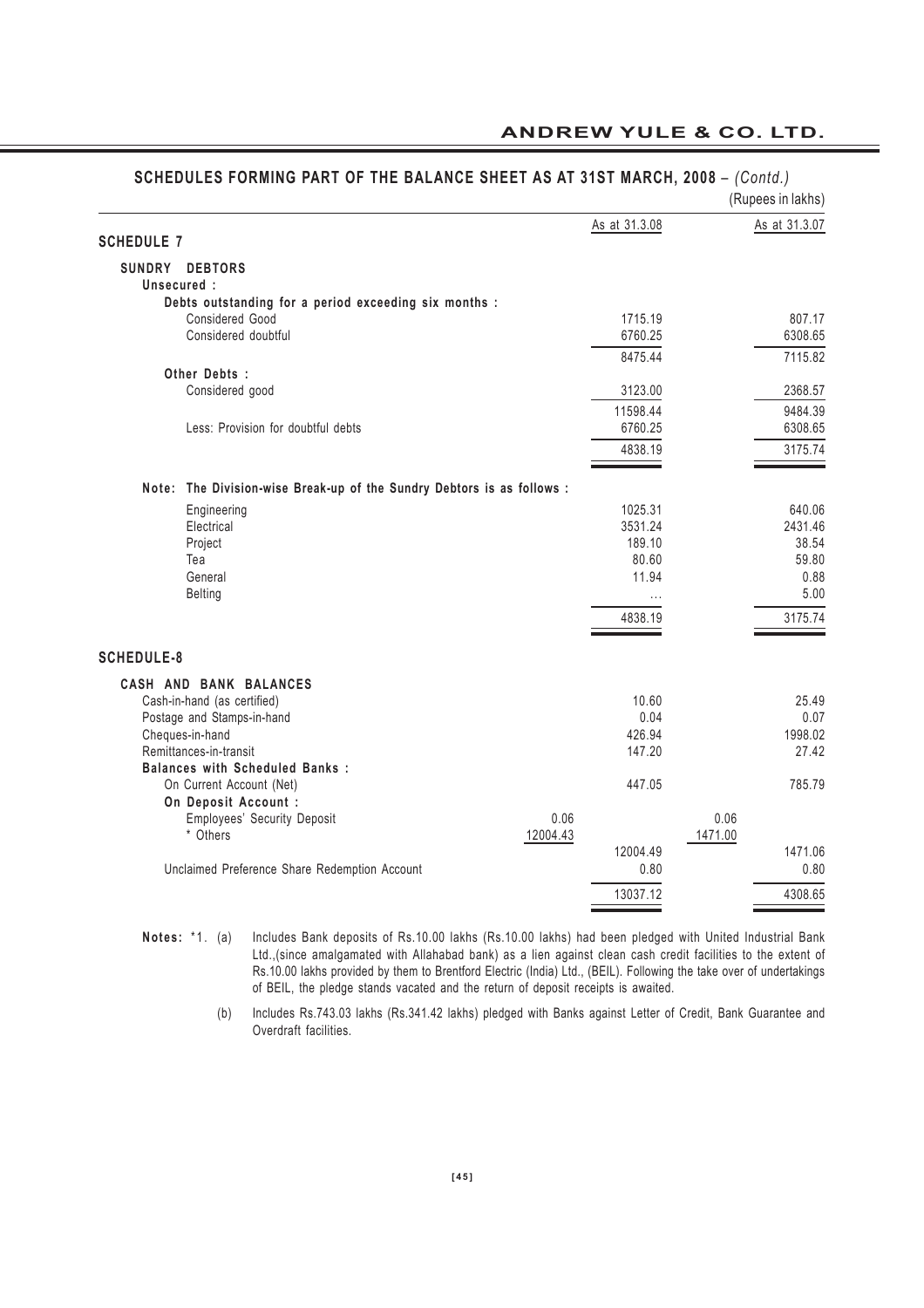## SCHEDULES FORMING PART OF THE BALANCE SHEET AS AT 31ST MARCH, 2008 – *(Contd.)*

(Rupees in lakhs)

### SCHEDULE 7

| | | As at 31.3.08 | | As at 31.3.07 |
|---|---|---|---|---|
| **SUNDRY DEBTORS** | | | | |
| **Unsecured :** | | | | |
| **Debts outstanding for a period exceeding six months :** | | | | |
| Considered Good | | 1715.19 | | 807.17 |
| Considered doubtful | | 6760.25 | | 6308.65 |
| | | 8475.44 | | 7115.82 |
| **Other Debts :** | | | | |
| Considered good | | 3123.00 | | 2368.57 |
| | | 11598.44 | | 9484.39 |
| Less: Provision for doubtful debts | | 6760.25 | | 6308.65 |
| | | 4838.19 | | 3175.74 |
| **Note: The Division-wise Break-up of the Sundry Debtors is as follows :** | | | | |
| Engineering | | 1025.31 | | 640.06 |
| Electrical | | 3531.24 | | 2431.46 |
| Project | | 189.10 | | 38.54 |
| Tea | | 80.60 | | 59.80 |
| General | | 11.94 | | 0.88 |
| Belting | | ... | | 5.00 |
| | | 4838.19 | | 3175.74 |

### SCHEDULE-8

| | | As at 31.3.08 | | As at 31.3.07 |
|---|---|---|---|---|
| **CASH AND BANK BALANCES** | | | | |
| Cash-in-hand (as certified) | | 10.60 | | 25.49 |
| Postage and Stamps-in-hand | | 0.04 | | 0.07 |
| Cheques-in-hand | | 426.94 | | 1998.02 |
| Remittances-in-transit | | 147.20 | | 27.42 |
| **Balances with Scheduled Banks :** | | | | |
| On Current Account (Net) | | 447.05 | | 785.79 |
| **On Deposit Account :** | | | | |
| Employees' Security Deposit | 0.06 | | 0.06 | |
| * Others | 12004.43 | | 1471.00 | |
| | | 12004.49 | | 1471.06 |
| Unclaimed Preference Share Redemption Account | | 0.80 | | 0.80 |
| | | 13037.12 | | 4308.65 |

**Notes:** *1. (a) Includes Bank deposits of Rs.10.00 lakhs (Rs.10.00 lakhs) had been pledged with United Industrial Bank Ltd.,(since amalgamated with Allahabad bank) as a lien against clean cash credit facilities to the extent of Rs.10.00 lakhs provided by them to Brentford Electric (India) Ltd., (BEIL). Following the take over of undertakings of BEIL, the pledge stands vacated and the return of deposit receipts is awaited.

(b) Includes Rs.743.03 lakhs (Rs.341.42 lakhs) pledged with Banks against Letter of Credit, Bank Guarantee and Overdraft facilities.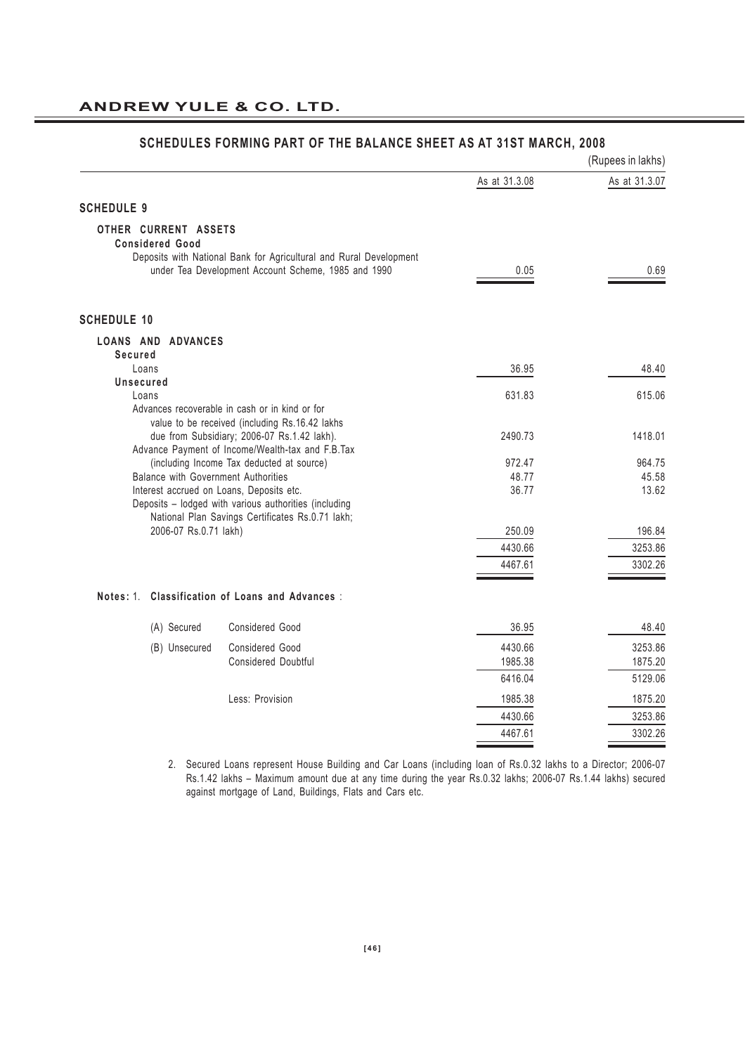## SCHEDULES FORMING PART OF THE BALANCE SHEET AS AT 31ST MARCH, 2008

(Rupees in lakhs)

| | As at 31.3.08 | As at 31.3.07 |
|---|---|---|
| **SCHEDULE 9** | | |
| **OTHER CURRENT ASSETS** | | |
| **Considered Good** | | |
| Deposits with National Bank for Agricultural and Rural Development under Tea Development Account Scheme, 1985 and 1990 | 0.05 | 0.69 |
| **SCHEDULE 10** | | |
| **LOANS AND ADVANCES** | | |
| **Secured** | | |
| Loans | 36.95 | 48.40 |
| **Unsecured** | | |
| Loans | 631.83 | 615.06 |
| Advances recoverable in cash or in kind or for value to be received (including Rs.16.42 lakhs due from Subsidiary; 2006-07 Rs.1.42 lakh). | 2490.73 | 1418.01 |
| Advance Payment of Income/Wealth-tax and F.B.Tax (including Income Tax deducted at source) | 972.47 | 964.75 |
| Balance with Government Authorities | 48.77 | 45.58 |
| Interest accrued on Loans, Deposits etc. | 36.77 | 13.62 |
| Deposits – lodged with various authorities (including National Plan Savings Certificates Rs.0.71 lakh; 2006-07 Rs.0.71 lakh) | 250.09 | 196.84 |
| | 4430.66 | 3253.86 |
| | 4467.61 | 3302.26 |

**Notes:** 1. **Classification of Loans and Advances** :

| | | As at 31.3.08 | As at 31.3.07 |
|---|---|---|---|
| (A) Secured | Considered Good | 36.95 | 48.40 |
| (B) Unsecured | Considered Good | 4430.66 | 3253.86 |
| | Considered Doubtful | 1985.38 | 1875.20 |
| | | 6416.04 | 5129.06 |
| | Less: Provision | 1985.38 | 1875.20 |
| | | 4430.66 | 3253.86 |
| | | 4467.61 | 3302.26 |

2. Secured Loans represent House Building and Car Loans (including loan of Rs.0.32 lakhs to a Director; 2006-07 Rs.1.42 lakhs – Maximum amount due at any time during the year Rs.0.32 lakhs; 2006-07 Rs.1.44 lakhs) secured against mortgage of Land, Buildings, Flats and Cars etc.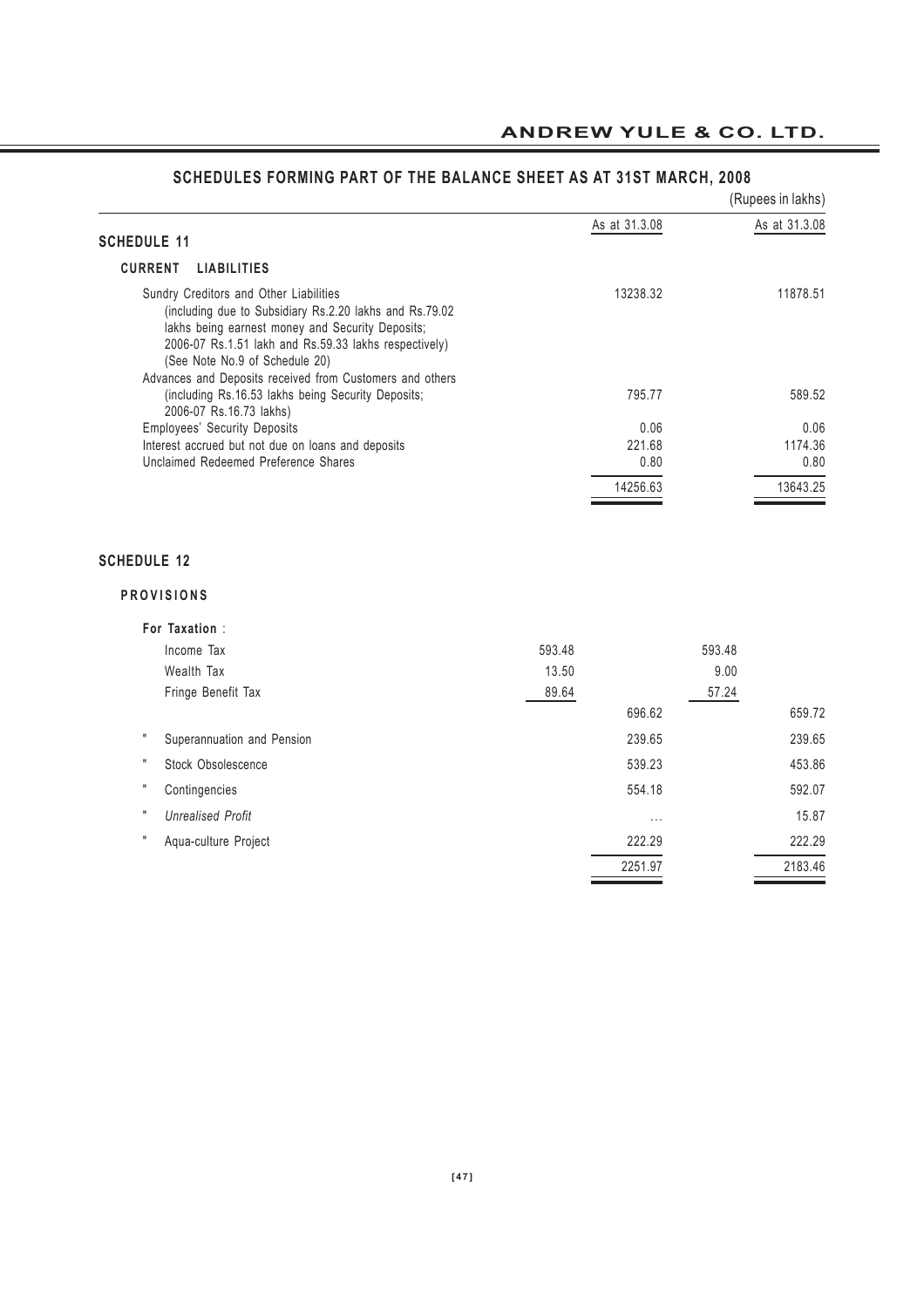## SCHEDULES FORMING PART OF THE BALANCE SHEET AS AT 31ST MARCH, 2008

(Rupees in lakhs)

### SCHEDULE 11

| | As at 31.3.08 | As at 31.3.08 |
|---|---|---|
| **CURRENT LIABILITIES** | | |
| Sundry Creditors and Other Liabilities (including due to Subsidiary Rs.2.20 lakhs and Rs.79.02 lakhs being earnest money and Security Deposits; 2006-07 Rs.1.51 lakh and Rs.59.33 lakhs respectively) (See Note No.9 of Schedule 20) | 13238.32 | 11878.51 |
| Advances and Deposits received from Customers and others (including Rs.16.53 lakhs being Security Deposits; 2006-07 Rs.16.73 lakhs) | 795.77 | 589.52 |
| Employees' Security Deposits | 0.06 | 0.06 |
| Interest accrued but not due on loans and deposits | 221.68 | 1174.36 |
| Unclaimed Redeemed Preference Shares | 0.80 | 0.80 |
| | 14256.63 | 13643.25 |

### SCHEDULE 12

| **PROVISIONS** | | | | |
|---|---|---|---|---|
| **For Taxation** : | | | | |
| Income Tax | 593.48 | | 593.48 | |
| Wealth Tax | 13.50 | | 9.00 | |
| Fringe Benefit Tax | 89.64 | | 57.24 | |
| | | 696.62 | | 659.72 |
| " Superannuation and Pension | | 239.65 | | 239.65 |
| " Stock Obsolescence | | 539.23 | | 453.86 |
| " Contingencies | | 554.18 | | 592.07 |
| " *Unrealised Profit* | | ... | | 15.87 |
| " Aqua-culture Project | | 222.29 | | 222.29 |
| | | 2251.97 | | 2183.46 |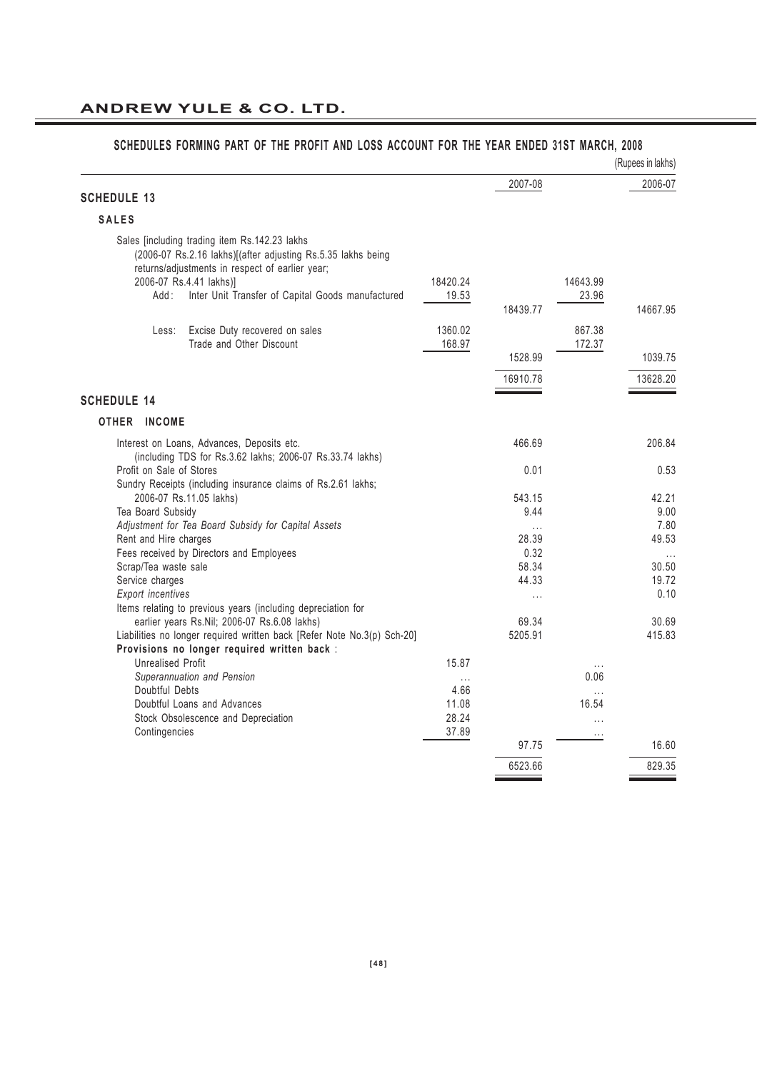# ANDREW YULE & CO. LTD.

## SCHEDULES FORMING PART OF THE PROFIT AND LOSS ACCOUNT FOR THE YEAR ENDED 31ST MARCH, 2008

(Rupees in lakhs)

| | | 2007-08 | | 2006-07 |
|---|---|---|---|---|
| **SCHEDULE 13** | | | | |
| **SALES** | | | | |
| Sales [including trading item Rs.142.23 lakhs (2006-07 Rs.2.16 lakhs)](after adjusting Rs.5.35 lakhs being returns/adjustments in respect of earlier year; 2006-07 Rs.4.41 lakhs)] | 18420.24 | | 14643.99 | |
| Add: Inter Unit Transfer of Capital Goods manufactured | 19.53 | | 23.96 | |
| | | 18439.77 | | 14667.95 |
| Less: Excise Duty recovered on sales | 1360.02 | | 867.38 | |
| Trade and Other Discount | 168.97 | | 172.37 | |
| | | 1528.99 | | 1039.75 |
| | | 16910.78 | | 13628.20 |
| **SCHEDULE 14** | | | | |
| **OTHER INCOME** | | | | |
| Interest on Loans, Advances, Deposits etc. (including TDS for Rs.3.62 lakhs; 2006-07 Rs.33.74 lakhs) | | 466.69 | | 206.84 |
| Profit on Sale of Stores | | 0.01 | | 0.53 |
| Sundry Receipts (including insurance claims of Rs.2.61 lakhs; 2006-07 Rs.11.05 lakhs) | | 543.15 | | 42.21 |
| Tea Board Subsidy | | 9.44 | | 9.00 |
| *Adjustment for Tea Board Subsidy for Capital Assets* | | ... | | 7.80 |
| Rent and Hire charges | | 28.39 | | 49.53 |
| Fees received by Directors and Employees | | 0.32 | | ... |
| Scrap/Tea waste sale | | 58.34 | | 30.50 |
| Service charges | | 44.33 | | 19.72 |
| *Export incentives* | | ... | | 0.10 |
| Items relating to previous years (including depreciation for earlier years Rs.Nil; 2006-07 Rs.6.08 lakhs) | | 69.34 | | 30.69 |
| Liabilities no longer required written back [Refer Note No.3(p) Sch-20] | | 5205.91 | | 415.83 |
| **Provisions no longer required written back** : | | | | |
| Unrealised Profit | 15.87 | | ... | |
| *Superannuation and Pension* | ... | | 0.06 | |
| Doubtful Debts | 4.66 | | ... | |
| Doubtful Loans and Advances | 11.08 | | 16.54 | |
| Stock Obsolescence and Depreciation | 28.24 | | ... | |
| Contingencies | 37.89 | | ... | |
| | | 97.75 | | 16.60 |
| | | 6523.66 | | 829.35 |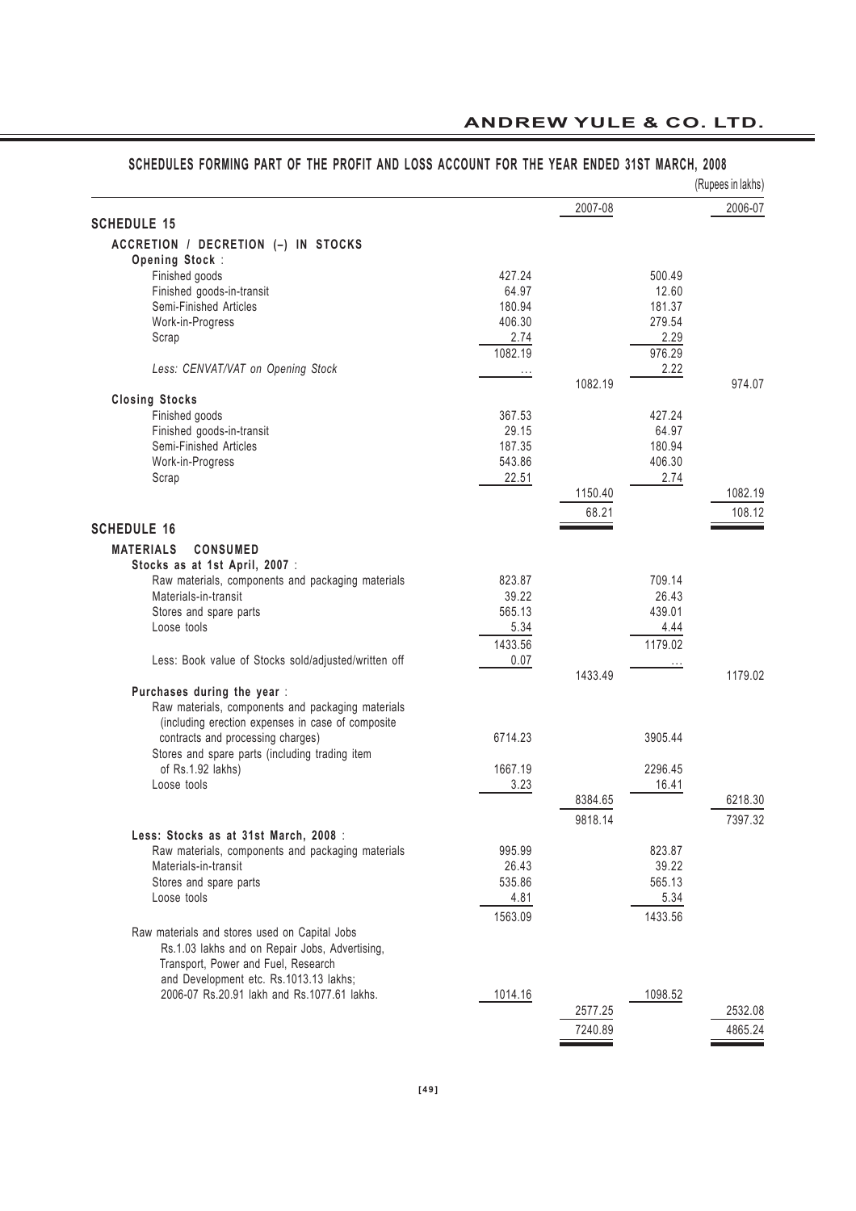## SCHEDULES FORMING PART OF THE PROFIT AND LOSS ACCOUNT FOR THE YEAR ENDED 31ST MARCH, 2008

(Rupees in lakhs)

| | | 2007-08 | | 2006-07 |
|---|---|---|---|---|
| **SCHEDULE 15** | | | | |
| **ACCRETION / DECRETION (–) IN STOCKS** | | | | |
| **Opening Stock** : | | | | |
| Finished goods | 427.24 | | 500.49 | |
| Finished goods-in-transit | 64.97 | | 12.60 | |
| Semi-Finished Articles | 180.94 | | 181.37 | |
| Work-in-Progress | 406.30 | | 279.54 | |
| Scrap | 2.74 | | 2.29 | |
| | 1082.19 | | 976.29 | |
| *Less: CENVAT/VAT on Opening Stock* | ... | | 2.22 | |
| | | 1082.19 | | 974.07 |
| **Closing Stocks** | | | | |
| Finished goods | 367.53 | | 427.24 | |
| Finished goods-in-transit | 29.15 | | 64.97 | |
| Semi-Finished Articles | 187.35 | | 180.94 | |
| Work-in-Progress | 543.86 | | 406.30 | |
| Scrap | 22.51 | | 2.74 | |
| | | 1150.40 | | 1082.19 |
| | | 68.21 | | 108.12 |
| **SCHEDULE 16** | | | | |
| **MATERIALS CONSUMED** | | | | |
| **Stocks as at 1st April, 2007** : | | | | |
| Raw materials, components and packaging materials | 823.87 | | 709.14 | |
| Materials-in-transit | 39.22 | | 26.43 | |
| Stores and spare parts | 565.13 | | 439.01 | |
| Loose tools | 5.34 | | 4.44 | |
| | 1433.56 | | 1179.02 | |
| Less: Book value of Stocks sold/adjusted/written off | 0.07 | | ... | |
| | | 1433.49 | | 1179.02 |
| **Purchases during the year** : | | | | |
| Raw materials, components and packaging materials (including erection expenses in case of composite contracts and processing charges) | 6714.23 | | 3905.44 | |
| Stores and spare parts (including trading item of Rs.1.92 lakhs) | 1667.19 | | 2296.45 | |
| Loose tools | 3.23 | | 16.41 | |
| | | 8384.65 | | 6218.30 |
| | | 9818.14 | | 7397.32 |
| **Less: Stocks as at 31st March, 2008** : | | | | |
| Raw materials, components and packaging materials | 995.99 | | 823.87 | |
| Materials-in-transit | 26.43 | | 39.22 | |
| Stores and spare parts | 535.86 | | 565.13 | |
| Loose tools | 4.81 | | 5.34 | |
| | 1563.09 | | 1433.56 | |
| Raw materials and stores used on Capital Jobs Rs.1.03 lakhs and on Repair Jobs, Advertising, Transport, Power and Fuel, Research and Development etc. Rs.1013.13 lakhs; 2006-07 Rs.20.91 lakh and Rs.1077.61 lakhs. | 1014.16 | | 1098.52 | |
| | | 2577.25 | | 2532.08 |
| | | 7240.89 | | 4865.24 |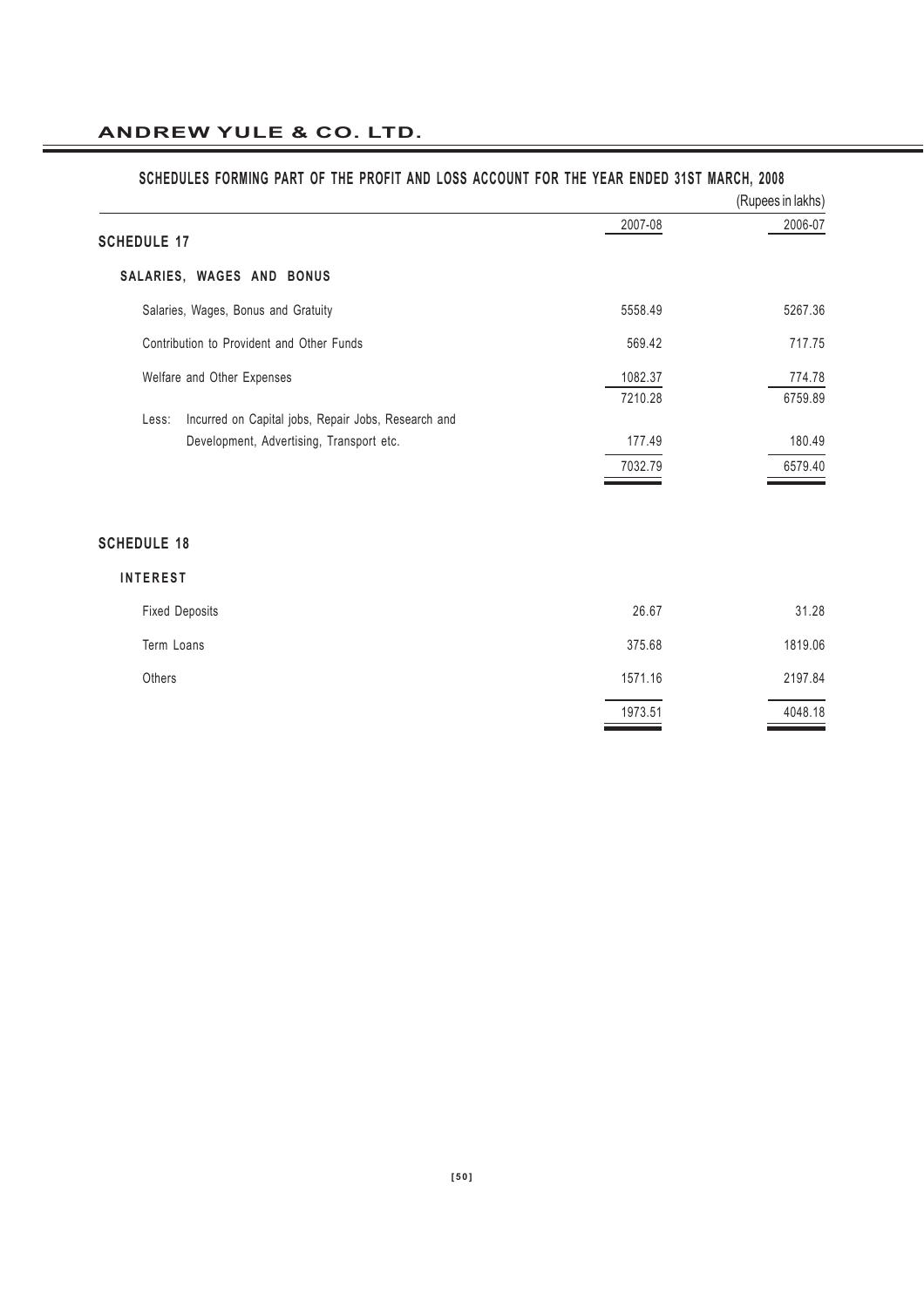## SCHEDULES FORMING PART OF THE PROFIT AND LOSS ACCOUNT FOR THE YEAR ENDED 31ST MARCH, 2008

(Rupees in lakhs)

| | 2007-08 | 2006-07 |
|---|---|---|
| **SCHEDULE 17** | | |
| **SALARIES, WAGES AND BONUS** | | |
| Salaries, Wages, Bonus and Gratuity | 5558.49 | 5267.36 |
| Contribution to Provident and Other Funds | 569.42 | 717.75 |
| Welfare and Other Expenses | 1082.37 | 774.78 |
| | 7210.28 | 6759.89 |
| Less: Incurred on Capital jobs, Repair Jobs, Research and Development, Advertising, Transport etc. | 177.49 | 180.49 |
| | 7032.79 | 6579.40 |

| | 2007-08 | 2006-07 |
|---|---|---|
| **SCHEDULE 18** | | |
| **INTEREST** | | |
| Fixed Deposits | 26.67 | 31.28 |
| Term Loans | 375.68 | 1819.06 |
| Others | 1571.16 | 2197.84 |
| | 1973.51 | 4048.18 |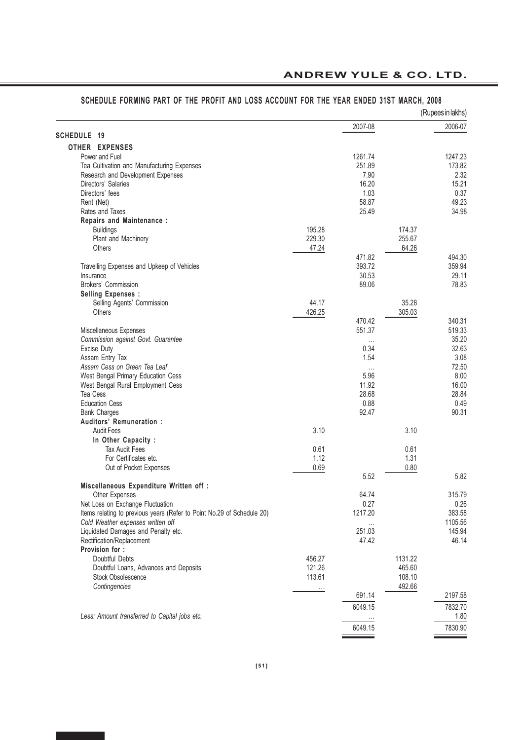## SCHEDULE FORMING PART OF THE PROFIT AND LOSS ACCOUNT FOR THE YEAR ENDED 31ST MARCH, 2008

(Rupees in lakhs)

| | | 2007-08 | | 2006-07 |
|---|---|---|---|---|
| **SCHEDULE 19** | | | | |
| **OTHER EXPENSES** | | | | |
| Power and Fuel | | 1261.74 | | 1247.23 |
| Tea Cultivation and Manufacturing Expenses | | 251.89 | | 173.82 |
| Research and Development Expenses | | 7.90 | | 2.32 |
| Directors' Salaries | | 16.20 | | 15.21 |
| Directors' fees | | 1.03 | | 0.37 |
| Rent (Net) | | 58.87 | | 49.23 |
| Rates and Taxes | | 25.49 | | 34.98 |
| **Repairs and Maintenance :** | | | | |
| Buildings | 195.28 | | 174.37 | |
| Plant and Machinery | 229.30 | | 255.67 | |
| Others | 47.24 | | 64.26 | |
| | | 471.82 | | 494.30 |
| Travelling Expenses and Upkeep of Vehicles | | 393.72 | | 359.94 |
| Insurance | | 30.53 | | 29.11 |
| Brokers' Commission | | 89.06 | | 78.83 |
| **Selling Expenses :** | | | | |
| Selling Agents' Commission | 44.17 | | 35.28 | |
| Others | 426.25 | | 305.03 | |
| | | 470.42 | | 340.31 |
| Miscellaneous Expenses | | 551.37 | | 519.33 |
| *Commission against Govt. Guarantee* | | ... | | 35.20 |
| Excise Duty | | 0.34 | | 32.63 |
| Assam Entry Tax | | 1.54 | | 3.08 |
| *Assam Cess on Green Tea Leaf* | | ... | | 72.50 |
| West Bengal Primary Education Cess | | 5.96 | | 8.00 |
| West Bengal Rural Employment Cess | | 11.92 | | 16.00 |
| Tea Cess | | 28.68 | | 28.84 |
| Education Cess | | 0.88 | | 0.49 |
| Bank Charges | | 92.47 | | 90.31 |
| **Auditors' Remuneration :** | | | | |
| Audit Fees | 3.10 | | 3.10 | |
| **In Other Capacity :** | | | | |
| Tax Audit Fees | 0.61 | | 0.61 | |
| For Certificates etc. | 1.12 | | 1.31 | |
| Out of Pocket Expenses | 0.69 | | 0.80 | |
| | | 5.52 | | 5.82 |
| **Miscellaneous Expenditure Written off :** | | | | |
| Other Expenses | | 64.74 | | 315.79 |
| Net Loss on Exchange Fluctuation | | 0.27 | | 0.26 |
| Items relating to previous years (Refer to Point No.29 of Schedule 20) | | 1217.20 | | 383.58 |
| *Cold Weather expenses written off* | | ... | | 1105.56 |
| Liquidated Damages and Penalty etc. | | 251.03 | | 145.94 |
| Rectification/Replacement | | 47.42 | | 46.14 |
| **Provision for :** | | | | |
| Doubtful Debts | 456.27 | | 1131.22 | |
| Doubtful Loans, Advances and Deposits | 121.26 | | 465.60 | |
| Stock Obsolescence | 113.61 | | 108.10 | |
| *Contingencies* | ... | | 492.66 | |
| | | 691.14 | | 2197.58 |
| | | 6049.15 | | 7832.70 |
| *Less: Amount transferred to Capital jobs etc.* | | ... | | 1.80 |
| | | 6049.15 | | 7830.90 |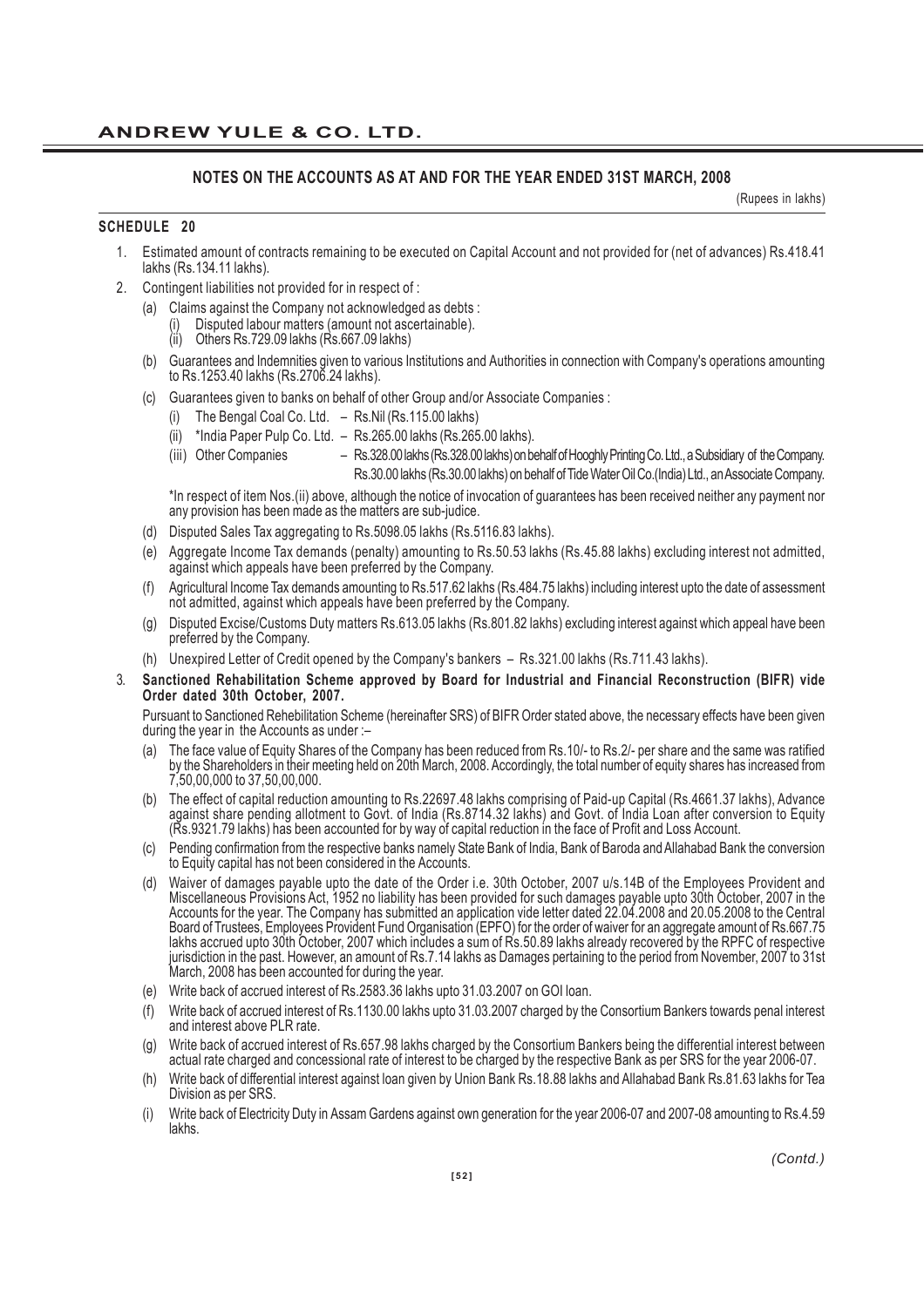## NOTES ON THE ACCOUNTS AS AT AND FOR THE YEAR ENDED 31ST MARCH, 2008

(Rupees in lakhs)

### SCHEDULE 20

1. Estimated amount of contracts remaining to be executed on Capital Account and not provided for (net of advances) Rs.418.41 lakhs (Rs.134.11 lakhs).
2. Contingent liabilities not provided for in respect of :
   - (a) Claims against the Company not acknowledged as debts :
     - (i) Disputed labour matters (amount not ascertainable).
     - (ii) Others Rs.729.09 lakhs (Rs.667.09 lakhs)
   - (b) Guarantees and Indemnities given to various Institutions and Authorities in connection with Company's operations amounting to Rs.1253.40 lakhs (Rs.2706.24 lakhs).
   - (c) Guarantees given to banks on behalf of other Group and/or Associate Companies :
     - (i) The Bengal Coal Co. Ltd. – Rs.Nil (Rs.115.00 lakhs)
     - (ii) *India Paper Pulp Co. Ltd. – Rs.265.00 lakhs (Rs.265.00 lakhs).
     - (iii) Other Companies – Rs.328.00 lakhs (Rs.328.00 lakhs) on behalf of Hooghly Printing Co. Ltd., a Subsidiary of the Company. Rs.30.00 lakhs (Rs.30.00 lakhs) on behalf of Tide Water Oil Co.(India) Ltd., an Associate Company.

     *In respect of item Nos.(ii) above, although the notice of invocation of guarantees has been received neither any payment nor any provision has been made as the matters are sub-judice.
   - (d) Disputed Sales Tax aggregating to Rs.5098.05 lakhs (Rs.5116.83 lakhs).
   - (e) Aggregate Income Tax demands (penalty) amounting to Rs.50.53 lakhs (Rs.45.88 lakhs) excluding interest not admitted, against which appeals have been preferred by the Company.
   - (f) Agricultural Income Tax demands amounting to Rs.517.62 lakhs (Rs.484.75 lakhs) including interest upto the date of assessment not admitted, against which appeals have been preferred by the Company.
   - (g) Disputed Excise/Customs Duty matters Rs.613.05 lakhs (Rs.801.82 lakhs) excluding interest against which appeal have been preferred by the Company.
   - (h) Unexpired Letter of Credit opened by the Company's bankers – Rs.321.00 lakhs (Rs.711.43 lakhs).
3. **Sanctioned Rehabilitation Scheme approved by Board for Industrial and Financial Reconstruction (BIFR) vide Order dated 30th October, 2007.**

   Pursuant to Sanctioned Rehebilitation Scheme (hereinafter SRS) of BIFR Order stated above, the necessary effects have been given during the year in the Accounts as under :–
   - (a) The face value of Equity Shares of the Company has been reduced from Rs.10/- to Rs.2/- per share and the same was ratified by the Shareholders in their meeting held on 20th March, 2008. Accordingly, the total number of equity shares has increased from 7,50,00,000 to 37,50,00,000.
   - (b) The effect of capital reduction amounting to Rs.22697.48 lakhs comprising of Paid-up Capital (Rs.4661.37 lakhs), Advance against share pending allotment to Govt. of India (Rs.8714.32 lakhs) and Govt. of India Loan after conversion to Equity (Rs.9321.79 lakhs) has been accounted for by way of capital reduction in the face of Profit and Loss Account.
   - (c) Pending confirmation from the respective banks namely State Bank of India, Bank of Baroda and Allahabad Bank the conversion to Equity capital has not been considered in the Accounts.
   - (d) Waiver of damages payable upto the date of the Order i.e. 30th October, 2007 u/s.14B of the Employees Provident and Miscellaneous Provisions Act, 1952 no liability has been provided for such damages payable upto 30th October, 2007 in the Accounts for the year. The Company has submitted an application vide letter dated 22.04.2008 and 20.05.2008 to the Central Board of Trustees, Employees Provident Fund Organisation (EPFO) for the order of waiver for an aggregate amount of Rs.667.75 lakhs accrued upto 30th October, 2007 which includes a sum of Rs.50.89 lakhs already recovered by the RPFC of respective jurisdiction in the past. However, an amount of Rs.7.14 lakhs as Damages pertaining to the period from November, 2007 to 31st March, 2008 has been accounted for during the year.
   - (e) Write back of accrued interest of Rs.2583.36 lakhs upto 31.03.2007 on GOI loan.
   - (f) Write back of accrued interest of Rs.1130.00 lakhs upto 31.03.2007 charged by the Consortium Bankers towards penal interest and interest above PLR rate.
   - (g) Write back of accrued interest of Rs.657.98 lakhs charged by the Consortium Bankers being the differential interest between actual rate charged and concessional rate of interest to be charged by the respective Bank as per SRS for the year 2006-07.
   - (h) Write back of differential interest against loan given by Union Bank Rs.18.88 lakhs and Allahabad Bank Rs.81.63 lakhs for Tea Division as per SRS.
   - (i) Write back of Electricity Duty in Assam Gardens against own generation for the year 2006-07 and 2007-08 amounting to Rs.4.59 lakhs.

*(Contd.)*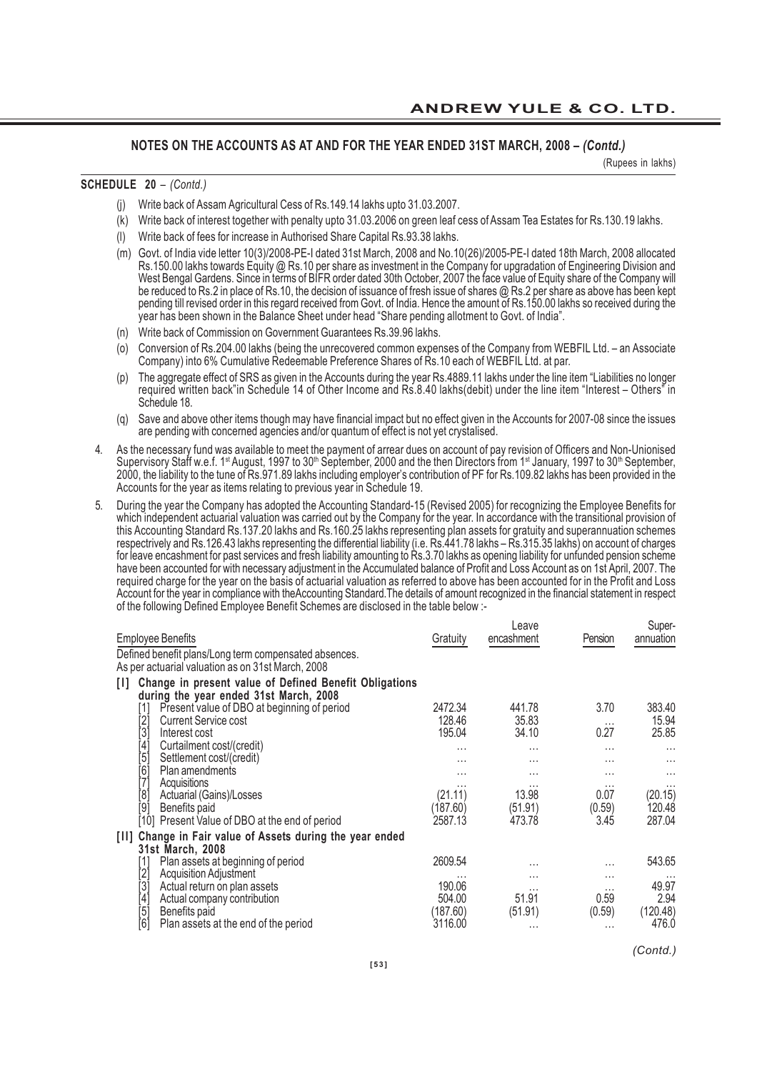## NOTES ON THE ACCOUNTS AS AT AND FOR THE YEAR ENDED 31ST MARCH, 2008 – *(Contd.)*

(Rupees in lakhs)

**SCHEDULE 20** – *(Contd.)*

(j) Write back of Assam Agricultural Cess of Rs.149.14 lakhs upto 31.03.2007.

(k) Write back of interest together with penalty upto 31.03.2006 on green leaf cess of Assam Tea Estates for Rs.130.19 lakhs.

(l) Write back of fees for increase in Authorised Share Capital Rs.93.38 lakhs.

(m) Govt. of India vide letter 10(3)/2008-PE-I dated 31st March, 2008 and No.10(26)/2005-PE-I dated 18th March, 2008 allocated Rs.150.00 lakhs towards Equity @ Rs.10 per share as investment in the Company for upgradation of Engineering Division and West Bengal Gardens. Since in terms of BIFR order dated 30th October, 2007 the face value of Equity share of the Company will be reduced to Rs.2 in place of Rs.10, the decision of issuance of fresh issue of shares @ Rs.2 per share as above has been kept pending till revised order in this regard received from Govt. of India. Hence the amount of Rs.150.00 lakhs so received during the year has been shown in the Balance Sheet under head "Share pending allotment to Govt. of India".

(n) Write back of Commission on Government Guarantees Rs.39.96 lakhs.

(o) Conversion of Rs.204.00 lakhs (being the unrecovered common expenses of the Company from WEBFIL Ltd. – an Associate Company) into 6% Cumulative Redeemable Preference Shares of Rs.10 each of WEBFIL Ltd. at par.

(p) The aggregate effect of SRS as given in the Accounts during the year Rs.4889.11 lakhs under the line item "Liabilities no longer required written back"in Schedule 14 of Other Income and Rs.8.40 lakhs(debit) under the line item "Interest – Others" in Schedule 18.

(q) Save and above other items though may have financial impact but no effect given in the Accounts for 2007-08 since the issues are pending with concerned agencies and/or quantum of effect is not yet crystalised.

4. As the necessary fund was available to meet the payment of arrear dues on account of pay revision of Officers and Non-Unionised Supervisory Staff w.e.f. 1st August, 1997 to 30th September, 2000 and the then Directors from 1st January, 1997 to 30th September, 2000, the liability to the tune of Rs.971.89 lakhs including employer's contribution of PF for Rs.109.82 lakhs has been provided in the Accounts for the year as items relating to previous year in Schedule 19.

5. During the year the Company has adopted the Accounting Standard-15 (Revised 2005) for recognizing the Employee Benefits for which independent actuarial valuation was carried out by the Company for the year. In accordance with the transitional provision of this Accounting Standard Rs.137.20 lakhs and Rs.160.25 lakhs representing plan assets for gratuity and superannuation schemes respectively and Rs.126.43 lakhs representing the differential liability (i.e. Rs.441.78 lakhs – Rs.315.35 lakhs) on account of charges for leave encashment for past services and fresh liability amounting to Rs.3.70 lakhs as opening liability for unfunded pension scheme have been accounted for with necessary adjustment in the Accumulated balance of Profit and Loss Account as on 1st April, 2007. The required charge for the year on the basis of actuarial valuation as referred to above has been accounted for in the Profit and Loss Account for the year in compliance with theAccounting Standard.The details of amount recognized in the financial statement in respect of the following Defined Employee Benefit Schemes are disclosed in the table below :-

| Employee Benefits | Gratuity | Leave encashment | Pension | Super-annuation |
|---|---|---|---|---|
| Defined benefit plans/Long term compensated absences. As per actuarial valuation as on 31st March, 2008 | | | | |
| **[I] Change in present value of Defined Benefit Obligations during the year ended 31st March, 2008** | | | | |
| [1] Present value of DBO at beginning of period | 2472.34 | 441.78 | 3.70 | 383.40 |
| [2] Current Service cost | 128.46 | 35.83 | ... | 15.94 |
| [3] Interest cost | 195.04 | 34.10 | 0.27 | 25.85 |
| [4] Curtailment cost/(credit) | ... | ... | ... | ... |
| [5] Settlement cost/(credit) | ... | ... | ... | ... |
| [6] Plan amendments | ... | ... | ... | ... |
| [7] Acquisitions | ... | ... | ... | ... |
| [8] Actuarial (Gains)/Losses | (21.11) | 13.98 | 0.07 | (20.15) |
| [9] Benefits paid | (187.60) | (51.91) | (0.59) | 120.48 |
| [10] Present Value of DBO at the end of period | 2587.13 | 473.78 | 3.45 | 287.04 |
| **[II] Change in Fair value of Assets during the year ended 31st March, 2008** | | | | |
| [1] Plan assets at beginning of period | 2609.54 | ... | ... | 543.65 |
| [2] Acquisition Adjustment | ... | ... | ... | ... |
| [3] Actual return on plan assets | 190.06 | ... | ... | 49.97 |
| [4] Actual company contribution | 504.00 | 51.91 | 0.59 | 2.94 |
| [5] Benefits paid | (187.60) | (51.91) | (0.59) | (120.48) |
| [6] Plan assets at the end of the period | 3116.00 | ... | ... | 476.0 |

*(Contd.)*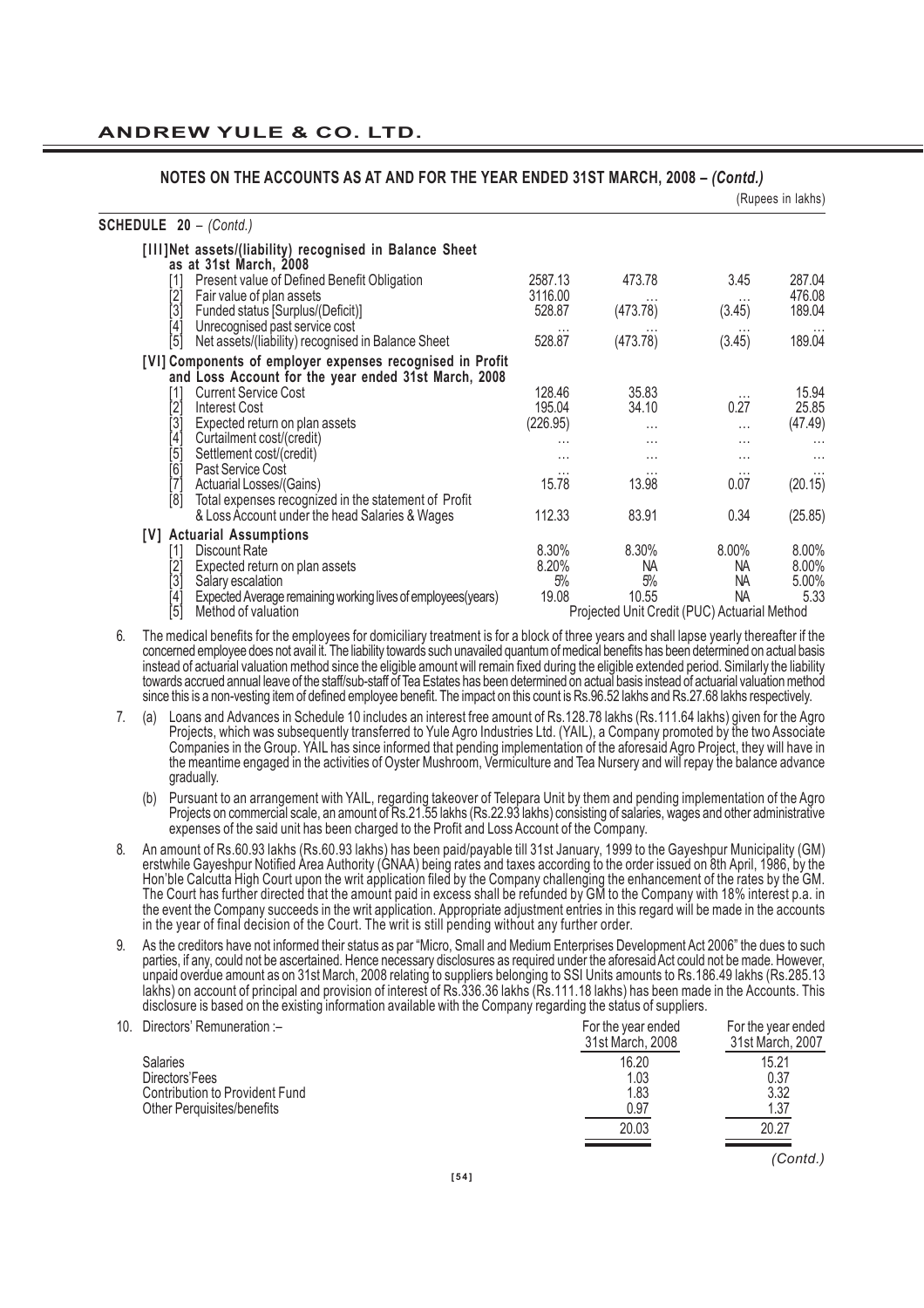## NOTES ON THE ACCOUNTS AS AT AND FOR THE YEAR ENDED 31ST MARCH, 2008 – *(Contd.)*

(Rupees in lakhs)

**SCHEDULE 20** – *(Contd.)*

| | | | | |
|---|---|---|---|---|
| **[III] Net assets/(liability) recognised in Balance Sheet as at 31st March, 2008** | | | | |
| [1] Present value of Defined Benefit Obligation | 2587.13 | 473.78 | 3.45 | 287.04 |
| [2] Fair value of plan assets | 3116.00 | ... | ... | 476.08 |
| [3] Funded status [Surplus/(Deficit)] | 528.87 | (473.78) | (3.45) | 189.04 |
| [4] Unrecognised past service cost | ... | ... | ... | ... |
| [5] Net assets/(liability) recognised in Balance Sheet | 528.87 | (473.78) | (3.45) | 189.04 |
| **[VI] Components of employer expenses recognised in Profit and Loss Account for the year ended 31st March, 2008** | | | | |
| [1] Current Service Cost | 128.46 | 35.83 | ... | 15.94 |
| [2] Interest Cost | 195.04 | 34.10 | 0.27 | 25.85 |
| [3] Expected return on plan assets | (226.95) | ... | ... | (47.49) |
| [4] Curtailment cost/(credit) | ... | ... | ... | ... |
| [5] Settlement cost/(credit) | ... | ... | ... | ... |
| [6] Past Service Cost | ... | ... | ... | ... |
| [7] Actuarial Losses/(Gains) | 15.78 | 13.98 | 0.07 | (20.15) |
| [8] Total expenses recognized in the statement of Profit & Loss Account under the head Salaries & Wages | 112.33 | 83.91 | 0.34 | (25.85) |
| **[V] Actuarial Assumptions** | | | | |
| [1] Discount Rate | 8.30% | 8.30% | 8.00% | 8.00% |
| [2] Expected return on plan assets | 8.20% | NA | NA | 8.00% |
| [3] Salary escalation | 5% | 5% | NA | 5.00% |
| [4] Expected Average remaining working lives of employees(years) | 19.08 | 10.55 | NA | 5.33 |
| [5] Method of valuation | Projected Unit Credit (PUC) Actuarial Method | | | |

6. The medical benefits for the employees for domiciliary treatment is for a block of three years and shall lapse yearly thereafter if the concerned employee does not avail it. The liability towards such unavailed quantum of medical benefits has been determined on actual basis instead of actuarial valuation method since the eligible amount will remain fixed during the eligible extended period. Similarly the liability towards accrued annual leave of the staff/sub-staff of Tea Estates has been determined on actual basis instead of actuarial valuation method since this is a non-vesting item of defined employee benefit. The impact on this count is Rs.96.52 lakhs and Rs.27.68 lakhs respectively.

7. (a) Loans and Advances in Schedule 10 includes an interest free amount of Rs.128.78 lakhs (Rs.111.64 lakhs) given for the Agro Projects, which was subsequently transferred to Yule Agro Industries Ltd. (YAIL), a Company promoted by the two Associate Companies in the Group. YAIL has since informed that pending implementation of the aforesaid Agro Project, they will have in the meantime engaged in the activities of Oyster Mushroom, Vermiculture and Tea Nursery and will repay the balance advance gradually.

   (b) Pursuant to an arrangement with YAIL, regarding takeover of Telepara Unit by them and pending implementation of the Agro Projects on commercial scale, an amount of Rs.21.55 lakhs (Rs.22.93 lakhs) consisting of salaries, wages and other administrative expenses of the said unit has been charged to the Profit and Loss Account of the Company.

8. An amount of Rs.60.93 lakhs (Rs.60.93 lakhs) has been paid/payable till 31st January, 1999 to the Gayeshpur Municipality (GM) erstwhile Gayeshpur Notified Area Authority (GNAA) being rates and taxes according to the order issued on 8th April, 1986, by the Hon'ble Calcutta High Court upon the writ application filed by the Company challenging the enhancement of the rates by the GM. The Court has further directed that the amount paid in excess shall be refunded by GM to the Company with 18% interest p.a. in the event the Company succeeds in the writ application. Appropriate adjustment entries in this regard will be made in the accounts in the year of final decision of the Court. The writ is still pending without any further order.

9. As the creditors have not informed their status as par "Micro, Small and Medium Enterprises Development Act 2006" the dues to such parties, if any, could not be ascertained. Hence necessary disclosures as required under the aforesaid Act could not be made. However, unpaid overdue amount as on 31st March, 2008 relating to suppliers belonging to SSI Units amounts to Rs.186.49 lakhs (Rs.285.13 lakhs) on account of principal and provision of interest of Rs.336.36 lakhs (Rs.111.18 lakhs) has been made in the Accounts. This disclosure is based on the existing information available with the Company regarding the status of suppliers.

10. Directors' Remuneration :–

| | For the year ended 31st March, 2008 | For the year ended 31st March, 2007 |
|---|---|---|
| Salaries | 16.20 | 15.21 |
| Directors'Fees | 1.03 | 0.37 |
| Contribution to Provident Fund | 1.83 | 3.32 |
| Other Perquisites/benefits | 0.97 | 1.37 |
| | 20.03 | 20.27 |

*(Contd.)*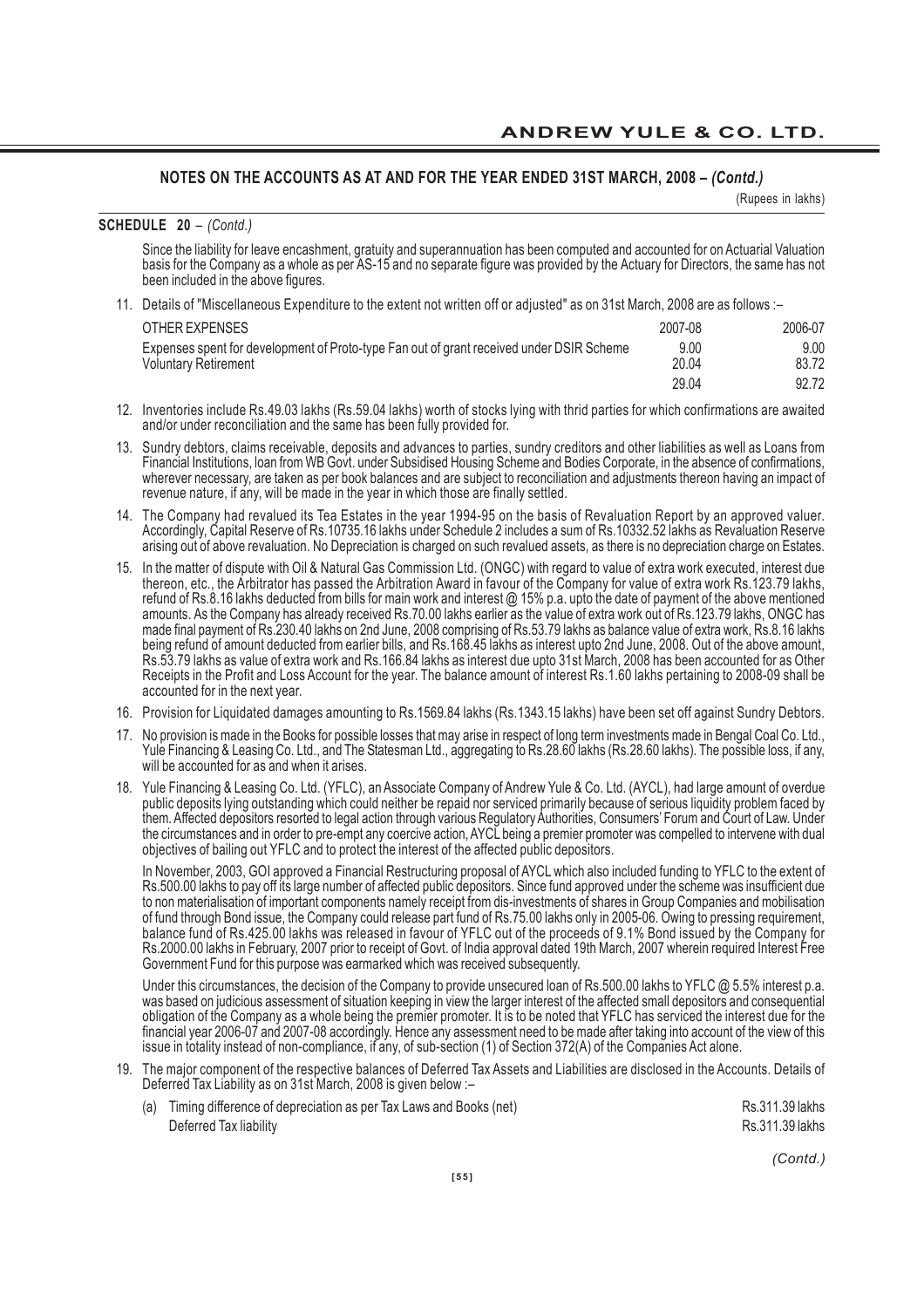## NOTES ON THE ACCOUNTS AS AT AND FOR THE YEAR ENDED 31ST MARCH, 2008 – *(Contd.)*

(Rupees in lakhs)

**SCHEDULE 20** – *(Contd.)*

Since the liability for leave encashment, gratuity and superannuation has been computed and accounted for on Actuarial Valuation basis for the Company as a whole as per AS-15 and no separate figure was provided by the Actuary for Directors, the same has not been included in the above figures.

11. Details of "Miscellaneous Expenditure to the extent not written off or adjusted" as on 31st March, 2008 are as follows :–

| OTHER EXPENSES | 2007-08 | 2006-07 |
|---|---|---|
| Expenses spent for development of Proto-type Fan out of grant received under DSIR Scheme | 9.00 | 9.00 |
| Voluntary Retirement | 20.04 | 83.72 |
| | 29.04 | 92.72 |

12. Inventories include Rs.49.03 lakhs (Rs.59.04 lakhs) worth of stocks lying with thrid parties for which confirmations are awaited and/or under reconciliation and the same has been fully provided for.

13. Sundry debtors, claims receivable, deposits and advances to parties, sundry creditors and other liabilities as well as Loans from Financial Institutions, loan from WB Govt. under Subsidised Housing Scheme and Bodies Corporate, in the absence of confirmations, wherever necessary, are taken as per book balances and are subject to reconciliation and adjustments thereon having an impact of revenue nature, if any, will be made in the year in which those are finally settled.

14. The Company had revalued its Tea Estates in the year 1994-95 on the basis of Revaluation Report by an approved valuer. Accordingly, Capital Reserve of Rs.10735.16 lakhs under Schedule 2 includes a sum of Rs.10332.52 lakhs as Revaluation Reserve arising out of above revaluation. No Depreciation is charged on such revalued assets, as there is no depreciation charge on Estates.

15. In the matter of dispute with Oil & Natural Gas Commission Ltd. (ONGC) with regard to value of extra work executed, interest due thereon, etc., the Arbitrator has passed the Arbitration Award in favour of the Company for value of extra work Rs.123.79 lakhs, refund of Rs.8.16 lakhs deducted from bills for main work and interest @ 15% p.a. upto the date of payment of the above mentioned amounts. As the Company has already received Rs.70.00 lakhs earlier as the value of extra work out of Rs.123.79 lakhs, ONGC has made final payment of Rs.230.40 lakhs on 2nd June, 2008 comprising of Rs.53.79 lakhs as balance value of extra work, Rs.8.16 lakhs being refund of amount deducted from earlier bills, and Rs.168.45 lakhs as interest upto 2nd June, 2008. Out of the above amount, Rs.53.79 lakhs as value of extra work and Rs.166.84 lakhs as interest due upto 31st March, 2008 has been accounted for as Other Receipts in the Profit and Loss Account for the year. The balance amount of interest Rs.1.60 lakhs pertaining to 2008-09 shall be accounted for in the next year.

16. Provision for Liquidated damages amounting to Rs.1569.84 lakhs (Rs.1343.15 lakhs) have been set off against Sundry Debtors.

17. No provision is made in the Books for possible losses that may arise in respect of long term investments made in Bengal Coal Co. Ltd., Yule Financing & Leasing Co. Ltd., and The Statesman Ltd., aggregating to Rs.28.60 lakhs (Rs.28.60 lakhs). The possible loss, if any, will be accounted for as and when it arises.

18. Yule Financing & Leasing Co. Ltd. (YFLC), an Associate Company of Andrew Yule & Co. Ltd. (AYCL), had large amount of overdue public deposits lying outstanding which could neither be repaid nor serviced primarily because of serious liquidity problem faced by them. Affected depositors resorted to legal action through various Regulatory Authorities, Consumers' Forum and Court of Law. Under the circumstances and in order to pre-empt any coercive action, AYCL being a premier promoter was compelled to intervene with dual objectives of bailing out YFLC and to protect the interest of the affected public depositors.

    In November, 2003, GOI approved a Financial Restructuring proposal of AYCL which also included funding to YFLC to the extent of Rs.500.00 lakhs to pay off its large number of affected public depositors. Since fund approved under the scheme was insufficient due to non materialisation of important components namely receipt from dis-investments of shares in Group Companies and mobilisation of fund through Bond issue, the Company could release part fund of Rs.75.00 lakhs only in 2005-06. Owing to pressing requirement, balance fund of Rs.425.00 lakhs was released in favour of YFLC out of the proceeds of 9.1% Bond issued by the Company for Rs.2000.00 lakhs in February, 2007 prior to receipt of Govt. of India approval dated 19th March, 2007 wherein required Interest Free Government Fund for this purpose was earmarked which was received subsequently.

    Under this circumstances, the decision of the Company to provide unsecured loan of Rs.500.00 lakhs to YFLC @ 5.5% interest p.a. was based on judicious assessment of situation keeping in view the larger interest of the affected small depositors and consequential obligation of the Company as a whole being the premier promoter. It is to be noted that YFLC has serviced the interest due for the financial year 2006-07 and 2007-08 accordingly. Hence any assessment need to be made after taking into account of the view of this issue in totality instead of non-compliance, if any, of sub-section (1) of Section 372(A) of the Companies Act alone.

19. The major component of the respective balances of Deferred Tax Assets and Liabilities are disclosed in the Accounts. Details of Deferred Tax Liability as on 31st March, 2008 is given below :–

| | |
|---|---|
| (a) Timing difference of depreciation as per Tax Laws and Books (net) | Rs.311.39 lakhs |
| Deferred Tax liability | Rs.311.39 lakhs |

*(Contd.)*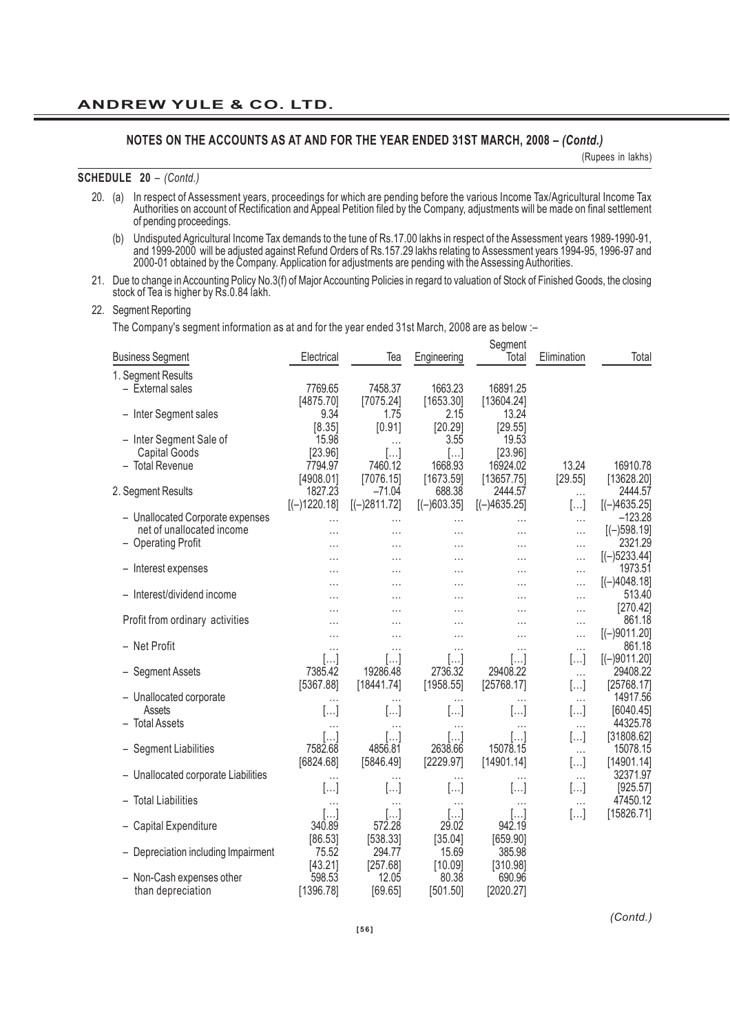## NOTES ON THE ACCOUNTS AS AT AND FOR THE YEAR ENDED 31ST MARCH, 2008 – *(Contd.)*

(Rupees in lakhs)

**SCHEDULE 20** – *(Contd.)*

20. (a) In respect of Assessment years, proceedings for which are pending before the various Income Tax/Agricultural Income Tax Authorities on account of Rectification and Appeal Petition filed by the Company, adjustments will be made on final settlement of pending proceedings.

    (b) Undisputed Agricultural Income Tax demands to the tune of Rs.17.00 lakhs in respect of the Assessment years 1989-1990-91, and 1999-2000 will be adjusted against Refund Orders of Rs.157.29 lakhs relating to Assessment years 1994-95, 1996-97 and 2000-01 obtained by the Company. Application for adjustments are pending with the Assessing Authorities.

21. Due to change in Accounting Policy No.3(f) of Major Accounting Policies in regard to valuation of Stock of Finished Goods, the closing stock of Tea is higher by Rs.0.84 lakh.

22. Segment Reporting

The Company's segment information as at and for the year ended 31st March, 2008 are as below :–

| Business Segment | Electrical | Tea | Engineering | Segment Total | Elimination | Total |
|---|---|---|---|---|---|---|
| 1. Segment Results | | | | | | |
| – External sales | 7769.65 | 7458.37 | 1663.23 | 16891.25 | | |
| | [4875.70] | [7075.24] | [1653.30] | [13604.24] | | |
| – Inter Segment sales | 9.34 | 1.75 | 2.15 | 13.24 | | |
| | [8.35] | [0.91] | [20.29] | [29.55] | | |
| – Inter Segment Sale of Capital Goods | 15.98 | ... | 3.55 | 19.53 | | |
| | [23.96] | […] | […] | [23.96] | | |
| – Total Revenue | 7794.97 | 7460.12 | 1668.93 | 16924.02 | 13.24 | 16910.78 |
| | [4908.01] | [7076.15] | [1673.59] | [13657.75] | [29.55] | [13628.20] |
| 2. Segment Results | 1827.23 | –71.04 | 688.38 | 2444.57 | ... | 2444.57 |
| | [(–)1220.18] | [(–)2811.72] | [(–)603.35] | [(–)4635.25] | […] | [(–)4635.25] |
| – Unallocated Corporate expenses net of unallocated income | ... | ... | ... | ... | ... | –123.28 |
| | ... | ... | ... | ... | ... | [(–)598.19] |
| – Operating Profit | ... | ... | ... | ... | ... | 2321.29 |
| | ... | ... | ... | ... | ... | [(–)5233.44] |
| – Interest expenses | ... | ... | ... | ... | ... | 1973.51 |
| | ... | ... | ... | ... | ... | [(–)4048.18] |
| – Interest/dividend income | ... | ... | ... | ... | ... | 513.40 |
| | ... | ... | ... | ... | ... | [270.42] |
| Profit from ordinary activities | ... | ... | ... | ... | ... | 861.18 |
| | ... | ... | ... | ... | ... | [(–)9011.20] |
| – Net Profit | ... | ... | ... | ... | ... | 861.18 |
| | […] | […] | […] | […] | […] | [(–)9011.20] |
| – Segment Assets | 7385.42 | 19286.48 | 2736.32 | 29408.22 | ... | 29408.22 |
| | [5367.88] | [18441.74] | [1958.55] | [25768.17] | […] | [25768.17] |
| – Unallocated corporate Assets | ... | ... | ... | ... | ... | 14917.56 |
| | […] | […] | […] | […] | […] | [6040.45] |
| – Total Assets | ... | ... | ... | ... | ... | 44325.78 |
| | […] | […] | […] | […] | […] | [31808.62] |
| – Segment Liabilities | 7582.68 | 4856.81 | 2638.66 | 15078.15 | ... | 15078.15 |
| | [6824.68] | [5846.49] | [2229.97] | [14901.14] | […] | [14901.14] |
| – Unallocated corporate Liabilities | ... | ... | ... | ... | ... | 32371.97 |
| | […] | […] | […] | […] | […] | [925.57] |
| – Total Liabilities | ... | ... | ... | ... | ... | 47450.12 |
| | […] | […] | […] | […] | […] | [15826.71] |
| – Capital Expenditure | 340.89 | 572.28 | 29.02 | 942.19 | | |
| | [86.53] | [538.33] | [35.04] | [659.90] | | |
| – Depreciation including Impairment | 75.52 | 294.77 | 15.69 | 385.98 | | |
| | [43.21] | [257.68] | [10.09] | [310.98] | | |
| – Non-Cash expenses other than depreciation | 598.53 | 12.05 | 80.38 | 690.96 | | |
| | [1396.78] | [69.65] | [501.50] | [2020.27] | | |

*(Contd.)*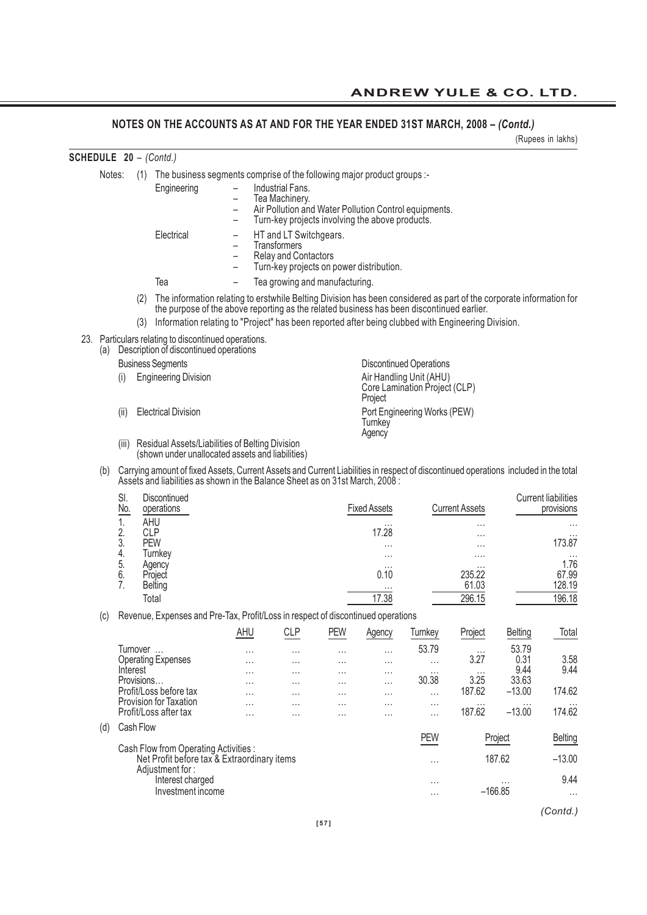## NOTES ON THE ACCOUNTS AS AT AND FOR THE YEAR ENDED 31ST MARCH, 2008 – *(Contd.)*

(Rupees in lakhs)

**SCHEDULE 20** – *(Contd.)*

Notes: (1) The business segments comprise of the following major product groups :-

Engineering
- Industrial Fans.
- Tea Machinery.
- Air Pollution and Water Pollution Control equipments.
- Turn-key projects involving the above products.

Electrical
- HT and LT Switchgears.
- Transformers
- Relay and Contactors
- Turn-key projects on power distribution.

Tea
- Tea growing and manufacturing.

(2) The information relating to erstwhile Belting Division has been considered as part of the corporate information for the purpose of the above reporting as the related business has been discontinued earlier.

(3) Information relating to "Project" has been reported after being clubbed with Engineering Division.

23. Particulars relating to discontinued operations.

(a) Description of discontinued operations

| Business Segments | Discontinued Operations |
|---|---|
| (i) Engineering Division | Air Handling Unit (AHU)<br>Core Lamination Project (CLP)<br>Project |
| (ii) Electrical Division | Port Engineering Works (PEW)<br>Turnkey<br>Agency |
| (iii) Residual Assets/Liabilities of Belting Division (shown under unallocated assets and liabilities) | |

(b) Carrying amount of fixed Assets, Current Assets and Current Liabilities in respect of discontinued operations included in the total Assets and liabilities as shown in the Balance Sheet as on 31st March, 2008 :

| Sl. No. | Discontinued operations | Fixed Assets | Current Assets | Current liabilities provisions |
|---|---|---|---|---|
| 1. | AHU | … | … | … |
| 2. | CLP | 17.28 | … | … |
| 3. | PEW | … | … | 173.87 |
| 4. | Turnkey | … | …. | … |
| 5. | Agency | … | … | 1.76 |
| 6. | Project | 0.10 | 235.22 | 67.99 |
| 7. | Belting | … | 61.03 | 128.19 |
| | Total | 17.38 | 296.15 | 196.18 |

(c) Revenue, Expenses and Pre-Tax, Profit/Loss in respect of discontinued operations

| | AHU | CLP | PEW | Agency | Turnkey | Project | Belting | Total |
|---|---|---|---|---|---|---|---|---|
| Turnover … | … | … | … | … | 53.79 | … | 53.79 | |
| Operating Expenses | … | … | … | … | … | 3.27 | 0.31 | 3.58 |
| Interest | … | … | … | … | … | … | 9.44 | 9.44 |
| Provisions… | … | … | … | … | 30.38 | 3.25 | 33.63 | |
| Profit/Loss before tax | … | … | … | … | … | 187.62 | –13.00 | 174.62 |
| Provision for Taxation | … | … | … | … | … | … | … | … |
| Profit/Loss after tax | … | … | … | … | … | 187.62 | –13.00 | 174.62 |

(d) Cash Flow

| | PEW | Project | Belting |
|---|---|---|---|
| Cash Flow from Operating Activities : | | | |
| Net Profit before tax & Extraordinary items | … | 187.62 | –13.00 |
| Adjustment for : | | | |
| Interest charged | … | … | 9.44 |
| Investment income | … | –166.85 | … |

*(Contd.)*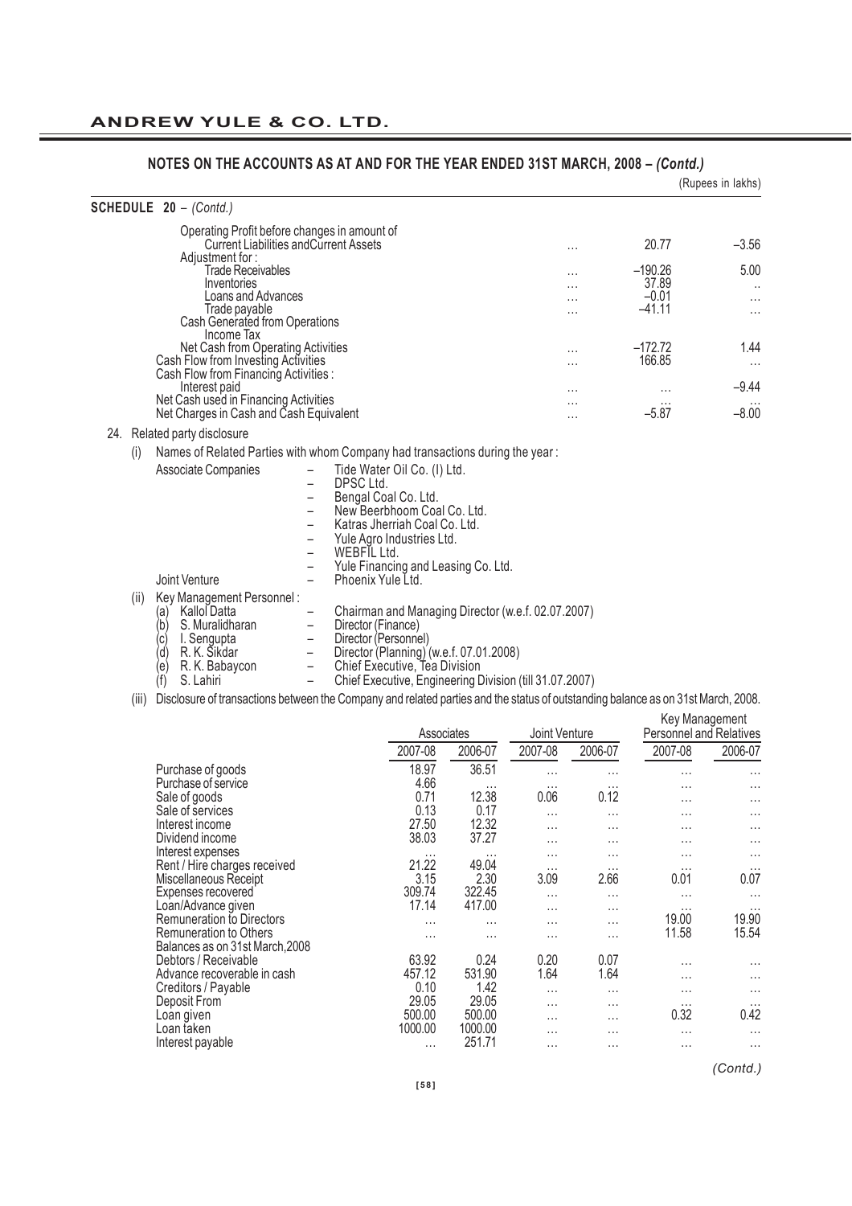## NOTES ON THE ACCOUNTS AS AT AND FOR THE YEAR ENDED 31ST MARCH, 2008 – *(Contd.)*

(Rupees in lakhs)

**SCHEDULE 20** – *(Contd.)*

| | | | |
|---|---|---|---|
| Operating Profit before changes in amount of Current Liabilities and Current Assets | ... | 20.77 | –3.56 |
| Adjustment for : | | | |
| Trade Receivables | ... | –190.26 | 5.00 |
| Inventories | ... | 37.89 | .. |
| Loans and Advances | ... | –0.01 | ... |
| Trade payable | ... | –41.11 | ... |
| Cash Generated from Operations | | | |
| Income Tax | | | |
| Net Cash from Operating Activities | ... | –172.72 | 1.44 |
| Cash Flow from Investing Activities | ... | 166.85 | ... |
| Cash Flow from Financing Activities : | | | |
| Interest paid | ... | ... | –9.44 |
| Net Cash used in Financing Activities | ... | ... | ... |
| Net Charges in Cash and Cash Equivalent | ... | –5.87 | –8.00 |

24. Related party disclosure

(i) Names of Related Parties with whom Company had transactions during the year :

Associate Companies
- Tide Water Oil Co. (I) Ltd.
- DPSC Ltd.
- Bengal Coal Co. Ltd.
- New Beerbhoom Coal Co. Ltd.
- Katras Jherriah Coal Co. Ltd.
- Yule Agro Industries Ltd.
- WEBFIL Ltd.
- Yule Financing and Leasing Co. Ltd.

Joint Venture
- Phoenix Yule Ltd.

(ii) Key Management Personnel :

(a) Kallol Datta – Chairman and Managing Director (w.e.f. 02.07.2007)
(b) S. Muralidharan – Director (Finance)
(c) I. Sengupta – Director (Personnel)
(d) R. K. Sikdar – Director (Planning) (w.e.f. 07.01.2008)
(e) R. K. Babaycon – Chief Executive, Tea Division
(f) S. Lahiri – Chief Executive, Engineering Division (till 31.07.2007)

(iii) Disclosure of transactions between the Company and related parties and the status of outstanding balance as on 31st March, 2008.

| | Associates | | Joint Venture | | Key Management Personnel and Relatives | |
|---|---|---|---|---|---|---|
| | 2007-08 | 2006-07 | 2007-08 | 2006-07 | 2007-08 | 2006-07 |
| Purchase of goods | 18.97 | 36.51 | ... | ... | ... | ... |
| Purchase of service | 4.66 | ... | ... | ... | ... | ... |
| Sale of goods | 0.71 | 12.38 | 0.06 | 0.12 | ... | ... |
| Sale of services | 0.13 | 0.17 | ... | ... | ... | ... |
| Interest income | 27.50 | 12.32 | ... | ... | ... | ... |
| Dividend income | 38.03 | 37.27 | ... | ... | ... | ... |
| Interest expenses | ... | ... | ... | ... | ... | ... |
| Rent / Hire charges received | 21.22 | 49.04 | ... | ... | ... | ... |
| Miscellaneous Receipt | 3.15 | 2.30 | 3.09 | 2.66 | 0.01 | 0.07 |
| Expenses recovered | 309.74 | 322.45 | ... | ... | ... | ... |
| Loan/Advance given | 17.14 | 417.00 | ... | ... | ... | ... |
| Remuneration to Directors | ... | ... | ... | ... | 19.00 | 19.90 |
| Remuneration to Others | ... | ... | ... | ... | 11.58 | 15.54 |
| Balances as on 31st March,2008 | | | | | | |
| Debtors / Receivable | 63.92 | 0.24 | 0.20 | 0.07 | ... | ... |
| Advance recoverable in cash | 457.12 | 531.90 | 1.64 | 1.64 | ... | ... |
| Creditors / Payable | 0.10 | 1.42 | ... | ... | ... | ... |
| Deposit From | 29.05 | 29.05 | ... | ... | ... | ... |
| Loan given | 500.00 | 500.00 | ... | ... | 0.32 | 0.42 |
| Loan taken | 1000.00 | 1000.00 | ... | ... | ... | ... |
| Interest payable | ... | 251.71 | ... | ... | ... | ... |

*(Contd.)*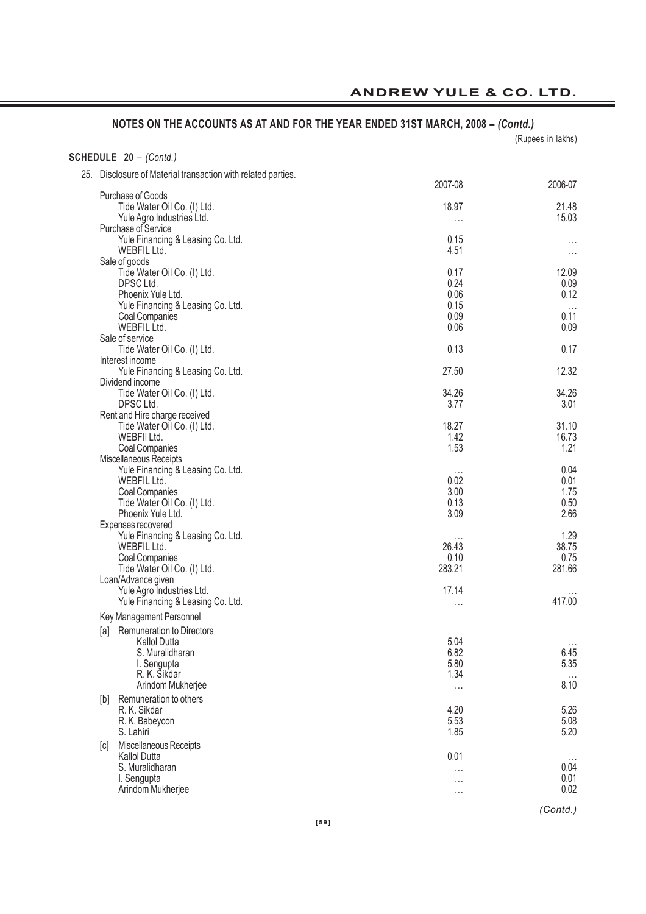## NOTES ON THE ACCOUNTS AS AT AND FOR THE YEAR ENDED 31ST MARCH, 2008 – *(Contd.)*

(Rupees in lakhs)

**SCHEDULE 20** – *(Contd.)*

25. Disclosure of Material transaction with related parties.

| | 2007-08 | 2006-07 |
|---|---|---|
| Purchase of Goods | | |
| Tide Water Oil Co. (I) Ltd. | 18.97 | 21.48 |
| Yule Agro Industries Ltd. | … | 15.03 |
| Purchase of Service | | |
| Yule Financing & Leasing Co. Ltd. | 0.15 | … |
| WEBFIL Ltd. | 4.51 | … |
| Sale of goods | | |
| Tide Water Oil Co. (I) Ltd. | 0.17 | 12.09 |
| DPSC Ltd. | 0.24 | 0.09 |
| Phoenix Yule Ltd. | 0.06 | 0.12 |
| Yule Financing & Leasing Co. Ltd. | 0.15 | … |
| Coal Companies | 0.09 | 0.11 |
| WEBFIL Ltd. | 0.06 | 0.09 |
| Sale of service | | |
| Tide Water Oil Co. (I) Ltd. | 0.13 | 0.17 |
| Interest income | | |
| Yule Financing & Leasing Co. Ltd. | 27.50 | 12.32 |
| Dividend income | | |
| Tide Water Oil Co. (I) Ltd. | 34.26 | 34.26 |
| DPSC Ltd. | 3.77 | 3.01 |
| Rent and Hire charge received | | |
| Tide Water Oil Co. (I) Ltd. | 18.27 | 31.10 |
| WEBFIl Ltd. | 1.42 | 16.73 |
| Coal Companies | 1.53 | 1.21 |
| Miscellaneous Receipts | | |
| Yule Financing & Leasing Co. Ltd. | … | 0.04 |
| WEBFIL Ltd. | 0.02 | 0.01 |
| Coal Companies | 3.00 | 1.75 |
| Tide Water Oil Co. (I) Ltd. | 0.13 | 0.50 |
| Phoenix Yule Ltd. | 3.09 | 2.66 |
| Expenses recovered | | |
| Yule Financing & Leasing Co. Ltd. | … | 1.29 |
| WEBFIL Ltd. | 26.43 | 38.75 |
| Coal Companies | 0.10 | 0.75 |
| Tide Water Oil Co. (I) Ltd. | 283.21 | 281.66 |
| Loan/Advance given | | |
| Yule Agro Industries Ltd. | 17.14 | … |
| Yule Financing & Leasing Co. Ltd. | … | 417.00 |
| Key Management Personnel | | |
| [a] Remuneration to Directors | | |
| Kallol Dutta | 5.04 | … |
| S. Muralidharan | 6.82 | 6.45 |
| I. Sengupta | 5.80 | 5.35 |
| R. K. Sikdar | 1.34 | … |
| Arindom Mukherjee | … | 8.10 |
| [b] Remuneration to others | | |
| R. K. Sikdar | 4.20 | 5.26 |
| R. K. Babeycon | 5.53 | 5.08 |
| S. Lahiri | 1.85 | 5.20 |
| [c] Miscellaneous Receipts | | |
| Kallol Dutta | 0.01 | … |
| S. Muralidharan | … | 0.04 |
| I. Sengupta | … | 0.01 |
| Arindom Mukherjee | … | 0.02 |

*(Contd.)*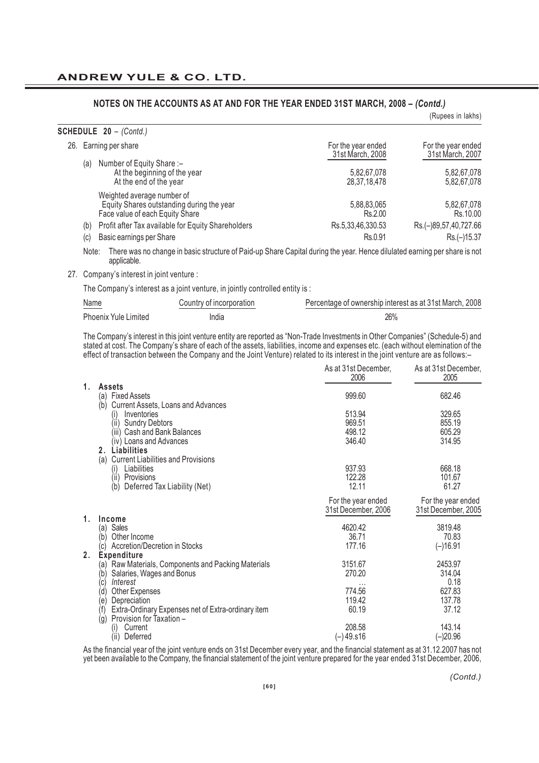## NOTES ON THE ACCOUNTS AS AT AND FOR THE YEAR ENDED 31ST MARCH, 2008 – *(Contd.)*

(Rupees in lakhs)

**SCHEDULE 20** – *(Contd.)*

26. Earning per share

| | | For the year ended 31st March, 2008 | For the year ended 31st March, 2007 |
|---|---|---|---|
| (a) | Number of Equity Share :– | | |
| | At the beginning of the year | 5,82,67,078 | 5,82,67,078 |
| | At the end of the year | 28,37,18,478 | 5,82,67,078 |
| | Weighted average number of Equity Shares outstanding during the year | 5,88,83,065 | 5,82,67,078 |
| | Face value of each Equity Share | Rs.2.00 | Rs.10.00 |
| (b) | Profit after Tax available for Equity Shareholders | Rs.5,33,46,330.53 | Rs.(–)89,57,40,727.66 |
| (c) | Basic earnings per Share | Rs.0.91 | Rs.(–)15.37 |

Note: There was no change in basic structure of Paid-up Share Capital during the year. Hence dilulated earning per share is not applicable.

27. Company's interest in joint venture :

The Company's interest as a joint venture, in jointly controlled entity is :

| Name | Country of incorporation | Percentage of ownership interest as at 31st March, 2008 |
|---|---|---|
| Phoenix Yule Limited | India | 26% |

The Company's interest in this joint venture entity are reported as "Non-Trade Investments in Other Companies" (Schedule-5) and stated at cost. The Company's share of each of the assets, liabilities, income and expenses etc. (each without elemination of the effect of transaction between the Company and the Joint Venture) related to its interest in the joint venture are as follows:–

| | As at 31st December, 2006 | As at 31st December, 2005 |
|---|---|---|
| **1. Assets** | | |
| (a) Fixed Assets | 999.60 | 682.46 |
| (b) Current Assets, Loans and Advances | | |
| (i) Inventories | 513.94 | 329.65 |
| (ii) Sundry Debtors | 969.51 | 855.19 |
| (iii) Cash and Bank Balances | 498.12 | 605.29 |
| (iv) Loans and Advances | 346.40 | 314.95 |
| **2. Liabilities** | | |
| (a) Current Liabilities and Provisions | | |
| (i) Liabilities | 937.93 | 668.18 |
| (ii) Provisions | 122.28 | 101.67 |
| (b) Deferred Tax Liability (Net) | 12.11 | 61.27 |

| | For the year ended 31st December, 2006 | For the year ended 31st December, 2005 |
|---|---|---|
| **1. Income** | | |
| (a) Sales | 4620.42 | 3819.48 |
| (b) Other Income | 36.71 | 70.83 |
| (c) Accretion/Decretion in Stocks | 177.16 | (–)16.91 |
| **2. Expenditure** | | |
| (a) Raw Materials, Components and Packing Materials | 3151.67 | 2453.97 |
| (b) Salaries, Wages and Bonus | 270.20 | 314.04 |
| (c) *Interest* | ... | 0.18 |
| (d) Other Expenses | 774.56 | 627.83 |
| (e) Depreciation | 119.42 | 137.78 |
| (f) Extra-Ordinary Expenses net of Extra-ordinary item | 60.19 | 37.12 |
| (g) Provision for Taxation – | | |
| (i) Current | 208.58 | 143.14 |
| (ii) Deferred | (–)49.s16 | (–)20.96 |

As the financial year of the joint venture ends on 31st December every year, and the financial statement as at 31.12.2007 has not yet been available to the Company, the financial statement of the joint venture prepared for the year ended 31st December, 2006,

*(Contd.)*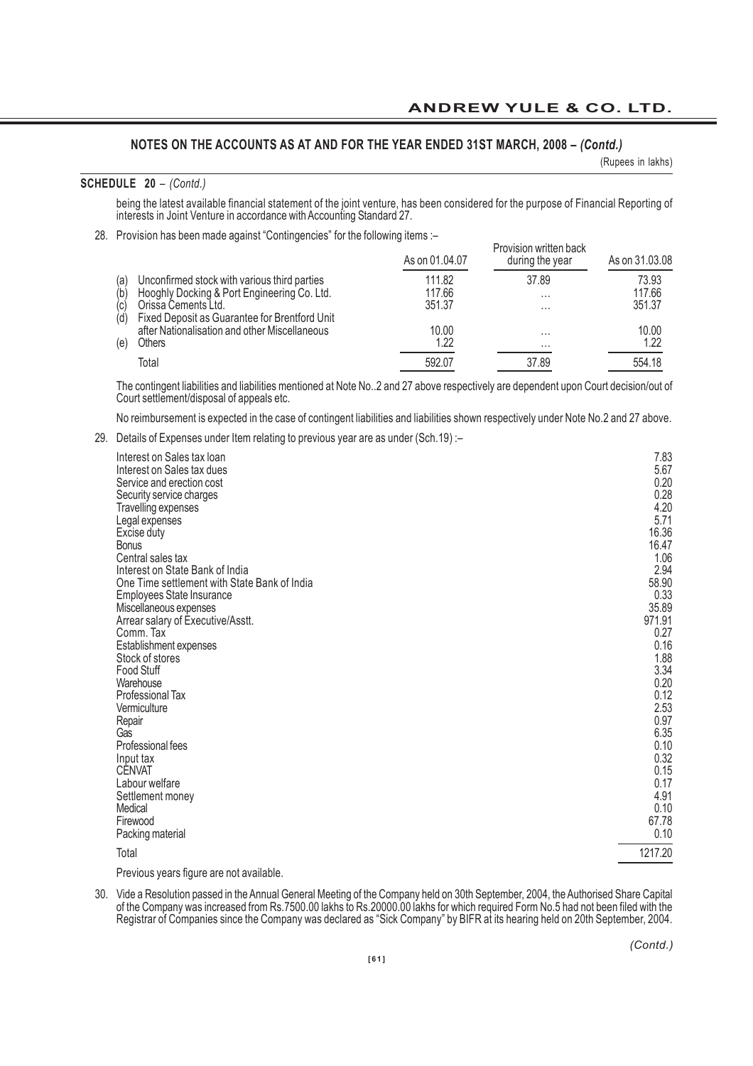## NOTES ON THE ACCOUNTS AS AT AND FOR THE YEAR ENDED 31ST MARCH, 2008 – *(Contd.)*

(Rupees in lakhs)

**SCHEDULE 20** – *(Contd.)*

being the latest available financial statement of the joint venture, has been considered for the purpose of Financial Reporting of interests in Joint Venture in accordance with Accounting Standard 27.

28. Provision has been made against "Contingencies" for the following items :–

| | | As on 01.04.07 | Provision written back during the year | As on 31.03.08 |
|---|---|---|---|---|
| (a) | Unconfirmed stock with various third parties | 111.82 | 37.89 | 73.93 |
| (b) | Hooghly Docking & Port Engineering Co. Ltd. | 117.66 | ... | 117.66 |
| (c) | Orissa Cements Ltd. | 351.37 | ... | 351.37 |
| (d) | Fixed Deposit as Guarantee for Brentford Unit after Nationalisation and other Miscellaneous | 10.00 | ... | 10.00 |
| (e) | Others | 1.22 | ... | 1.22 |
| | Total | 592.07 | 37.89 | 554.18 |

The contingent liabilities and liabilities mentioned at Note No..2 and 27 above respectively are dependent upon Court decision/out of Court settlement/disposal of appeals etc.

No reimbursement is expected in the case of contingent liabilities and liabilities shown respectively under Note No.2 and 27 above.

29. Details of Expenses under Item relating to previous year are as under (Sch.19) :–

| | |
|---|---|
| Interest on Sales tax loan | 7.83 |
| Interest on Sales tax dues | 5.67 |
| Service and erection cost | 0.20 |
| Security service charges | 0.28 |
| Travelling expenses | 4.20 |
| Legal expenses | 5.71 |
| Excise duty | 16.36 |
| Bonus | 16.47 |
| Central sales tax | 1.06 |
| Interest on State Bank of India | 2.94 |
| One Time settlement with State Bank of India | 58.90 |
| Employees State Insurance | 0.33 |
| Miscellaneous expenses | 35.89 |
| Arrear salary of Executive/Asstt. | 971.91 |
| Comm. Tax | 0.27 |
| Establishment expenses | 0.16 |
| Stock of stores | 1.88 |
| Food Stuff | 3.34 |
| Warehouse | 0.20 |
| Professional Tax | 0.12 |
| Vermiculture | 2.53 |
| Repair | 0.97 |
| Gas | 6.35 |
| Professional fees | 0.10 |
| Input tax | 0.32 |
| CENVAT | 0.15 |
| Labour welfare | 0.17 |
| Settlement money | 4.91 |
| Medical | 0.10 |
| Firewood | 67.78 |
| Packing material | 0.10 |
| Total | 1217.20 |

Previous years figure are not available.

30. Vide a Resolution passed in the Annual General Meeting of the Company held on 30th September, 2004, the Authorised Share Capital of the Company was increased from Rs.7500.00 lakhs to Rs.20000.00 lakhs for which required Form No.5 had not been filed with the Registrar of Companies since the Company was declared as "Sick Company" by BIFR at its hearing held on 20th September, 2004.

*(Contd.)*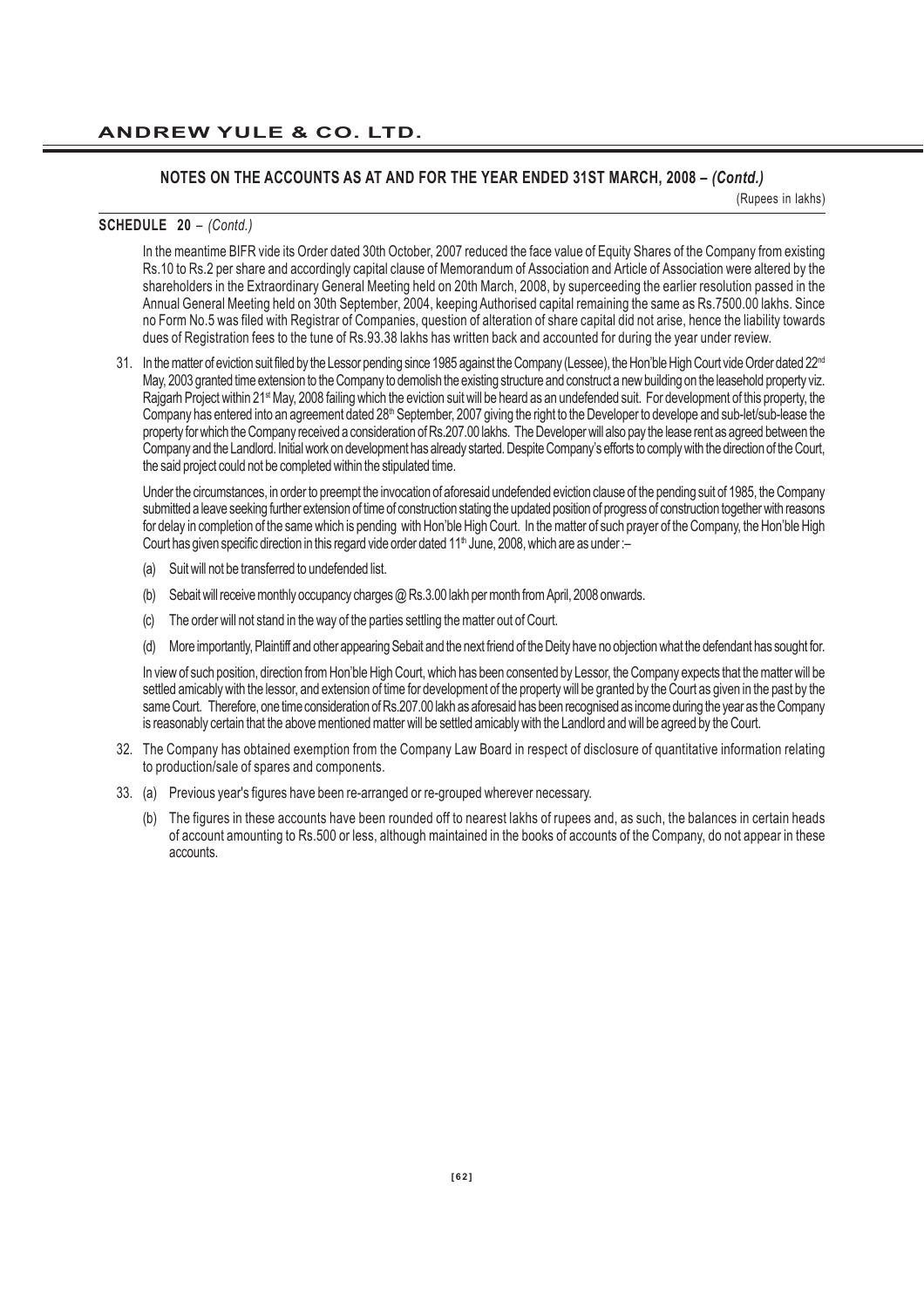## NOTES ON THE ACCOUNTS AS AT AND FOR THE YEAR ENDED 31ST MARCH, 2008 – *(Contd.)*

(Rupees in lakhs)

**SCHEDULE 20** – *(Contd.)*

In the meantime BIFR vide its Order dated 30th October, 2007 reduced the face value of Equity Shares of the Company from existing Rs.10 to Rs.2 per share and accordingly capital clause of Memorandum of Association and Article of Association were altered by the shareholders in the Extraordinary General Meeting held on 20th March, 2008, by superceeding the earlier resolution passed in the Annual General Meeting held on 30th September, 2004, keeping Authorised capital remaining the same as Rs.7500.00 lakhs. Since no Form No.5 was filed with Registrar of Companies, question of alteration of share capital did not arise, hence the liability towards dues of Registration fees to the tune of Rs.93.38 lakhs has written back and accounted for during the year under review.

31. In the matter of eviction suit filed by the Lessor pending since 1985 against the Company (Lessee), the Hon'ble High Court vide Order dated 22nd May, 2003 granted time extension to the Company to demolish the existing structure and construct a new building on the leasehold property viz. Rajgarh Project within 21st May, 2008 failing which the eviction suit will be heard as an undefended suit. For development of this property, the Company has entered into an agreement dated 28th September, 2007 giving the right to the Developer to develope and sub-let/sub-lease the property for which the Company received a consideration of Rs.207.00 lakhs. The Developer will also pay the lease rent as agreed between the Company and the Landlord. Initial work on development has already started. Despite Company's efforts to comply with the direction of the Court, the said project could not be completed within the stipulated time.

    Under the circumstances, in order to preempt the invocation of aforesaid undefended eviction clause of the pending suit of 1985, the Company submitted a leave seeking further extension of time of construction stating the updated position of progress of construction together with reasons for delay in completion of the same which is pending with Hon'ble High Court. In the matter of such prayer of the Company, the Hon'ble High Court has given specific direction in this regard vide order dated 11th June, 2008, which are as under :–

    (a) Suit will not be transferred to undefended list.

    (b) Sebait will receive monthly occupancy charges @ Rs.3.00 lakh per month from April, 2008 onwards.

    (c) The order will not stand in the way of the parties settling the matter out of Court.

    (d) More importantly, Plaintiff and other appearing Sebait and the next friend of the Deity have no objection what the defendant has sought for.

    In view of such position, direction from Hon'ble High Court, which has been consented by Lessor, the Company expects that the matter will be settled amicably with the lessor, and extension of time for development of the property will be granted by the Court as given in the past by the same Court. Therefore, one time consideration of Rs.207.00 lakh as aforesaid has been recognised as income during the year as the Company is reasonably certain that the above mentioned matter will be settled amicably with the Landlord and will be agreed by the Court.

32. The Company has obtained exemption from the Company Law Board in respect of disclosure of quantitative information relating to production/sale of spares and components.

33. (a) Previous year's figures have been re-arranged or re-grouped wherever necessary.

    (b) The figures in these accounts have been rounded off to nearest lakhs of rupees and, as such, the balances in certain heads of account amounting to Rs.500 or less, although maintained in the books of accounts of the Company, do not appear in these accounts.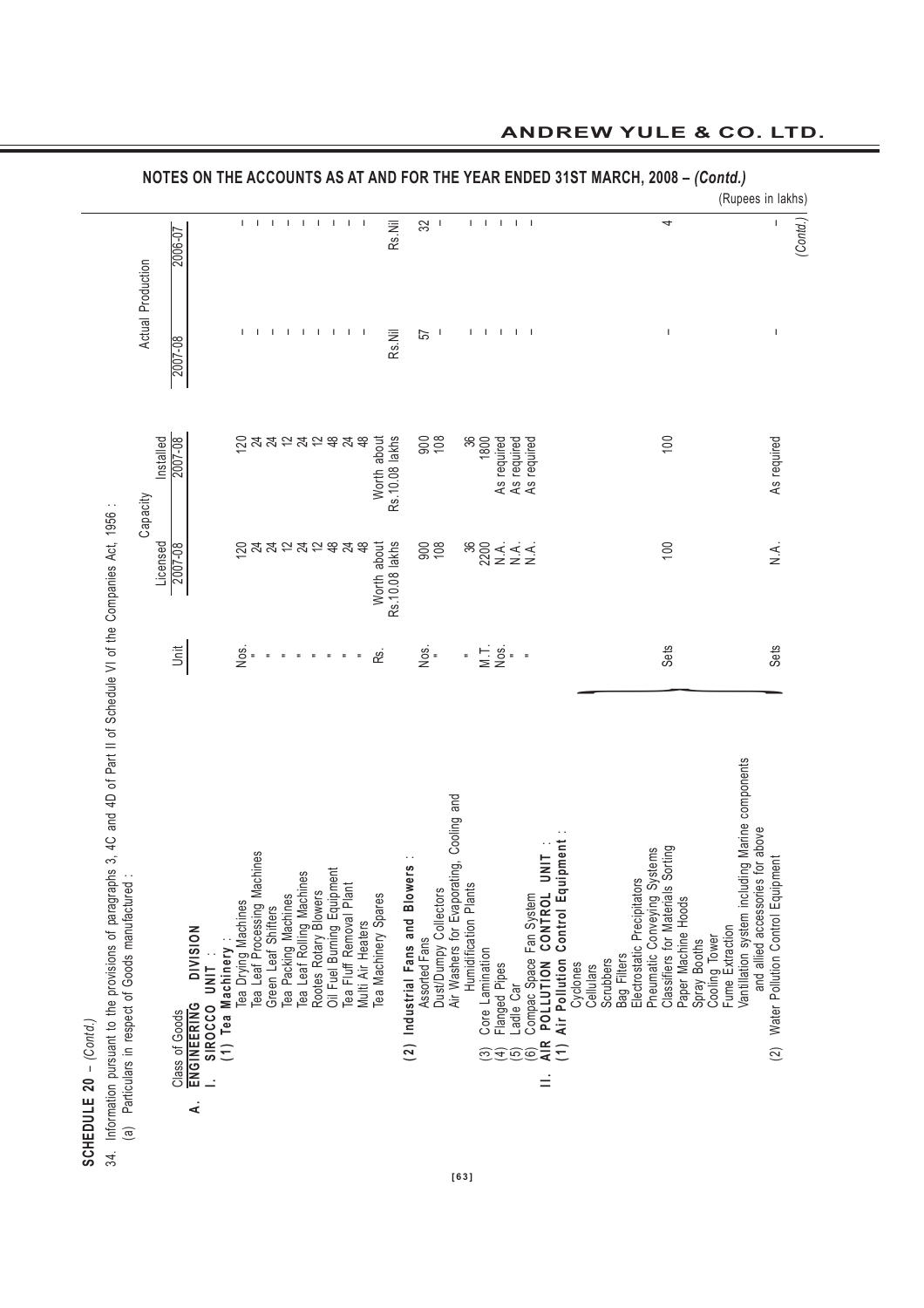## NOTES ON THE ACCOUNTS AS AT AND FOR THE YEAR ENDED 31ST MARCH, 2008 – *(Contd.)*

**SCHEDULE 20 – *(Contd.)***

34. Information pursuant to the provisions of paragraphs 3, 4C and 4D of Part II of Schedule VI of the Companies Act, 1956 :

(a) Particulars in respect of Goods manufactured :

(Rupees in lakhs)

| Class of Goods | Unit | Capacity Licensed 2007-08 | Capacity Installed 2007-08 | Actual Production 2007-08 | Actual Production 2006-07 |
|---|---|---|---|---|---|
| **A. ENGINEERING DIVISION** | | | | | |
| **I. SIROCCO UNIT :** | | | | | |
| **(1) Tea Machinery :** | | | | | |
| Tea Drying Machines | Nos. | 120 | 120 | – | – |
| Tea Leaf Processing Machines | " | 24 | 24 | – | – |
| Green Leaf Shifters | " | 24 | 24 | – | – |
| Tea Packing Machines | " | 12 | 12 | – | – |
| Tea Leaf Rolling Machines | " | 24 | 24 | – | – |
| Rootes Rotary Blowers | " | 12 | 12 | – | – |
| Oil Fuel Burning Equipment | " | 48 | 48 | – | – |
| Tea Fluff Removal Plant | " | 24 | 24 | – | – |
| Multi Air Heaters | " | 48 | 48 | – | – |
| Tea Machinery Spares | Rs. | Worth about Rs.10.08 lakhs | Worth about Rs.10.08 lakhs | Rs.Nil | Rs.Nil |
| **(2) Industrial Fans and Blowers :** | | | | | |
| Assorted Fans | Nos. | 900 | 900 | 57 | 32 |
| Dust/Dumpy Collectors | " | 108 | 108 | – | – |
| Air Washers for Evaporating, Cooling and Humidification Plants | " | 36 | 36 | – | – |
| (3) Core Lamination | M.T. | 2200 | 1800 | – | – |
| (4) Flanged Pipes | Nos. | N.A. | As required | – | – |
| (5) Ladle Car | " | N.A. | As required | – | – |
| (6) Compac Space Fan System | " | N.A. | As required | – | – |
| **II. AIR POLLUTION CONTROL UNIT :** | | | | | |
| **(1) Air Pollution Control Equipment :** | | | | | |
| Cyclones | | | | | |
| Cellulars | | | | | |
| Scrubbers | | | | | |
| Bag Filters | | | | | |
| Electrostatic Precipitators | | | | | |
| Pneumatic Conveying Systems | | | | | |
| Classifiers for Materials Sorting | | | | | |
| Paper Machine Hoods | | | | | |
| Spray Booths | | | | | |
| Cooling Tower | | | | | |
| Fume Extraction | | | | | |
| Vantillation system including Marine components and allied accessories for above | Sets | 100 | 100 | – | 4 |
| (2) Water Pollution Control Equipment | Sets | N.A. | As required | – | – |

*(Contd.)*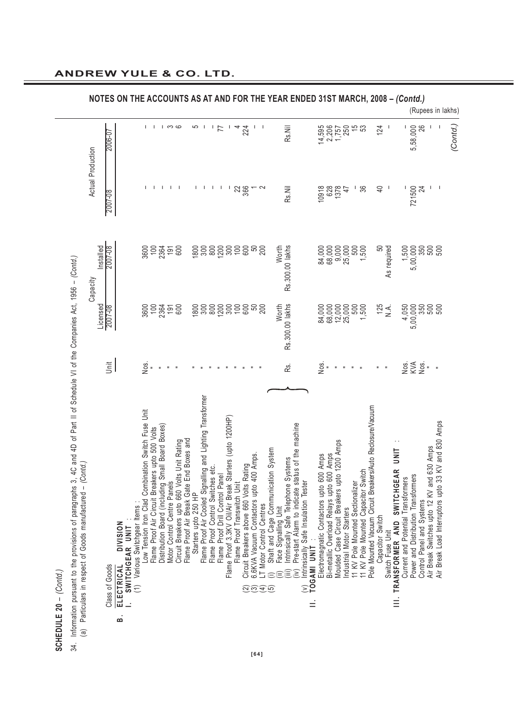## NOTES ON THE ACCOUNTS AS AT AND FOR THE YEAR ENDED 31ST MARCH, 2008 – *(Contd.)*

(Rupees in lakhs)

**SCHEDULE 20 – *(Contd.)***

34. Information pursuant to the provisions of paragraphs 3, 4C and 4D of Part II of Schedule VI of the Companies Act, 1956 – *(Contd.)*

(a) Particulars in respect of Goods manufactured – *(Contd.)*

| Class of Goods | Unit | Capacity Licensed 2007-08 | Capacity Installed 2007-08 | Actual Production 2007-08 | Actual Production 2006-07 |
|---|---|---|---|---|---|
| **B. ELECTRICAL DIVISION** | | | | | |
| **I. SWITCHGEAR UNIT :** | | | | | |
| (1) Various Switchgear Items : | | | | | |
| Low Tension Iron Clad Combination Switch Fuse Unit | Nos. | 3600 | 3600 | – | – |
| Flame Proof Air Circuit Breakers upto 500 Volts | " | 100 | 100 | – | – |
| Distribution Board (including Small Board Boxes) | " | 2364 | 2364 | – | – |
| Motor Control Centre Panels | " | 191 | 191 | – | 3 |
| Circuit Breakers upto 660 Volts Unit Rating | " | 600 | 600 | – | 6 |
| Flame Proof Air Break Gate End Boxes and Starters upto 250 HP | " | 1800 | 1800 | – | 5 |
| Flame Proof Air Cooled Signalling and Lighting Transformer | " | 300 | 300 | – | – |
| Flame Proof Control Switches etc. | " | 800 | 800 | – | – |
| Flame Proof Drill Control Panel | " | 1200 | 1200 | – | 77 |
| Flame Proof 3.3KV Oil/Air Break Starters (upto 1200HP) | " | 300 | 300 | – | – |
| Flame Proof Transwitch Unit | " | 100 | 100 | 22 | 4 |
| (2) Circuit Breakers above 660 Volts Rating | " | 600 | 600 | 366 | 224 |
| (3) 6.6KV Vacuum Contactors upto 400 Amps. | " | 50 | 50 | 1 | – |
| (4) LT Motor Control Centres | " | 200 | 200 | 2 | – |
| (5) (i) Shaft and Cage Communication System<br>(ii) Face Signalling Unit<br>(iii) Intrinsically Safe Telephone Systems<br>(iv) Pre-start Alarm to indicate status of the machine | Rs. | Worth Rs.300.00 lakhs | Worth Rs.300.00 lakhs | Rs.Nil | Rs.Nil |
| (v) Intrinsically Safe Insulation Tester | | | | | |
| **II. TOGAMI UNIT :** | | | | | |
| Electromagnatic Contactors upto 600 Amps | Nos. | 84,000 | 84,000 | 10918 | 14,595 |
| Bi-metallic Overload Relays upto 600 Amps | " | 68,000 | 68,000 | 628 | 2,206 |
| Moulded Case Circuit Breakers upto 1200 Amps | " | 12,000 | 9,000 | 1378 | 1,757 |
| Industrial Motor Starters | " | 25,000 | 25,000 | 47 | 250 |
| 11 KV Pole Mounted Sectionalizer | " | 500 | 500 | – | 15 |
| 11 KV Pole Mounted Capacitor Switch | " | 1,500 | 1,500 | 36 | 53 |
| Pole Mounted Vacuum Circuit Breakers/Auto Reclosure/Vacuum Capacitor Switch | " | 125 | 50 | 40 | 124 |
| Switch Fuse Unit | " | N.A. | As required | – | – |
| **III. TRANSFORMER AND SWITCHGEAR UNIT :** | | | | | |
| Current and Potential Transformers | Nos. | 4,050 | 1,500 | – | – |
| Power and Distribution Transformers | KVA | 5,00,000 | 5,00,000 | 721500 | 5,58,000 |
| Control Panel and Systems | Nos. | 350 | 350 | 24 | 26 |
| Air Break Switches upto 12 KV and 630 Amps | " | 500 | 500 | – | – |
| Air Break Load Interruptors upto 33 KV and 830 Amps | " | 500 | 500 | – | – |

*(Contd.)*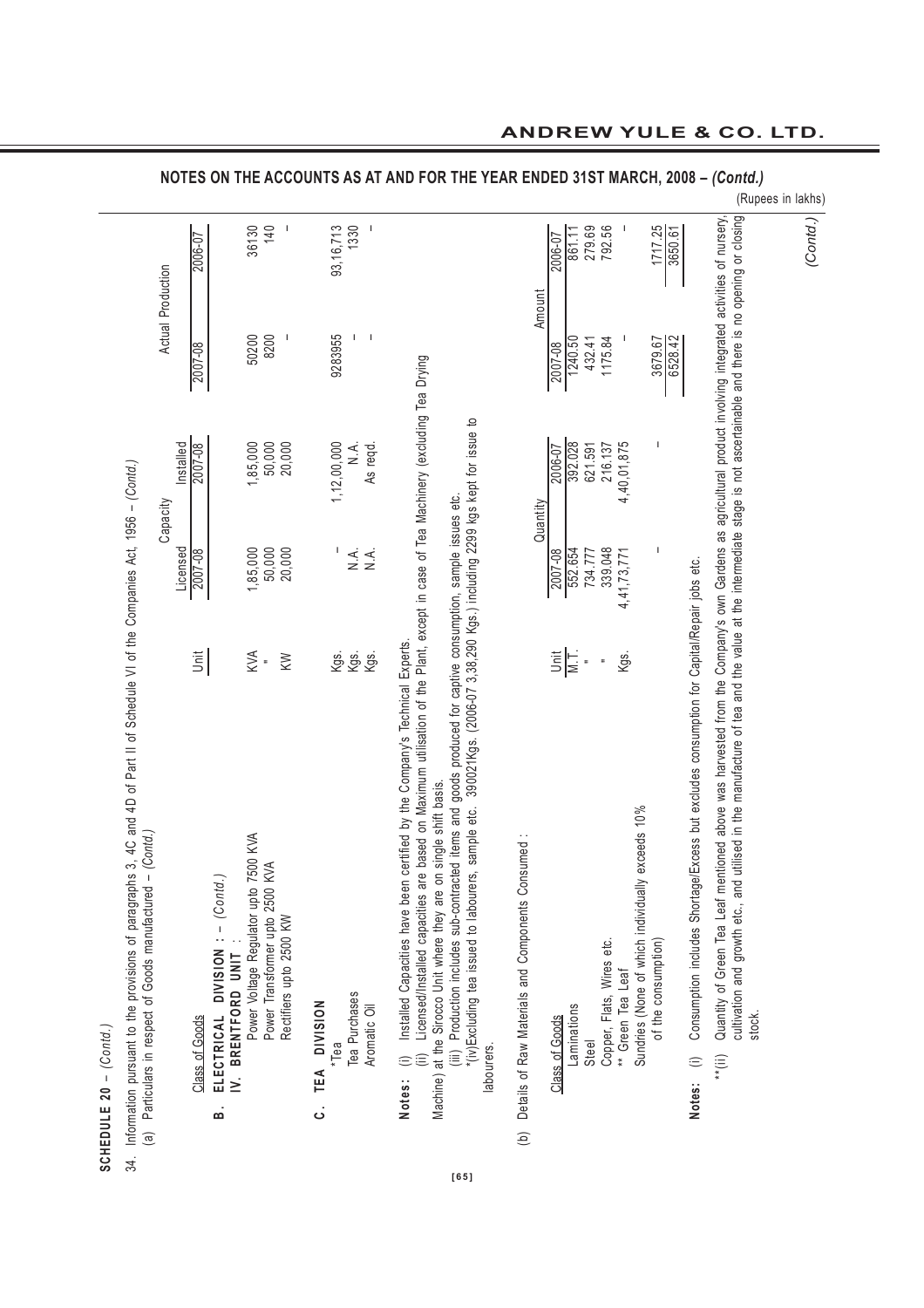## NOTES ON THE ACCOUNTS AS AT AND FOR THE YEAR ENDED 31ST MARCH, 2008 – *(Contd.)*

(Rupees in lakhs)

**SCHEDULE 20** – *(Contd.)*

34. Information pursuant to the provisions of paragraphs 3, 4C and 4D of Part II of Schedule VI of the Companies Act, 1956 – *(Contd.)*

(a) Particulars in respect of Goods manufactured – *(Contd.)*

| Class of Goods | Unit | Capacity Licensed 2007-08 | Capacity Installed 2007-08 | Actual Production 2007-08 | Actual Production 2006-07 |
|---|---|---|---|---|---|
| **B. ELECTRICAL DIVISION : –** *(Contd.)* | | | | | |
| **IV. BRENTFORD UNIT :** | | | | | |
| Power Voltage Regulator upto 7500 KVA | KVA | 1,85,000 | 1,85,000 | 50200 | 36130 |
| Power Transformer upto 2500 KVA | " | 50,000 | 50,000 | 8200 | 140 |
| Rectifiers upto 2500 KW | KW | 20,000 | 20,000 | – | – |
| **C. TEA DIVISION** | | | | | |
| *Tea | Kgs. | – | 1,12,00,000 | 9283955 | 93,16,713 |
| Tea Purchases | Kgs. | N.A. | N.A. | – | 1330 |
| Aromatic Oil | Kgs. | N.A. | As reqd. | – | – |

**Notes:** (i) Installed Capacities have been certified by the Company's Technical Experts.

(ii) Licensed/Installed capacities are based on Maximum utilisation of the Plant, except in case of Tea Machinery (excluding Tea Drying Machine) at the Sirocco Unit where they are on single shift basis.

(iii) Production includes sub-contracted items and goods produced for captive consumption, sample issues etc.

*(iv)Excluding tea issued to labourers, sample etc. 390021Kgs. (2006-07 3,38,290 Kgs.) including 2299 kgs kept for issue to labourers.

(b) Details of Raw Materials and Components Consumed :

| Class of Goods | Unit | Quantity 2007-08 | Quantity 2006-07 | Amount 2007-08 | Amount 2006-07 |
|---|---|---|---|---|---|
| Laminations | M.T. | 552.654 | 392.028 | 1240.50 | 861.11 |
| Steel | " | 734.777 | 621.591 | 432.41 | 279.69 |
| Copper, Flats, Wires etc. | " | 339.048 | 216.137 | 1175.84 | 792.56 |
| ** Green Tea Leaf | Kgs. | 4,41,73,771 | 4,40,01,875 | – | – |
| Sundries (None of which individually exceeds 10% of the consumption) | | – | – | 3679.67 | 1717.25 |
| | | | | 6528.42 | 3650.61 |

**Notes:** (i) Consumption includes Shortage/Excess but excludes consumption for Capital/Repair jobs etc.

**(ii) Quantity of Green Tea Leaf mentioned above was harvested from the Company's own Gardens as agricultural product involving integrated activities of nursery, cultivation and growth etc., and utilised in the manufacture of tea and the value at the intermediate stage is not ascertainable and there is no opening or closing stock.

*(Contd.)*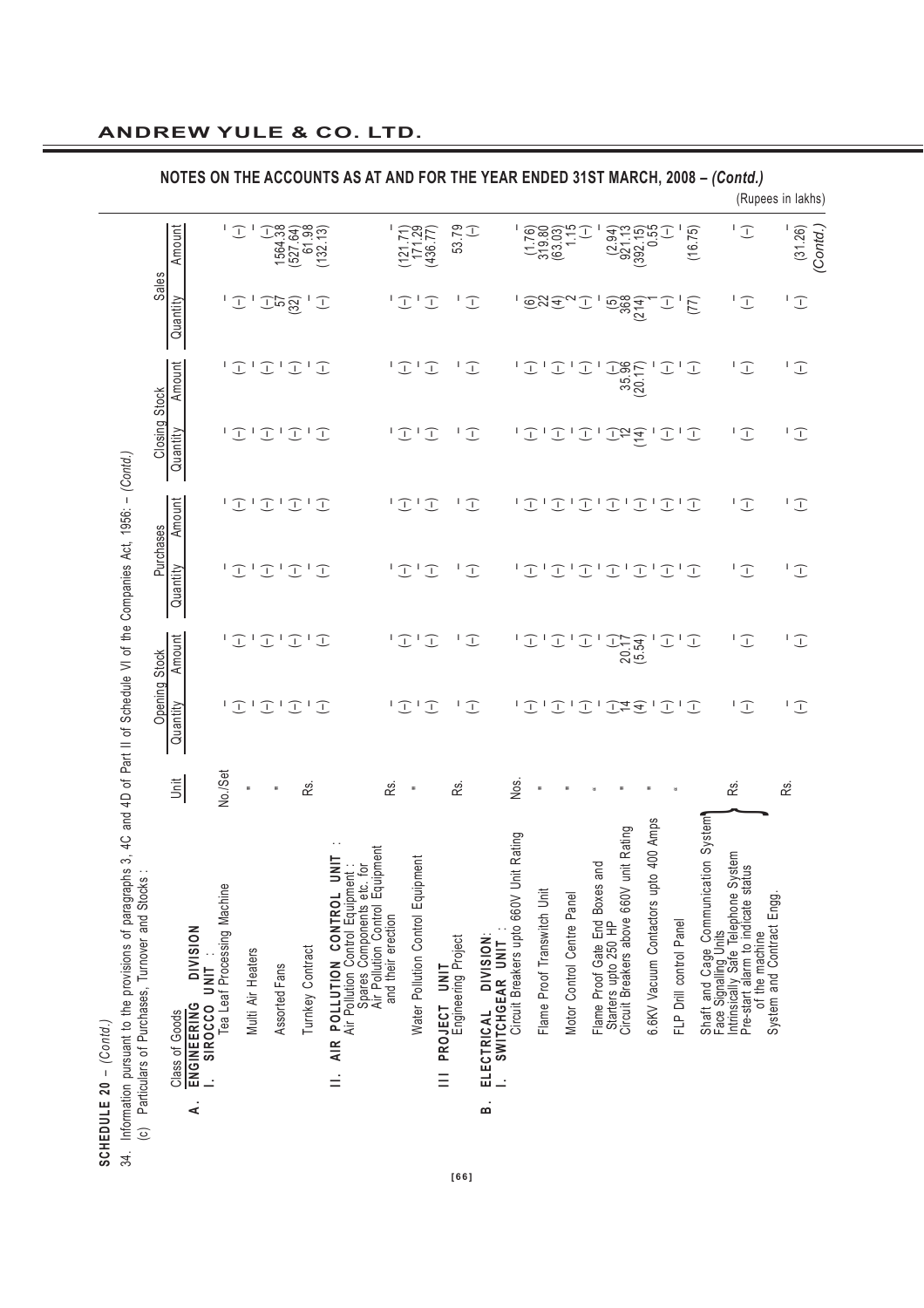**SCHEDULE 20 – (Contd.)**

# NOTES ON THE ACCOUNTS AS AT AND FOR THE YEAR ENDED 31ST MARCH, 2008 – *(Contd.)*

34. Information pursuant to the provisions of paragraphs 3, 4C and 4D of Part II of Schedule VI of the Companies Act, 1956: – *(Contd.)*

(c) Particulars of Purchases, Turnover and Stocks :

(Rupees in lakhs)

| Class of Goods | Unit | Opening Stock | | Purchases | | Closing Stock | | Sales | |
|---|---|---|---|---|---|---|---|---|---|
| | | Quantity | Amount | Quantity | Amount | Quantity | Amount | Quantity | Amount |
| **A. ENGINEERING DIVISION** | | | | | | | | | |
| **I. SIROCCO UNIT :** | | | | | | | | | |
| Tea Leaf Processing Machine | No./Set | - (-) | - (-) | - (-) | - (-) | - (-) | - (-) | - (-) | - (-) |
| Multi Air Heaters | " | - (-) | - (-) | - (-) | - (-) | - (-) | - (-) | - (-) | - (-) |
| Assorted Fans | " | - (-) | - (-) | - (-) | - (-) | - (-) | - (-) | 57 (32) | 1564.38 (527.64) |
| Turnkey Contract | Rs. | - (-) | - (-) | - (-) | - (-) | - (-) | - (-) | - (-) | 61.98 (132.13) |
| **II. AIR POLLUTION CONTROL UNIT :** | | | | | | | | | |
| Air Pollution Control Equipment : Spares Components etc. for Air Pollution Control Equipment and their erection | Rs. | - (-) | - (-) | - (-) | - (-) | - (-) | - (-) | - (-) | - (121.71) |
| Water Pollution Control Equipment | " | - (-) | - (-) | - (-) | - (-) | - (-) | - (-) | - (-) | 171.29 (436.77) |
| **III PROJECT UNIT** | | | | | | | | | |
| Engineering Project | Rs. | - (-) | - (-) | - (-) | - (-) | - (-) | - (-) | - (-) | 53.79 (-) |
| **B. ELECTRICAL DIVISION:** | | | | | | | | | |
| **I. SWITCHGEAR UNIT :** | | | | | | | | | |
| Circuit Breakers upto 660V Unit Rating | Nos. | - (-) | - (-) | - (-) | - (-) | - (-) | - (-) | - (6) | - (1.76) |
| Flame Proof Transwitch Unit | " | - (-) | - (-) | - (-) | - (-) | - (-) | - (-) | 22 (4) | 319.80 (63.03) |
| Motor Control Centre Panel | " | - (-) | - (-) | - (-) | - (-) | - (-) | - (-) | 2 (-) | 1.15 (-) |
| Flame Proof Gate End Boxes and Starters upto 250 HP | " | - (-) | - (-) | - (-) | - (-) | - (-) | - (-) | - (5) | - (2.94) |
| Circuit Breakers above 660V unit Rating | " | 14 (4) | 20.17 (5.54) | - (-) | - (-) | 12 (14) | 35.96 (20.17) | 368 (214) | 921.13 (392.15) |
| 6.6KV Vacuum Contactors upto 400 Amps | " | - (-) | - (-) | - (-) | - (-) | - (-) | - (-) | 1 (-) | 0.55 (-) |
| FLP Drill control Panel | " | - (-) | - (-) | - (-) | - (-) | - (-) | - (-) | - (77) | - (16.75) |
| Shaft and Cage Communication System Face Signalling Units Intrinsically Safe Telephone System Pre-start alarm to indicate status of the machine | Rs. | - (-) | - (-) | - (-) | - (-) | - (-) | - (-) | - (-) | - (-) |
| System and Contract Engg. | Rs. | - (-) | - (-) | - (-) | - (-) | - (-) | - (-) | - (-) | - (31.26) |

*(Contd.)*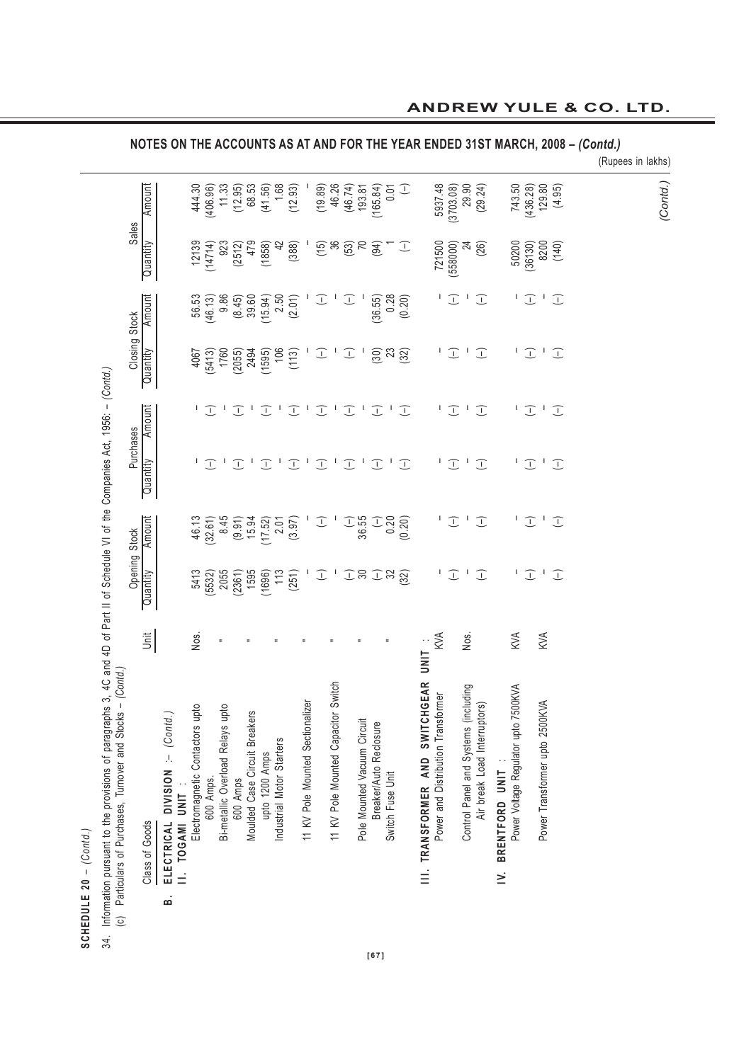**SCHEDULE 20 – (Contd.)**

## NOTES ON THE ACCOUNTS AS AT AND FOR THE YEAR ENDED 31ST MARCH, 2008 – *(Contd.)*

(Rupees in lakhs)

34. Information pursuant to the provisions of paragraphs 3, 4C and 4D of Part II of Schedule VI of the Companies Act, 1956: – *(Contd.)*

(c) Particulars of Purchases, Turnover and Stocks – *(Contd.)*

| Class of Goods | Unit | Opening Stock | | Purchases | | Closing Stock | | Sales | |
|---|---|---|---|---|---|---|---|---|---|
| | | Quantity | Amount | Quantity | Amount | Quantity | Amount | Quantity | Amount |
| **B. ELECTRICAL DIVISION :- (Contd.)** | | | | | | | | | |
| **II. TOGAMI UNIT :** | | | | | | | | | |
| Electromagnetic Contactors upto 600 Amps. | Nos. | 5413 | 46.13 | – | – | 4067 | 56.53 | 12139 | 444.30 |
| | | (5532) | (32.61) | (–) | (–) | (5413) | (46.13) | (14714) | (406.96) |
| Bi-metallic Overload Relays upto 600 Amps | " | 2055 | 8.45 | – | – | 1760 | 9.86 | 923 | 11.33 |
| | | (2361) | (9.91) | (–) | (–) | (2055) | (8.45) | (2512) | (12.95) |
| Moulded Case Circuit Breakers upto 1200 Amps | " | 1595 | 15.94 | – | – | 2494 | 39.60 | 479 | 68.53 |
| | | (1696) | (17.52) | (–) | (–) | (1595) | (15.94) | (1858) | (41.56) |
| Industrial Motor Starters | " | 113 | 2.01 | – | – | 106 | 2.50 | 42 | 1.68 |
| | | (251) | (3.97) | (–) | (–) | (113) | (2.01) | (388) | (12.93) |
| 11 KV Pole Mounted Sectionalizer | " | – | – | – | – | – | – | – | – |
| | | (–) | (–) | (–) | (–) | (–) | (–) | (15) | (19.89) |
| 11 KV Pole Mounted Capacitor Switch | " | – | – | – | – | – | – | 36 | 46.26 |
| | | (–) | (–) | (–) | (–) | (–) | (–) | (53) | (46.74) |
| Pole Mounted Vacuum Circuit Breaker/Auto Reclosure | " | 30 | 36.55 | – | – | – | – | 70 | 193.81 |
| | | (–) | (–) | (–) | (–) | (30) | (36.55) | (94) | (165.84) |
| Switch Fuse Unit | " | 32 | 0.20 | – | – | 23 | 0.28 | 1 | 0.01 |
| | | (32) | (0.20) | (–) | (–) | (32) | (0.20) | (–) | (–) |
| **III. TRANSFORMER AND SWITCHGEAR UNIT :** | | | | | | | | | |
| Power and Distribution Transformer | KVA | – | – | – | – | – | – | 721500 | 5937.48 |
| | | (–) | (–) | (–) | (–) | (–) | (–) | (558000) | (3703.08) |
| Control Panel and Systems (including Air break Load Interruptors) | Nos. | – | – | – | – | – | – | 24 | 29.90 |
| | | (–) | (–) | (–) | (–) | (–) | (–) | (26) | (29.24) |
| **IV. BRENTFORD UNIT :** | | | | | | | | | |
| Power Voltage Regulator upto 7500KVA | KVA | – | – | – | – | – | – | 50200 | 743.50 |
| | | (–) | (–) | (–) | (–) | (–) | (–) | (36130) | (436.28) |
| Power Transformer upto 2500KVA | KVA | – | – | – | – | – | – | 8200 | 129.80 |
| | | (–) | (–) | (–) | (–) | (–) | (–) | (140) | (4.95) |

*(Contd.)*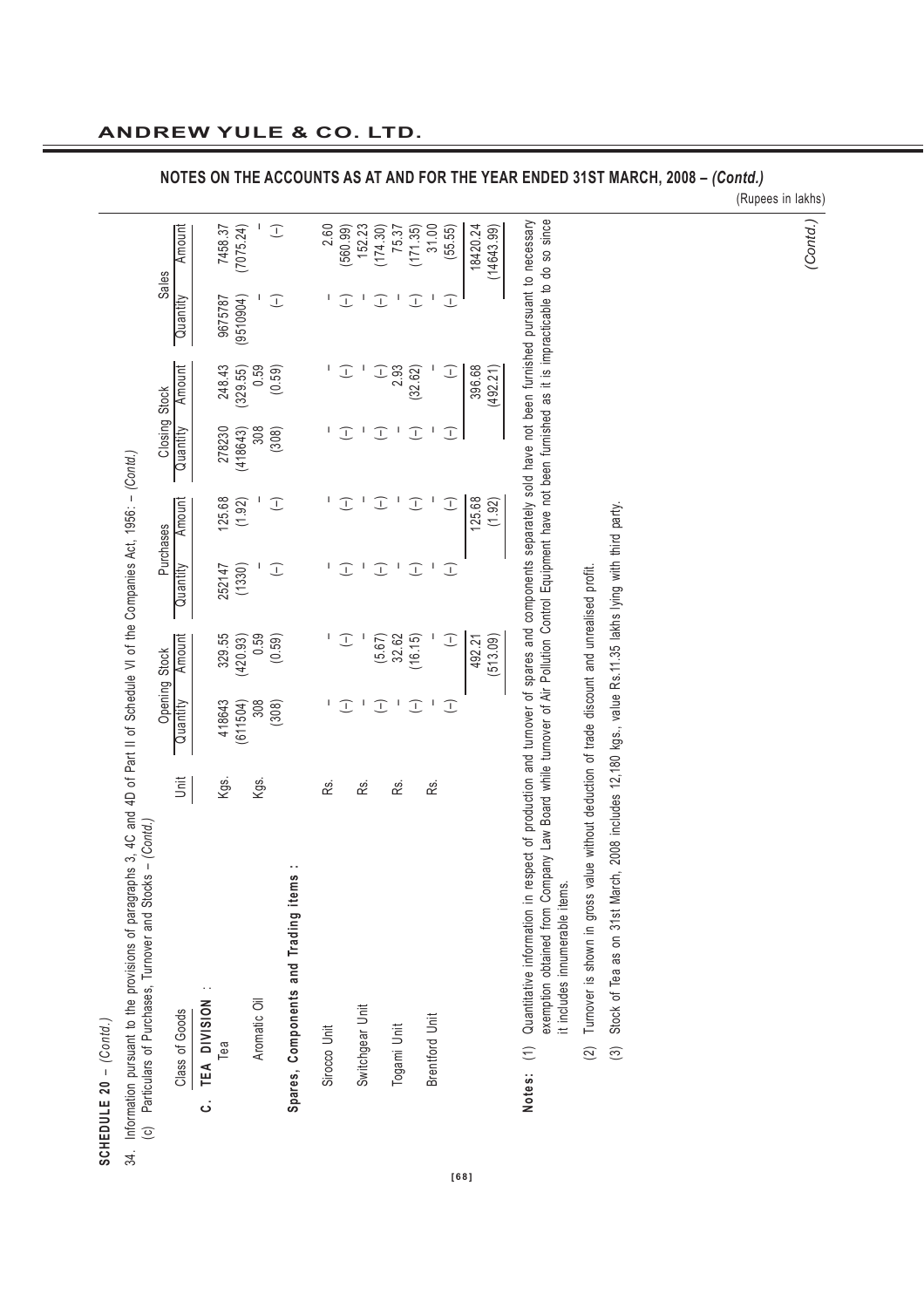## NOTES ON THE ACCOUNTS AS AT AND FOR THE YEAR ENDED 31ST MARCH, 2008 – *(Contd.)*

(Rupees in lakhs)

**SCHEDULE 20** – *(Contd.)*

34. Information pursuant to the provisions of paragraphs 3, 4C and 4D of Part II of Schedule VI of the Companies Act, 1956: – *(Contd.)*

(c) Particulars of Purchases, Turnover and Stocks – *(Contd.)*

| Class of Goods | Unit | Opening Stock | | Purchases | | Closing Stock | | Sales | |
|---|---|---|---|---|---|---|---|---|---|
| | | Quantity | Amount | Quantity | Amount | Quantity | Amount | Quantity | Amount |
| **C. TEA DIVISION :** | | | | | | | | | |
| Tea | Kgs. | 418643 | 329.55 | 252147 | 125.68 | 278230 | 248.43 | 9675787 | 7458.37 |
| | | (611504) | (420.93) | (1330) | (1.92) | (418643) | (329.55) | (9510904) | (7075.24) |
| Aromatic Oil | Kgs. | 308 | 0.59 | – | – | 308 | 0.59 | – | – |
| | | (308) | (0.59) | (–) | (–) | (308) | (0.59) | (–) | (–) |
| **Spares, Components and Trading items :** | | | | | | | | | |
| Sirocco Unit | Rs. | – | – | – | – | – | – | – | 2.60 |
| | | (–) | (–) | (–) | (–) | (–) | (–) | (–) | (560.99) |
| Switchgear Unit | Rs. | – | – | – | – | – | – | – | 152.23 |
| | | (–) | (5.67) | (–) | (–) | (–) | (–) | (–) | (174.30) |
| Togami Unit | Rs. | – | 32.62 | – | – | – | 2.93 | – | 75.37 |
| | | (–) | (16.15) | (–) | (–) | (–) | (32.62) | (–) | (171.35) |
| Brentford Unit | Rs. | – | – | – | – | – | – | – | 31.00 |
| | | (–) | (–) | (–) | (–) | (–) | (–) | (–) | (55.55) |
| | | | 492.21 | | 125.68 | | 396.68 | | 18420.24 |
| | | | (513.09) | | (1.92) | | (492.21) | | (14643.99) |

**Notes:** (1) Quantitative information in respect of production and turnover of spares and components separately sold have not been furnished pursuant to necessary exemption obtained from Company Law Board while turnover of Air Pollution Control Equipment have not been furnished as it is impracticable to do so since it includes innumerable items.

(2) Turnover is shown in gross value without deduction of trade discount and unrealised profit.

(3) Stock of Tea as on 31st March, 2008 includes 12,180 kgs., value Rs.11.35 lakhs lying with third party.

*(Contd.)*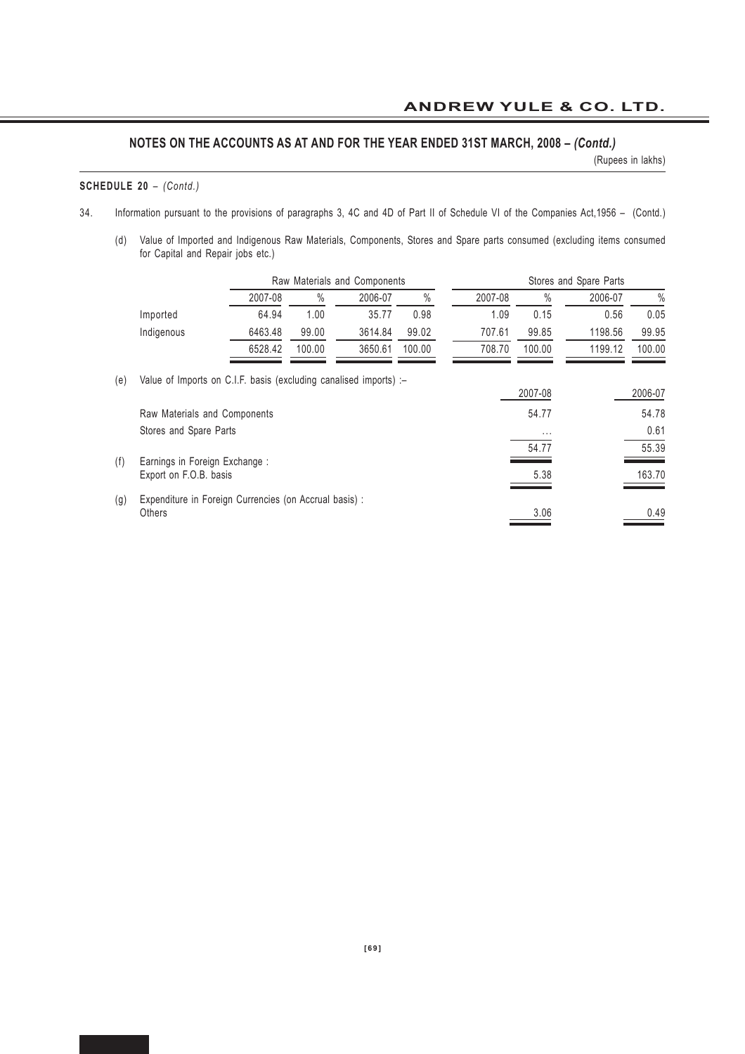## NOTES ON THE ACCOUNTS AS AT AND FOR THE YEAR ENDED 31ST MARCH, 2008 – *(Contd.)*

(Rupees in lakhs)

**SCHEDULE 20** – *(Contd.)*

34. Information pursuant to the provisions of paragraphs 3, 4C and 4D of Part II of Schedule VI of the Companies Act,1956 – (Contd.)

(d) Value of Imported and Indigenous Raw Materials, Components, Stores and Spare parts consumed (excluding items consumed for Capital and Repair jobs etc.)

| | Raw Materials and Components | | | | Stores and Spare Parts | | | |
|---|---|---|---|---|---|---|---|---|
| | 2007-08 | % | 2006-07 | % | 2007-08 | % | 2006-07 | % |
| Imported | 64.94 | 1.00 | 35.77 | 0.98 | 1.09 | 0.15 | 0.56 | 0.05 |
| Indigenous | 6463.48 | 99.00 | 3614.84 | 99.02 | 707.61 | 99.85 | 1198.56 | 99.95 |
| | 6528.42 | 100.00 | 3650.61 | 100.00 | 708.70 | 100.00 | 1199.12 | 100.00 |

(e) Value of Imports on C.I.F. basis (excluding canalised imports) :–

| | 2007-08 | 2006-07 |
|---|---|---|
| Raw Materials and Components | 54.77 | 54.78 |
| Stores and Spare Parts | ... | 0.61 |
| | 54.77 | 55.39 |

(f) Earnings in Foreign Exchange :

| | 2007-08 | 2006-07 |
|---|---|---|
| Export on F.O.B. basis | 5.38 | 163.70 |

(g) Expenditure in Foreign Currencies (on Accrual basis) :

| | 2007-08 | 2006-07 |
|---|---|---|
| Others | 3.06 | 0.49 |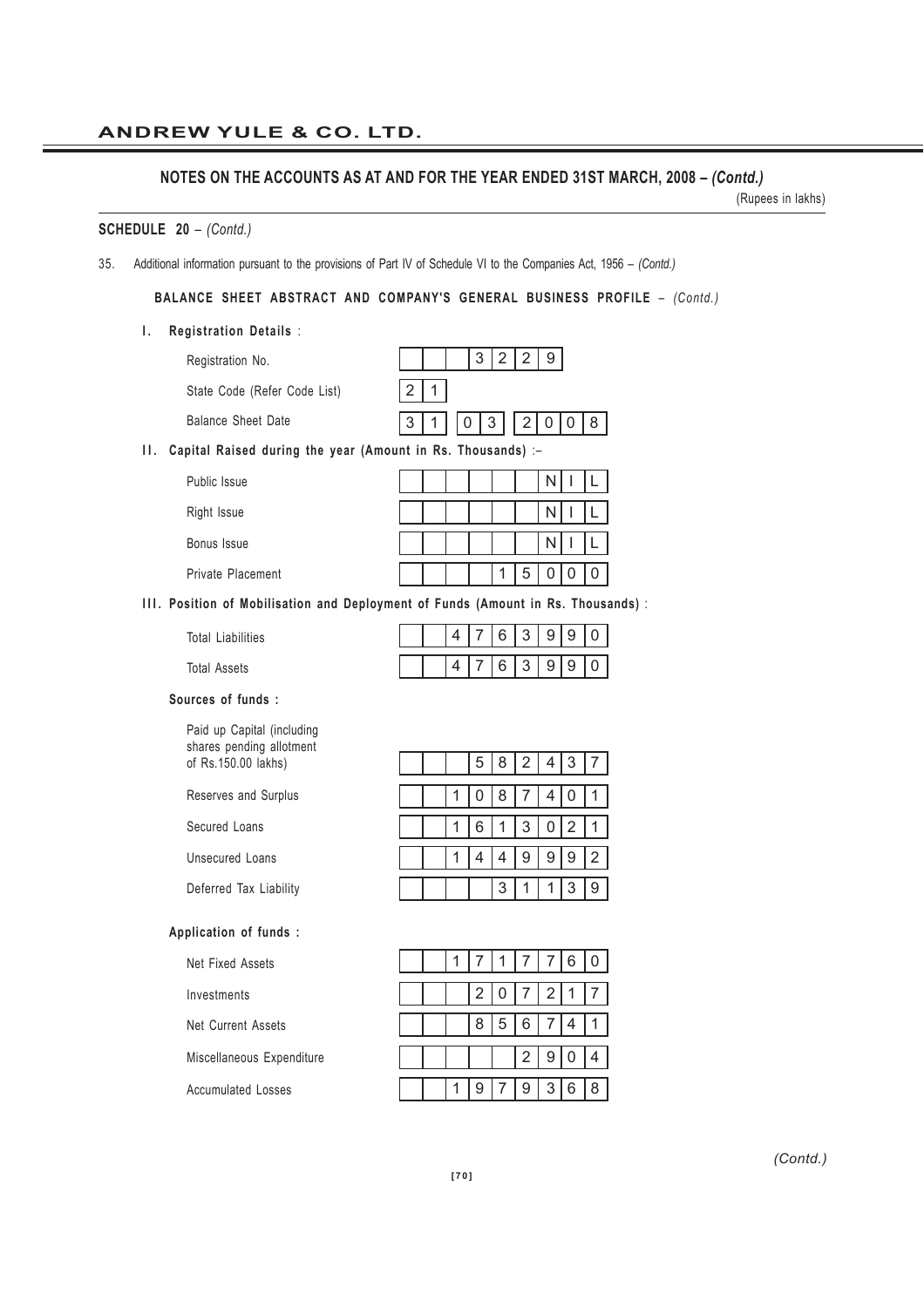## ANDREW YULE & CO. LTD.

### NOTES ON THE ACCOUNTS AS AT AND FOR THE YEAR ENDED 31ST MARCH, 2008 – *(Contd.)*

(Rupees in lakhs)

**SCHEDULE 20** – *(Contd.)*

35. Additional information pursuant to the provisions of Part IV of Schedule VI to the Companies Act, 1956 – *(Contd.)*

**BALANCE SHEET ABSTRACT AND COMPANY'S GENERAL BUSINESS PROFILE** – *(Contd.)*

**I. Registration Details** :

| | |
|---|---|
| Registration No. | 3229 |
| State Code (Refer Code List) | 21 |
| Balance Sheet Date | 31 03 2008 |

**II. Capital Raised during the year (Amount in Rs. Thousands)** :–

| | |
|---|---|
| Public Issue | NIL |
| Right Issue | NIL |
| Bonus Issue | NIL |
| Private Placement | 15000 |

**III. Position of Mobilisation and Deployment of Funds (Amount in Rs. Thousands)** :

| | |
|---|---|
| Total Liabilities | 4763990 |
| Total Assets | 4763990 |

**Sources of funds :**

| | |
|---|---|
| Paid up Capital (including shares pending allotment of Rs.150.00 lakhs) | 582437 |
| Reserves and Surplus | 1087401 |
| Secured Loans | 1613021 |
| Unsecured Loans | 1449992 |
| Deferred Tax Liability | 31139 |

**Application of funds :**

| | |
|---|---|
| Net Fixed Assets | 1717760 |
| Investments | 207217 |
| Net Current Assets | 856741 |
| Miscellaneous Expenditure | 2904 |
| Accumulated Losses | 1979368 |

*(Contd.)*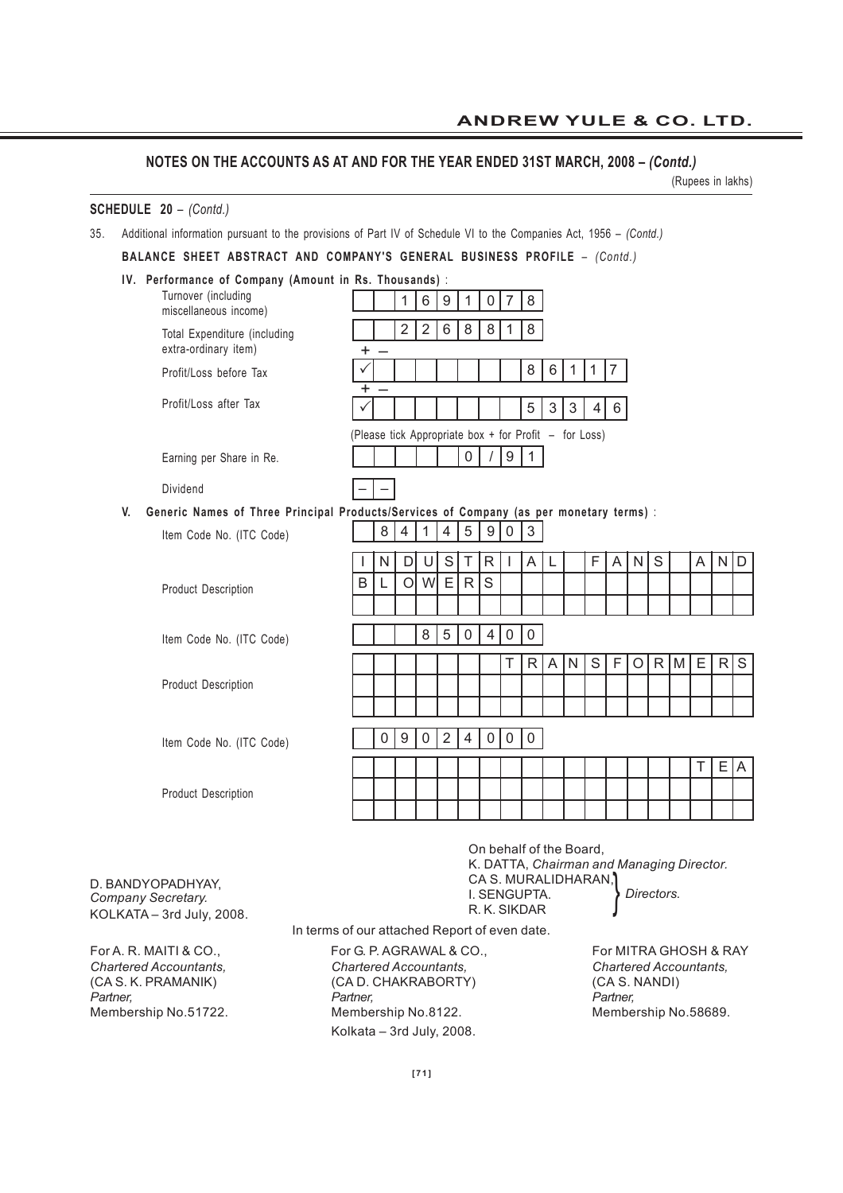# NOTES ON THE ACCOUNTS AS AT AND FOR THE YEAR ENDED 31ST MARCH, 2008 – *(Contd.)*

(Rupees in lakhs)

**SCHEDULE 20** – *(Contd.)*

35. Additional information pursuant to the provisions of Part IV of Schedule VI to the Companies Act, 1956 – *(Contd.)*

**BALANCE SHEET ABSTRACT AND COMPANY'S GENERAL BUSINESS PROFILE** – *(Contd.)*

**IV. Performance of Company (Amount in Rs. Thousands)** :

| | |
|---|---|
| Turnover (including miscellaneous income) | 169107 8 |
| Total Expenditure (including extra-ordinary item) | 226881 8 |
| Profit/Loss before Tax | + ✓ 86117 |
| Profit/Loss after Tax | + ✓ 53346 |

(Please tick Appropriate box + for Profit – for Loss)

| | |
|---|---|
| Earning per Share in Re. | 0/91 |
| Dividend | – – |

**V. Generic Names of Three Principal Products/Services of Company (as per monetary terms)** :

| | |
|---|---|
| Item Code No. (ITC Code) | 84145903 |
| Product Description | INDUSTRIAL FANS AND BLOWERS |
| Item Code No. (ITC Code) | 850400 |
| Product Description | TRANSFORMERS |
| Item Code No. (ITC Code) | 09024000 |
| Product Description | TEA |

On behalf of the Board,
K. DATTA, *Chairman and Managing Director.*
CA S. MURALIDHARAN,
I. SENGUPTA. } *Directors.*
R. K. SIKDAR

D. BANDYOPADHYAY,
*Company Secretary.*
KOLKATA – 3rd July, 2008.

In terms of our attached Report of even date.

For A. R. MAITI & CO.,
*Chartered Accountants,*
(CA S. K. PRAMANIK)
*Partner,*
Membership No.51722.

For G. P. AGRAWAL & CO.,
*Chartered Accountants,*
(CA D. CHAKRABORTY)
*Partner,*
Membership No.8122.
Kolkata – 3rd July, 2008.

For MITRA GHOSH & RAY
*Chartered Accountants,*
(CA S. NANDI)
*Partner,*
Membership No.58689.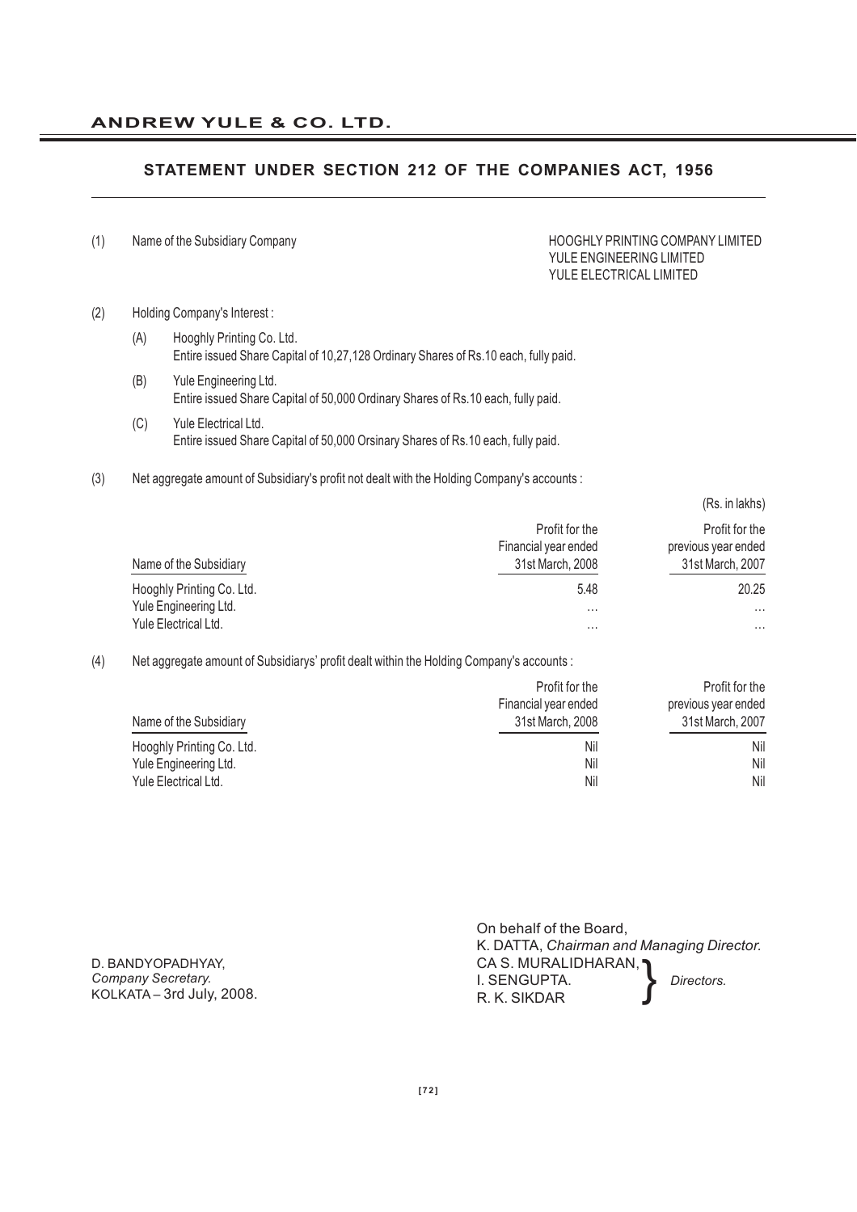## STATEMENT UNDER SECTION 212 OF THE COMPANIES ACT, 1956

(1) Name of the Subsidiary Company

HOOGHLY PRINTING COMPANY LIMITED
YULE ENGINEERING LIMITED
YULE ELECTRICAL LIMITED

(2) Holding Company's Interest :

(A) Hooghly Printing Co. Ltd.
Entire issued Share Capital of 10,27,128 Ordinary Shares of Rs.10 each, fully paid.

(B) Yule Engineering Ltd.
Entire issued Share Capital of 50,000 Ordinary Shares of Rs.10 each, fully paid.

(C) Yule Electrical Ltd.
Entire issued Share Capital of 50,000 Orsinary Shares of Rs.10 each, fully paid.

(3) Net aggregate amount of Subsidiary's profit not dealt with the Holding Company's accounts :

(Rs. in lakhs)

| Name of the Subsidiary | Profit for the Financial year ended 31st March, 2008 | Profit for the previous year ended 31st March, 2007 |
|---|---|---|
| Hooghly Printing Co. Ltd. | 5.48 | 20.25 |
| Yule Engineering Ltd. | ... | ... |
| Yule Electrical Ltd. | ... | ... |

(4) Net aggregate amount of Subsidiarys' profit dealt within the Holding Company's accounts :

| Name of the Subsidiary | Profit for the Financial year ended 31st March, 2008 | Profit for the previous year ended 31st March, 2007 |
|---|---|---|
| Hooghly Printing Co. Ltd. | Nil | Nil |
| Yule Engineering Ltd. | Nil | Nil |
| Yule Electrical Ltd. | Nil | Nil |

On behalf of the Board,
K. DATTA, *Chairman and Managing Director.*
CA S. MURALIDHARAN,
I. SENGUPTA.
R. K. SIKDAR
} *Directors.*

D. BANDYOPADHYAY,
*Company Secretary.*
KOLKATA – 3rd July, 2008.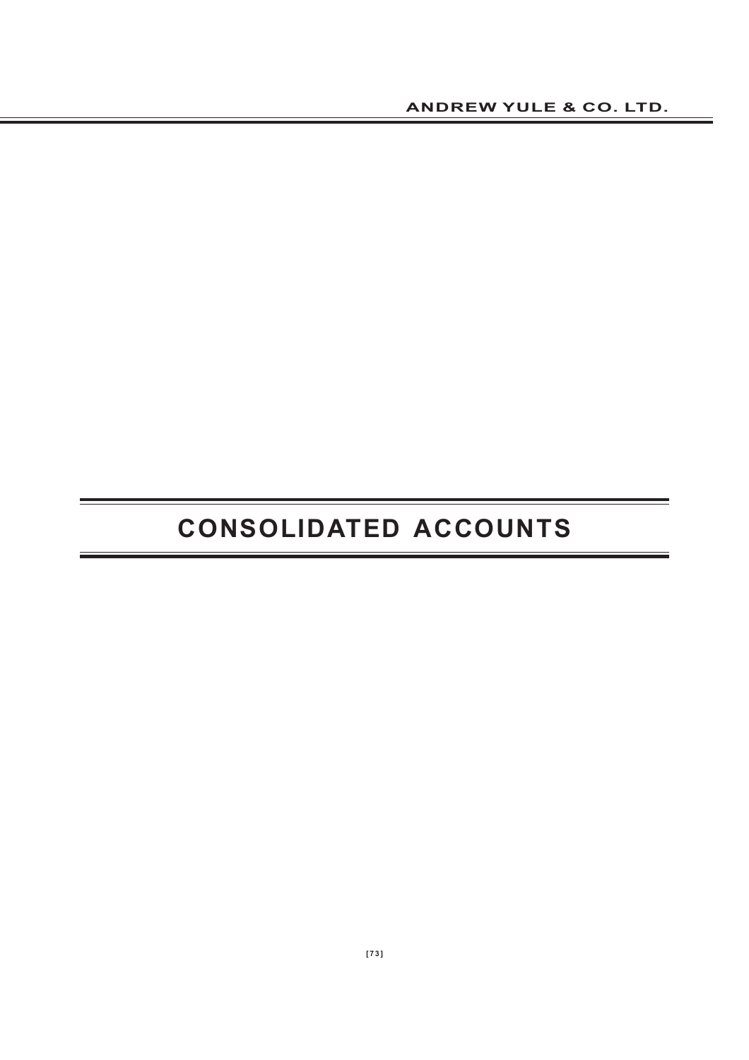# CONSOLIDATED ACCOUNTS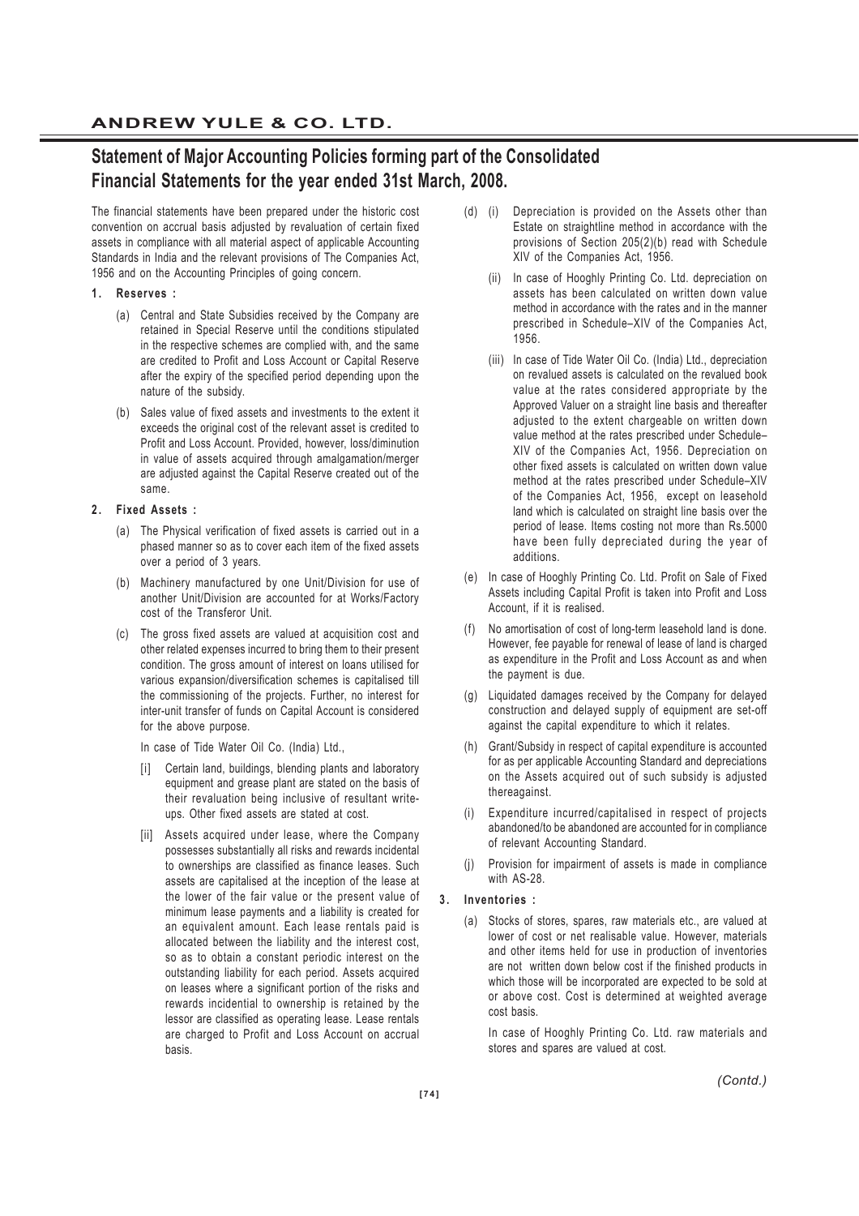# Statement of Major Accounting Policies forming part of the Consolidated Financial Statements for the year ended 31st March, 2008.

The financial statements have been prepared under the historic cost convention on accrual basis adjusted by revaluation of certain fixed assets in compliance with all material aspect of applicable Accounting Standards in India and the relevant provisions of The Companies Act, 1956 and on the Accounting Principles of going concern.

**1. Reserves :**

(a) Central and State Subsidies received by the Company are retained in Special Reserve until the conditions stipulated in the respective schemes are complied with, and the same are credited to Profit and Loss Account or Capital Reserve after the expiry of the specified period depending upon the nature of the subsidy.

(b) Sales value of fixed assets and investments to the extent it exceeds the original cost of the relevant asset is credited to Profit and Loss Account. Provided, however, loss/diminution in value of assets acquired through amalgamation/merger are adjusted against the Capital Reserve created out of the same.

**2. Fixed Assets :**

(a) The Physical verification of fixed assets is carried out in a phased manner so as to cover each item of the fixed assets over a period of 3 years.

(b) Machinery manufactured by one Unit/Division for use of another Unit/Division are accounted for at Works/Factory cost of the Transferor Unit.

(c) The gross fixed assets are valued at acquisition cost and other related expenses incurred to bring them to their present condition. The gross amount of interest on loans utilised for various expansion/diversification schemes is capitalised till the commissioning of the projects. Further, no interest for inter-unit transfer of funds on Capital Account is considered for the above purpose.

In case of Tide Water Oil Co. (India) Ltd.,

[i] Certain land, buildings, blending plants and laboratory equipment and grease plant are stated on the basis of their revaluation being inclusive of resultant write-ups. Other fixed assets are stated at cost.

[ii] Assets acquired under lease, where the Company possesses substantially all risks and rewards incidental to ownerships are classified as finance leases. Such assets are capitalised at the inception of the lease at the lower of the fair value or the present value of minimum lease payments and a liability is created for an equivalent amount. Each lease rentals paid is allocated between the liability and the interest cost, so as to obtain a constant periodic interest on the outstanding liability for each period. Assets acquired on leases where a significant portion of the risks and rewards incidential to ownership is retained by the lessor are classified as operating lease. Lease rentals are charged to Profit and Loss Account on accrual basis.

(d) (i) Depreciation is provided on the Assets other than Estate on straightline method in accordance with the provisions of Section 205(2)(b) read with Schedule XIV of the Companies Act, 1956.

(ii) In case of Hooghly Printing Co. Ltd. depreciation on assets has been calculated on written down value method in accordance with the rates and in the manner prescribed in Schedule–XIV of the Companies Act, 1956.

(iii) In case of Tide Water Oil Co. (India) Ltd., depreciation on revalued assets is calculated on the revalued book value at the rates considered appropriate by the Approved Valuer on a straight line basis and thereafter adjusted to the extent chargeable on written down value method at the rates prescribed under Schedule–XIV of the Companies Act, 1956. Depreciation on other fixed assets is calculated on written down value method at the rates prescribed under Schedule–XIV of the Companies Act, 1956, except on leasehold land which is calculated on straight line basis over the period of lease. Items costing not more than Rs.5000 have been fully depreciated during the year of additions.

(e) In case of Hooghly Printing Co. Ltd. Profit on Sale of Fixed Assets including Capital Profit is taken into Profit and Loss Account, if it is realised.

(f) No amortisation of cost of long-term leasehold land is done. However, fee payable for renewal of lease of land is charged as expenditure in the Profit and Loss Account as and when the payment is due.

(g) Liquidated damages received by the Company for delayed construction and delayed supply of equipment are set-off against the capital expenditure to which it relates.

(h) Grant/Subsidy in respect of capital expenditure is accounted for as per applicable Accounting Standard and depreciations on the Assets acquired out of such subsidy is adjusted thereagainst.

(i) Expenditure incurred/capitalised in respect of projects abandoned/to be abandoned are accounted for in compliance of relevant Accounting Standard.

(j) Provision for impairment of assets is made in compliance with AS-28.

**3. Inventories :**

(a) Stocks of stores, spares, raw materials etc., are valued at lower of cost or net realisable value. However, materials and other items held for use in production of inventories are not written down below cost if the finished products in which those will be incorporated are expected to be sold at or above cost. Cost is determined at weighted average cost basis.

In case of Hooghly Printing Co. Ltd. raw materials and stores and spares are valued at cost.

*(Contd.)*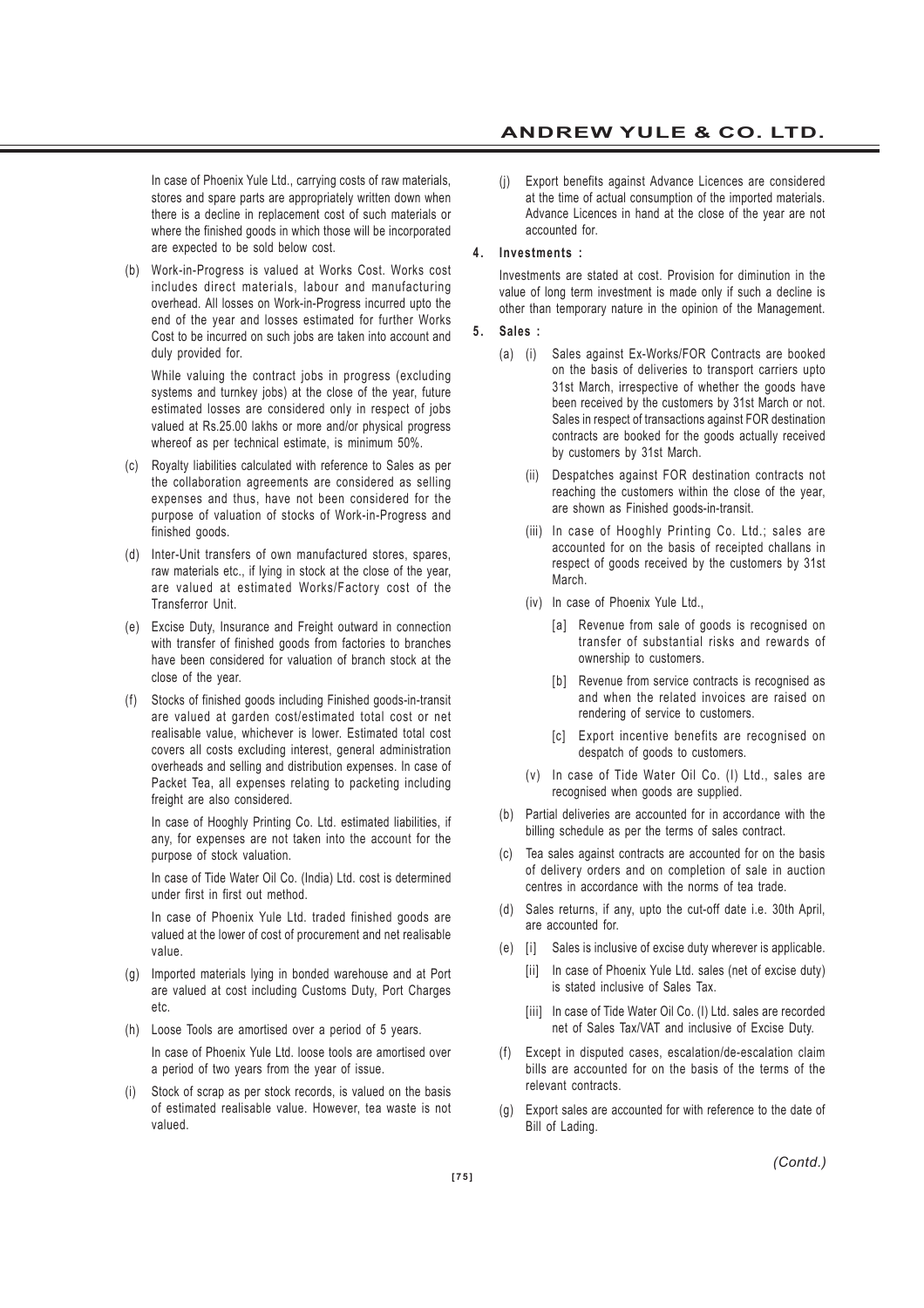In case of Phoenix Yule Ltd., carrying costs of raw materials, stores and spare parts are appropriately written down when there is a decline in replacement cost of such materials or where the finished goods in which those will be incorporated are expected to be sold below cost.

(b) Work-in-Progress is valued at Works Cost. Works cost includes direct materials, labour and manufacturing overhead. All losses on Work-in-Progress incurred upto the end of the year and losses estimated for further Works Cost to be incurred on such jobs are taken into account and duly provided for.

While valuing the contract jobs in progress (excluding systems and turnkey jobs) at the close of the year, future estimated losses are considered only in respect of jobs valued at Rs.25.00 lakhs or more and/or physical progress whereof as per technical estimate, is minimum 50%.

(c) Royalty liabilities calculated with reference to Sales as per the collaboration agreements are considered as selling expenses and thus, have not been considered for the purpose of valuation of stocks of Work-in-Progress and finished goods.

(d) Inter-Unit transfers of own manufactured stores, spares, raw materials etc., if lying in stock at the close of the year, are valued at estimated Works/Factory cost of the Transferror Unit.

(e) Excise Duty, Insurance and Freight outward in connection with transfer of finished goods from factories to branches have been considered for valuation of branch stock at the close of the year.

(f) Stocks of finished goods including Finished goods-in-transit are valued at garden cost/estimated total cost or net realisable value, whichever is lower. Estimated total cost covers all costs excluding interest, general administration overheads and selling and distribution expenses. In case of Packet Tea, all expenses relating to packeting including freight are also considered.

In case of Hooghly Printing Co. Ltd. estimated liabilities, if any, for expenses are not taken into the account for the purpose of stock valuation.

In case of Tide Water Oil Co. (India) Ltd. cost is determined under first in first out method.

In case of Phoenix Yule Ltd. traded finished goods are valued at the lower of cost of procurement and net realisable value.

(g) Imported materials lying in bonded warehouse and at Port are valued at cost including Customs Duty, Port Charges etc.

(h) Loose Tools are amortised over a period of 5 years.

In case of Phoenix Yule Ltd. loose tools are amortised over a period of two years from the year of issue.

(i) Stock of scrap as per stock records, is valued on the basis of estimated realisable value. However, tea waste is not valued.

(j) Export benefits against Advance Licences are considered at the time of actual consumption of the imported materials. Advance Licences in hand at the close of the year are not accounted for.

**4. Investments :**

Investments are stated at cost. Provision for diminution in the value of long term investment is made only if such a decline is other than temporary nature in the opinion of the Management.

**5. Sales :**

(a) (i) Sales against Ex-Works/FOR Contracts are booked on the basis of deliveries to transport carriers upto 31st March, irrespective of whether the goods have been received by the customers by 31st March or not. Sales in respect of transactions against FOR destination contracts are booked for the goods actually received by customers by 31st March.

(ii) Despatches against FOR destination contracts not reaching the customers within the close of the year, are shown as Finished goods-in-transit.

(iii) In case of Hooghly Printing Co. Ltd.; sales are accounted for on the basis of receipted challans in respect of goods received by the customers by 31st March.

(iv) In case of Phoenix Yule Ltd.,

[a] Revenue from sale of goods is recognised on transfer of substantial risks and rewards of ownership to customers.

[b] Revenue from service contracts is recognised as and when the related invoices are raised on rendering of service to customers.

[c] Export incentive benefits are recognised on despatch of goods to customers.

(v) In case of Tide Water Oil Co. (I) Ltd., sales are recognised when goods are supplied.

(b) Partial deliveries are accounted for in accordance with the billing schedule as per the terms of sales contract.

(c) Tea sales against contracts are accounted for on the basis of delivery orders and on completion of sale in auction centres in accordance with the norms of tea trade.

(d) Sales returns, if any, upto the cut-off date i.e. 30th April, are accounted for.

(e) [i] Sales is inclusive of excise duty wherever is applicable.

[ii] In case of Phoenix Yule Ltd. sales (net of excise duty) is stated inclusive of Sales Tax.

[iii] In case of Tide Water Oil Co. (I) Ltd. sales are recorded net of Sales Tax/VAT and inclusive of Excise Duty.

(f) Except in disputed cases, escalation/de-escalation claim bills are accounted for on the basis of the terms of the relevant contracts.

(g) Export sales are accounted for with reference to the date of Bill of Lading.

*(Contd.)*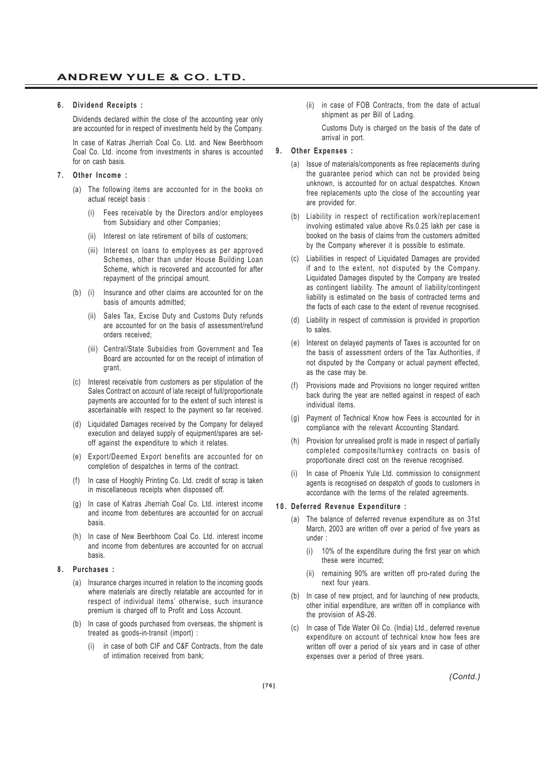**6. Dividend Receipts :**

Dividends declared within the close of the accounting year only are accounted for in respect of investments held by the Company.

In case of Katras Jherriah Coal Co. Ltd. and New Beerbhoom Coal Co. Ltd. income from investments in shares is accounted for on cash basis.

**7. Other Income :**

(a) The following items are accounted for in the books on actual receipt basis :

(i) Fees receivable by the Directors and/or employees from Subsidiary and other Companies;

(ii) Interest on late retirement of bills of customers;

(iii) Interest on loans to employees as per approved Schemes, other than under House Building Loan Scheme, which is recovered and accounted for after repayment of the principal amount.

(b) (i) Insurance and other claims are accounted for on the basis of amounts admitted;

(ii) Sales Tax, Excise Duty and Customs Duty refunds are accounted for on the basis of assessment/refund orders received;

(iii) Central/State Subsidies from Government and Tea Board are accounted for on the receipt of intimation of grant.

(c) Interest receivable from customers as per stipulation of the Sales Contract on account of late receipt of full/proportionate payments are accounted for to the extent of such interest is ascertainable with respect to the payment so far received.

(d) Liquidated Damages received by the Company for delayed execution and delayed supply of equipment/spares are set-off against the expenditure to which it relates.

(e) Export/Deemed Export benefits are accounted for on completion of despatches in terms of the contract.

(f) In case of Hooghly Printing Co. Ltd. credit of scrap is taken in miscellaneous receipts when dispossed off.

(g) In case of Katras Jherriah Coal Co. Ltd. interest income and income from debentures are accounted for on accrual basis.

(h) In case of New Beerbhoom Coal Co. Ltd. interest income and income from debentures are accounted for on accrual basis.

**8. Purchases :**

(a) Insurance charges incurred in relation to the incoming goods where materials are directly relatable are accounted for in respect of individual items' otherwise, such insurance premium is charged off to Profit and Loss Account.

(b) In case of goods purchased from overseas, the shipment is treated as goods-in-transit (import) :

(i) in case of both CIF and C&F Contracts, from the date of intimation received from bank;

(ii) in case of FOB Contracts, from the date of actual shipment as per Bill of Lading.

Customs Duty is charged on the basis of the date of arrival in port.

**9. Other Expenses :**

(a) Issue of materials/components as free replacements during the guarantee period which can not be provided being unknown, is accounted for on actual despatches. Known free replacements upto the close of the accounting year are provided for.

(b) Liability in respect of rectification work/replacement involving estimated value above Rs.0.25 lakh per case is booked on the basis of claims from the customers admitted by the Company wherever it is possible to estimate.

(c) Liabilities in respect of Liquidated Damages are provided if and to the extent, not disputed by the Company. Liquidated Damages disputed by the Company are treated as contingent liability. The amount of liability/contingent liability is estimated on the basis of contracted terms and the facts of each case to the extent of revenue recognised.

(d) Liability in respect of commission is provided in proportion to sales.

(e) Interest on delayed payments of Taxes is accounted for on the basis of assessment orders of the Tax Authorities, if not disputed by the Company or actual payment effected, as the case may be.

(f) Provisions made and Provisions no longer required written back during the year are netted against in respect of each individual items.

(g) Payment of Technical Know how Fees is accounted for in compliance with the relevant Accounting Standard.

(h) Provision for unrealised profit is made in respect of partially completed composite/turnkey contracts on basis of proportionate direct cost on the revenue recognised.

(i) In case of Phoenix Yule Ltd. commission to consignment agents is recognised on despatch of goods to customers in accordance with the terms of the related agreements.

**10. Deferred Revenue Expenditure :**

(a) The balance of deferred revenue expenditure as on 31st March, 2003 are written off over a period of five years as under :

(i) 10% of the expenditure during the first year on which these were incurred;

(ii) remaining 90% are written off pro-rated during the next four years.

(b) In case of new project, and for launching of new products, other initial expenditure, are written off in compliance with the provision of AS-26.

(c) In case of Tide Water Oil Co. (India) Ltd., deferred revenue expenditure on account of technical know how fees are written off over a period of six years and in case of other expenses over a period of three years.

*(Contd.)*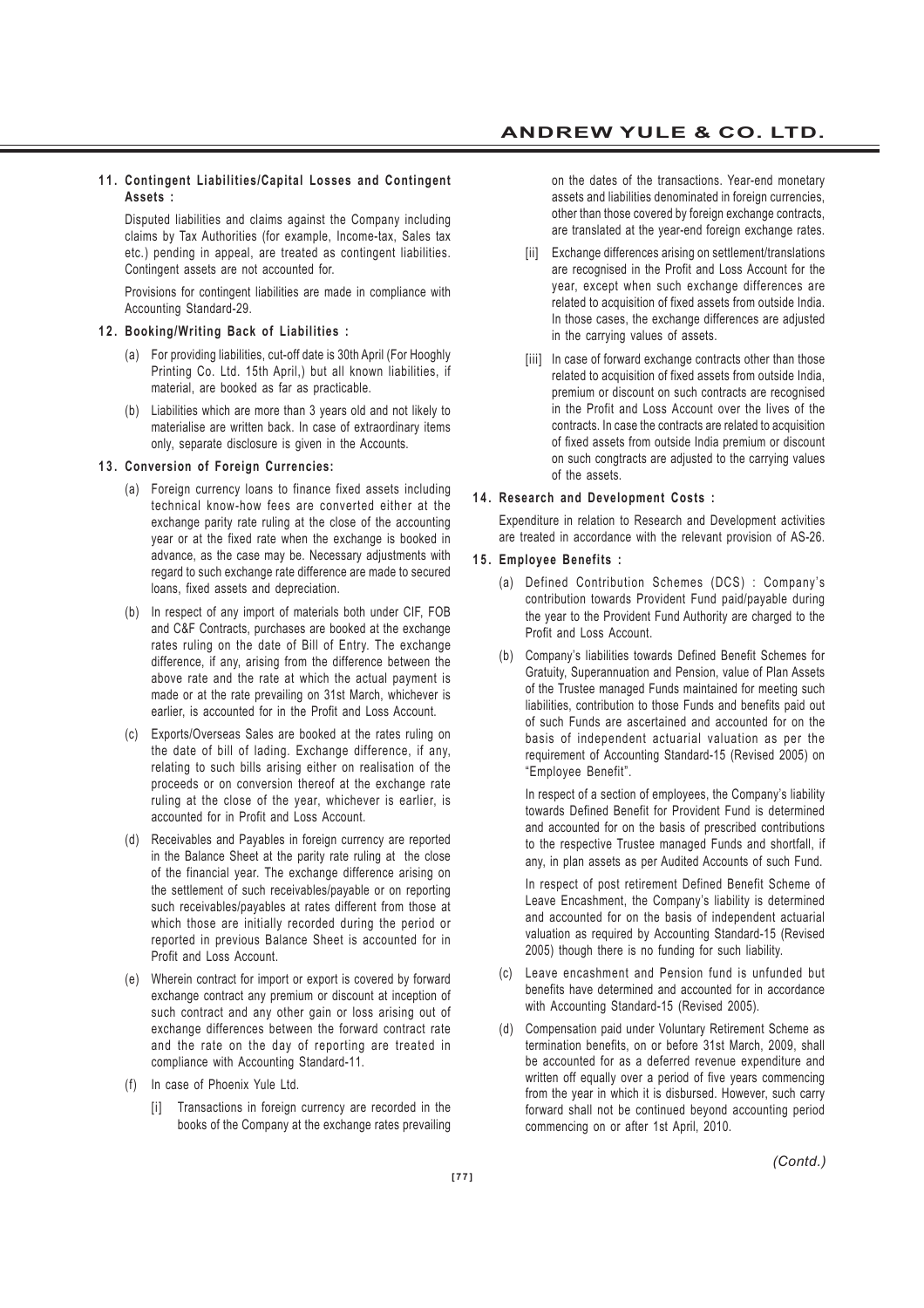**11. Contingent Liabilities/Capital Losses and Contingent Assets :**

Disputed liabilities and claims against the Company including claims by Tax Authorities (for example, Income-tax, Sales tax etc.) pending in appeal, are treated as contingent liabilities. Contingent assets are not accounted for.

Provisions for contingent liabilities are made in compliance with Accounting Standard-29.

**12. Booking/Writing Back of Liabilities :**

(a) For providing liabilities, cut-off date is 30th April (For Hooghly Printing Co. Ltd. 15th April,) but all known liabilities, if material, are booked as far as practicable.

(b) Liabilities which are more than 3 years old and not likely to materialise are written back. In case of extraordinary items only, separate disclosure is given in the Accounts.

**13. Conversion of Foreign Currencies:**

(a) Foreign currency loans to finance fixed assets including technical know-how fees are converted either at the exchange parity rate ruling at the close of the accounting year or at the fixed rate when the exchange is booked in advance, as the case may be. Necessary adjustments with regard to such exchange rate difference are made to secured loans, fixed assets and depreciation.

(b) In respect of any import of materials both under CIF, FOB and C&F Contracts, purchases are booked at the exchange rates ruling on the date of Bill of Entry. The exchange difference, if any, arising from the difference between the above rate and the rate at which the actual payment is made or at the rate prevailing on 31st March, whichever is earlier, is accounted for in the Profit and Loss Account.

(c) Exports/Overseas Sales are booked at the rates ruling on the date of bill of lading. Exchange difference, if any, relating to such bills arising either on realisation of the proceeds or on conversion thereof at the exchange rate ruling at the close of the year, whichever is earlier, is accounted for in Profit and Loss Account.

(d) Receivables and Payables in foreign currency are reported in the Balance Sheet at the parity rate ruling at the close of the financial year. The exchange difference arising on the settlement of such receivables/payable or on reporting such receivables/payables at rates different from those at which those are initially recorded during the period or reported in previous Balance Sheet is accounted for in Profit and Loss Account.

(e) Wherein contract for import or export is covered by forward exchange contract any premium or discount at inception of such contract and any other gain or loss arising out of exchange differences between the forward contract rate and the rate on the day of reporting are treated in compliance with Accounting Standard-11.

(f) In case of Phoenix Yule Ltd.

[i] Transactions in foreign currency are recorded in the books of the Company at the exchange rates prevailing on the dates of the transactions. Year-end monetary assets and liabilities denominated in foreign currencies, other than those covered by foreign exchange contracts, are translated at the year-end foreign exchange rates.

[ii] Exchange differences arising on settlement/translations are recognised in the Profit and Loss Account for the year, except when such exchange differences are related to acquisition of fixed assets from outside India. In those cases, the exchange differences are adjusted in the carrying values of assets.

[iii] In case of forward exchange contracts other than those related to acquisition of fixed assets from outside India, premium or discount on such contracts are recognised in the Profit and Loss Account over the lives of the contracts. In case the contracts are related to acquisition of fixed assets from outside India premium or discount on such congtracts are adjusted to the carrying values of the assets.

**14. Research and Development Costs :**

Expenditure in relation to Research and Development activities are treated in accordance with the relevant provision of AS-26.

**15. Employee Benefits :**

(a) Defined Contribution Schemes (DCS) : Company's contribution towards Provident Fund paid/payable during the year to the Provident Fund Authority are charged to the Profit and Loss Account.

(b) Company's liabilities towards Defined Benefit Schemes for Gratuity, Superannuation and Pension, value of Plan Assets of the Trustee managed Funds maintained for meeting such liabilities, contribution to those Funds and benefits paid out of such Funds are ascertained and accounted for on the basis of independent actuarial valuation as per the requirement of Accounting Standard-15 (Revised 2005) on "Employee Benefit".

In respect of a section of employees, the Company's liability towards Defined Benefit for Provident Fund is determined and accounted for on the basis of prescribed contributions to the respective Trustee managed Funds and shortfall, if any, in plan assets as per Audited Accounts of such Fund.

In respect of post retirement Defined Benefit Scheme of Leave Encashment, the Company's liability is determined and accounted for on the basis of independent actuarial valuation as required by Accounting Standard-15 (Revised 2005) though there is no funding for such liability.

(c) Leave encashment and Pension fund is unfunded but benefits have determined and accounted for in accordance with Accounting Standard-15 (Revised 2005).

(d) Compensation paid under Voluntary Retirement Scheme as termination benefits, on or before 31st March, 2009, shall be accounted for as a deferred revenue expenditure and written off equally over a period of five years commencing from the year in which it is disbursed. However, such carry forward shall not be continued beyond accounting period commencing on or after 1st April, 2010.

*(Contd.)*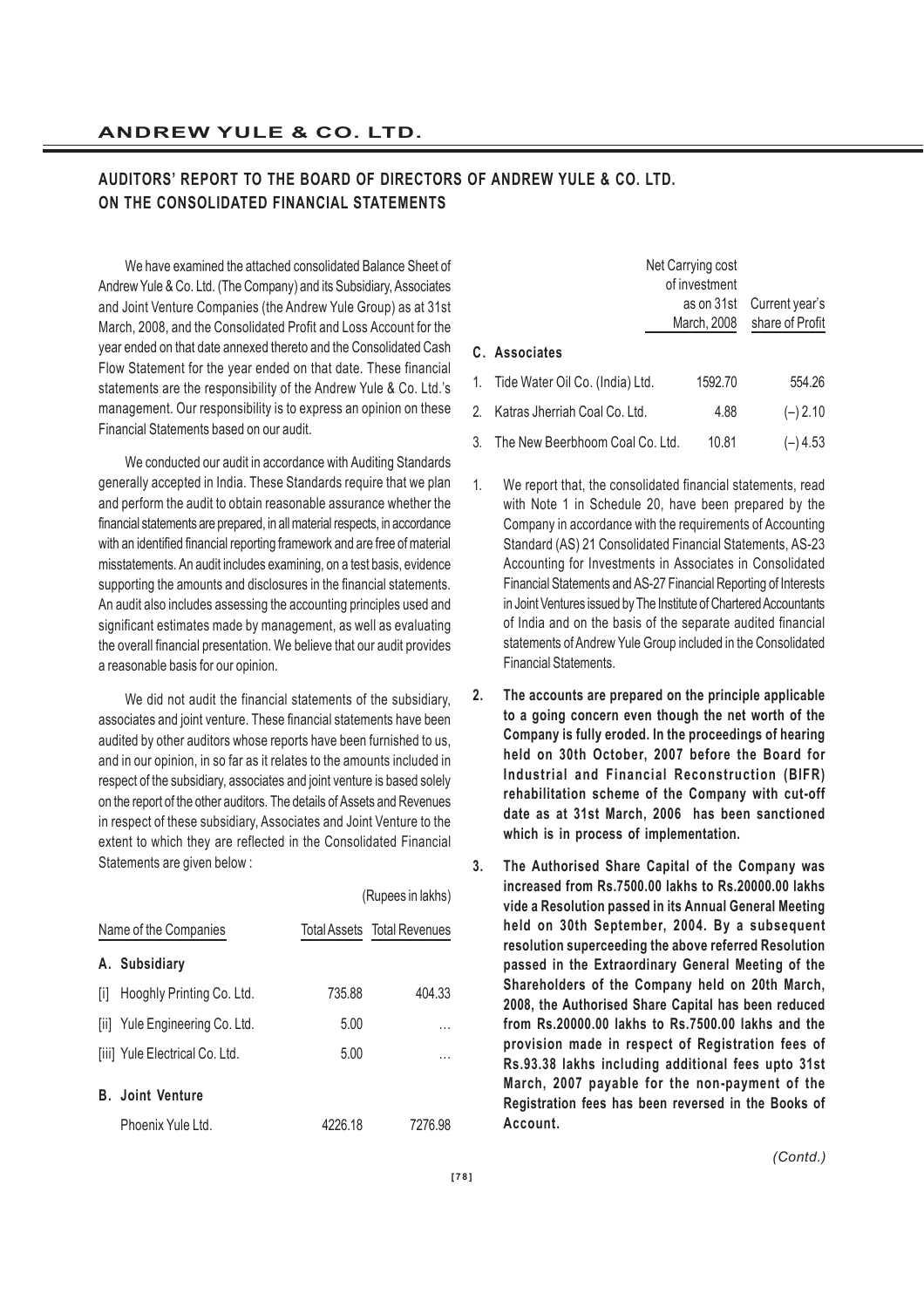## AUDITORS' REPORT TO THE BOARD OF DIRECTORS OF ANDREW YULE & CO. LTD. ON THE CONSOLIDATED FINANCIAL STATEMENTS

We have examined the attached consolidated Balance Sheet of Andrew Yule & Co. Ltd. (The Company) and its Subsidiary, Associates and Joint Venture Companies (the Andrew Yule Group) as at 31st March, 2008, and the Consolidated Profit and Loss Account for the year ended on that date annexed thereto and the Consolidated Cash Flow Statement for the year ended on that date. These financial statements are the responsibility of the Andrew Yule & Co. Ltd.'s management. Our responsibility is to express an opinion on these Financial Statements based on our audit.

We conducted our audit in accordance with Auditing Standards generally accepted in India. These Standards require that we plan and perform the audit to obtain reasonable assurance whether the financial statements are prepared, in all material respects, in accordance with an identified financial reporting framework and are free of material misstatements. An audit includes examining, on a test basis, evidence supporting the amounts and disclosures in the financial statements. An audit also includes assessing the accounting principles used and significant estimates made by management, as well as evaluating the overall financial presentation. We believe that our audit provides a reasonable basis for our opinion.

We did not audit the financial statements of the subsidiary, associates and joint venture. These financial statements have been audited by other auditors whose reports have been furnished to us, and in our opinion, in so far as it relates to the amounts included in respect of the subsidiary, associates and joint venture is based solely on the report of the other auditors. The details of Assets and Revenues in respect of these subsidiary, Associates and Joint Venture to the extent to which they are reflected in the Consolidated Financial Statements are given below :

(Rupees in lakhs)

| Name of the Companies | Total Assets | Total Revenues |
|---|---|---|
| **A. Subsidiary** | | |
| [i] Hooghly Printing Co. Ltd. | 735.88 | 404.33 |
| [ii] Yule Engineering Co. Ltd. | 5.00 | ... |
| [iii] Yule Electrical Co. Ltd. | 5.00 | ... |
| **B. Joint Venture** | | |
| Phoenix Yule Ltd. | 4226.18 | 7276.98 |

| | Net Carrying cost of investment as on 31st March, 2008 | Current year's share of Profit |
|---|---|---|
| **C. Associates** | | |
| 1. Tide Water Oil Co. (India) Ltd. | 1592.70 | 554.26 |
| 2. Katras Jherriah Coal Co. Ltd. | 4.88 | (–) 2.10 |
| 3. The New Beerbhoom Coal Co. Ltd. | 10.81 | (–) 4.53 |

1. We report that, the consolidated financial statements, read with Note 1 in Schedule 20, have been prepared by the Company in accordance with the requirements of Accounting Standard (AS) 21 Consolidated Financial Statements, AS-23 Accounting for Investments in Associates in Consolidated Financial Statements and AS-27 Financial Reporting of Interests in Joint Ventures issued by The Institute of Chartered Accountants of India and on the basis of the separate audited financial statements of Andrew Yule Group included in the Consolidated Financial Statements.

2. **The accounts are prepared on the principle applicable to a going concern even though the net worth of the Company is fully eroded. In the proceedings of hearing held on 30th October, 2007 before the Board for Industrial and Financial Reconstruction (BIFR) rehabilitation scheme of the Company with cut-off date as at 31st March, 2006 has been sanctioned which is in process of implementation.**

3. **The Authorised Share Capital of the Company was increased from Rs.7500.00 lakhs to Rs.20000.00 lakhs vide a Resolution passed in its Annual General Meeting held on 30th September, 2004. By a subsequent resolution superceeding the above referred Resolution passed in the Extraordinary General Meeting of the Shareholders of the Company held on 20th March, 2008, the Authorised Share Capital has been reduced from Rs.20000.00 lakhs to Rs.7500.00 lakhs and the provision made in respect of Registration fees of Rs.93.38 lakhs including additional fees upto 31st March, 2007 payable for the non-payment of the Registration fees has been reversed in the Books of Account.**

*(Contd.)*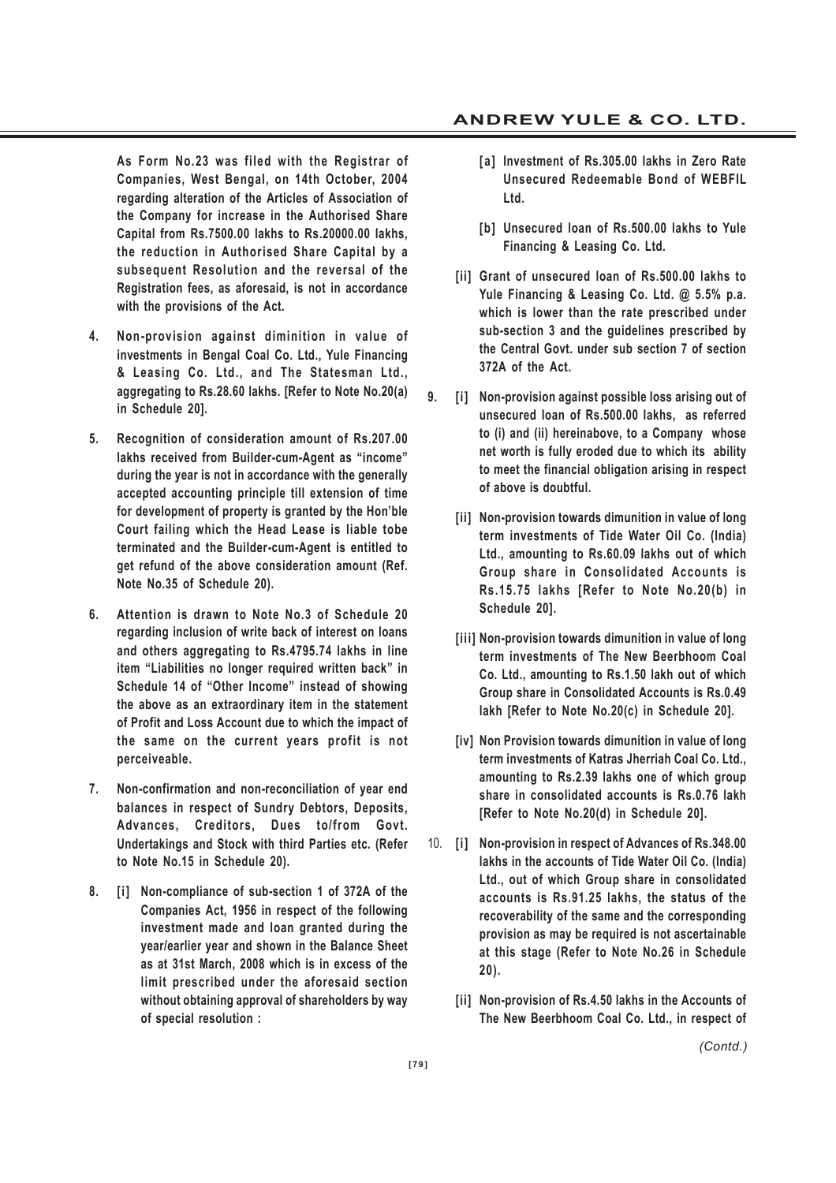**As Form No.23 was filed with the Registrar of Companies, West Bengal, on 14th October, 2004 regarding alteration of the Articles of Association of the Company for increase in the Authorised Share Capital from Rs.7500.00 lakhs to Rs.20000.00 lakhs, the reduction in Authorised Share Capital by a subsequent Resolution and the reversal of the Registration fees, as aforesaid, is not in accordance with the provisions of the Act.**

4. **Non-provision against diminition in value of investments in Bengal Coal Co. Ltd., Yule Financing & Leasing Co. Ltd., and The Statesman Ltd., aggregating to Rs.28.60 lakhs. [Refer to Note No.20(a) in Schedule 20].**

5. **Recognition of consideration amount of Rs.207.00 lakhs received from Builder-cum-Agent as "income" during the year is not in accordance with the generally accepted accounting principle till extension of time for development of property is granted by the Hon'ble Court failing which the Head Lease is liable tobe terminated and the Builder-cum-Agent is entitled to get refund of the above consideration amount (Ref. Note No.35 of Schedule 20).**

6. **Attention is drawn to Note No.3 of Schedule 20 regarding inclusion of write back of interest on loans and others aggregating to Rs.4795.74 lakhs in line item "Liabilities no longer required written back" in Schedule 14 of "Other Income" instead of showing the above as an extraordinary item in the statement of Profit and Loss Account due to which the impact of the same on the current years profit is not perceiveable.**

7. **Non-confirmation and non-reconciliation of year end balances in respect of Sundry Debtors, Deposits, Advances, Creditors, Dues to/from Govt. Undertakings and Stock with third Parties etc. (Refer to Note No.15 in Schedule 20).**

8. **[i] Non-compliance of sub-section 1 of 372A of the Companies Act, 1956 in respect of the following investment made and loan granted during the year/earlier year and shown in the Balance Sheet as at 31st March, 2008 which is in excess of the limit prescribed under the aforesaid section without obtaining approval of shareholders by way of special resolution :**

   **[a] Investment of Rs.305.00 lakhs in Zero Rate Unsecured Redeemable Bond of WEBFIL Ltd.**

   **[b] Unsecured loan of Rs.500.00 lakhs to Yule Financing & Leasing Co. Ltd.**

   **[ii] Grant of unsecured loan of Rs.500.00 lakhs to Yule Financing & Leasing Co. Ltd. @ 5.5% p.a. which is lower than the rate prescribed under sub-section 3 and the guidelines prescribed by the Central Govt. under sub section 7 of section 372A of the Act.**

9. **[i] Non-provision against possible loss arising out of unsecured loan of Rs.500.00 lakhs, as referred to (i) and (ii) hereinabove, to a Company whose net worth is fully eroded due to which its ability to meet the financial obligation arising in respect of above is doubtful.**

   **[ii] Non-provision towards dimunition in value of long term investments of Tide Water Oil Co. (India) Ltd., amounting to Rs.60.09 lakhs out of which Group share in Consolidated Accounts is Rs.15.75 lakhs [Refer to Note No.20(b) in Schedule 20].**

   **[iii] Non-provision towards dimunition in value of long term investments of The New Beerbhoom Coal Co. Ltd., amounting to Rs.1.50 lakh out of which Group share in Consolidated Accounts is Rs.0.49 lakh [Refer to Note No.20(c) in Schedule 20].**

   **[iv] Non Provision towards dimunition in value of long term investments of Katras Jherriah Coal Co. Ltd., amounting to Rs.2.39 lakhs one of which group share in consolidated accounts is Rs.0.76 lakh [Refer to Note No.20(d) in Schedule 20].**

10. **[i] Non-provision in respect of Advances of Rs.348.00 lakhs in the accounts of Tide Water Oil Co. (India) Ltd., out of which Group share in consolidated accounts is Rs.91.25 lakhs, the status of the recoverability of the same and the corresponding provision as may be required is not ascertainable at this stage (Refer to Note No.26 in Schedule 20).**

    **[ii] Non-provision of Rs.4.50 lakhs in the Accounts of The New Beerbhoom Coal Co. Ltd., in respect of**

*(Contd.)*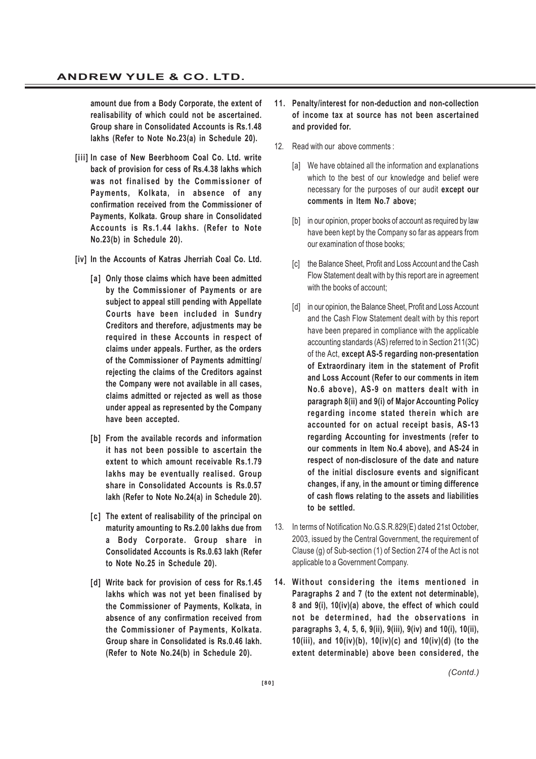**amount due from a Body Corporate, the extent of realisability of which could not be ascertained. Group share in Consolidated Accounts is Rs.1.48 lakhs (Refer to Note No.23(a) in Schedule 20).**

**[iii] In case of New Beerbhoom Coal Co. Ltd. write back of provision for cess of Rs.4.38 lakhs which was not finalised by the Commissioner of Payments, Kolkata, in absence of any confirmation received from the Commissioner of Payments, Kolkata. Group share in Consolidated Accounts is Rs.1.44 lakhs. (Refer to Note No.23(b) in Schedule 20).**

**[iv] In the Accounts of Katras Jherriah Coal Co. Ltd.**

**[a] Only those claims which have been admitted by the Commissioner of Payments or are subject to appeal still pending with Appellate Courts have been included in Sundry Creditors and therefore, adjustments may be required in these Accounts in respect of claims under appeals. Further, as the orders of the Commissioner of Payments admitting/ rejecting the claims of the Creditors against the Company were not available in all cases, claims admitted or rejected as well as those under appeal as represented by the Company have been accepted.**

**[b] From the available records and information it has not been possible to ascertain the extent to which amount receivable Rs.1.79 lakhs may be eventually realised. Group share in Consolidated Accounts is Rs.0.57 lakh (Refer to Note No.24(a) in Schedule 20).**

**[c] The extent of realisability of the principal on maturity amounting to Rs.2.00 lakhs due from a Body Corporate. Group share in Consolidated Accounts is Rs.0.63 lakh (Refer to Note No.25 in Schedule 20).**

**[d] Write back for provision of cess for Rs.1.45 lakhs which was not yet been finalised by the Commissioner of Payments, Kolkata, in absence of any confirmation received from the Commissioner of Payments, Kolkata. Group share in Consolidated is Rs.0.46 lakh. (Refer to Note No.24(b) in Schedule 20).**

**11. Penalty/interest for non-deduction and non-collection of income tax at source has not been ascertained and provided for.**

12. Read with our above comments :

[a] We have obtained all the information and explanations which to the best of our knowledge and belief were necessary for the purposes of our audit **except our comments in Item No.7 above;**

[b] in our opinion, proper books of account as required by law have been kept by the Company so far as appears from our examination of those books;

[c] the Balance Sheet, Profit and Loss Account and the Cash Flow Statement dealt with by this report are in agreement with the books of account;

[d] in our opinion, the Balance Sheet, Profit and Loss Account and the Cash Flow Statement dealt with by this report have been prepared in compliance with the applicable accounting standards (AS) referred to in Section 211(3C) of the Act, **except AS-5 regarding non-presentation of Extraordinary item in the statement of Profit and Loss Account (Refer to our comments in item No.6 above), AS-9 on matters dealt with in paragraph 8(ii) and 9(i) of Major Accounting Policy regarding income stated therein which are accounted for on actual receipt basis, AS-13 regarding Accounting for investments (refer to our comments in Item No.4 above), and AS-24 in respect of non-disclosure of the date and nature of the initial disclosure events and significant changes, if any, in the amount or timing difference of cash flows relating to the assets and liabilities to be settled.**

13. In terms of Notification No.G.S.R.829(E) dated 21st October, 2003, issued by the Central Government, the requirement of Clause (g) of Sub-section (1) of Section 274 of the Act is not applicable to a Government Company.

**14. Without considering the items mentioned in Paragraphs 2 and 7 (to the extent not determinable), 8 and 9(i), 10(iv)(a) above, the effect of which could not be determined, had the observations in paragraphs 3, 4, 5, 6, 9(ii), 9(iii), 9(iv) and 10(i), 10(ii), 10(iii), and 10(iv)(b), 10(iv)(c) and 10(iv)(d) (to the extent determinable) above been considered, the**

*(Contd.)*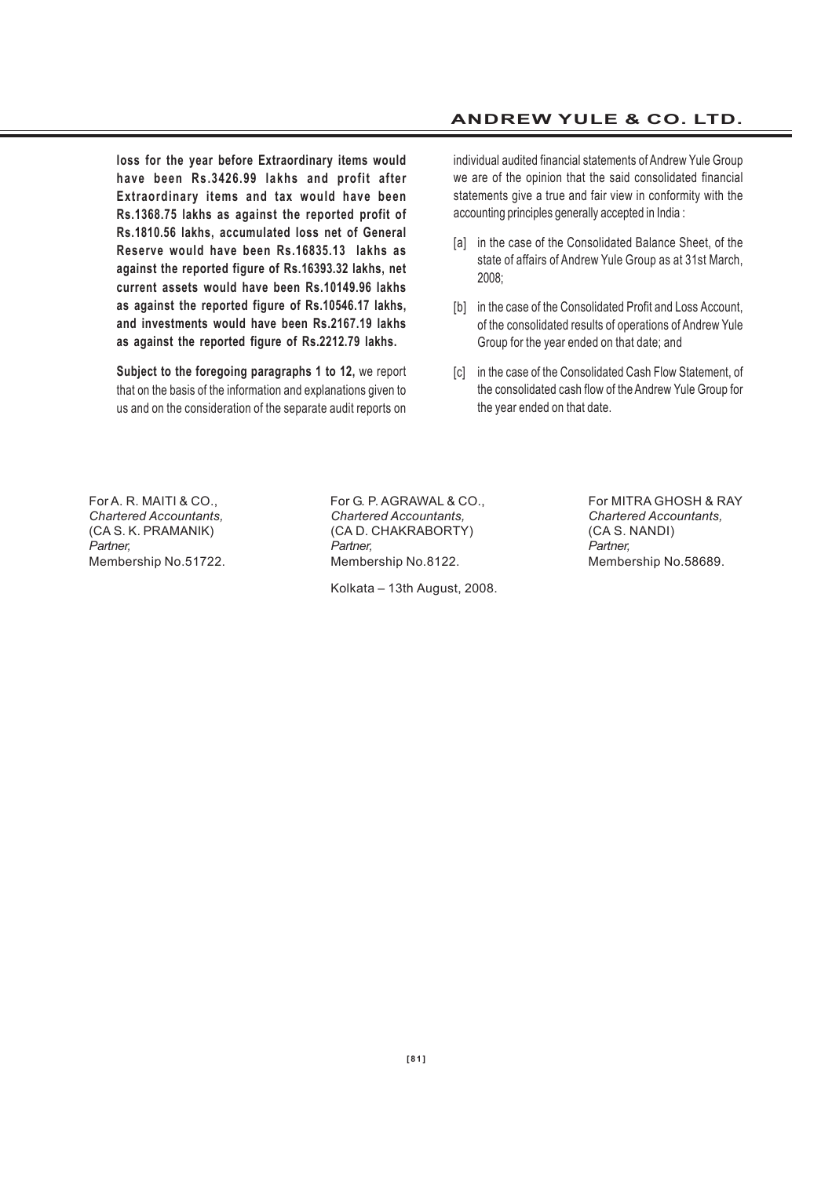**loss for the year before Extraordinary items would have been Rs.3426.99 lakhs and profit after Extraordinary items and tax would have been Rs.1368.75 lakhs as against the reported profit of Rs.1810.56 lakhs, accumulated loss net of General Reserve would have been Rs.16835.13 lakhs as against the reported figure of Rs.16393.32 lakhs, net current assets would have been Rs.10149.96 lakhs as against the reported figure of Rs.10546.17 lakhs, and investments would have been Rs.2167.19 lakhs as against the reported figure of Rs.2212.79 lakhs.**

**Subject to the foregoing paragraphs 1 to 12,** we report that on the basis of the information and explanations given to us and on the consideration of the separate audit reports on individual audited financial statements of Andrew Yule Group we are of the opinion that the said consolidated financial statements give a true and fair view in conformity with the accounting principles generally accepted in India :

[a] in the case of the Consolidated Balance Sheet, of the state of affairs of Andrew Yule Group as at 31st March, 2008;

[b] in the case of the Consolidated Profit and Loss Account, of the consolidated results of operations of Andrew Yule Group for the year ended on that date; and

[c] in the case of the Consolidated Cash Flow Statement, of the consolidated cash flow of the Andrew Yule Group for the year ended on that date.

For A. R. MAITI & CO.,
*Chartered Accountants,*
(CA S. K. PRAMANIK)
*Partner,*
Membership No.51722.

For G. P. AGRAWAL & CO.,
*Chartered Accountants,*
(CA D. CHAKRABORTY)
*Partner,*
Membership No.8122.

For MITRA GHOSH & RAY
*Chartered Accountants,*
(CA S. NANDI)
*Partner,*
Membership No.58689.

Kolkata – 13th August, 2008.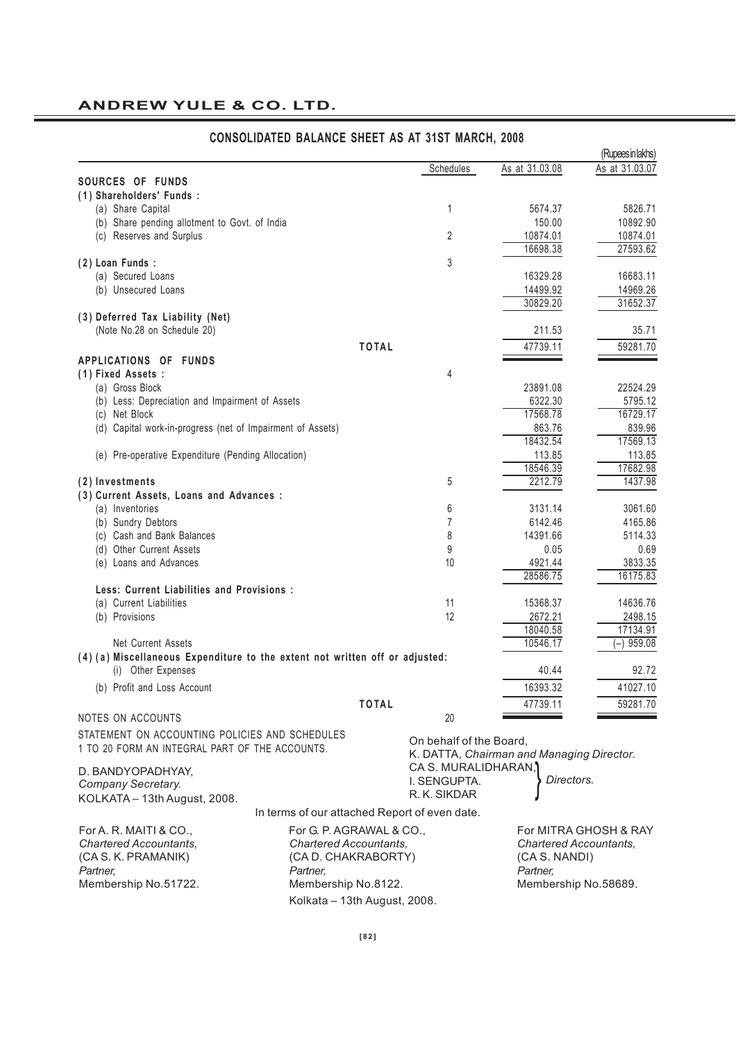# ANDREW YULE & CO. LTD.

## CONSOLIDATED BALANCE SHEET AS AT 31ST MARCH, 2008

(Rupees in lakhs)

| | Schedules | As at 31.03.08 | As at 31.03.07 |
|---|---|---|---|
| **SOURCES OF FUNDS** | | | |
| **(1) Shareholders' Funds :** | | | |
| (a) Share Capital | 1 | 5674.37 | 5826.71 |
| (b) Share pending allotment to Govt. of India | | 150.00 | 10892.90 |
| (c) Reserves and Surplus | 2 | 10874.01 | 10874.01 |
| | | 16698.38 | 27593.62 |
| **(2) Loan Funds :** | 3 | | |
| (a) Secured Loans | | 16329.28 | 16683.11 |
| (b) Unsecured Loans | | 14499.92 | 14969.26 |
| | | 30829.20 | 31652.37 |
| **(3) Deferred Tax Liability (Net)** | | | |
| (Note No.28 on Schedule 20) | | 211.53 | 35.71 |
| **TOTAL** | | 47739.11 | 59281.70 |
| **APPLICATIONS OF FUNDS** | | | |
| **(1) Fixed Assets :** | 4 | | |
| (a) Gross Block | | 23891.08 | 22524.29 |
| (b) Less: Depreciation and Impairment of Assets | | 6322.30 | 5795.12 |
| (c) Net Block | | 17568.78 | 16729.17 |
| (d) Capital work-in-progress (net of Impairment of Assets) | | 863.76 | 839.96 |
| | | 18432.54 | 17569.13 |
| (e) Pre-operative Expenditure (Pending Allocation) | | 113.85 | 113.85 |
| | | 18546.39 | 17682.98 |
| **(2) Investments** | 5 | 2212.79 | 1437.98 |
| **(3) Current Assets, Loans and Advances :** | | | |
| (a) Inventories | 6 | 3131.14 | 3061.60 |
| (b) Sundry Debtors | 7 | 6142.46 | 4165.86 |
| (c) Cash and Bank Balances | 8 | 14391.66 | 5114.33 |
| (d) Other Current Assets | 9 | 0.05 | 0.69 |
| (e) Loans and Advances | 10 | 4921.44 | 3833.35 |
| | | 28586.75 | 16175.83 |
| **Less: Current Liabilities and Provisions :** | | | |
| (a) Current Liabilities | 11 | 15368.37 | 14636.76 |
| (b) Provisions | 12 | 2672.21 | 2498.15 |
| | | 18040.58 | 17134.91 |
| Net Current Assets | | 10546.17 | (–) 959.08 |
| **(4) (a) Miscellaneous Expenditure to the extent not written off or adjusted:** | | | |
| (i) Other Expenses | | 40.44 | 92.72 |
| (b) Profit and Loss Account | | 16393.32 | 41027.10 |
| **TOTAL** | | 47739.11 | 59281.70 |
| NOTES ON ACCOUNTS | 20 | | |

STATEMENT ON ACCOUNTING POLICIES AND SCHEDULES 1 TO 20 FORM AN INTEGRAL PART OF THE ACCOUNTS.

D. BANDYOPADHYAY,
*Company Secretary.*
KOLKATA – 13th August, 2008.

On behalf of the Board,
K. DATTA, *Chairman and Managing Director.*
CA S. MURALIDHARAN, I. SENGUPTA, R. K. SIKDAR — *Directors.*

In terms of our attached Report of even date.

For A. R. MAITI & CO.,
*Chartered Accountants,*
(CA S. K. PRAMANIK)
*Partner,*
Membership No.51722.

For G. P. AGRAWAL & CO.,
*Chartered Accountants,*
(CA D. CHAKRABORTY)
*Partner,*
Membership No.8122.
Kolkata – 13th August, 2008.

For MITRA GHOSH & RAY
*Chartered Accountants,*
(CA S. NANDI)
*Partner,*
Membership No.58689.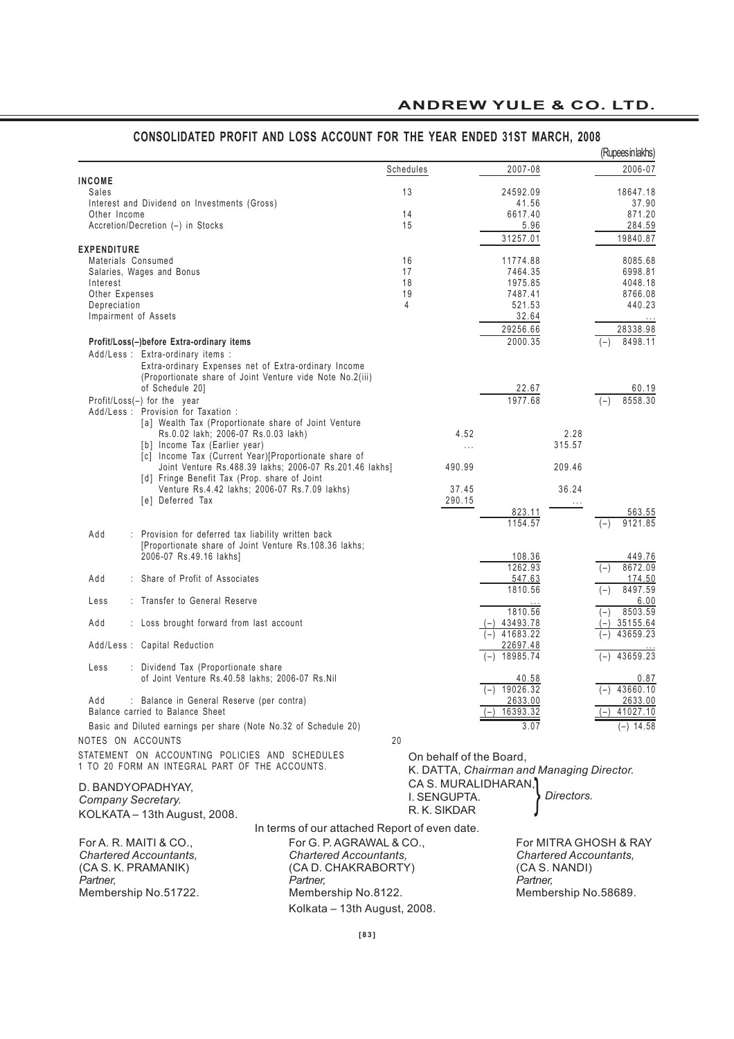# CONSOLIDATED PROFIT AND LOSS ACCOUNT FOR THE YEAR ENDED 31ST MARCH, 2008

(Rupees in lakhs)

| | Schedules | | 2007-08 | | 2006-07 |
|---|---|---|---|---|---|
| **INCOME** | | | | | |
| Sales | 13 | | 24592.09 | | 18647.18 |
| Interest and Dividend on Investments (Gross) | | | 41.56 | | 37.90 |
| Other Income | 14 | | 6617.40 | | 871.20 |
| Accretion/Decretion (–) in Stocks | 15 | | 5.96 | | 284.59 |
| | | | 31257.01 | | 19840.87 |
| **EXPENDITURE** | | | | | |
| Materials Consumed | 16 | | 11774.88 | | 8085.68 |
| Salaries, Wages and Bonus | 17 | | 7464.35 | | 6998.81 |
| Interest | 18 | | 1975.85 | | 4048.18 |
| Other Expenses | 19 | | 7487.41 | | 8766.08 |
| Depreciation | 4 | | 521.53 | | 440.23 |
| Impairment of Assets | | | 32.64 | | ... |
| | | | 29256.66 | | 28338.98 |
| **Profit/Loss(–)before Extra-ordinary items** | | | 2000.35 | | (–) 8498.11 |
| Add/Less : Extra-ordinary items : Extra-ordinary Expenses net of Extra-ordinary Income (Proportionate share of Joint Venture vide Note No.2(iii) of Schedule 20] | | | 22.67 | | 60.19 |
| Profit/Loss(–) for the year | | | 1977.68 | | (–) 8558.30 |
| Add/Less : Provision for Taxation : | | | | | |
| [a] Wealth Tax (Proportionate share of Joint Venture Rs.0.02 lakh; 2006-07 Rs.0.03 lakh) | | 4.52 | | 2.28 | |
| [b] Income Tax (Earlier year) | | ... | | 315.57 | |
| [c] Income Tax (Current Year)[Proportionate share of Joint Venture Rs.488.39 lakhs; 2006-07 Rs.201.46 lakhs] | | 490.99 | | 209.46 | |
| [d] Fringe Benefit Tax (Prop. share of Joint Venture Rs.4.42 lakhs; 2006-07 Rs.7.09 lakhs) | | 37.45 | | 36.24 | |
| [e] Deferred Tax | | 290.15 | | ... | |
| | | | 823.11 | | 563.55 |
| | | | 1154.57 | | (–) 9121.85 |
| Add : Provision for deferred tax liability written back [Proportionate share of Joint Venture Rs.108.36 lakhs; 2006-07 Rs.49.16 lakhs] | | | 108.36 | | 449.76 |
| | | | 1262.93 | | (–) 8672.09 |
| Add : Share of Profit of Associates | | | 547.63 | | 174.50 |
| | | | 1810.56 | | (–) 8497.59 |
| Less : Transfer to General Reserve | | | ... | | 6.00 |
| | | | 1810.56 | | (–) 8503.59 |
| Add : Loss brought forward from last account | | | (–) 43493.78 | | (–) 35155.64 |
| | | | (–) 41683.22 | | (–) 43659.23 |
| Add/Less : Capital Reduction | | | 22697.48 | | ... |
| | | | (–) 18985.74 | | (–) 43659.23 |
| Less : Dividend Tax (Proportionate share of Joint Venture Rs.40.58 lakhs; 2006-07 Rs.Nil | | | 40.58 | | 0.87 |
| | | | (–) 19026.32 | | (–) 43660.10 |
| Add : Balance in General Reserve (per contra) | | | 2633.00 | | 2633.00 |
| Balance carried to Balance Sheet | | | (–) 16393.32 | | (–) 41027.10 |
| Basic and Diluted earnings per share (Note No.32 of Schedule 20) | | | 3.07 | | (–) 14.58 |
| NOTES ON ACCOUNTS | 20 | | | | |

STATEMENT ON ACCOUNTING POLICIES AND SCHEDULES 1 TO 20 FORM AN INTEGRAL PART OF THE ACCOUNTS.

On behalf of the Board,
K. DATTA, *Chairman and Managing Director.*
CA S. MURALIDHARAN,
I. SENGUPTA. } *Directors.*
R. K. SIKDAR

D. BANDYOPADHYAY,
*Company Secretary.*
KOLKATA – 13th August, 2008.

In terms of our attached Report of even date.

For A. R. MAITI & CO.,
*Chartered Accountants,*
(CA S. K. PRAMANIK)
*Partner,*
Membership No.51722.

For G. P. AGRAWAL & CO.,
*Chartered Accountants,*
(CA D. CHAKRABORTY)
*Partner,*
Membership No.8122.

For MITRA GHOSH & RAY
*Chartered Accountants,*
(CA S. NANDI)
*Partner,*
Membership No.58689.

Kolkata – 13th August, 2008.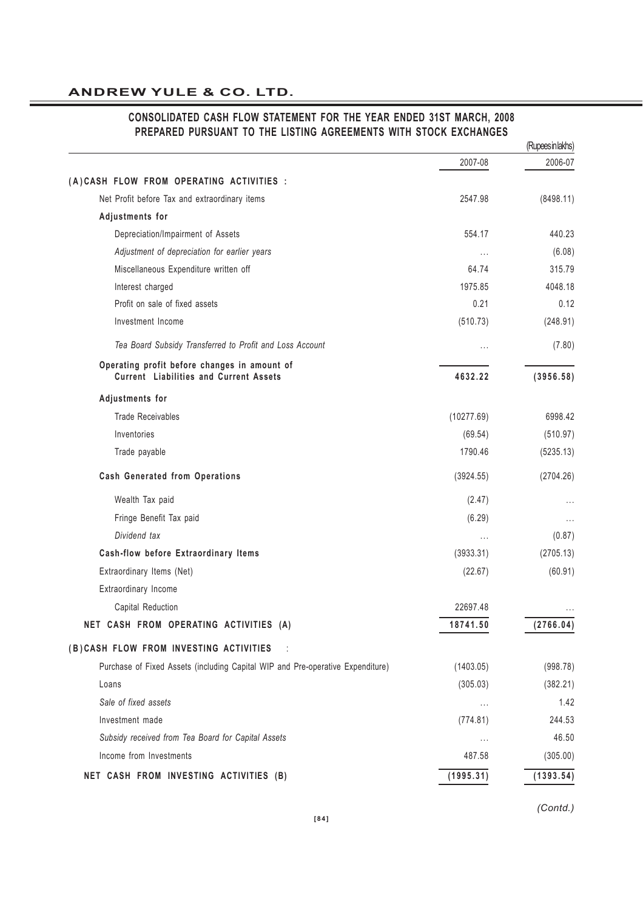## CONSOLIDATED CASH FLOW STATEMENT FOR THE YEAR ENDED 31ST MARCH, 2008 PREPARED PURSUANT TO THE LISTING AGREEMENTS WITH STOCK EXCHANGES

(Rupees in lakhs)

| | 2007-08 | 2006-07 |
|---|---|---|
| **(A) CASH FLOW FROM OPERATING ACTIVITIES :** | | |
| Net Profit before Tax and extraordinary items | 2547.98 | (8498.11) |
| **Adjustments for** | | |
| Depreciation/Impairment of Assets | 554.17 | 440.23 |
| *Adjustment of depreciation for earlier years* | ... | (6.08) |
| Miscellaneous Expenditure written off | 64.74 | 315.79 |
| Interest charged | 1975.85 | 4048.18 |
| Profit on sale of fixed assets | 0.21 | 0.12 |
| Investment Income | (510.73) | (248.91) |
| *Tea Board Subsidy Transferred to Profit and Loss Account* | ... | (7.80) |
| **Operating profit before changes in amount of Current Liabilities and Current Assets** | **4632.22** | **(3956.58)** |
| **Adjustments for** | | |
| Trade Receivables | (10277.69) | 6998.42 |
| Inventories | (69.54) | (510.97) |
| Trade payable | 1790.46 | (5235.13) |
| **Cash Generated from Operations** | (3924.55) | (2704.26) |
| Wealth Tax paid | (2.47) | ... |
| Fringe Benefit Tax paid | (6.29) | ... |
| *Dividend tax* | ... | (0.87) |
| **Cash-flow before Extraordinary Items** | (3933.31) | (2705.13) |
| Extraordinary Items (Net) | (22.67) | (60.91) |
| Extraordinary Income | | |
| Capital Reduction | 22697.48 | ... |
| **NET CASH FROM OPERATING ACTIVITIES (A)** | **18741.50** | **(2766.04)** |
| **(B) CASH FLOW FROM INVESTING ACTIVITIES :** | | |
| Purchase of Fixed Assets (including Capital WIP and Pre-operative Expenditure) | (1403.05) | (998.78) |
| Loans | (305.03) | (382.21) |
| *Sale of fixed assets* | ... | 1.42 |
| Investment made | (774.81) | 244.53 |
| *Subsidy received from Tea Board for Capital Assets* | ... | 46.50 |
| Income from Investments | 487.58 | (305.00) |
| **NET CASH FROM INVESTING ACTIVITIES (B)** | **(1995.31)** | **(1393.54)** |

*(Contd.)*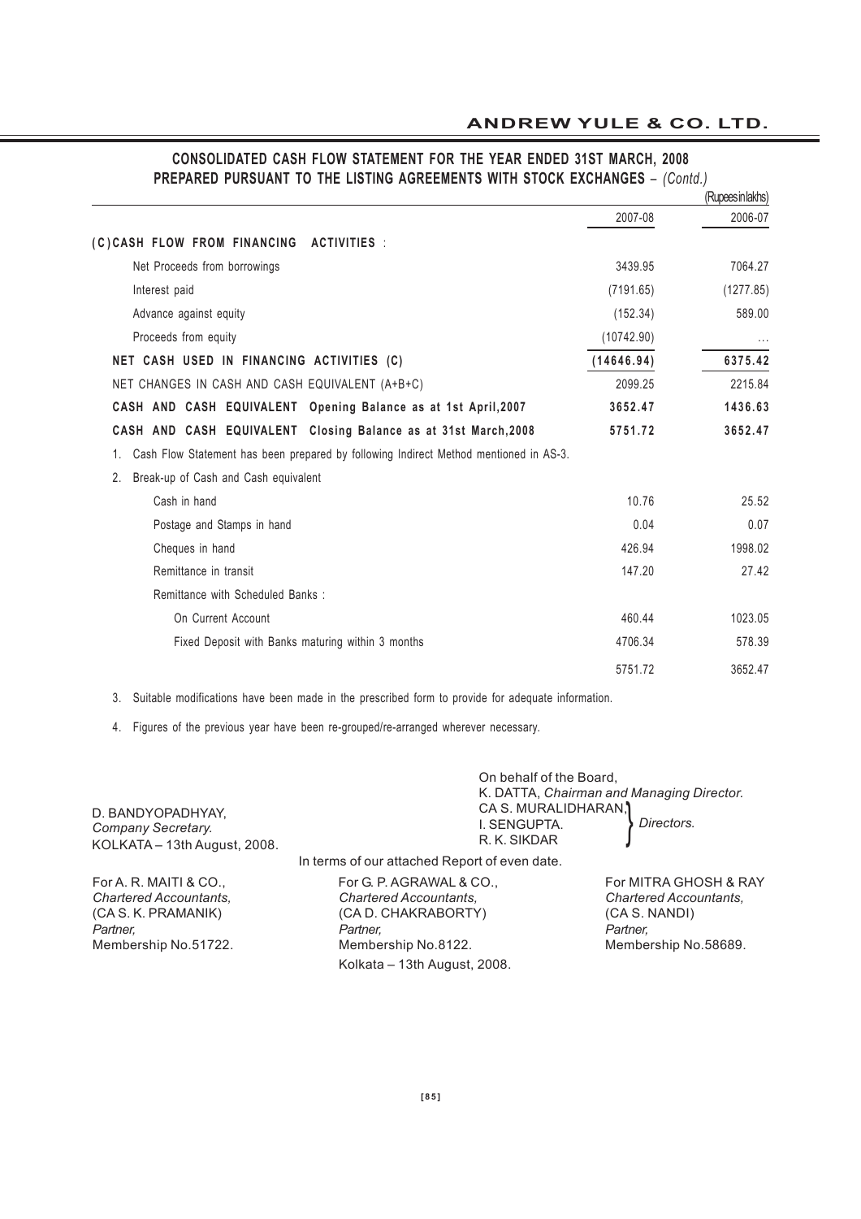## CONSOLIDATED CASH FLOW STATEMENT FOR THE YEAR ENDED 31ST MARCH, 2008 PREPARED PURSUANT TO THE LISTING AGREEMENTS WITH STOCK EXCHANGES – *(Contd.)*

(Rupees in lakhs)

| | 2007-08 | 2006-07 |
|---|---|---|
| **(C) CASH FLOW FROM FINANCING ACTIVITIES :** | | |
| Net Proceeds from borrowings | 3439.95 | 7064.27 |
| Interest paid | (7191.65) | (1277.85) |
| Advance against equity | (152.34) | 589.00 |
| Proceeds from equity | (10742.90) | ... |
| **NET CASH USED IN FINANCING ACTIVITIES (C)** | **(14646.94)** | **6375.42** |
| NET CHANGES IN CASH AND CASH EQUIVALENT (A+B+C) | 2099.25 | 2215.84 |
| **CASH AND CASH EQUIVALENT Opening Balance as at 1st April,2007** | **3652.47** | **1436.63** |
| **CASH AND CASH EQUIVALENT Closing Balance as at 31st March,2008** | **5751.72** | **3652.47** |
| 1. Cash Flow Statement has been prepared by following Indirect Method mentioned in AS-3. | | |
| 2. Break-up of Cash and Cash equivalent | | |
| Cash in hand | 10.76 | 25.52 |
| Postage and Stamps in hand | 0.04 | 0.07 |
| Cheques in hand | 426.94 | 1998.02 |
| Remittance in transit | 147.20 | 27.42 |
| Remittance with Scheduled Banks : | | |
| On Current Account | 460.44 | 1023.05 |
| Fixed Deposit with Banks maturing within 3 months | 4706.34 | 578.39 |
| | 5751.72 | 3652.47 |

3. Suitable modifications have been made in the prescribed form to provide for adequate information.

4. Figures of the previous year have been re-grouped/re-arranged wherever necessary.

D. BANDYOPADHYAY,
*Company Secretary.*
KOLKATA – 13th August, 2008.

On behalf of the Board,
K. DATTA, *Chairman and Managing Director.*
CA S. MURALIDHARAN,
I. SENGUPTA.
R. K. SIKDAR
} *Directors.*

In terms of our attached Report of even date.

For A. R. MAITI & CO.,
*Chartered Accountants,*
(CA S. K. PRAMANIK)
*Partner,*
Membership No.51722.

For G. P. AGRAWAL & CO.,
*Chartered Accountants,*
(CA D. CHAKRABORTY)
*Partner,*
Membership No.8122.
Kolkata – 13th August, 2008.

For MITRA GHOSH & RAY
*Chartered Accountants,*
(CA S. NANDI)
*Partner,*
Membership No.58689.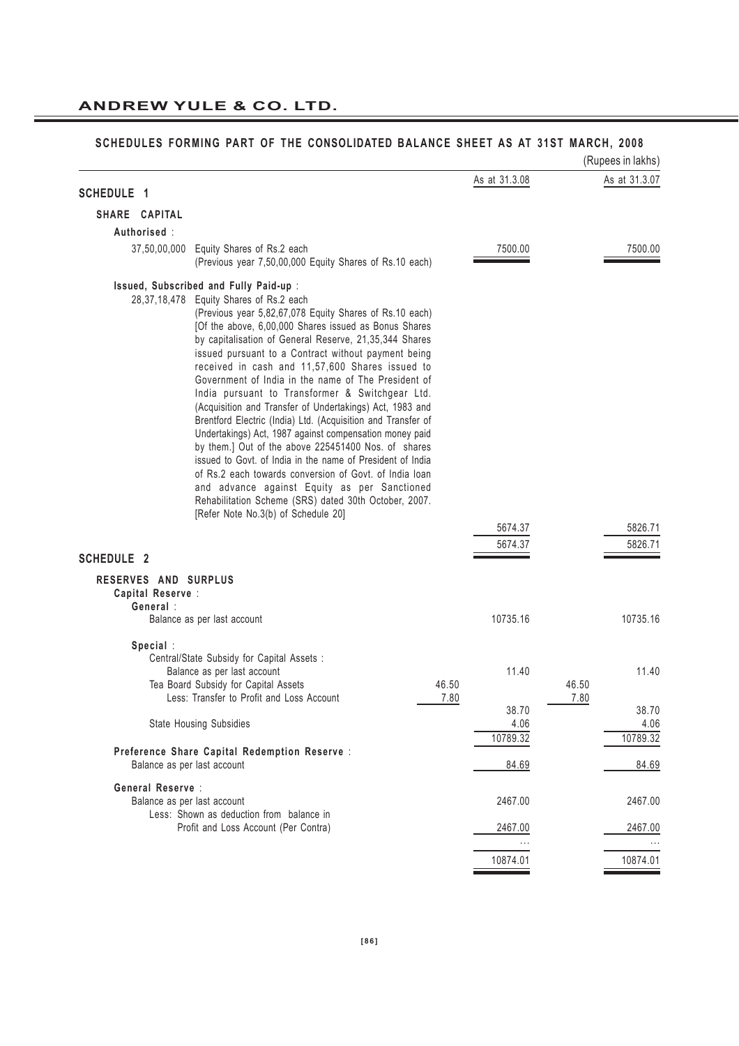## SCHEDULES FORMING PART OF THE CONSOLIDATED BALANCE SHEET AS AT 31ST MARCH, 2008

(Rupees in lakhs)

| | | As at 31.3.08 | | As at 31.3.07 |
|---|---|---|---|---|
| **SCHEDULE 1** | | | | |
| **SHARE CAPITAL** | | | | |
| **Authorised :** | | | | |
| 37,50,00,000 Equity Shares of Rs.2 each (Previous year 7,50,00,000 Equity Shares of Rs.10 each) | | 7500.00 | | 7500.00 |
| **Issued, Subscribed and Fully Paid-up :** | | | | |
| 28,37,18,478 Equity Shares of Rs.2 each (Previous year 5,82,67,078 Equity Shares of Rs.10 each) [Of the above, 6,00,000 Shares issued as Bonus Shares by capitalisation of General Reserve, 21,35,344 Shares issued pursuant to a Contract without payment being received in cash and 11,57,600 Shares issued to Government of India in the name of The President of India pursuant to Transformer & Switchgear Ltd. (Acquisition and Transfer of Undertakings) Act, 1983 and Brentford Electric (India) Ltd. (Acquisition and Transfer of Undertakings) Act, 1987 against compensation money paid by them.] Out of the above 225451400 Nos. of shares issued to Govt. of India in the name of President of India of Rs.2 each towards conversion of Govt. of India loan and advance against Equity as per Sanctioned Rehabilitation Scheme (SRS) dated 30th October, 2007. [Refer Note No.3(b) of Schedule 20] | | 5674.37 | | 5826.71 |
| | | 5674.37 | | 5826.71 |
| **SCHEDULE 2** | | | | |
| **RESERVES AND SURPLUS** | | | | |
| **Capital Reserve :** | | | | |
| **General :** | | | | |
| Balance as per last account | | 10735.16 | | 10735.16 |
| **Special :** | | | | |
| Central/State Subsidy for Capital Assets : | | | | |
| Balance as per last account | | 11.40 | | 11.40 |
| Tea Board Subsidy for Capital Assets | 46.50 | | 46.50 | |
| Less: Transfer to Profit and Loss Account | 7.80 | | 7.80 | |
| | | 38.70 | | 38.70 |
| State Housing Subsidies | | 4.06 | | 4.06 |
| | | 10789.32 | | 10789.32 |
| **Preference Share Capital Redemption Reserve :** | | | | |
| Balance as per last account | | 84.69 | | 84.69 |
| **General Reserve :** | | | | |
| Balance as per last account | | 2467.00 | | 2467.00 |
| Less: Shown as deduction from balance in Profit and Loss Account (Per Contra) | | 2467.00 | | 2467.00 |
| | | ... | | ... |
| | | 10874.01 | | 10874.01 |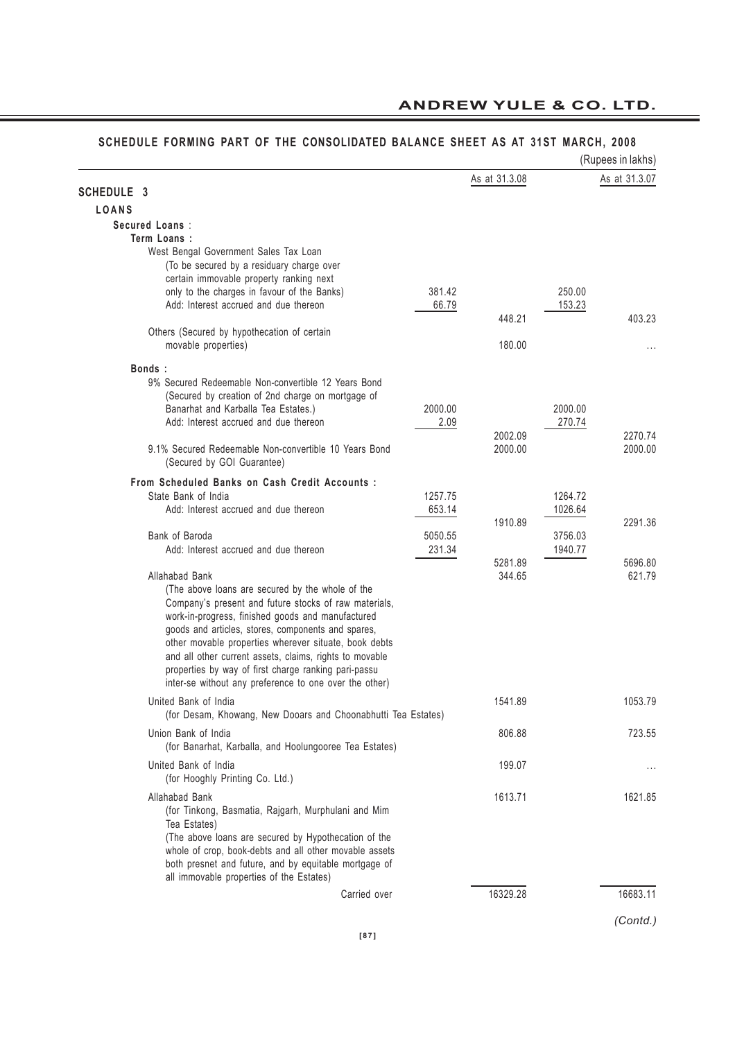## SCHEDULE FORMING PART OF THE CONSOLIDATED BALANCE SHEET AS AT 31ST MARCH, 2008

(Rupees in lakhs)

| | | As at 31.3.08 | | As at 31.3.07 |
|---|---|---|---|---|
| **SCHEDULE 3** | | | | |
| **LOANS** | | | | |
| **Secured Loans** : | | | | |
| **Term Loans :** | | | | |
| West Bengal Government Sales Tax Loan (To be secured by a residuary charge over certain immovable property ranking next only to the charges in favour of the Banks) | 381.42 | | 250.00 | |
| Add: Interest accrued and due thereon | 66.79 | | 153.23 | |
| | | 448.21 | | 403.23 |
| Others (Secured by hypothecation of certain movable properties) | | 180.00 | | ... |
| **Bonds :** | | | | |
| 9% Secured Redeemable Non-convertible 12 Years Bond (Secured by creation of 2nd charge on mortgage of Banarhat and Karballa Tea Estates.) | 2000.00 | | 2000.00 | |
| Add: Interest accrued and due thereon | 2.09 | | 270.74 | |
| | | 2002.09 | | 2270.74 |
| 9.1% Secured Redeemable Non-convertible 10 Years Bond (Secured by GOI Guarantee) | | 2000.00 | | 2000.00 |
| **From Scheduled Banks on Cash Credit Accounts :** | | | | |
| State Bank of India | 1257.75 | | 1264.72 | |
| Add: Interest accrued and due thereon | 653.14 | | 1026.64 | |
| | | 1910.89 | | 2291.36 |
| Bank of Baroda | 5050.55 | | 3756.03 | |
| Add: Interest accrued and due thereon | 231.34 | | 1940.77 | |
| | | 5281.89 | | 5696.80 |
| Allahabad Bank | | 344.65 | | 621.79 |
| (The above loans are secured by the whole of the Company's present and future stocks of raw materials, work-in-progress, finished goods and manufactured goods and articles, stores, components and spares, other movable properties wherever situate, book debts and all other current assets, claims, rights to movable properties by way of first charge ranking pari-passu inter-se without any preference to one over the other) | | | | |
| United Bank of India (for Desam, Khowang, New Dooars and Choonabhutti Tea Estates) | | 1541.89 | | 1053.79 |
| Union Bank of India (for Banarhat, Karballa, and Hoolungooree Tea Estates) | | 806.88 | | 723.55 |
| United Bank of India (for Hooghly Printing Co. Ltd.) | | 199.07 | | ... |
| Allahabad Bank (for Tinkong, Basmatia, Rajgarh, Murphulani and Mim Tea Estates) (The above loans are secured by Hypothecation of the whole of crop, book-debts and all other movable assets both presnet and future, and by equitable mortgage of all immovable properties of the Estates) | | 1613.71 | | 1621.85 |
| Carried over | | 16329.28 | | 16683.11 |

*(Contd.)*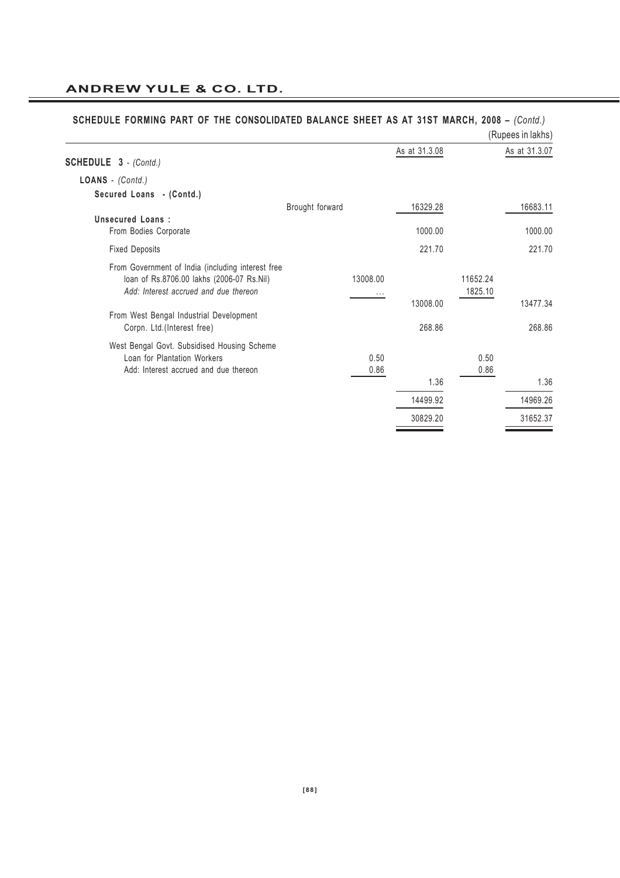## SCHEDULE FORMING PART OF THE CONSOLIDATED BALANCE SHEET AS AT 31ST MARCH, 2008 – *(Contd.)*

(Rupees in lakhs)

| | | | As at 31.3.08 | | As at 31.3.07 |
|---|---|---|---|---|---|
| **SCHEDULE 3** - *(Contd.)* | | | | | |
| **LOANS** - *(Contd.)* | | | | | |
| **Secured Loans - (Contd.)** | | | | | |
| | Brought forward | | 16329.28 | | 16683.11 |
| **Unsecured Loans :** | | | | | |
| From Bodies Corporate | | | 1000.00 | | 1000.00 |
| Fixed Deposits | | | 221.70 | | 221.70 |
| From Government of India (including interest free loan of Rs.8706.00 lakhs (2006-07 Rs.Nil) | | 13008.00 | | 11652.24 | |
| *Add: Interest accrued and due thereon* | | ... | | 1825.10 | |
| | | | 13008.00 | | 13477.34 |
| From West Bengal Industrial Development Corpn. Ltd.(Interest free) | | | 268.86 | | 268.86 |
| West Bengal Govt. Subsidised Housing Scheme Loan for Plantation Workers | | 0.50 | | 0.50 | |
| Add: Interest accrued and due thereon | | 0.86 | | 0.86 | |
| | | | 1.36 | | 1.36 |
| | | | 14499.92 | | 14969.26 |
| | | | 30829.20 | | 31652.37 |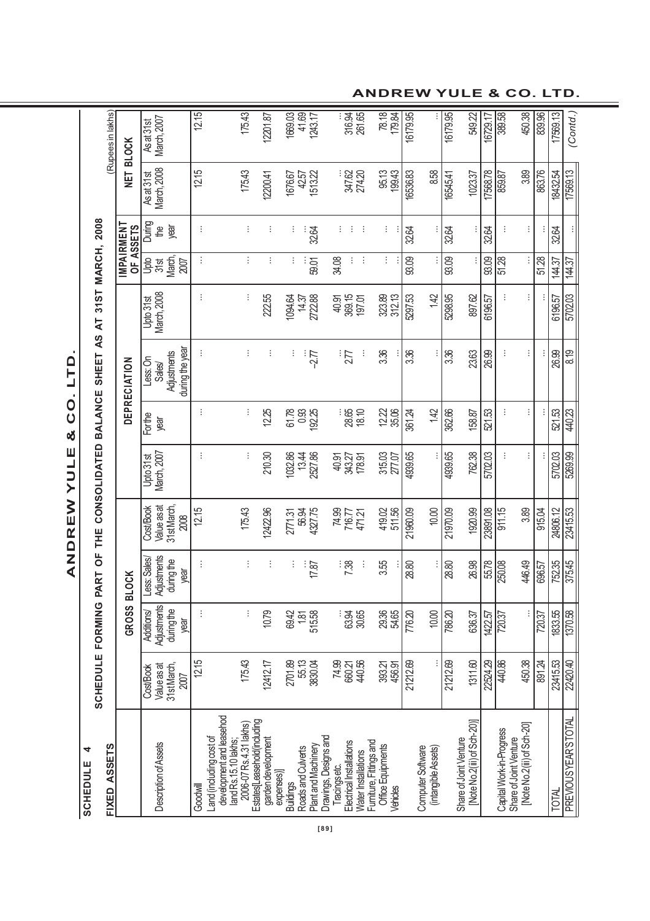# ANDREW YULE & CO. LTD.

**SCHEDULE 4**

**SCHEDULE FORMING PART OF THE CONSOLIDATED BALANCE SHEET AS AT 31ST MARCH, 2008**

**FIXED ASSETS**

(Rupees in lakhs)

| Description of Assets | GROSS BLOCK | | | | DEPRECIATION | | | | IMPAIRMENT OF ASSETS | | NET BLOCK | |
|---|---|---|---|---|---|---|---|---|---|---|---|---|
| | Cost/Book Value as at 31st March, 2007 | Additions/ Adjustments during the year | Less: Sales/ Adjustments during the year | Cost/Book Value as at 31st March, 2008 | Upto 31st March, 2007 | For the year | Less: On Sales/ Adjustments during the year | Upto 31st March, 2008 | Upto 31st March, 2007 | During the year | As at 31st March, 2008 | As at 31st March, 2007 |
| Goodwill | 12.15 | ... | ... | 12.15 | ... | ... | ... | ... | ... | ... | 12.15 | 12.15 |
| Land (including cost of development and leasehold land Rs.15.10 lakhs; 2006-07 Rs.4.31 lakhs) | 175.43 | ... | ... | 175.43 | ... | ... | ... | ... | ... | ... | 175.43 | 175.43 |
| Estates[Leasehold(including garden development expenses)] | 12412.17 | 10.79 | ... | 12422.96 | 210.30 | 12.25 | ... | 222.55 | ... | ... | 12200.41 | 12201.87 |
| Buildings | 2701.89 | 69.42 | ... | 2771.31 | 1032.86 | 61.78 | ... | 1094.64 | ... | ... | 1676.67 | 1669.03 |
| Roads and Culverts | 55.13 | 1.81 | ... | 56.94 | 13.44 | 0.93 | ... | 14.37 | ... | ... | 42.57 | 41.69 |
| Plant and Machinery | 3830.04 | 515.58 | 17.87 | 4327.75 | 2527.86 | 192.25 | -2.77 | 2722.88 | 59.01 | 32.64 | 1513.22 | 1243.17 |
| Drawings, Designs and Tracings etc. | 74.99 | ... | ... | 74.99 | 40.91 | ... | ... | 40.91 | 34.08 | ... | ... | ... |
| Electrical Installations | 660.21 | 63.94 | 7.38 | 716.77 | 343.27 | 28.65 | 2.77 | 369.15 | ... | ... | 347.62 | 316.94 |
| Water Installations | 440.56 | 30.65 | ... | 471.21 | 178.91 | 18.10 | ... | 197.01 | ... | ... | 274.20 | 261.65 |
| Furniture, Fittings and Office Equipments | 393.21 | 29.36 | 3.55 | 419.02 | 315.03 | 12.22 | 3.36 | 323.89 | ... | ... | 95.13 | 78.18 |
| Vehicles | 456.91 | 54.65 | ... | 511.56 | 277.07 | 35.06 | ... | 312.13 | ... | ... | 199.43 | 179.84 |
| | 21212.69 | 776.20 | 28.80 | 21960.09 | 4939.65 | 361.24 | 3.36 | 5297.53 | 93.09 | 32.64 | 16536.83 | 16179.95 |
| Computer Software (intangible Assets) | ... | 10.00 | ... | 10.00 | ... | 1.42 | ... | 1.42 | ... | ... | 8.58 | ... |
| | 21212.69 | 786.20 | 28.80 | 21970.09 | 4939.65 | 362.66 | 3.36 | 5298.95 | 93.09 | 32.64 | 16545.41 | 16179.95 |
| Share of Joint Venture [Note No.2(iii) of Sch-20] | 1311.60 | 636.37 | 26.98 | 1920.99 | 762.38 | 158.87 | 23.63 | 897.62 | ... | ... | 1023.37 | 549.22 |
| | 22524.29 | 1422.57 | 55.78 | 23891.08 | 5702.03 | 521.53 | 26.99 | 6196.57 | 93.09 | 32.64 | 17568.78 | 16729.17 |
| Capital Work-in-Progress | 440.86 | 720.37 | 250.08 | 911.15 | ... | ... | ... | ... | 51.28 | ... | 859.87 | 389.58 |
| Share of Joint Venture [Note No.2(iii) of Sch-20] | 450.38 | ... | 446.49 | 3.89 | ... | ... | ... | ... | ... | ... | 3.89 | 450.38 |
| | 891.24 | 720.37 | 696.57 | 915.04 | ... | ... | ... | ... | 51.28 | ... | 863.76 | 839.96 |
| TOTAL | 23415.53 | 1833.55 | 752.35 | 24806.12 | 5702.03 | 521.53 | 26.99 | 6196.57 | 144.37 | 32.64 | 18432.54 | 17569.13 |
| PREVIOUS YEAR'S TOTAL | 22420.40 | 1370.58 | 375.45 | 23415.53 | 5269.99 | 440.23 | 8.19 | 5702.03 | 144.37 | ... | 17569.13 | ... |

*(Contd.)*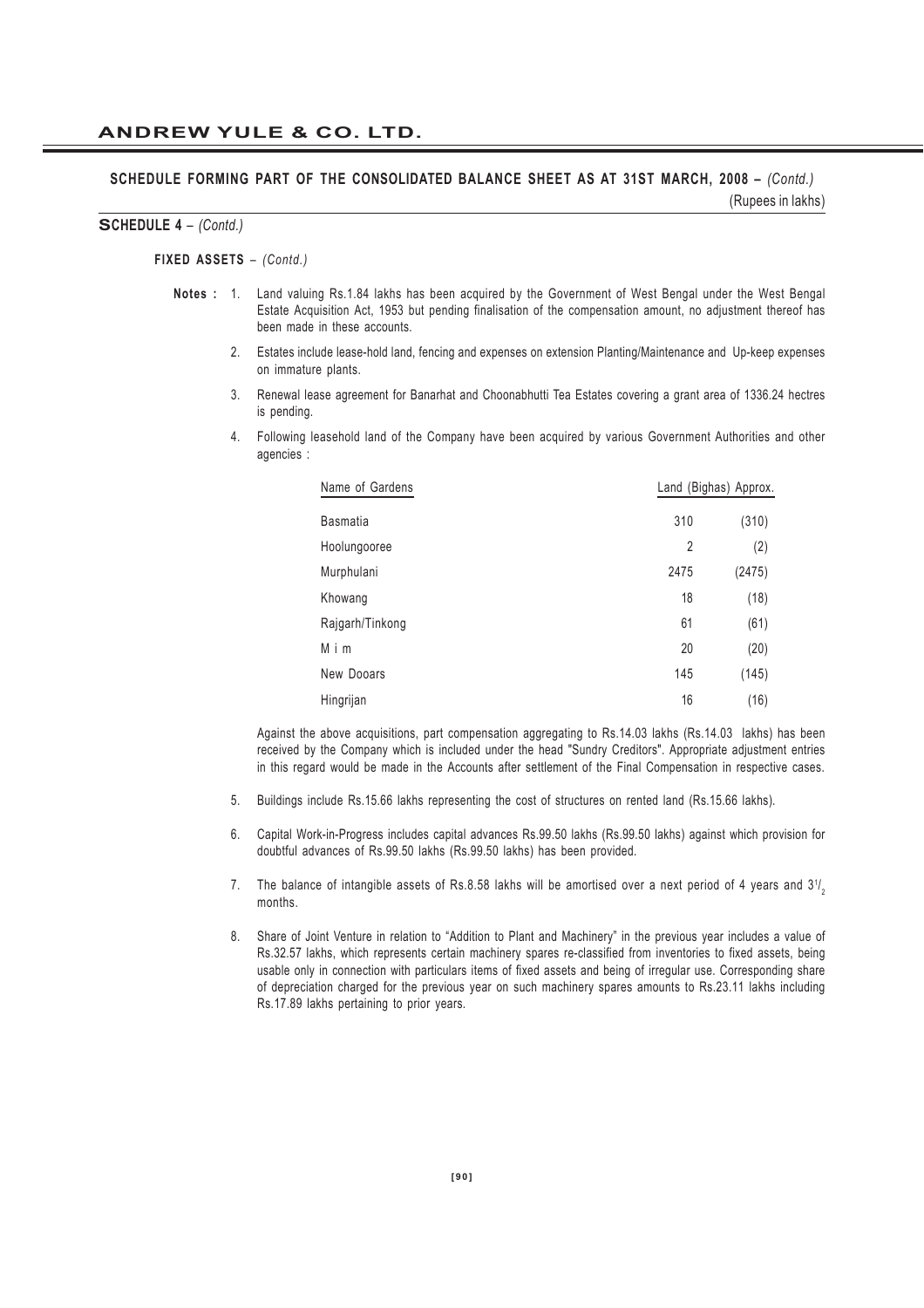## SCHEDULE FORMING PART OF THE CONSOLIDATED BALANCE SHEET AS AT 31ST MARCH, 2008 – *(Contd.)*

(Rupees in lakhs)

### SCHEDULE 4 – *(Contd.)*

**FIXED ASSETS** – *(Contd.)*

**Notes :**

1. Land valuing Rs.1.84 lakhs has been acquired by the Government of West Bengal under the West Bengal Estate Acquisition Act, 1953 but pending finalisation of the compensation amount, no adjustment thereof has been made in these accounts.
2. Estates include lease-hold land, fencing and expenses on extension Planting/Maintenance and Up-keep expenses on immature plants.
3. Renewal lease agreement for Banarhat and Choonabhutti Tea Estates covering a grant area of 1336.24 hectres is pending.
4. Following leasehold land of the Company have been acquired by various Government Authorities and other agencies :

| Name of Gardens | Land (Bighas) Approx. | |
|---|---|---|
| Basmatia | 310 | (310) |
| Hoolungooree | 2 | (2) |
| Murphulani | 2475 | (2475) |
| Khowang | 18 | (18) |
| Rajgarh/Tinkong | 61 | (61) |
| M i m | 20 | (20) |
| New Dooars | 145 | (145) |
| Hingrijan | 16 | (16) |

Against the above acquisitions, part compensation aggregating to Rs.14.03 lakhs (Rs.14.03 lakhs) has been received by the Company which is included under the head "Sundry Creditors". Appropriate adjustment entries in this regard would be made in the Accounts after settlement of the Final Compensation in respective cases.

5. Buildings include Rs.15.66 lakhs representing the cost of structures on rented land (Rs.15.66 lakhs).
6. Capital Work-in-Progress includes capital advances Rs.99.50 lakhs (Rs.99.50 lakhs) against which provision for doubtful advances of Rs.99.50 lakhs (Rs.99.50 lakhs) has been provided.
7. The balance of intangible assets of Rs.8.58 lakhs will be amortised over a next period of 4 years and $3^1/_2$ months.
8. Share of Joint Venture in relation to "Addition to Plant and Machinery" in the previous year includes a value of Rs.32.57 lakhs, which represents certain machinery spares re-classified from inventories to fixed assets, being usable only in connection with particulars items of fixed assets and being of irregular use. Corresponding share of depreciation charged for the previous year on such machinery spares amounts to Rs.23.11 lakhs including Rs.17.89 lakhs pertaining to prior years.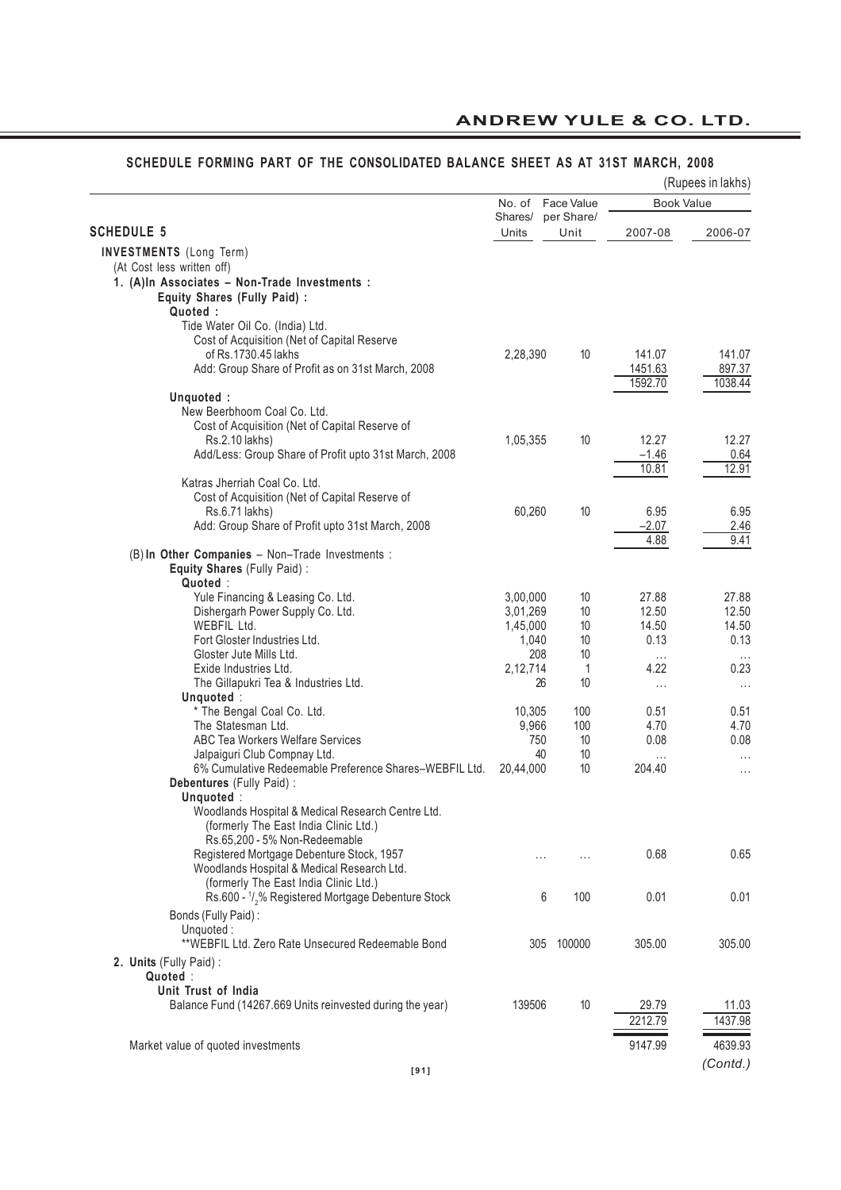## SCHEDULE FORMING PART OF THE CONSOLIDATED BALANCE SHEET AS AT 31ST MARCH, 2008

(Rupees in lakhs)

| SCHEDULE 5 | No. of Shares/ Units | Face Value per Share/ Unit | Book Value 2007-08 | Book Value 2006-07 |
|---|---|---|---|---|
| **INVESTMENTS** (Long Term) | | | | |
| (At Cost less written off) | | | | |
| **1. (A)In Associates – Non-Trade Investments :** | | | | |
| **Equity Shares (Fully Paid) :** | | | | |
| **Quoted :** | | | | |
| Tide Water Oil Co. (India) Ltd. | | | | |
| Cost of Acquisition (Net of Capital Reserve of Rs.1730.45 lakhs | 2,28,390 | 10 | 141.07 | 141.07 |
| Add: Group Share of Profit as on 31st March, 2008 | | | 1451.63 | 897.37 |
| | | | 1592.70 | 1038.44 |
| **Unquoted :** | | | | |
| New Beerbhoom Coal Co. Ltd. | | | | |
| Cost of Acquisition (Net of Capital Reserve of Rs.2.10 lakhs) | 1,05,355 | 10 | 12.27 | 12.27 |
| Add/Less: Group Share of Profit upto 31st March, 2008 | | | –1.46 | 0.64 |
| | | | 10.81 | 12.91 |
| Katras Jherriah Coal Co. Ltd. | | | | |
| Cost of Acquisition (Net of Capital Reserve of Rs.6.71 lakhs) | 60,260 | 10 | 6.95 | 6.95 |
| Add: Group Share of Profit upto 31st March, 2008 | | | –2.07 | 2.46 |
| | | | 4.88 | 9.41 |
| (B) **In Other Companies** – Non–Trade Investments : | | | | |
| **Equity Shares** (Fully Paid) : | | | | |
| **Quoted** : | | | | |
| Yule Financing & Leasing Co. Ltd. | 3,00,000 | 10 | 27.88 | 27.88 |
| Dishergarh Power Supply Co. Ltd. | 3,01,269 | 10 | 12.50 | 12.50 |
| WEBFIL Ltd. | 1,45,000 | 10 | 14.50 | 14.50 |
| Fort Gloster Industries Ltd. | 1,040 | 10 | 0.13 | 0.13 |
| Gloster Jute Mills Ltd. | 208 | 10 | … | … |
| Exide Industries Ltd. | 2,12,714 | 1 | 4.22 | 0.23 |
| The Gillapukri Tea & Industries Ltd. | 26 | 10 | … | … |
| **Unquoted** : | | | | |
| * The Bengal Coal Co. Ltd. | 10,305 | 100 | 0.51 | 0.51 |
| The Statesman Ltd. | 9,966 | 100 | 4.70 | 4.70 |
| ABC Tea Workers Welfare Services | 750 | 10 | 0.08 | 0.08 |
| Jalpaiguri Club Compnay Ltd. | 40 | 10 | … | … |
| 6% Cumulative Redeemable Preference Shares–WEBFIL Ltd. | 20,44,000 | 10 | 204.40 | … |
| **Debentures** (Fully Paid) : | | | | |
| **Unquoted** : | | | | |
| Woodlands Hospital & Medical Research Centre Ltd. (formerly The East India Clinic Ltd.) Rs.65,200 - 5% Non-Redeemable Registered Mortgage Debenture Stock, 1957 | … | … | 0.68 | 0.65 |
| Woodlands Hospital & Medical Research Ltd. (formerly The East India Clinic Ltd.) Rs.600 - ½% Registered Mortgage Debenture Stock | 6 | 100 | 0.01 | 0.01 |
| Bonds (Fully Paid) : | | | | |
| Unquoted : | | | | |
| **WEBFIL Ltd. Zero Rate Unsecured Redeemable Bond | 305 | 100000 | 305.00 | 305.00 |
| **2. Units** (Fully Paid) : | | | | |
| **Quoted** : | | | | |
| **Unit Trust of India** | | | | |
| Balance Fund (14267.669 Units reinvested during the year) | 139506 | 10 | 29.79 | 11.03 |
| | | | 2212.79 | 1437.98 |
| Market value of quoted investments | | | 9147.99 | 4639.93 |

*(Contd.)*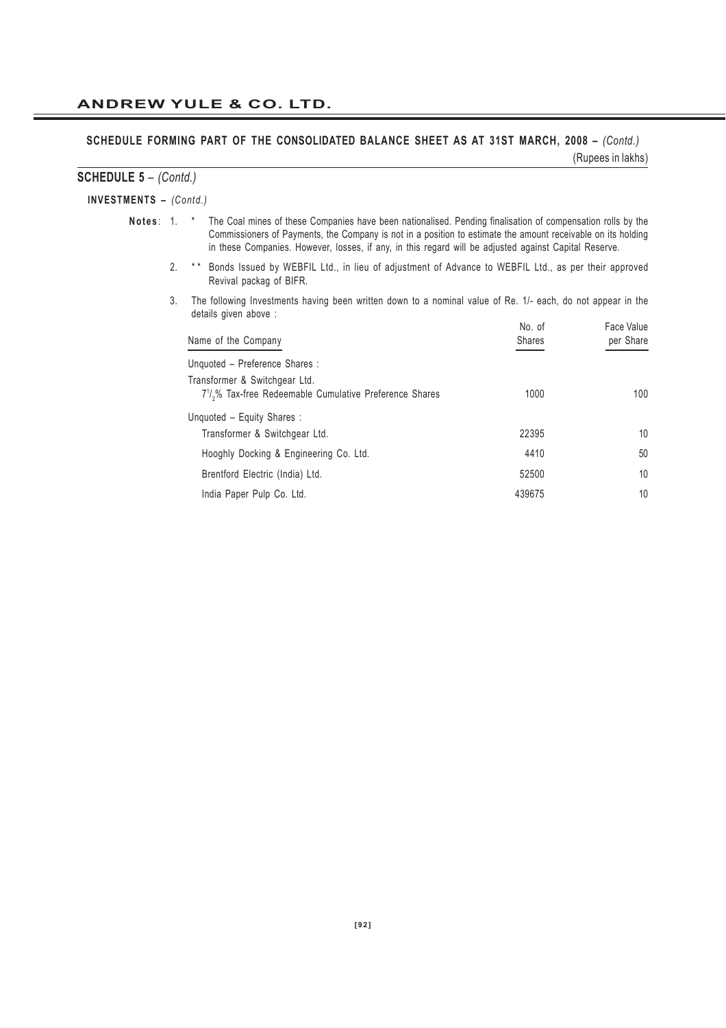## SCHEDULE FORMING PART OF THE CONSOLIDATED BALANCE SHEET AS AT 31ST MARCH, 2008 – *(Contd.)*

(Rupees in lakhs)

### SCHEDULE 5 – *(Contd.)*

**INVESTMENTS –** *(Contd.)*

**Notes**: 1. * The Coal mines of these Companies have been nationalised. Pending finalisation of compensation rolls by the Commissioners of Payments, the Company is not in a position to estimate the amount receivable on its holding in these Companies. However, losses, if any, in this regard will be adjusted against Capital Reserve.

2. ** Bonds Issued by WEBFIL Ltd., in lieu of adjustment of Advance to WEBFIL Ltd., as per their approved Revival packag of BIFR.

3. The following Investments having been written down to a nominal value of Re. 1/- each, do not appear in the details given above :

| Name of the Company | No. of Shares | Face Value per Share |
|---|---|---|
| Unquoted – Preference Shares : | | |
| Transformer & Switchgear Ltd. | | |
| $7^1/_2$% Tax-free Redeemable Cumulative Preference Shares | 1000 | 100 |
| Unquoted – Equity Shares : | | |
| Transformer & Switchgear Ltd. | 22395 | 10 |
| Hooghly Docking & Engineering Co. Ltd. | 4410 | 50 |
| Brentford Electric (India) Ltd. | 52500 | 10 |
| India Paper Pulp Co. Ltd. | 439675 | 10 |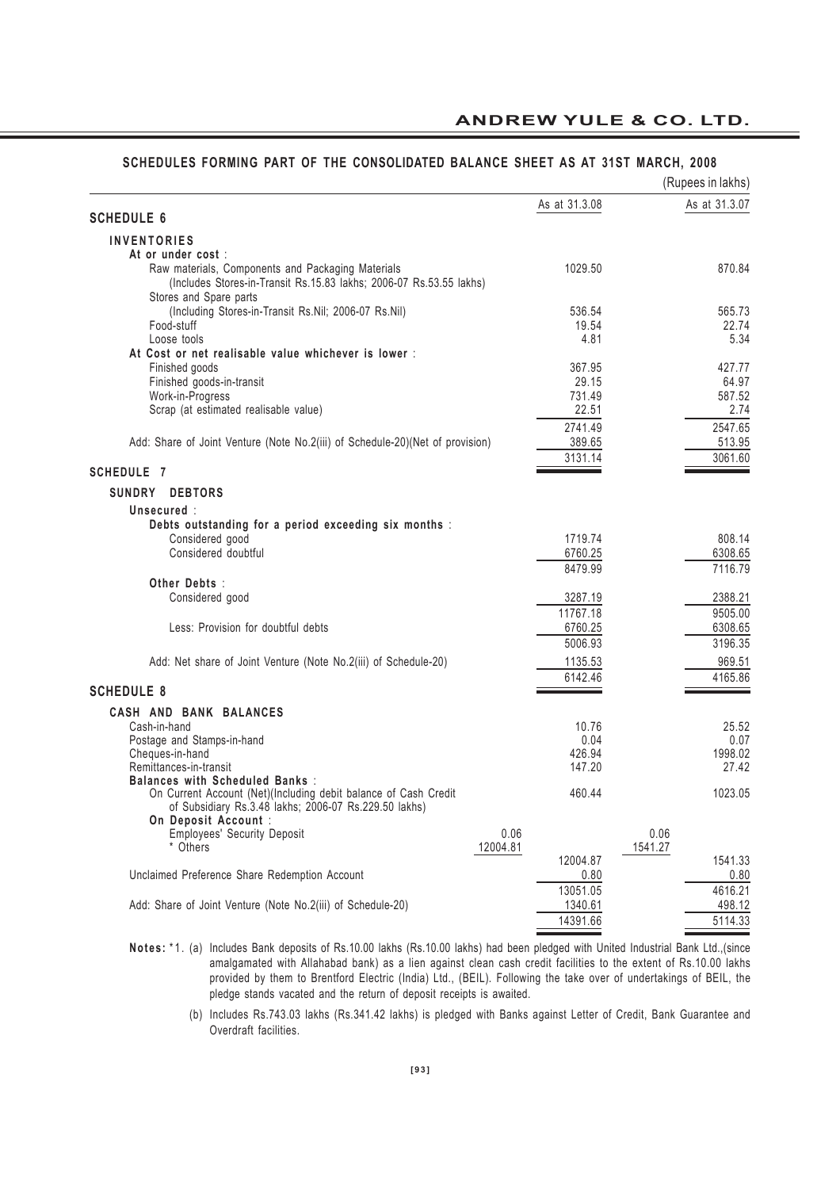## SCHEDULES FORMING PART OF THE CONSOLIDATED BALANCE SHEET AS AT 31ST MARCH, 2008

(Rupees in lakhs)

| | | As at 31.3.08 | | As at 31.3.07 |
|---|---|---|---|---|
| **SCHEDULE 6** | | | | |
| **INVENTORIES** | | | | |
| **At or under cost** : | | | | |
| Raw materials, Components and Packaging Materials (Includes Stores-in-Transit Rs.15.83 lakhs; 2006-07 Rs.53.55 lakhs) | | 1029.50 | | 870.84 |
| Stores and Spare parts (Including Stores-in-Transit Rs.Nil; 2006-07 Rs.Nil) | | 536.54 | | 565.73 |
| Food-stuff | | 19.54 | | 22.74 |
| Loose tools | | 4.81 | | 5.34 |
| **At Cost or net realisable value whichever is lower** : | | | | |
| Finished goods | | 367.95 | | 427.77 |
| Finished goods-in-transit | | 29.15 | | 64.97 |
| Work-in-Progress | | 731.49 | | 587.52 |
| Scrap (at estimated realisable value) | | 22.51 | | 2.74 |
| | | 2741.49 | | 2547.65 |
| Add: Share of Joint Venture (Note No.2(iii) of Schedule-20)(Net of provision) | | 389.65 | | 513.95 |
| | | 3131.14 | | 3061.60 |
| **SCHEDULE 7** | | | | |
| **SUNDRY DEBTORS** | | | | |
| **Unsecured** : | | | | |
| **Debts outstanding for a period exceeding six months** : | | | | |
| Considered good | | 1719.74 | | 808.14 |
| Considered doubtful | | 6760.25 | | 6308.65 |
| | | 8479.99 | | 7116.79 |
| **Other Debts** : | | | | |
| Considered good | | 3287.19 | | 2388.21 |
| | | 11767.18 | | 9505.00 |
| Less: Provision for doubtful debts | | 6760.25 | | 6308.65 |
| | | 5006.93 | | 3196.35 |
| Add: Net share of Joint Venture (Note No.2(iii) of Schedule-20) | | 1135.53 | | 969.51 |
| | | 6142.46 | | 4165.86 |
| **SCHEDULE 8** | | | | |
| **CASH AND BANK BALANCES** | | | | |
| Cash-in-hand | | 10.76 | | 25.52 |
| Postage and Stamps-in-hand | | 0.04 | | 0.07 |
| Cheques-in-hand | | 426.94 | | 1998.02 |
| Remittances-in-transit | | 147.20 | | 27.42 |
| **Balances with Scheduled Banks** : | | | | |
| On Current Account (Net)(Including debit balance of Cash Credit of Subsidiary Rs.3.48 lakhs; 2006-07 Rs.229.50 lakhs) | | 460.44 | | 1023.05 |
| **On Deposit Account** : | | | | |
| Employees' Security Deposit | 0.06 | | 0.06 | |
| * Others | 12004.81 | | 1541.27 | |
| | | 12004.87 | | 1541.33 |
| Unclaimed Preference Share Redemption Account | | 0.80 | | 0.80 |
| | | 13051.05 | | 4616.21 |
| Add: Share of Joint Venture (Note No.2(iii) of Schedule-20) | | 1340.61 | | 498.12 |
| | | 14391.66 | | 5114.33 |

**Notes:** *1. (a) Includes Bank deposits of Rs.10.00 lakhs (Rs.10.00 lakhs) had been pledged with United Industrial Bank Ltd.,(since amalgamated with Allahabad bank) as a lien against clean cash credit facilities to the extent of Rs.10.00 lakhs provided by them to Brentford Electric (India) Ltd., (BEIL). Following the take over of undertakings of BEIL, the pledge stands vacated and the return of deposit receipts is awaited.

(b) Includes Rs.743.03 lakhs (Rs.341.42 lakhs) is pledged with Banks against Letter of Credit, Bank Guarantee and Overdraft facilities.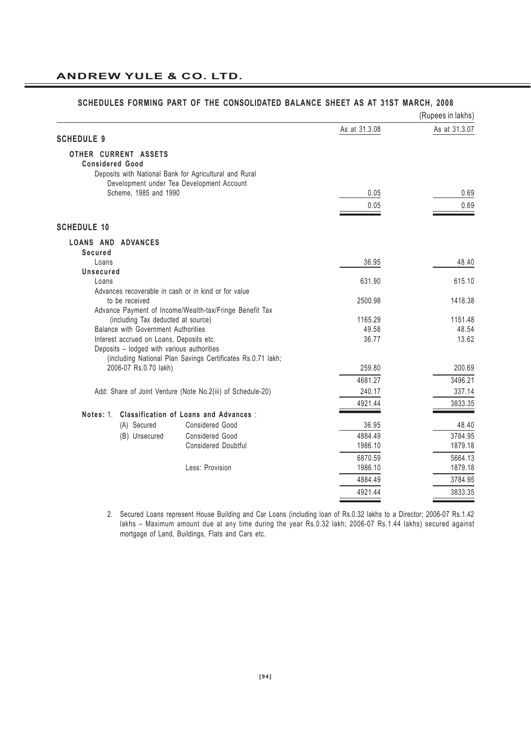## SCHEDULES FORMING PART OF THE CONSOLIDATED BALANCE SHEET AS AT 31ST MARCH, 2008

(Rupees in lakhs)

| | As at 31.3.08 | As at 31.3.07 |
|---|---|---|
| **SCHEDULE 9** | | |
| **OTHER CURRENT ASSETS** | | |
| **Considered Good** | | |
| Deposits with National Bank for Agricultural and Rural Development under Tea Development Account Scheme, 1985 and 1990 | 0.05 | 0.69 |
| | 0.05 | 0.69 |

| | As at 31.3.08 | As at 31.3.07 |
|---|---|---|
| **SCHEDULE 10** | | |
| **LOANS AND ADVANCES** | | |
| **Secured** | | |
| Loans | 36.95 | 48.40 |
| **Unsecured** | | |
| Loans | 631.90 | 615.10 |
| Advances recoverable in cash or in kind or for value to be received | 2500.98 | 1418.38 |
| Advance Payment of Income/Wealth-tax/Fringe Benefit Tax (including Tax deducted at source) | 1165.29 | 1151.48 |
| Balance with Government Authorities | 49.58 | 48.54 |
| Interest accrued on Loans, Deposits etc. | 36.77 | 13.62 |
| Deposits – lodged with various authorities (including National Plan Savings Certificates Rs.0.71 lakh; 2006-07 Rs.0.70 lakh) | 259.80 | 200.69 |
| | 4681.27 | 3496.21 |
| Add: Share of Joint Venture (Note No.2(iii) of Schedule-20) | 240.17 | 337.14 |
| | 4921.44 | 3833.35 |

**Notes:** 1. **Classification of Loans and Advances** :

| | | As at 31.3.08 | As at 31.3.07 |
|---|---|---|---|
| (A) Secured | Considered Good | 36.95 | 48.40 |
| (B) Unsecured | Considered Good | 4884.49 | 3784.95 |
| | Considered Doubtful | 1986.10 | 1879.18 |
| | | 6870.59 | 5664.13 |
| | Less: Provision | 1986.10 | 1879.18 |
| | | 4884.49 | 3784.95 |
| | | 4921.44 | 3833.35 |

2. Secured Loans represent House Building and Car Loans (including loan of Rs.0.32 lakhs to a Director; 2006-07 Rs.1.42 lakhs – Maximum amount due at any time during the year Rs.0.32 lakh; 2006-07 Rs.1.44 lakhs) secured against mortgage of Land, Buildings, Flats and Cars etc.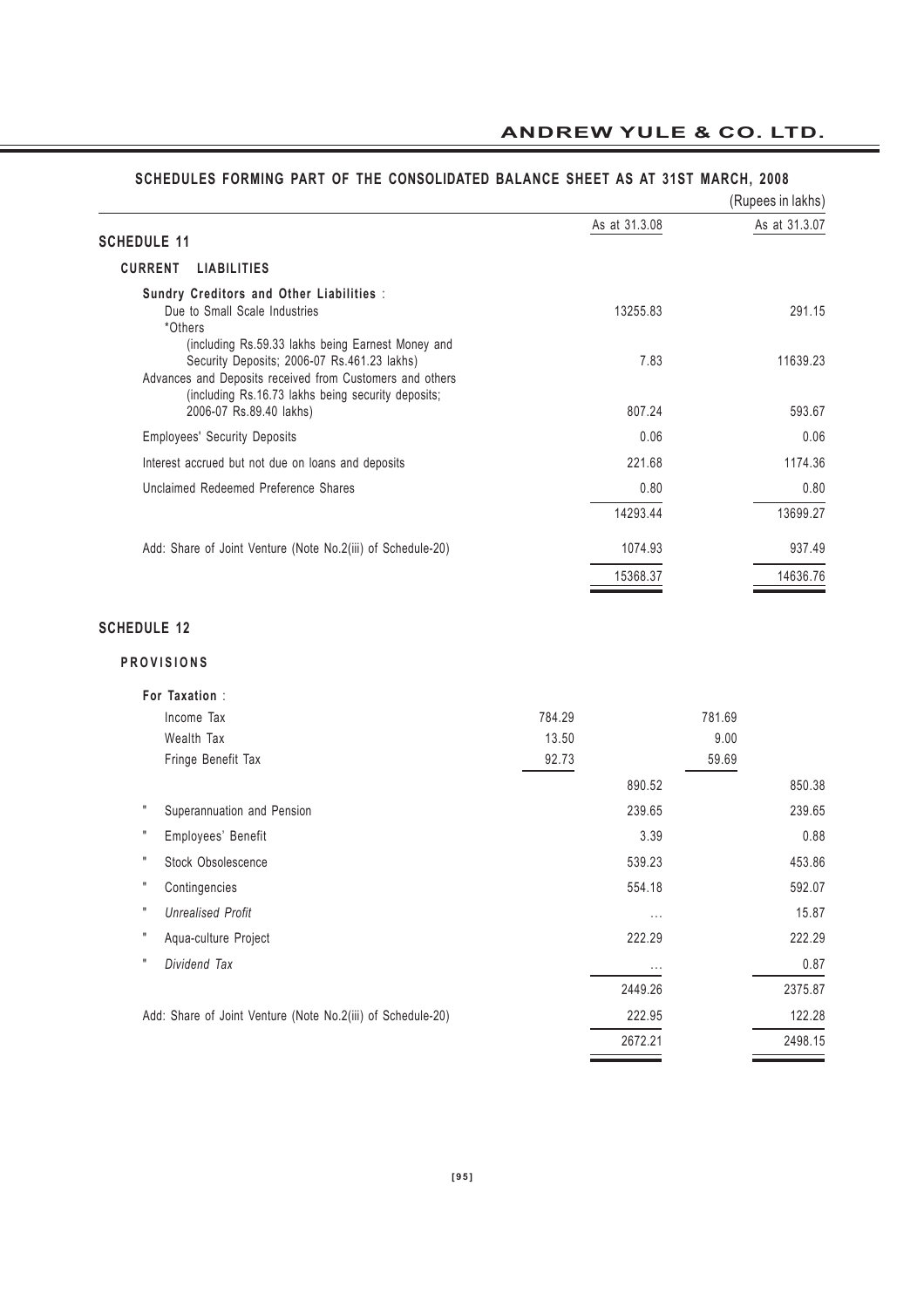## SCHEDULES FORMING PART OF THE CONSOLIDATED BALANCE SHEET AS AT 31ST MARCH, 2008

(Rupees in lakhs)

| | As at 31.3.08 | As at 31.3.07 |
|---|---|---|
| **SCHEDULE 11** | | |
| **CURRENT LIABILITIES** | | |
| **Sundry Creditors and Other Liabilities** : | | |
| Due to Small Scale Industries | 13255.83 | 291.15 |
| *Others (including Rs.59.33 lakhs being Earnest Money and Security Deposits; 2006-07 Rs.461.23 lakhs) | 7.83 | 11639.23 |
| Advances and Deposits received from Customers and others (including Rs.16.73 lakhs being security deposits; 2006-07 Rs.89.40 lakhs) | 807.24 | 593.67 |
| Employees' Security Deposits | 0.06 | 0.06 |
| Interest accrued but not due on loans and deposits | 221.68 | 1174.36 |
| Unclaimed Redeemed Preference Shares | 0.80 | 0.80 |
| | 14293.44 | 13699.27 |
| Add: Share of Joint Venture (Note No.2(iii) of Schedule-20) | 1074.93 | 937.49 |
| | 15368.37 | 14636.76 |

| | | As at 31.3.08 | | As at 31.3.07 |
|---|---|---|---|---|
| **SCHEDULE 12** | | | | |
| **PROVISIONS** | | | | |
| **For Taxation** : | | | | |
| Income Tax | 784.29 | | 781.69 | |
| Wealth Tax | 13.50 | | 9.00 | |
| Fringe Benefit Tax | 92.73 | | 59.69 | |
| | | 890.52 | | 850.38 |
| " Superannuation and Pension | | 239.65 | | 239.65 |
| " Employees' Benefit | | 3.39 | | 0.88 |
| " Stock Obsolescence | | 539.23 | | 453.86 |
| " Contingencies | | 554.18 | | 592.07 |
| " *Unrealised Profit* | | ... | | 15.87 |
| " Aqua-culture Project | | 222.29 | | 222.29 |
| " *Dividend Tax* | | ... | | 0.87 |
| | | 2449.26 | | 2375.87 |
| Add: Share of Joint Venture (Note No.2(iii) of Schedule-20) | | 222.95 | | 122.28 |
| | | 2672.21 | | 2498.15 |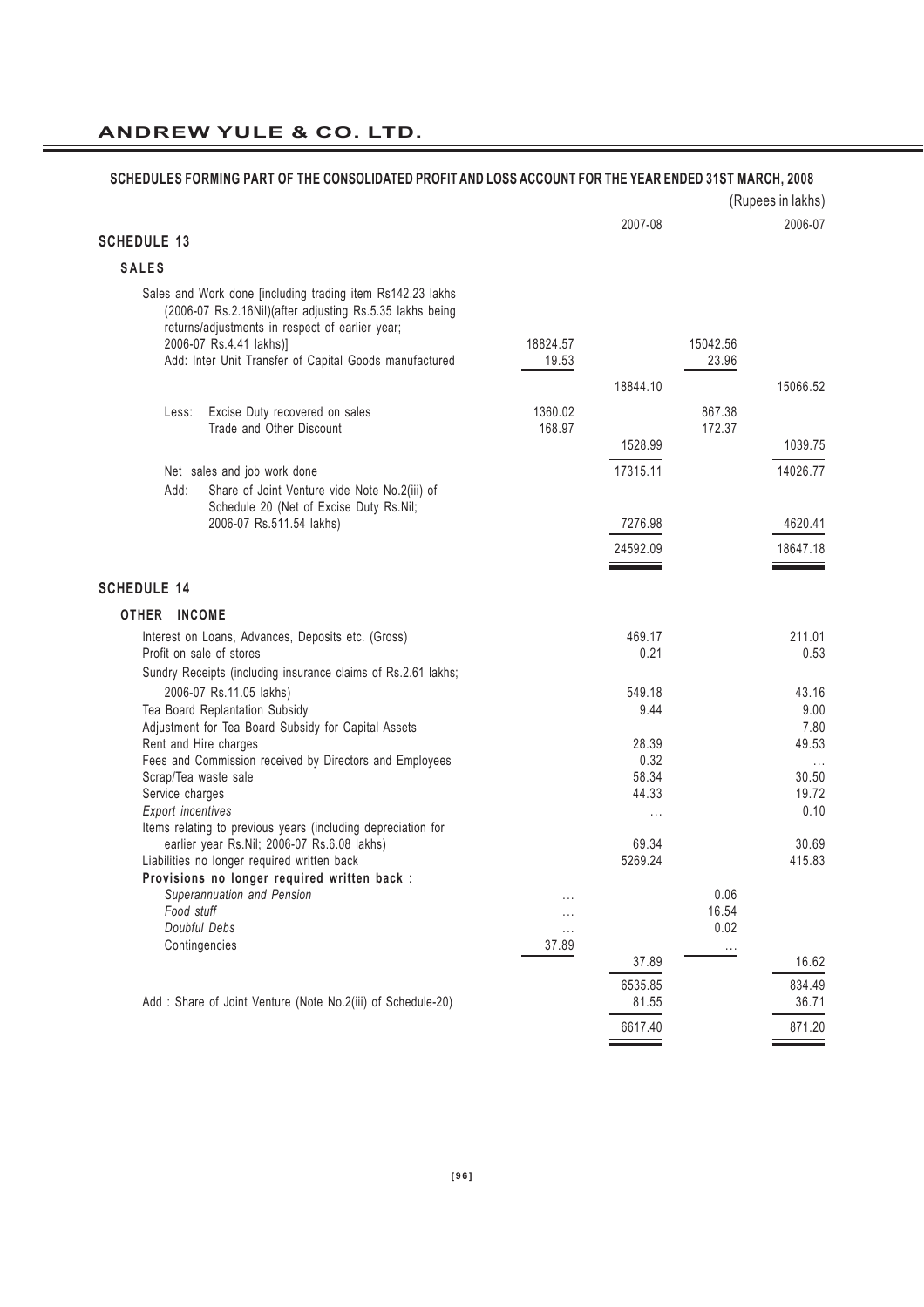## SCHEDULES FORMING PART OF THE CONSOLIDATED PROFIT AND LOSS ACCOUNT FOR THE YEAR ENDED 31ST MARCH, 2008

(Rupees in lakhs)

| | | 2007-08 | | 2006-07 |
|---|---|---|---|---|
| **SCHEDULE 13** | | | | |
| **SALES** | | | | |
| Sales and Work done [including trading item Rs142.23 lakhs (2006-07 Rs.2.16Nil)(after adjusting Rs.5.35 lakhs being returns/adjustments in respect of earlier year; 2006-07 Rs.4.41 lakhs)] | 18824.57 | | 15042.56 | |
| Add: Inter Unit Transfer of Capital Goods manufactured | 19.53 | | 23.96 | |
| | | 18844.10 | | 15066.52 |
| Less: Excise Duty recovered on sales | 1360.02 | | 867.38 | |
| Trade and Other Discount | 168.97 | | 172.37 | |
| | | 1528.99 | | 1039.75 |
| Net sales and job work done | | 17315.11 | | 14026.77 |
| Add: Share of Joint Venture vide Note No.2(iii) of Schedule 20 (Net of Excise Duty Rs.Nil; 2006-07 Rs.511.54 lakhs) | | 7276.98 | | 4620.41 |
| | | 24592.09 | | 18647.18 |

| | | 2007-08 | | 2006-07 |
|---|---|---|---|---|
| **SCHEDULE 14** | | | | |
| **OTHER INCOME** | | | | |
| Interest on Loans, Advances, Deposits etc. (Gross) | | 469.17 | | 211.01 |
| Profit on sale of stores | | 0.21 | | 0.53 |
| Sundry Receipts (including insurance claims of Rs.2.61 lakhs; 2006-07 Rs.11.05 lakhs) | | 549.18 | | 43.16 |
| Tea Board Replantation Subsidy | | 9.44 | | 9.00 |
| Adjustment for Tea Board Subsidy for Capital Assets | | | | 7.80 |
| Rent and Hire charges | | 28.39 | | 49.53 |
| Fees and Commission received by Directors and Employees | | 0.32 | | ... |
| Scrap/Tea waste sale | | 58.34 | | 30.50 |
| Service charges | | 44.33 | | 19.72 |
| *Export incentives* | | ... | | 0.10 |
| Items relating to previous years (including depreciation for earlier year Rs.Nil; 2006-07 Rs.6.08 lakhs) | | 69.34 | | 30.69 |
| Liabilities no longer required written back | | 5269.24 | | 415.83 |
| **Provisions no longer required written back** : | | | | |
| *Superannuation and Pension* | ... | | 0.06 | |
| *Food stuff* | ... | | 16.54 | |
| *Doubtful Debs* | ... | | 0.02 | |
| Contingencies | 37.89 | | ... | |
| | | 37.89 | | 16.62 |
| | | 6535.85 | | 834.49 |
| Add : Share of Joint Venture (Note No.2(iii) of Schedule-20) | | 81.55 | | 36.71 |
| | | 6617.40 | | 871.20 |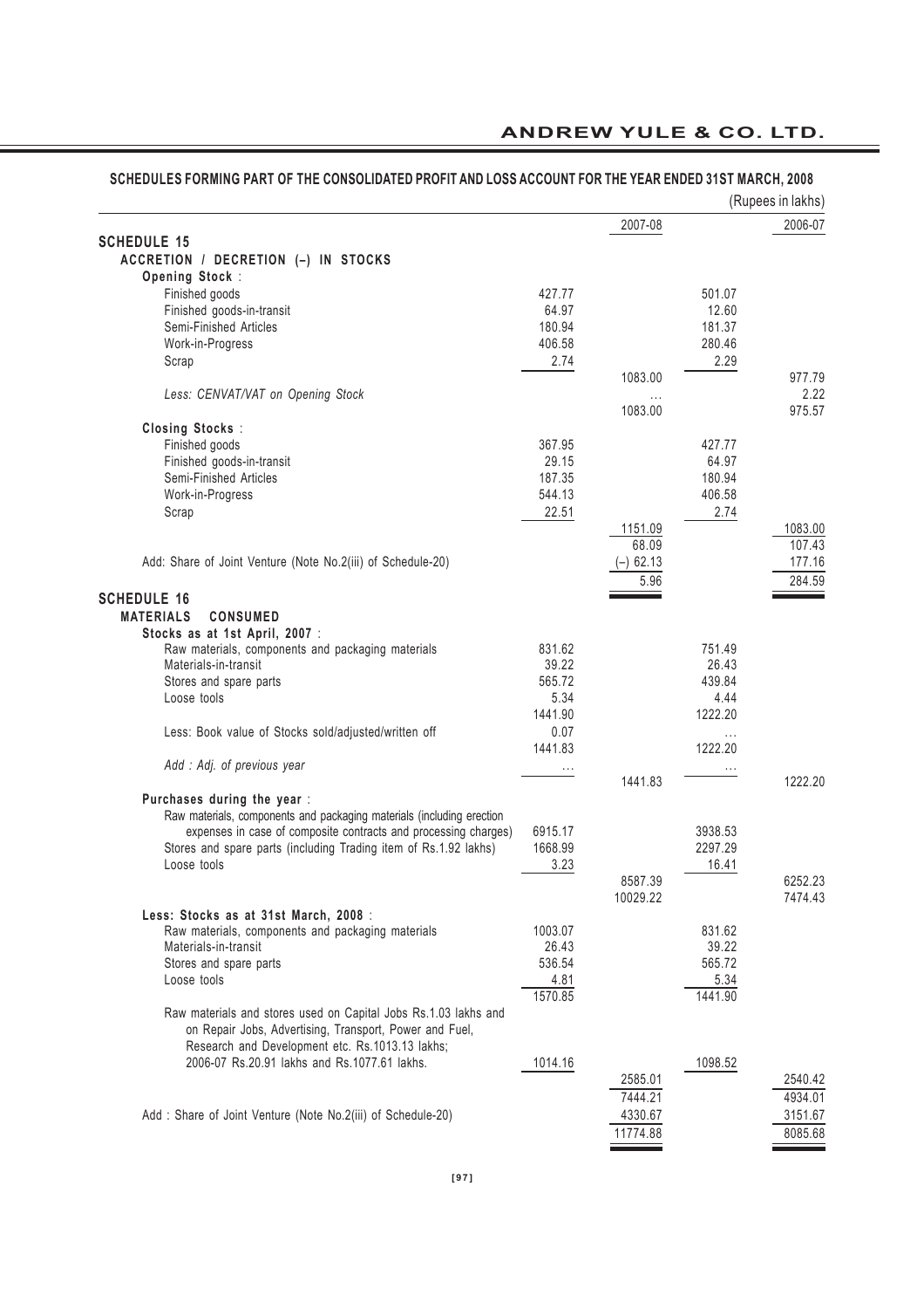## SCHEDULES FORMING PART OF THE CONSOLIDATED PROFIT AND LOSS ACCOUNT FOR THE YEAR ENDED 31ST MARCH, 2008

(Rupees in lakhs)

| | | 2007-08 | | 2006-07 |
|---|---|---|---|---|
| **SCHEDULE 15** | | | | |
| **ACCRETION / DECRETION (–) IN STOCKS** | | | | |
| **Opening Stock :** | | | | |
| Finished goods | 427.77 | | 501.07 | |
| Finished goods-in-transit | 64.97 | | 12.60 | |
| Semi-Finished Articles | 180.94 | | 181.37 | |
| Work-in-Progress | 406.58 | | 280.46 | |
| Scrap | 2.74 | | 2.29 | |
| | | 1083.00 | | 977.79 |
| *Less: CENVAT/VAT on Opening Stock* | | ... | | 2.22 |
| | | 1083.00 | | 975.57 |
| **Closing Stocks :** | | | | |
| Finished goods | 367.95 | | 427.77 | |
| Finished goods-in-transit | 29.15 | | 64.97 | |
| Semi-Finished Articles | 187.35 | | 180.94 | |
| Work-in-Progress | 544.13 | | 406.58 | |
| Scrap | 22.51 | | 2.74 | |
| | | 1151.09 | | 1083.00 |
| | | 68.09 | | 107.43 |
| Add: Share of Joint Venture (Note No.2(iii) of Schedule-20) | | (–) 62.13 | | 177.16 |
| | | 5.96 | | 284.59 |
| **SCHEDULE 16** | | | | |
| **MATERIALS CONSUMED** | | | | |
| **Stocks as at 1st April, 2007 :** | | | | |
| Raw materials, components and packaging materials | 831.62 | | 751.49 | |
| Materials-in-transit | 39.22 | | 26.43 | |
| Stores and spare parts | 565.72 | | 439.84 | |
| Loose tools | 5.34 | | 4.44 | |
| | 1441.90 | | 1222.20 | |
| Less: Book value of Stocks sold/adjusted/written off | 0.07 | | ... | |
| | 1441.83 | | 1222.20 | |
| *Add : Adj. of previous year* | ... | | ... | |
| | | 1441.83 | | 1222.20 |
| **Purchases during the year :** | | | | |
| Raw materials, components and packaging materials (including erection expenses in case of composite contracts and processing charges) | 6915.17 | | 3938.53 | |
| Stores and spare parts (including Trading item of Rs.1.92 lakhs) | 1668.99 | | 2297.29 | |
| Loose tools | 3.23 | | 16.41 | |
| | | 8587.39 | | 6252.23 |
| | | 10029.22 | | 7474.43 |
| **Less: Stocks as at 31st March, 2008 :** | | | | |
| Raw materials, components and packaging materials | 1003.07 | | 831.62 | |
| Materials-in-transit | 26.43 | | 39.22 | |
| Stores and spare parts | 536.54 | | 565.72 | |
| Loose tools | 4.81 | | 5.34 | |
| | 1570.85 | | 1441.90 | |
| Raw materials and stores used on Capital Jobs Rs.1.03 lakhs and on Repair Jobs, Advertising, Transport, Power and Fuel, Research and Development etc. Rs.1013.13 lakhs; 2006-07 Rs.20.91 lakhs and Rs.1077.61 lakhs. | 1014.16 | | 1098.52 | |
| | | 2585.01 | | 2540.42 |
| | | 7444.21 | | 4934.01 |
| Add : Share of Joint Venture (Note No.2(iii) of Schedule-20) | | 4330.67 | | 3151.67 |
| | | 11774.88 | | 8085.68 |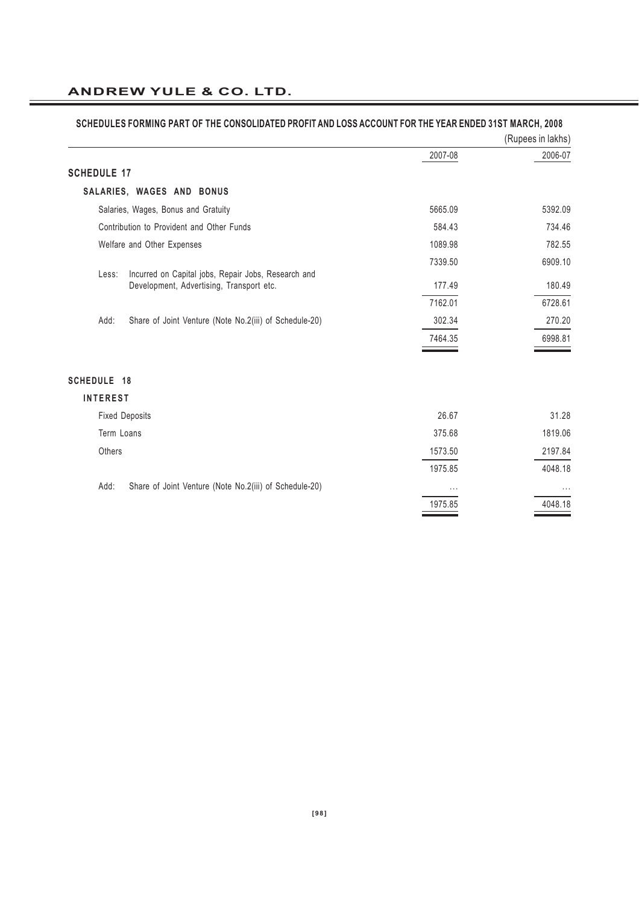## SCHEDULES FORMING PART OF THE CONSOLIDATED PROFIT AND LOSS ACCOUNT FOR THE YEAR ENDED 31ST MARCH, 2008

(Rupees in lakhs)

| | 2007-08 | 2006-07 |
|---|---|---|
| **SCHEDULE 17** | | |
| **SALARIES, WAGES AND BONUS** | | |
| Salaries, Wages, Bonus and Gratuity | 5665.09 | 5392.09 |
| Contribution to Provident and Other Funds | 584.43 | 734.46 |
| Welfare and Other Expenses | 1089.98 | 782.55 |
| | 7339.50 | 6909.10 |
| Less: Incurred on Capital jobs, Repair Jobs, Research and Development, Advertising, Transport etc. | 177.49 | 180.49 |
| | 7162.01 | 6728.61 |
| Add: Share of Joint Venture (Note No.2(iii) of Schedule-20) | 302.34 | 270.20 |
| | 7464.35 | 6998.81 |
| **SCHEDULE 18** | | |
| **INTEREST** | | |
| Fixed Deposits | 26.67 | 31.28 |
| Term Loans | 375.68 | 1819.06 |
| Others | 1573.50 | 2197.84 |
| | 1975.85 | 4048.18 |
| Add: Share of Joint Venture (Note No.2(iii) of Schedule-20) | ... | ... |
| | 1975.85 | 4048.18 |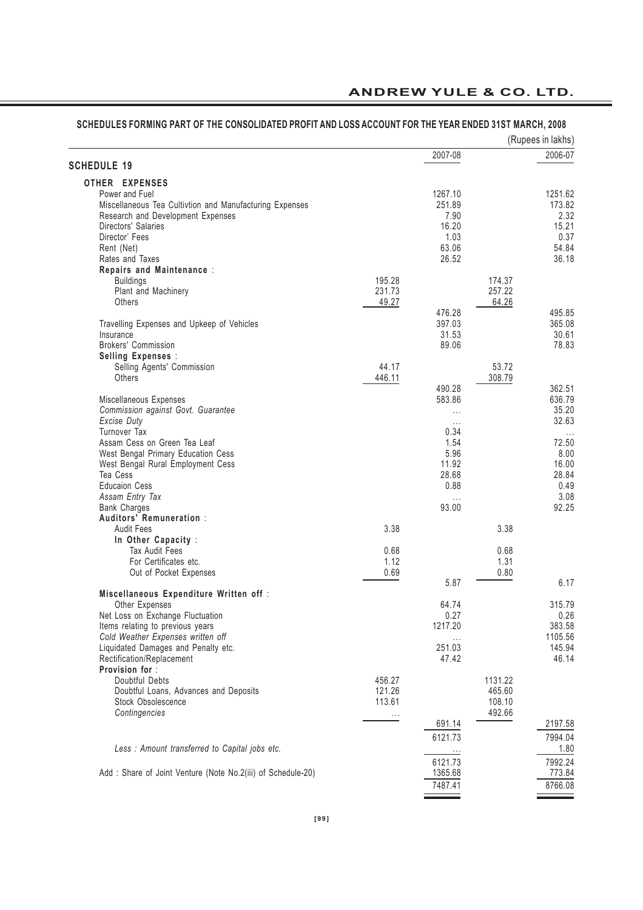## SCHEDULES FORMING PART OF THE CONSOLIDATED PROFIT AND LOSS ACCOUNT FOR THE YEAR ENDED 31ST MARCH, 2008

(Rupees in lakhs)

| SCHEDULE 19 | | 2007-08 | | 2006-07 |
|---|---|---|---|---|
| **OTHER EXPENSES** | | | | |
| Power and Fuel | | 1267.10 | | 1251.62 |
| Miscellaneous Tea Cultivtion and Manufacturing Expenses | | 251.89 | | 173.82 |
| Research and Development Expenses | | 7.90 | | 2.32 |
| Directors' Salaries | | 16.20 | | 15.21 |
| Director' Fees | | 1.03 | | 0.37 |
| Rent (Net) | | 63.06 | | 54.84 |
| Rates and Taxes | | 26.52 | | 36.18 |
| **Repairs and Maintenance** : | | | | |
| Buildings | 195.28 | | 174.37 | |
| Plant and Machinery | 231.73 | | 257.22 | |
| Others | 49.27 | | 64.26 | |
| | | 476.28 | | 495.85 |
| Travelling Expenses and Upkeep of Vehicles | | 397.03 | | 365.08 |
| Insurance | | 31.53 | | 30.61 |
| Brokers' Commission | | 89.06 | | 78.83 |
| **Selling Expenses** : | | | | |
| Selling Agents' Commission | 44.17 | | 53.72 | |
| Others | 446.11 | | 308.79 | |
| | | 490.28 | | 362.51 |
| Miscellaneous Expenses | | 583.86 | | 636.79 |
| *Commission against Govt. Guarantee* | | ... | | 35.20 |
| *Excise Duty* | | ... | | 32.63 |
| Turnover Tax | | 0.34 | | ... |
| Assam Cess on Green Tea Leaf | | 1.54 | | 72.50 |
| West Bengal Primary Education Cess | | 5.96 | | 8.00 |
| West Bengal Rural Employment Cess | | 11.92 | | 16.00 |
| Tea Cess | | 28.68 | | 28.84 |
| Educaion Cess | | 0.88 | | 0.49 |
| *Assam Entry Tax* | | ... | | 3.08 |
| Bank Charges | | 93.00 | | 92.25 |
| **Auditors' Remuneration** : | | | | |
| Audit Fees | 3.38 | | 3.38 | |
| **In Other Capacity** : | | | | |
| Tax Audit Fees | 0.68 | | 0.68 | |
| For Certificates etc. | 1.12 | | 1.31 | |
| Out of Pocket Expenses | 0.69 | | 0.80 | |
| | | 5.87 | | 6.17 |
| **Miscellaneous Expenditure Written off** : | | | | |
| Other Expenses | | 64.74 | | 315.79 |
| Net Loss on Exchange Fluctuation | | 0.27 | | 0.26 |
| Items relating to previous years | | 1217.20 | | 383.58 |
| *Cold Weather Expenses written off* | | ... | | 1105.56 |
| Liquidated Damages and Penalty etc. | | 251.03 | | 145.94 |
| Rectification/Replacement | | 47.42 | | 46.14 |
| **Provision for** : | | | | |
| Doubtful Debts | 456.27 | | 1131.22 | |
| Doubtful Loans, Advances and Deposits | 121.26 | | 465.60 | |
| Stock Obsolescence | 113.61 | | 108.10 | |
| *Contingencies* | ... | | 492.66 | |
| | | 691.14 | | 2197.58 |
| | | 6121.73 | | 7994.04 |
| *Less : Amount transferred to Capital jobs etc.* | | ... | | 1.80 |
| | | 6121.73 | | 7992.24 |
| Add : Share of Joint Venture (Note No.2(iii) of Schedule-20) | | 1365.68 | | 773.84 |
| | | 7487.41 | | 8766.08 |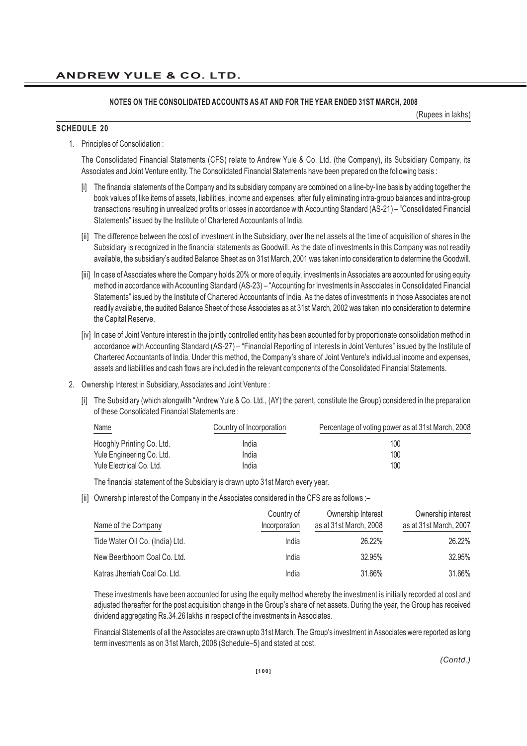## NOTES ON THE CONSOLIDATED ACCOUNTS AS AT AND FOR THE YEAR ENDED 31ST MARCH, 2008

(Rupees in lakhs)

### SCHEDULE 20

1. Principles of Consolidation :

   The Consolidated Financial Statements (CFS) relate to Andrew Yule & Co. Ltd. (the Company), its Subsidiary Company, its Associates and Joint Venture entity. The Consolidated Financial Statements have been prepared on the following basis :

   [i] The financial statements of the Company and its subsidiary company are combined on a line-by-line basis by adding together the book values of like items of assets, liabilities, income and expenses, after fully eliminating intra-group balances and intra-group transactions resulting in unrealized profits or losses in accordance with Accounting Standard (AS-21) – "Consolidated Financial Statements" issued by the Institute of Chartered Accountants of India.

   [ii] The difference between the cost of investment in the Subsidiary, over the net assets at the time of acquisition of shares in the Subsidiary is recognized in the financial statements as Goodwill. As the date of investments in this Company was not readily available, the subsidiary's audited Balance Sheet as on 31st March, 2001 was taken into consideration to determine the Goodwill.

   [iii] In case of Associates where the Company holds 20% or more of equity, investments in Associates are accounted for using equity method in accordance with Accounting Standard (AS-23) – "Accounting for Investments in Associates in Consolidated Financial Statements" issued by the Institute of Chartered Accountants of India. As the dates of investments in those Associates are not readily available, the audited Balance Sheet of those Associates as at 31st March, 2002 was taken into consideration to determine the Capital Reserve.

   [iv] In case of Joint Venture interest in the jointly controlled entity has been acounted for by proportionate consolidation method in accordance with Accounting Standard (AS-27) – "Financial Reporting of Interests in Joint Ventures" issued by the Institute of Chartered Accountants of India. Under this method, the Company's share of Joint Venture's individual income and expenses, assets and liabilities and cash flows are included in the relevant components of the Consolidated Financial Statements.

2. Ownership Interest in Subsidiary, Associates and Joint Venture :

   [i] The Subsidiary (which alongwith "Andrew Yule & Co. Ltd., (AY) the parent, constitute the Group) considered in the preparation of these Consolidated Financial Statements are :

| Name | Country of Incorporation | Percentage of voting power as at 31st March, 2008 |
|---|---|---|
| Hooghly Printing Co. Ltd. | India | 100 |
| Yule Engineering Co. Ltd. | India | 100 |
| Yule Electrical Co. Ltd. | India | 100 |

   The financial statement of the Subsidiary is drawn upto 31st March every year.

   [ii] Ownership interest of the Company in the Associates considered in the CFS are as follows :–

| Name of the Company | Country of Incorporation | Ownership Interest as at 31st March, 2008 | Ownership interest as at 31st March, 2007 |
|---|---|---|---|
| Tide Water Oil Co. (India) Ltd. | India | 26.22% | 26.22% |
| New Beerbhoom Coal Co. Ltd. | India | 32.95% | 32.95% |
| Katras Jherriah Coal Co. Ltd. | India | 31.66% | 31.66% |

   These investments have been accounted for using the equity method whereby the investment is initially recorded at cost and adjusted thereafter for the post acquisition change in the Group's share of net assets. During the year, the Group has received dividend aggregating Rs.34.26 lakhs in respect of the investments in Associates.

   Financial Statements of all the Associates are drawn upto 31st March. The Group's investment in Associates were reported as long term investments as on 31st March, 2008 (Schedule–5) and stated at cost.

*(Contd.)*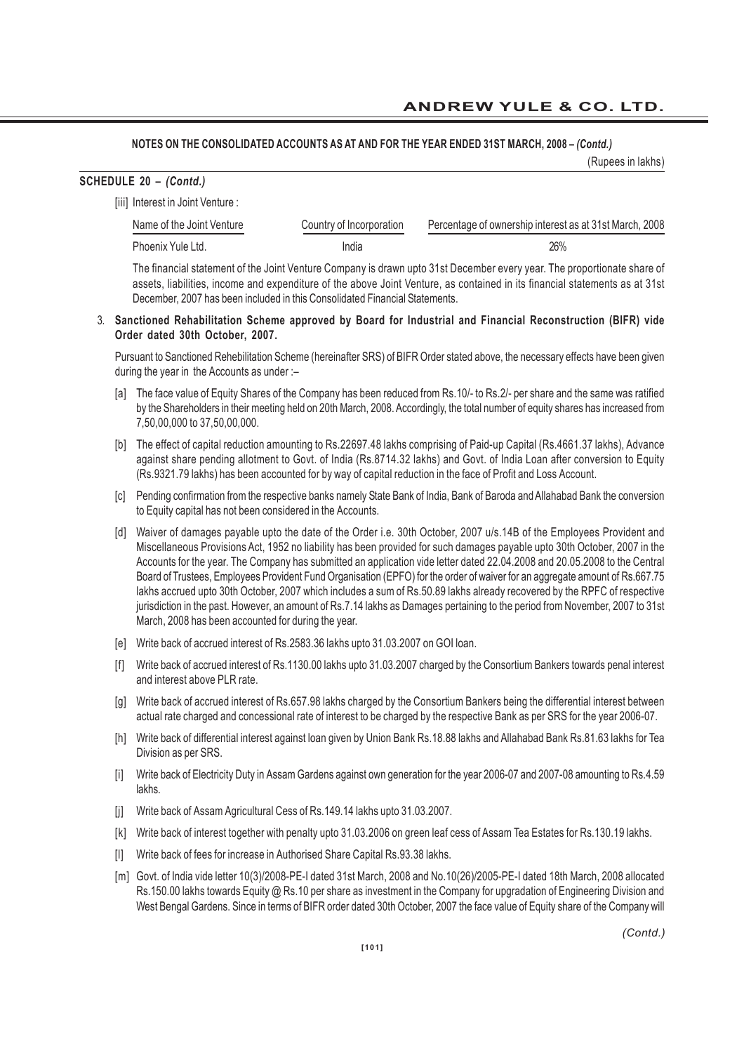**NOTES ON THE CONSOLIDATED ACCOUNTS AS AT AND FOR THE YEAR ENDED 31ST MARCH, 2008 – *(Contd.)***

(Rupees in lakhs)

**SCHEDULE 20 – *(Contd.)***

[iii] Interest in Joint Venture :

| Name of the Joint Venture | Country of Incorporation | Percentage of ownership interest as at 31st March, 2008 |
|---|---|---|
| Phoenix Yule Ltd. | India | 26% |

The financial statement of the Joint Venture Company is drawn upto 31st December every year. The proportionate share of assets, liabilities, income and expenditure of the above Joint Venture, as contained in its financial statements as at 31st December, 2007 has been included in this Consolidated Financial Statements.

3. **Sanctioned Rehabilitation Scheme approved by Board for Industrial and Financial Reconstruction (BIFR) vide Order dated 30th October, 2007.**

Pursuant to Sanctioned Rehebilitation Scheme (hereinafter SRS) of BIFR Order stated above, the necessary effects have been given during the year in the Accounts as under :–

[a] The face value of Equity Shares of the Company has been reduced from Rs.10/- to Rs.2/- per share and the same was ratified by the Shareholders in their meeting held on 20th March, 2008. Accordingly, the total number of equity shares has increased from 7,50,00,000 to 37,50,00,000.

[b] The effect of capital reduction amounting to Rs.22697.48 lakhs comprising of Paid-up Capital (Rs.4661.37 lakhs), Advance against share pending allotment to Govt. of India (Rs.8714.32 lakhs) and Govt. of India Loan after conversion to Equity (Rs.9321.79 lakhs) has been accounted for by way of capital reduction in the face of Profit and Loss Account.

[c] Pending confirmation from the respective banks namely State Bank of India, Bank of Baroda and Allahabad Bank the conversion to Equity capital has not been considered in the Accounts.

[d] Waiver of damages payable upto the date of the Order i.e. 30th October, 2007 u/s.14B of the Employees Provident and Miscellaneous Provisions Act, 1952 no liability has been provided for such damages payable upto 30th October, 2007 in the Accounts for the year. The Company has submitted an application vide letter dated 22.04.2008 and 20.05.2008 to the Central Board of Trustees, Employees Provident Fund Organisation (EPFO) for the order of waiver for an aggregate amount of Rs.667.75 lakhs accrued upto 30th October, 2007 which includes a sum of Rs.50.89 lakhs already recovered by the RPFC of respective jurisdiction in the past. However, an amount of Rs.7.14 lakhs as Damages pertaining to the period from November, 2007 to 31st March, 2008 has been accounted for during the year.

[e] Write back of accrued interest of Rs.2583.36 lakhs upto 31.03.2007 on GOI loan.

[f] Write back of accrued interest of Rs.1130.00 lakhs upto 31.03.2007 charged by the Consortium Bankers towards penal interest and interest above PLR rate.

[g] Write back of accrued interest of Rs.657.98 lakhs charged by the Consortium Bankers being the differential interest between actual rate charged and concessional rate of interest to be charged by the respective Bank as per SRS for the year 2006-07.

[h] Write back of differential interest against loan given by Union Bank Rs.18.88 lakhs and Allahabad Bank Rs.81.63 lakhs for Tea Division as per SRS.

[i] Write back of Electricity Duty in Assam Gardens against own generation for the year 2006-07 and 2007-08 amounting to Rs.4.59 lakhs.

[j] Write back of Assam Agricultural Cess of Rs.149.14 lakhs upto 31.03.2007.

[k] Write back of interest together with penalty upto 31.03.2006 on green leaf cess of Assam Tea Estates for Rs.130.19 lakhs.

[l] Write back of fees for increase in Authorised Share Capital Rs.93.38 lakhs.

[m] Govt. of India vide letter 10(3)/2008-PE-I dated 31st March, 2008 and No.10(26)/2005-PE-I dated 18th March, 2008 allocated Rs.150.00 lakhs towards Equity @ Rs.10 per share as investment in the Company for upgradation of Engineering Division and West Bengal Gardens. Since in terms of BIFR order dated 30th October, 2007 the face value of Equity share of the Company will

*(Contd.)*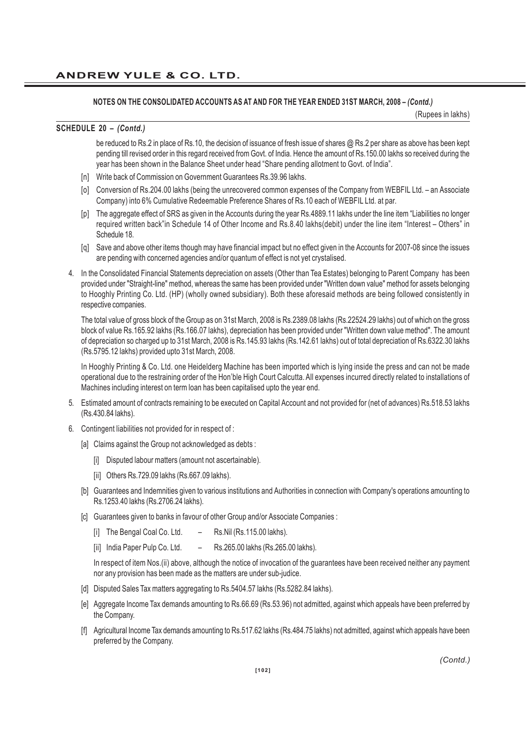## NOTES ON THE CONSOLIDATED ACCOUNTS AS AT AND FOR THE YEAR ENDED 31ST MARCH, 2008 – *(Contd.)*

(Rupees in lakhs)

**SCHEDULE 20 – *(Contd.)***

be reduced to Rs.2 in place of Rs.10, the decision of issuance of fresh issue of shares @ Rs.2 per share as above has been kept pending till revised order in this regard received from Govt. of India. Hence the amount of Rs.150.00 lakhs so received during the year has been shown in the Balance Sheet under head "Share pending allotment to Govt. of India".

[n] Write back of Commission on Government Guarantees Rs.39.96 lakhs.

[o] Conversion of Rs.204.00 lakhs (being the unrecovered common expenses of the Company from WEBFIL Ltd. – an Associate Company) into 6% Cumulative Redeemable Preference Shares of Rs.10 each of WEBFIL Ltd. at par.

[p] The aggregate effect of SRS as given in the Accounts during the year Rs.4889.11 lakhs under the line item "Liabilities no longer required written back"in Schedule 14 of Other Income and Rs.8.40 lakhs(debit) under the line item "Interest – Others" in Schedule 18.

[q] Save and above other items though may have financial impact but no effect given in the Accounts for 2007-08 since the issues are pending with concerned agencies and/or quantum of effect is not yet crystalised.

4. In the Consolidated Financial Statements depreciation on assets (Other than Tea Estates) belonging to Parent Company has been provided under "Straight-line" method, whereas the same has been provided under "Written down value" method for assets belonging to Hooghly Printing Co. Ltd. (HP) (wholly owned subsidiary). Both these aforesaid methods are being followed consistently in respective companies.

   The total value of gross block of the Group as on 31st March, 2008 is Rs.2389.08 lakhs (Rs.22524.29 lakhs) out of which on the gross block of value Rs.165.92 lakhs (Rs.166.07 lakhs), depreciation has been provided under "Written down value method". The amount of depreciation so charged up to 31st March, 2008 is Rs.145.93 lakhs (Rs.142.61 lakhs) out of total depreciation of Rs.6322.30 lakhs (Rs.5795.12 lakhs) provided upto 31st March, 2008.

   In Hooghly Printing & Co. Ltd. one Heidelderg Machine has been imported which is lying inside the press and can not be made operational due to the restraining order of the Hon'ble High Court Calcutta. All expenses incurred directly related to installations of Machines including interest on term loan has been capitalised upto the year end.

5. Estimated amount of contracts remaining to be executed on Capital Account and not provided for (net of advances) Rs.518.53 lakhs (Rs.430.84 lakhs).

6. Contingent liabilities not provided for in respect of :

   [a] Claims against the Group not acknowledged as debts :

   [i] Disputed labour matters (amount not ascertainable).

   [ii] Others Rs.729.09 lakhs (Rs.667.09 lakhs).

   [b] Guarantees and Indemnities given to various institutions and Authorities in connection with Company's operations amounting to Rs.1253.40 lakhs (Rs.2706.24 lakhs).

   [c] Guarantees given to banks in favour of other Group and/or Associate Companies :

   [i] The Bengal Coal Co. Ltd. – Rs.Nil (Rs.115.00 lakhs).

   [ii] India Paper Pulp Co. Ltd. – Rs.265.00 lakhs (Rs.265.00 lakhs).

   In respect of item Nos.(ii) above, although the notice of invocation of the guarantees have been received neither any payment nor any provision has been made as the matters are under sub-judice.

   [d] Disputed Sales Tax matters aggregating to Rs.5404.57 lakhs (Rs.5282.84 lakhs).

   [e] Aggregate Income Tax demands amounting to Rs.66.69 (Rs.53.96) not admitted, against which appeals have been preferred by the Company.

   [f] Agricultural Income Tax demands amounting to Rs.517.62 lakhs (Rs.484.75 lakhs) not admitted, against which appeals have been preferred by the Company.

*(Contd.)*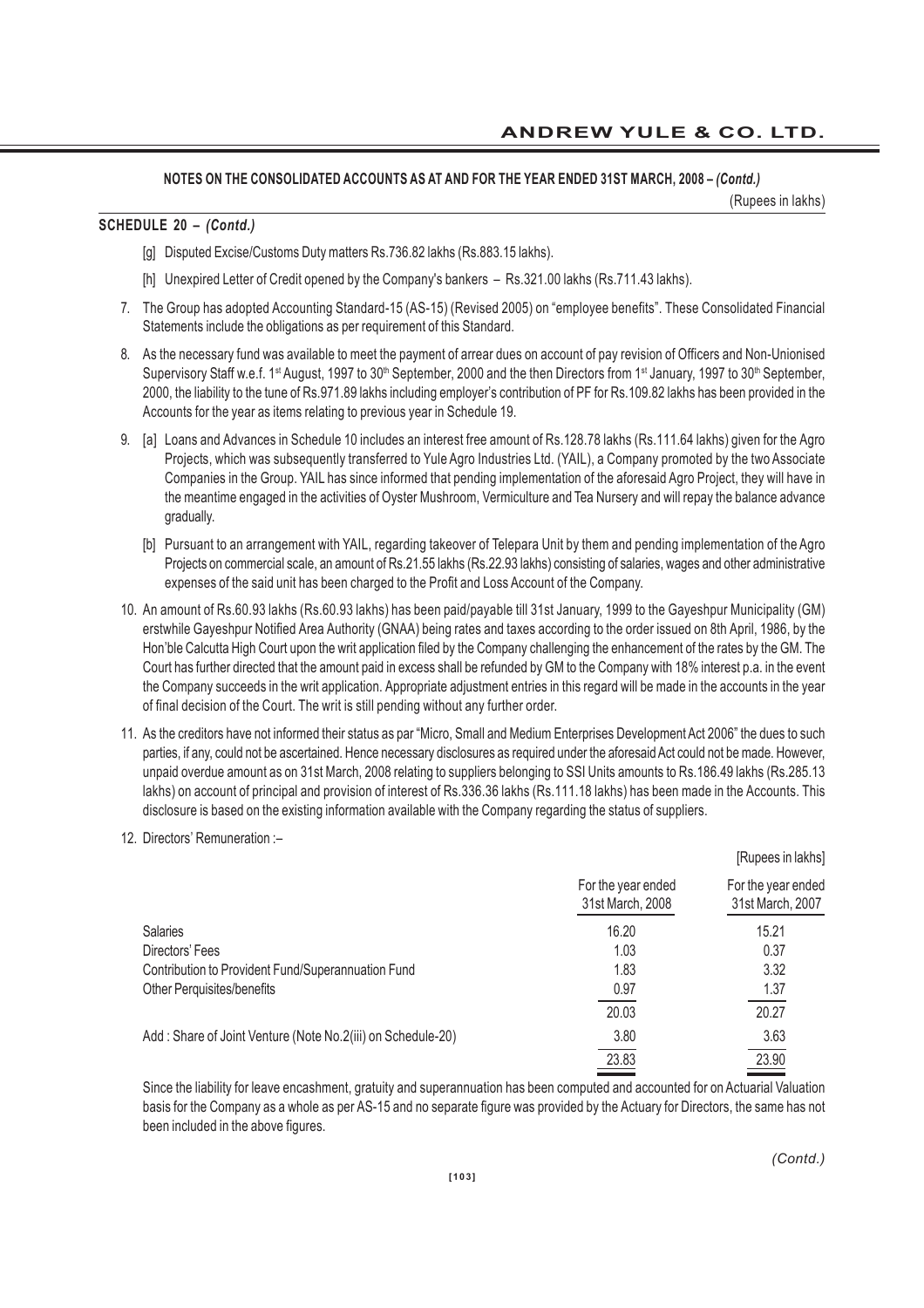**NOTES ON THE CONSOLIDATED ACCOUNTS AS AT AND FOR THE YEAR ENDED 31ST MARCH, 2008 – *(Contd.)***

(Rupees in lakhs)

**SCHEDULE 20 – *(Contd.)***

[g] Disputed Excise/Customs Duty matters Rs.736.82 lakhs (Rs.883.15 lakhs).

[h] Unexpired Letter of Credit opened by the Company's bankers – Rs.321.00 lakhs (Rs.711.43 lakhs).

7. The Group has adopted Accounting Standard-15 (AS-15) (Revised 2005) on "employee benefits". These Consolidated Financial Statements include the obligations as per requirement of this Standard.

8. As the necessary fund was available to meet the payment of arrear dues on account of pay revision of Officers and Non-Unionised Supervisory Staff w.e.f. 1st August, 1997 to 30th September, 2000 and the then Directors from 1st January, 1997 to 30th September, 2000, the liability to the tune of Rs.971.89 lakhs including employer's contribution of PF for Rs.109.82 lakhs has been provided in the Accounts for the year as items relating to previous year in Schedule 19.

9. [a] Loans and Advances in Schedule 10 includes an interest free amount of Rs.128.78 lakhs (Rs.111.64 lakhs) given for the Agro Projects, which was subsequently transferred to Yule Agro Industries Ltd. (YAIL), a Company promoted by the two Associate Companies in the Group. YAIL has since informed that pending implementation of the aforesaid Agro Project, they will have in the meantime engaged in the activities of Oyster Mushroom, Vermiculture and Tea Nursery and will repay the balance advance gradually.

   [b] Pursuant to an arrangement with YAIL, regarding takeover of Telepara Unit by them and pending implementation of the Agro Projects on commercial scale, an amount of Rs.21.55 lakhs (Rs.22.93 lakhs) consisting of salaries, wages and other administrative expenses of the said unit has been charged to the Profit and Loss Account of the Company.

10. An amount of Rs.60.93 lakhs (Rs.60.93 lakhs) has been paid/payable till 31st January, 1999 to the Gayeshpur Municipality (GM) erstwhile Gayeshpur Notified Area Authority (GNAA) being rates and taxes according to the order issued on 8th April, 1986, by the Hon'ble Calcutta High Court upon the writ application filed by the Company challenging the enhancement of the rates by the GM. The Court has further directed that the amount paid in excess shall be refunded by GM to the Company with 18% interest p.a. in the event the Company succeeds in the writ application. Appropriate adjustment entries in this regard will be made in the accounts in the year of final decision of the Court. The writ is still pending without any further order.

11. As the creditors have not informed their status as par "Micro, Small and Medium Enterprises Development Act 2006" the dues to such parties, if any, could not be ascertained. Hence necessary disclosures as required under the aforesaid Act could not be made. However, unpaid overdue amount as on 31st March, 2008 relating to suppliers belonging to SSI Units amounts to Rs.186.49 lakhs (Rs.285.13 lakhs) on account of principal and provision of interest of Rs.336.36 lakhs (Rs.111.18 lakhs) has been made in the Accounts. This disclosure is based on the existing information available with the Company regarding the status of suppliers.

12. Directors' Remuneration :–

[Rupees in lakhs]

| | For the year ended 31st March, 2008 | For the year ended 31st March, 2007 |
|---|---|---|
| Salaries | 16.20 | 15.21 |
| Directors' Fees | 1.03 | 0.37 |
| Contribution to Provident Fund/Superannuation Fund | 1.83 | 3.32 |
| Other Perquisites/benefits | 0.97 | 1.37 |
| | 20.03 | 20.27 |
| Add : Share of Joint Venture (Note No.2(iii) on Schedule-20) | 3.80 | 3.63 |
| | 23.83 | 23.90 |

Since the liability for leave encashment, gratuity and superannuation has been computed and accounted for on Actuarial Valuation basis for the Company as a whole as per AS-15 and no separate figure was provided by the Actuary for Directors, the same has not been included in the above figures.

*(Contd.)*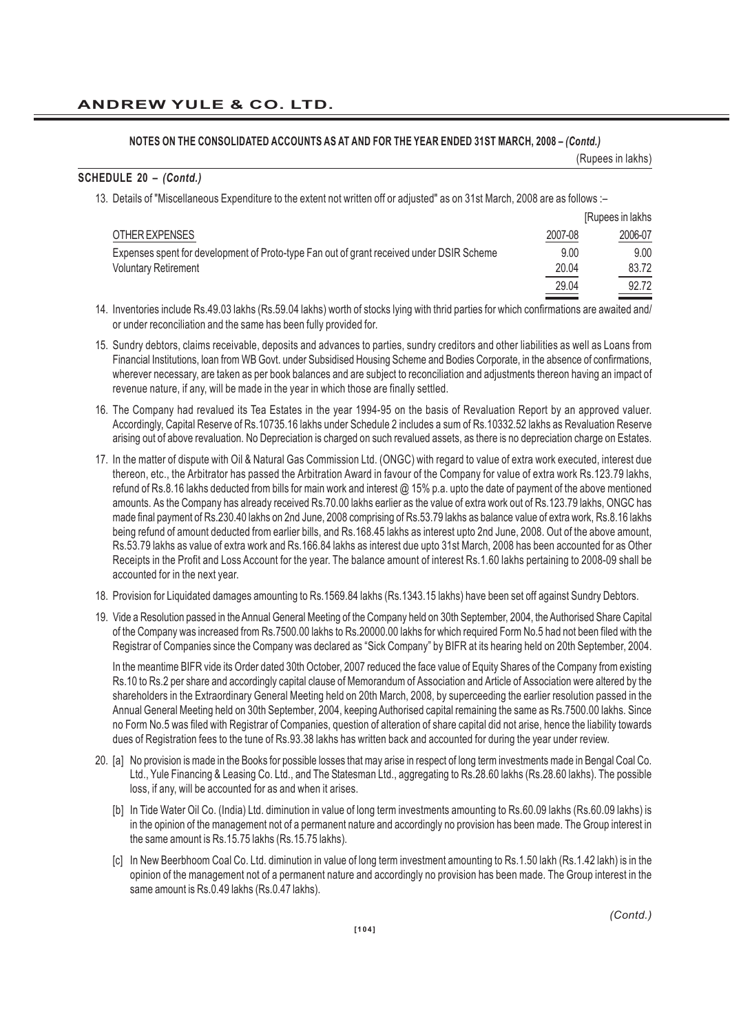## NOTES ON THE CONSOLIDATED ACCOUNTS AS AT AND FOR THE YEAR ENDED 31ST MARCH, 2008 – *(Contd.)*

(Rupees in lakhs)

### SCHEDULE 20 – *(Contd.)*

13. Details of "Miscellaneous Expenditure to the extent not written off or adjusted" as on 31st March, 2008 are as follows :–

| [Rupees in lakhs | | |
|---|---|---|
| OTHER EXPENSES | 2007-08 | 2006-07 |
| Expenses spent for development of Proto-type Fan out of grant received under DSIR Scheme | 9.00 | 9.00 |
| Voluntary Retirement | 20.04 | 83.72 |
| | 29.04 | 92.72 |

14. Inventories include Rs.49.03 lakhs (Rs.59.04 lakhs) worth of stocks lying with thrid parties for which confirmations are awaited and/ or under reconciliation and the same has been fully provided for.

15. Sundry debtors, claims receivable, deposits and advances to parties, sundry creditors and other liabilities as well as Loans from Financial Institutions, loan from WB Govt. under Subsidised Housing Scheme and Bodies Corporate, in the absence of confirmations, wherever necessary, are taken as per book balances and are subject to reconciliation and adjustments thereon having an impact of revenue nature, if any, will be made in the year in which those are finally settled.

16. The Company had revalued its Tea Estates in the year 1994-95 on the basis of Revaluation Report by an approved valuer. Accordingly, Capital Reserve of Rs.10735.16 lakhs under Schedule 2 includes a sum of Rs.10332.52 lakhs as Revaluation Reserve arising out of above revaluation. No Depreciation is charged on such revalued assets, as there is no depreciation charge on Estates.

17. In the matter of dispute with Oil & Natural Gas Commission Ltd. (ONGC) with regard to value of extra work executed, interest due thereon, etc., the Arbitrator has passed the Arbitration Award in favour of the Company for value of extra work Rs.123.79 lakhs, refund of Rs.8.16 lakhs deducted from bills for main work and interest @ 15% p.a. upto the date of payment of the above mentioned amounts. As the Company has already received Rs.70.00 lakhs earlier as the value of extra work out of Rs.123.79 lakhs, ONGC has made final payment of Rs.230.40 lakhs on 2nd June, 2008 comprising of Rs.53.79 lakhs as balance value of extra work, Rs.8.16 lakhs being refund of amount deducted from earlier bills, and Rs.168.45 lakhs as interest upto 2nd June, 2008. Out of the above amount, Rs.53.79 lakhs as value of extra work and Rs.166.84 lakhs as interest due upto 31st March, 2008 has been accounted for as Other Receipts in the Profit and Loss Account for the year. The balance amount of interest Rs.1.60 lakhs pertaining to 2008-09 shall be accounted for in the next year.

18. Provision for Liquidated damages amounting to Rs.1569.84 lakhs (Rs.1343.15 lakhs) have been set off against Sundry Debtors.

19. Vide a Resolution passed in the Annual General Meeting of the Company held on 30th September, 2004, the Authorised Share Capital of the Company was increased from Rs.7500.00 lakhs to Rs.20000.00 lakhs for which required Form No.5 had not been filed with the Registrar of Companies since the Company was declared as "Sick Company" by BIFR at its hearing held on 20th September, 2004.

    In the meantime BIFR vide its Order dated 30th October, 2007 reduced the face value of Equity Shares of the Company from existing Rs.10 to Rs.2 per share and accordingly capital clause of Memorandum of Association and Article of Association were altered by the shareholders in the Extraordinary General Meeting held on 20th March, 2008, by superceeding the earlier resolution passed in the Annual General Meeting held on 30th September, 2004, keeping Authorised capital remaining the same as Rs.7500.00 lakhs. Since no Form No.5 was filed with Registrar of Companies, question of alteration of share capital did not arise, hence the liability towards dues of Registration fees to the tune of Rs.93.38 lakhs has written back and accounted for during the year under review.

20. [a] No provision is made in the Books for possible losses that may arise in respect of long term investments made in Bengal Coal Co. Ltd., Yule Financing & Leasing Co. Ltd., and The Statesman Ltd., aggregating to Rs.28.60 lakhs (Rs.28.60 lakhs). The possible loss, if any, will be accounted for as and when it arises.

    [b] In Tide Water Oil Co. (India) Ltd. diminution in value of long term investments amounting to Rs.60.09 lakhs (Rs.60.09 lakhs) is in the opinion of the management not of a permanent nature and accordingly no provision has been made. The Group interest in the same amount is Rs.15.75 lakhs (Rs.15.75 lakhs).

    [c] In New Beerbhoom Coal Co. Ltd. diminution in value of long term investment amounting to Rs.1.50 lakh (Rs.1.42 lakh) is in the opinion of the management not of a permanent nature and accordingly no provision has been made. The Group interest in the same amount is Rs.0.49 lakhs (Rs.0.47 lakhs).

*(Contd.)*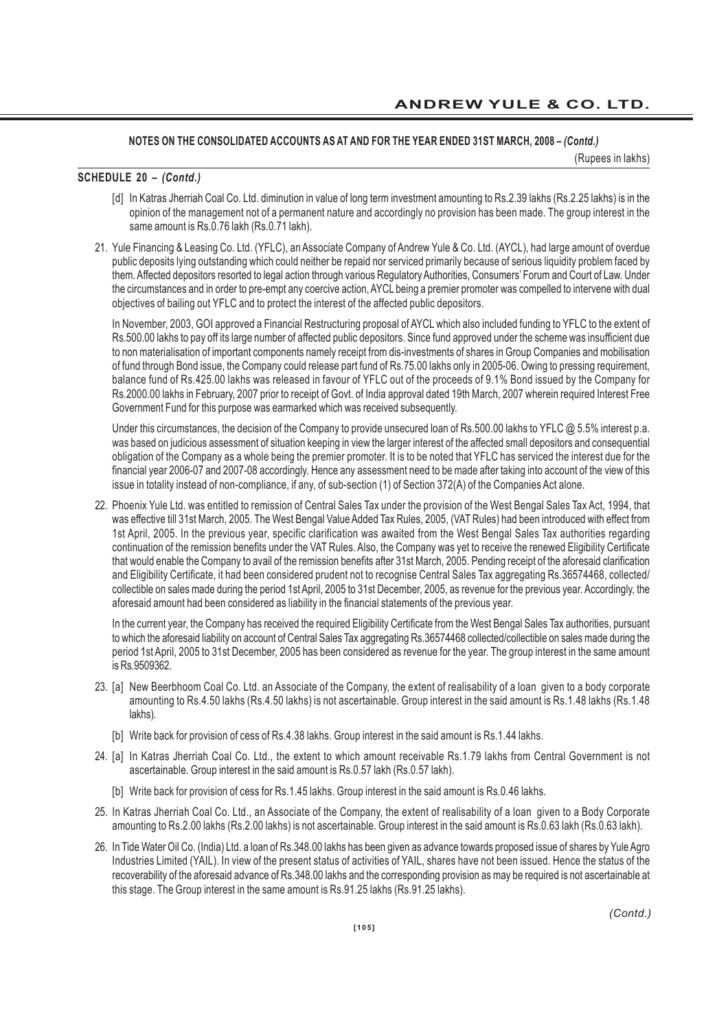**NOTES ON THE CONSOLIDATED ACCOUNTS AS AT AND FOR THE YEAR ENDED 31ST MARCH, 2008 –** ***(Contd.)***

(Rupees in lakhs)

**SCHEDULE 20 –** ***(Contd.)***

[d] In Katras Jherriah Coal Co. Ltd. diminution in value of long term investment amounting to Rs.2.39 lakhs (Rs.2.25 lakhs) is in the opinion of the management not of a permanent nature and accordingly no provision has been made. The group interest in the same amount is Rs.0.76 lakh (Rs.0.71 lakh).

21. Yule Financing & Leasing Co. Ltd. (YFLC), an Associate Company of Andrew Yule & Co. Ltd. (AYCL), had large amount of overdue public deposits lying outstanding which could neither be repaid nor serviced primarily because of serious liquidity problem faced by them. Affected depositors resorted to legal action through various Regulatory Authorities, Consumers' Forum and Court of Law. Under the circumstances and in order to pre-empt any coercive action, AYCL being a premier promoter was compelled to intervene with dual objectives of bailing out YFLC and to protect the interest of the affected public depositors.

   In November, 2003, GOI approved a Financial Restructuring proposal of AYCL which also included funding to YFLC to the extent of Rs.500.00 lakhs to pay off its large number of affected public depositors. Since fund approved under the scheme was insufficient due to non materialisation of important components namely receipt from dis-investments of shares in Group Companies and mobilisation of fund through Bond issue, the Company could release part fund of Rs.75.00 lakhs only in 2005-06. Owing to pressing requirement, balance fund of Rs.425.00 lakhs was released in favour of YFLC out of the proceeds of 9.1% Bond issued by the Company for Rs.2000.00 lakhs in February, 2007 prior to receipt of Govt. of India approval dated 19th March, 2007 wherein required Interest Free Government Fund for this purpose was earmarked which was received subsequently.

   Under this circumstances, the decision of the Company to provide unsecured loan of Rs.500.00 lakhs to YFLC @ 5.5% interest p.a. was based on judicious assessment of situation keeping in view the larger interest of the affected small depositors and consequential obligation of the Company as a whole being the premier promoter. It is to be noted that YFLC has serviced the interest due for the financial year 2006-07 and 2007-08 accordingly. Hence any assessment need to be made after taking into account of the view of this issue in totality instead of non-compliance, if any, of sub-section (1) of Section 372(A) of the Companies Act alone.

22. Phoenix Yule Ltd. was entitled to remission of Central Sales Tax under the provision of the West Bengal Sales Tax Act, 1994, that was effective till 31st March, 2005. The West Bengal Value Added Tax Rules, 2005, (VAT Rules) had been introduced with effect from 1st April, 2005. In the previous year, specific clarification was awaited from the West Bengal Sales Tax authorities regarding continuation of the remission benefits under the VAT Rules. Also, the Company was yet to receive the renewed Eligibility Certificate that would enable the Company to avail of the remission benefits after 31st March, 2005. Pending receipt of the aforesaid clarification and Eligibility Certificate, it had been considered prudent not to recognise Central Sales Tax aggregating Rs.36574468, collected/ collectible on sales made during the period 1st April, 2005 to 31st December, 2005, as revenue for the previous year. Accordingly, the aforesaid amount had been considered as liability in the financial statements of the previous year.

   In the current year, the Company has received the required Eligibility Certificate from the West Bengal Sales Tax authorities, pursuant to which the aforesaid liability on account of Central Sales Tax aggregating Rs.36574468 collected/collectible on sales made during the period 1st April, 2005 to 31st December, 2005 has been considered as revenue for the year. The group interest in the same amount is Rs.9509362.

23. [a] New Beerbhoom Coal Co. Ltd. an Associate of the Company, the extent of realisability of a loan given to a body corporate amounting to Rs.4.50 lakhs (Rs.4.50 lakhs) is not ascertainable. Group interest in the said amount is Rs.1.48 lakhs (Rs.1.48 lakhs).

    [b] Write back for provision of cess of Rs.4.38 lakhs. Group interest in the said amount is Rs.1.44 lakhs.

24. [a] In Katras Jherriah Coal Co. Ltd., the extent to which amount receivable Rs.1.79 lakhs from Central Government is not ascertainable. Group interest in the said amount is Rs.0.57 lakh (Rs.0.57 lakh).

    [b] Write back for provision of cess for Rs.1.45 lakhs. Group interest in the said amount is Rs.0.46 lakhs.

25. In Katras Jherriah Coal Co. Ltd., an Associate of the Company, the extent of realisability of a loan given to a Body Corporate amounting to Rs.2.00 lakhs (Rs.2.00 lakhs) is not ascertainable. Group interest in the said amount is Rs.0.63 lakh (Rs.0.63 lakh).

26. In Tide Water Oil Co. (India) Ltd. a loan of Rs.348.00 lakhs has been given as advance towards proposed issue of shares by Yule Agro Industries Limited (YAIL). In view of the present status of activities of YAIL, shares have not been issued. Hence the status of the recoverability of the aforesaid advance of Rs.348.00 lakhs and the corresponding provision as may be required is not ascertainable at this stage. The Group interest in the same amount is Rs.91.25 lakhs (Rs.91.25 lakhs).

*(Contd.)*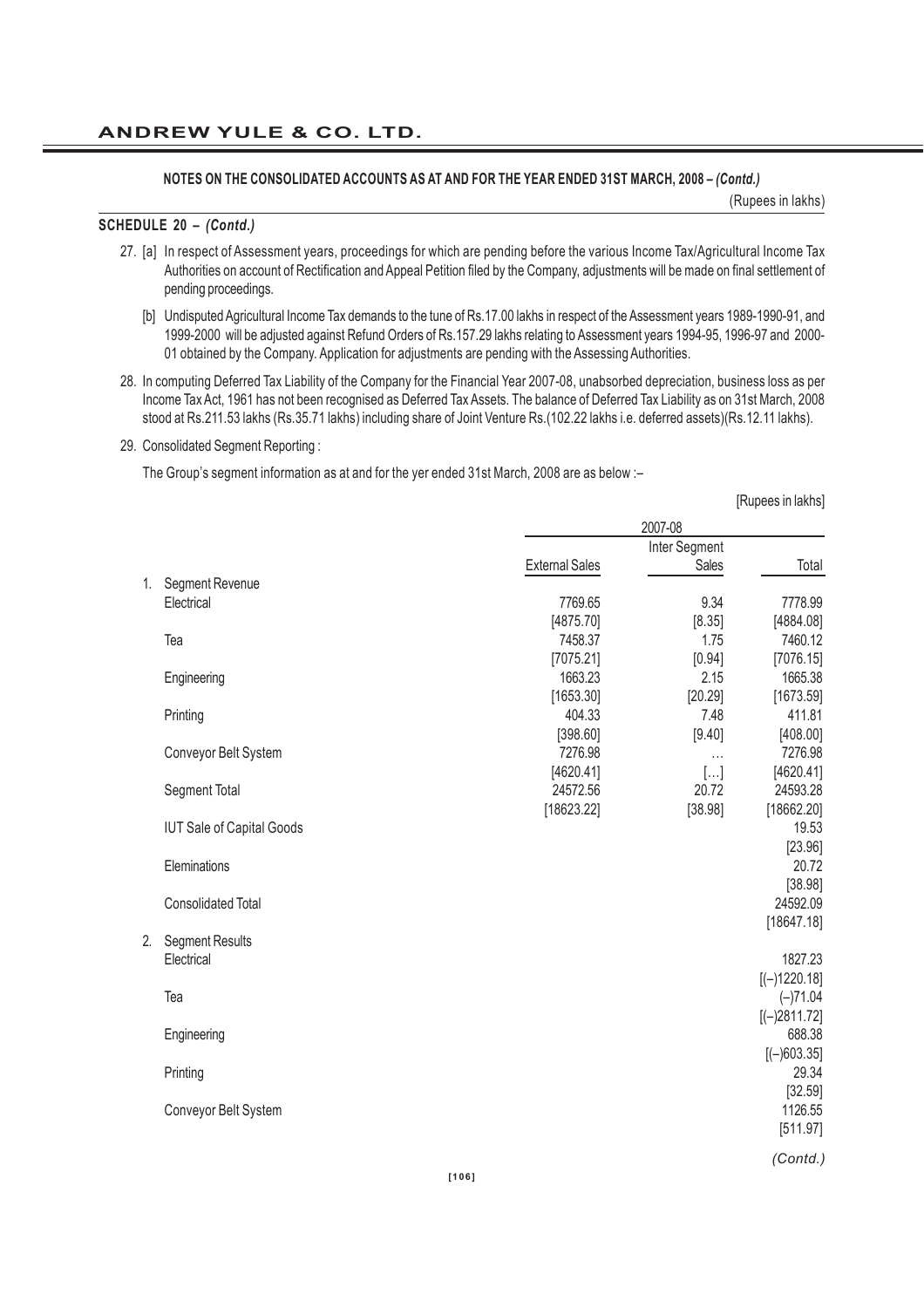## NOTES ON THE CONSOLIDATED ACCOUNTS AS AT AND FOR THE YEAR ENDED 31ST MARCH, 2008 – *(Contd.)*

(Rupees in lakhs)

### SCHEDULE 20 – *(Contd.)*

27. [a] In respect of Assessment years, proceedings for which are pending before the various Income Tax/Agricultural Income Tax Authorities on account of Rectification and Appeal Petition filed by the Company, adjustments will be made on final settlement of pending proceedings.

    [b] Undisputed Agricultural Income Tax demands to the tune of Rs.17.00 lakhs in respect of the Assessment years 1989-1990-91, and 1999-2000 will be adjusted against Refund Orders of Rs.157.29 lakhs relating to Assessment years 1994-95, 1996-97 and 2000-01 obtained by the Company. Application for adjustments are pending with the Assessing Authorities.

28. In computing Deferred Tax Liability of the Company for the Financial Year 2007-08, unabsorbed depreciation, business loss as per Income Tax Act, 1961 has not been recognised as Deferred Tax Assets. The balance of Deferred Tax Liability as on 31st March, 2008 stood at Rs.211.53 lakhs (Rs.35.71 lakhs) including share of Joint Venture Rs.(102.22 lakhs i.e. deferred assets)(Rs.12.11 lakhs).

29. Consolidated Segment Reporting :

    The Group's segment information as at and for the yer ended 31st March, 2008 are as below :–

[Rupees in lakhs]

| | 2007-08 | | |
|---|---|---|---|
| | External Sales | Inter Segment Sales | Total |
| 1. Segment Revenue | | | |
| Electrical | 7769.65 | 9.34 | 7778.99 |
| | [4875.70] | [8.35] | [4884.08] |
| Tea | 7458.37 | 1.75 | 7460.12 |
| | [7075.21] | [0.94] | [7076.15] |
| Engineering | 1663.23 | 2.15 | 1665.38 |
| | [1653.30] | [20.29] | [1673.59] |
| Printing | 404.33 | 7.48 | 411.81 |
| | [398.60] | [9.40] | [408.00] |
| Conveyor Belt System | 7276.98 | … | 7276.98 |
| | [4620.41] | […] | [4620.41] |
| Segment Total | 24572.56 | 20.72 | 24593.28 |
| | [18623.22] | [38.98] | [18662.20] |
| IUT Sale of Capital Goods | | | 19.53 |
| | | | [23.96] |
| Eleminations | | | 20.72 |
| | | | [38.98] |
| Consolidated Total | | | 24592.09 |
| | | | [18647.18] |
| 2. Segment Results | | | |
| Electrical | | | 1827.23 |
| | | | [(–)1220.18] |
| Tea | | | (–)71.04 |
| | | | [(–)2811.72] |
| Engineering | | | 688.38 |
| | | | [(–)603.35] |
| Printing | | | 29.34 |
| | | | [32.59] |
| Conveyor Belt System | | | 1126.55 |
| | | | [511.97] |

*(Contd.)*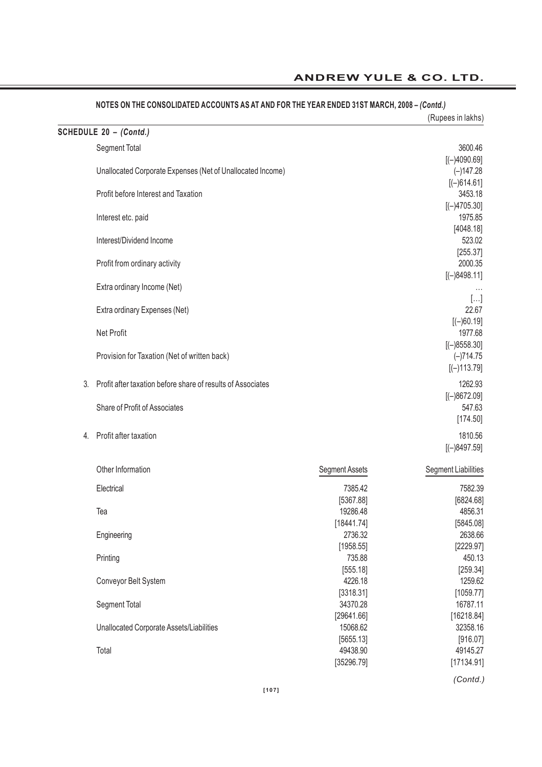## NOTES ON THE CONSOLIDATED ACCOUNTS AS AT AND FOR THE YEAR ENDED 31ST MARCH, 2008 – *(Contd.)*

(Rupees in lakhs)

**SCHEDULE 20 – *(Contd.)***

| | | |
|---|---|---|
| | Segment Total | 3600.46 [(–)4090.69] |
| | Unallocated Corporate Expenses (Net of Unallocated Income) | (–)147.28 [(–)614.61] |
| | Profit before Interest and Taxation | 3453.18 [(–)4705.30] |
| | Interest etc. paid | 1975.85 [4048.18] |
| | Interest/Dividend Income | 523.02 [255.37] |
| | Profit from ordinary activity | 2000.35 [(–)8498.11] |
| | Extra ordinary Income (Net) | … […] |
| | Extra ordinary Expenses (Net) | 22.67 [(–)60.19] |
| | Net Profit | 1977.68 [(–)8558.30] |
| | Provision for Taxation (Net of written back) | (–)714.75 [(–)113.79] |
| 3. | Profit after taxation before share of results of Associates | 1262.93 [(–)8672.09] |
| | Share of Profit of Associates | 547.63 [174.50] |
| 4. | Profit after taxation | 1810.56 [(–)8497.59] |

| Other Information | Segment Assets | Segment Liabilities |
|---|---|---|
| Electrical | 7385.42 [5367.88] | 7582.39 [6824.68] |
| Tea | 19286.48 [18441.74] | 4856.31 [5845.08] |
| Engineering | 2736.32 [1958.55] | 2638.66 [2229.97] |
| Printing | 735.88 [555.18] | 450.13 [259.34] |
| Conveyor Belt System | 4226.18 [3318.31] | 1259.62 [1059.77] |
| Segment Total | 34370.28 [29641.66] | 16787.11 [16218.84] |
| Unallocated Corporate Assets/Liabilities | 15068.62 [5655.13] | 32358.16 [916.07] |
| Total | 49438.90 [35296.79] | 49145.27 [17134.91] |

*(Contd.)*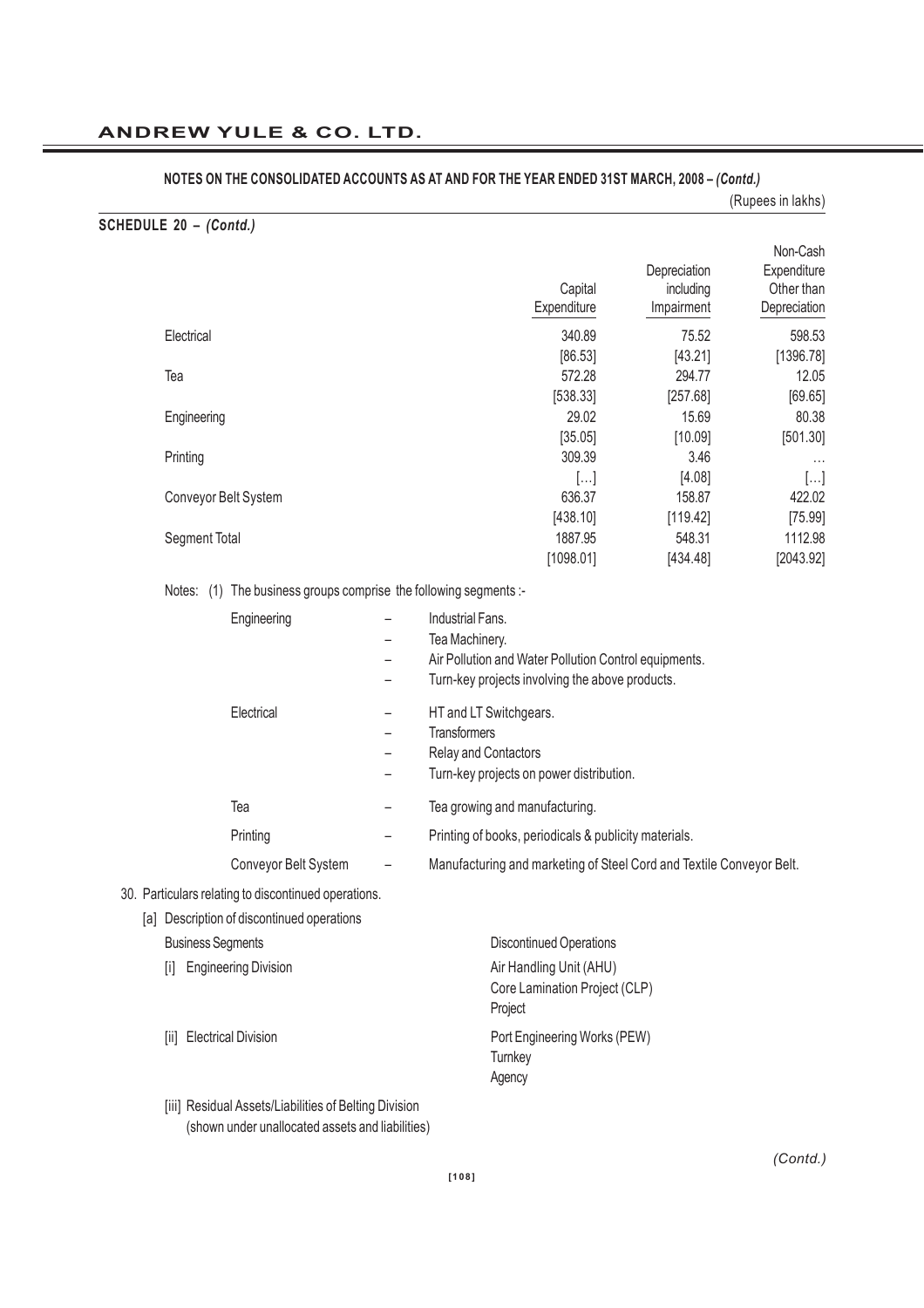## NOTES ON THE CONSOLIDATED ACCOUNTS AS AT AND FOR THE YEAR ENDED 31ST MARCH, 2008 – *(Contd.)*

(Rupees in lakhs)

**SCHEDULE 20 – *(Contd.)***

| | Capital Expenditure | Depreciation including Impairment | Non-Cash Expenditure Other than Depreciation |
|---|---|---|---|
| Electrical | 340.89 | 75.52 | 598.53 |
| | [86.53] | [43.21] | [1396.78] |
| Tea | 572.28 | 294.77 | 12.05 |
| | [538.33] | [257.68] | [69.65] |
| Engineering | 29.02 | 15.69 | 80.38 |
| | [35.05] | [10.09] | [501.30] |
| Printing | 309.39 | 3.46 | … |
| | […] | [4.08] | […] |
| Conveyor Belt System | 636.37 | 158.87 | 422.02 |
| | [438.10] | [119.42] | [75.99] |
| Segment Total | 1887.95 | 548.31 | 1112.98 |
| | [1098.01] | [434.48] | [2043.92] |

Notes: (1) The business groups comprise the following segments :-

| | | |
|---|---|---|
| Engineering | – | Industrial Fans. |
| | – | Tea Machinery. |
| | – | Air Pollution and Water Pollution Control equipments. |
| | – | Turn-key projects involving the above products. |
| Electrical | – | HT and LT Switchgears. |
| | – | Transformers |
| | – | Relay and Contactors |
| | – | Turn-key projects on power distribution. |
| Tea | – | Tea growing and manufacturing. |
| Printing | – | Printing of books, periodicals & publicity materials. |
| Conveyor Belt System | – | Manufacturing and marketing of Steel Cord and Textile Conveyor Belt. |

30. Particulars relating to discontinued operations.

[a] Description of discontinued operations

| Business Segments | Discontinued Operations |
|---|---|
| [i] Engineering Division | Air Handling Unit (AHU) |
| | Core Lamination Project (CLP) |
| | Project |
| [ii] Electrical Division | Port Engineering Works (PEW) |
| | Turnkey |
| | Agency |

[iii] Residual Assets/Liabilities of Belting Division (shown under unallocated assets and liabilities)

*(Contd.)*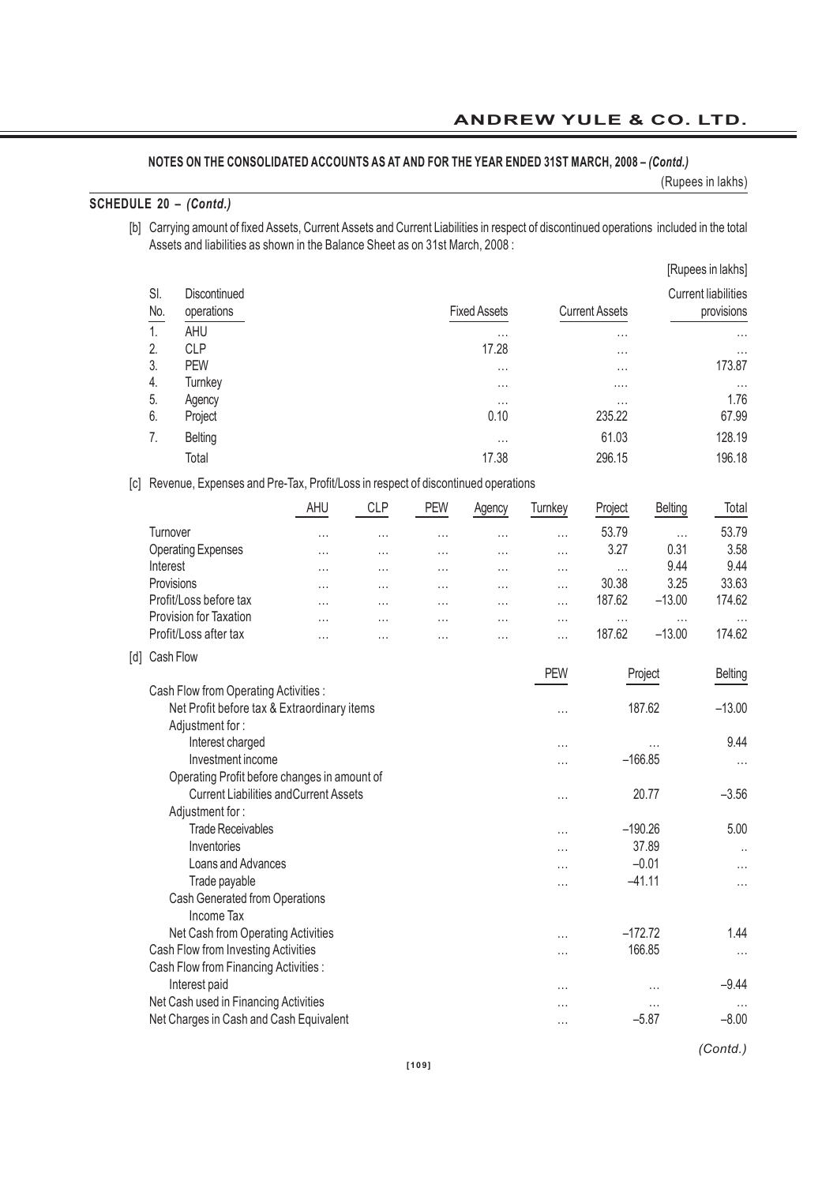### NOTES ON THE CONSOLIDATED ACCOUNTS AS AT AND FOR THE YEAR ENDED 31ST MARCH, 2008 – *(Contd.)*

(Rupees in lakhs)

**SCHEDULE 20 – *(Contd.)***

[b] Carrying amount of fixed Assets, Current Assets and Current Liabilities in respect of discontinued operations included in the total Assets and liabilities as shown in the Balance Sheet as on 31st March, 2008 :

[Rupees in lakhs]

| Sl. No. | Discontinued operations | Fixed Assets | Current Assets | Current liabilities provisions |
|---|---|---|---|---|
| 1. | AHU | … | … | … |
| 2. | CLP | 17.28 | … | … |
| 3. | PEW | … | … | 173.87 |
| 4. | Turnkey | … | …. | … |
| 5. | Agency | … | … | 1.76 |
| 6. | Project | 0.10 | 235.22 | 67.99 |
| 7. | Belting | … | 61.03 | 128.19 |
| | Total | 17.38 | 296.15 | 196.18 |

[c] Revenue, Expenses and Pre-Tax, Profit/Loss in respect of discontinued operations

| | AHU | CLP | PEW | Agency | Turnkey | Project | Belting | Total |
|---|---|---|---|---|---|---|---|---|
| Turnover | … | … | … | … | … | 53.79 | … | 53.79 |
| Operating Expenses | … | … | … | … | … | 3.27 | 0.31 | 3.58 |
| Interest | … | … | … | … | … | … | 9.44 | 9.44 |
| Provisions | … | … | … | … | … | 30.38 | 3.25 | 33.63 |
| Profit/Loss before tax | … | … | … | … | … | 187.62 | –13.00 | 174.62 |
| Provision for Taxation | … | … | … | … | … | … | … | … |
| Profit/Loss after tax | … | … | … | … | … | 187.62 | –13.00 | 174.62 |

[d] Cash Flow

| | PEW | Project | Belting |
|---|---|---|---|
| Cash Flow from Operating Activities : | | | |
| Net Profit before tax & Extraordinary items | … | 187.62 | –13.00 |
| Adjustment for : | | | |
| Interest charged | … | … | 9.44 |
| Investment income | … | –166.85 | … |
| Operating Profit before changes in amount of Current Liabilities andCurrent Assets | … | 20.77 | –3.56 |
| Adjustment for : | | | |
| Trade Receivables | … | –190.26 | 5.00 |
| Inventories | … | 37.89 | .. |
| Loans and Advances | … | –0.01 | … |
| Trade payable | … | –41.11 | … |
| Cash Generated from Operations | | | |
| Income Tax | | | |
| Net Cash from Operating Activities | … | –172.72 | 1.44 |
| Cash Flow from Investing Activities | … | 166.85 | … |
| Cash Flow from Financing Activities : | | | |
| Interest paid | … | … | –9.44 |
| Net Cash used in Financing Activities | … | … | … |
| Net Charges in Cash and Cash Equivalent | … | –5.87 | –8.00 |

*(Contd.)*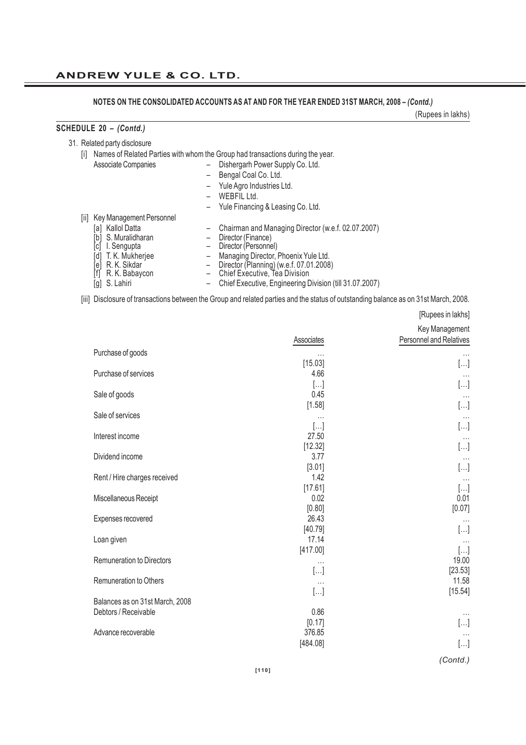## NOTES ON THE CONSOLIDATED ACCOUNTS AS AT AND FOR THE YEAR ENDED 31ST MARCH, 2008 – *(Contd.)*

(Rupees in lakhs)

### SCHEDULE 20 – *(Contd.)*

31. Related party disclosure

[i] Names of Related Parties with whom the Group had transactions during the year.

Associate Companies
- Dishergarh Power Supply Co. Ltd.
- Bengal Coal Co. Ltd.
- Yule Agro Industries Ltd.
- WEBFIL Ltd.
- Yule Financing & Leasing Co. Ltd.

[ii] Key Management Personnel

| | |
|---|---|
| [a] Kallol Datta | – Chairman and Managing Director (w.e.f. 02.07.2007) |
| [b] S. Muralidharan | – Director (Finance) |
| [c] I. Sengupta | – Director (Personnel) |
| [d] T. K. Mukherjee | – Managing Director, Phoenix Yule Ltd. |
| [e] R. K. Sikdar | – Director (Planning) (w.e.f. 07.01.2008) |
| [f] R. K. Babaycon | – Chief Executive, Tea Division |
| [g] S. Lahiri | – Chief Executive, Engineering Division (till 31.07.2007) |

[iii] Disclosure of transactions between the Group and related parties and the status of outstanding balance as on 31st March, 2008.

[Rupees in lakhs]

| | Associates | Key Management Personnel and Relatives |
|---|---|---|
| Purchase of goods | … | … |
| | [15.03] | […] |
| Purchase of services | 4.66 | … |
| | […] | […] |
| Sale of goods | 0.45 | … |
| | [1.58] | […] |
| Sale of services | … | … |
| | […] | […] |
| Interest income | 27.50 | … |
| | [12.32] | […] |
| Dividend income | 3.77 | … |
| | [3.01] | […] |
| Rent / Hire charges received | 1.42 | … |
| | [17.61] | […] |
| Miscellaneous Receipt | 0.02 | 0.01 |
| | [0.80] | [0.07] |
| Expenses recovered | 26.43 | … |
| | [40.79] | […] |
| Loan given | 17.14 | … |
| | [417.00] | […] |
| Remuneration to Directors | … | 19.00 |
| | […] | [23.53] |
| Remuneration to Others | … | 11.58 |
| | […] | [15.54] |
| Balances as on 31st March, 2008 | | |
| Debtors / Receivable | 0.86 | … |
| | [0.17] | […] |
| Advance recoverable | 376.85 | … |
| | [484.08] | […] |

*(Contd.)*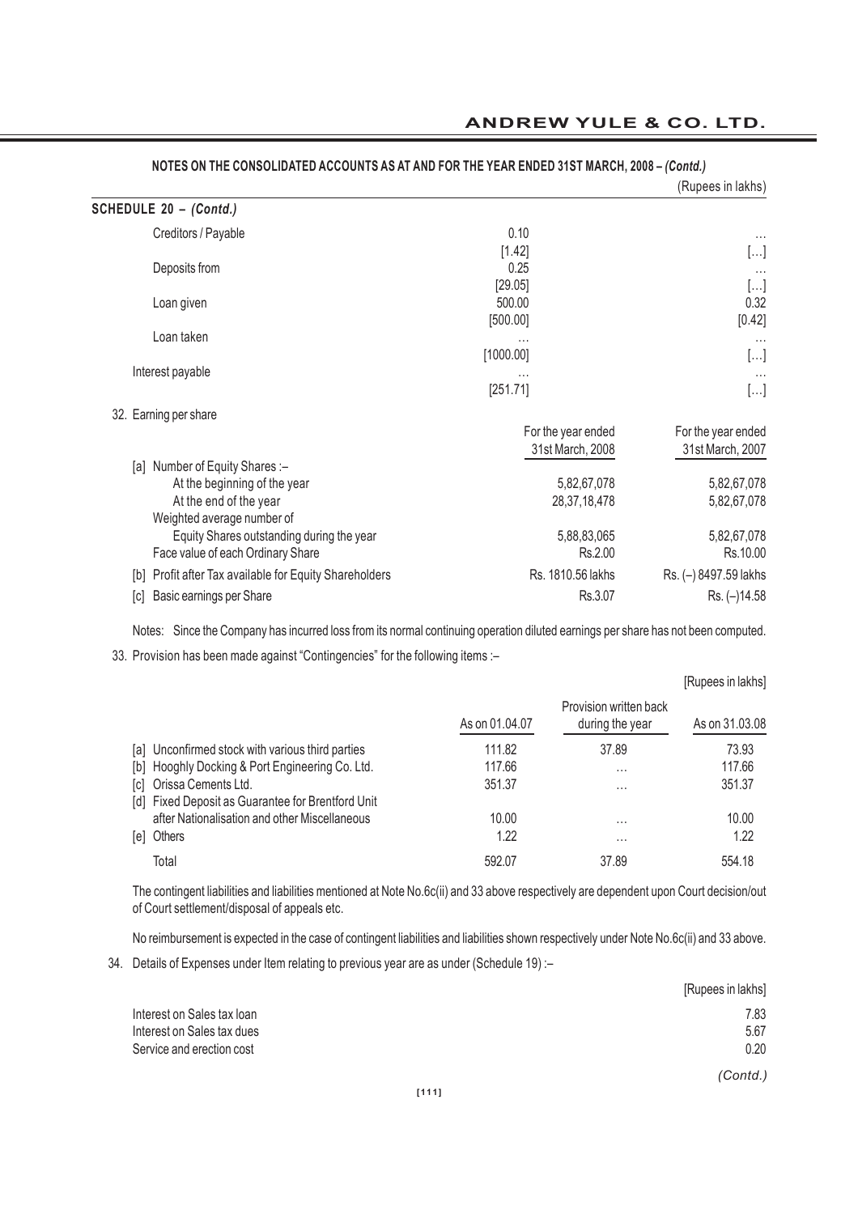**NOTES ON THE CONSOLIDATED ACCOUNTS AS AT AND FOR THE YEAR ENDED 31ST MARCH, 2008 – *(Contd.)***

(Rupees in lakhs)

**SCHEDULE 20 – *(Contd.)***

| | | |
|---|---|---|
| Creditors / Payable | 0.10 | … |
| | [1.42] | […] |
| Deposits from | 0.25 | … |
| | [29.05] | […] |
| Loan given | 500.00 | 0.32 |
| | [500.00] | [0.42] |
| Loan taken | … | … |
| | [1000.00] | […] |
| Interest payable | … | … |
| | [251.71] | […] |

32. Earning per share

| | For the year ended 31st March, 2008 | For the year ended 31st March, 2007 |
|---|---|---|
| [a] Number of Equity Shares :– | | |
| At the beginning of the year | 5,82,67,078 | 5,82,67,078 |
| At the end of the year | 28,37,18,478 | 5,82,67,078 |
| Weighted average number of Equity Shares outstanding during the year | 5,88,83,065 | 5,82,67,078 |
| Face value of each Ordinary Share | Rs.2.00 | Rs.10.00 |
| [b] Profit after Tax available for Equity Shareholders | Rs. 1810.56 lakhs | Rs. (–) 8497.59 lakhs |
| [c] Basic earnings per Share | Rs.3.07 | Rs. (–)14.58 |

Notes: Since the Company has incurred loss from its normal continuing operation diluted earnings per share has not been computed.

33. Provision has been made against "Contingencies" for the following items :–

[Rupees in lakhs]

| | As on 01.04.07 | Provision written back during the year | As on 31.03.08 |
|---|---|---|---|
| [a] Unconfirmed stock with various third parties | 111.82 | 37.89 | 73.93 |
| [b] Hooghly Docking & Port Engineering Co. Ltd. | 117.66 | … | 117.66 |
| [c] Orissa Cements Ltd. | 351.37 | … | 351.37 |
| [d] Fixed Deposit as Guarantee for Brentford Unit after Nationalisation and other Miscellaneous | 10.00 | … | 10.00 |
| [e] Others | 1.22 | … | 1.22 |
| Total | 592.07 | 37.89 | 554.18 |

The contingent liabilities and liabilities mentioned at Note No.6c(ii) and 33 above respectively are dependent upon Court decision/out of Court settlement/disposal of appeals etc.

No reimbursement is expected in the case of contingent liabilities and liabilities shown respectively under Note No.6c(ii) and 33 above.

34. Details of Expenses under Item relating to previous year are as under (Schedule 19) :–

[Rupees in lakhs]

| | |
|---|---|
| Interest on Sales tax loan | 7.83 |
| Interest on Sales tax dues | 5.67 |
| Service and erection cost | 0.20 |

*(Contd.)*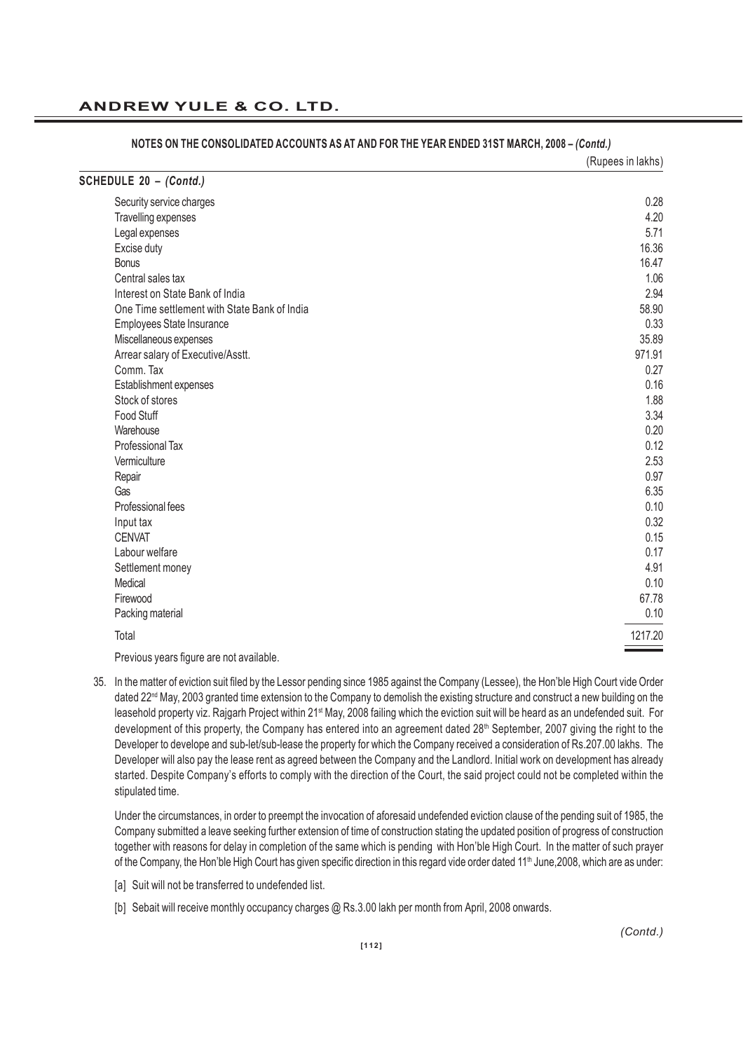**NOTES ON THE CONSOLIDATED ACCOUNTS AS AT AND FOR THE YEAR ENDED 31ST MARCH, 2008 – *(Contd.)***

(Rupees in lakhs)

**SCHEDULE 20 – *(Contd.)***

| | |
|---|---|
| Security service charges | 0.28 |
| Travelling expenses | 4.20 |
| Legal expenses | 5.71 |
| Excise duty | 16.36 |
| Bonus | 16.47 |
| Central sales tax | 1.06 |
| Interest on State Bank of India | 2.94 |
| One Time settlement with State Bank of India | 58.90 |
| Employees State Insurance | 0.33 |
| Miscellaneous expenses | 35.89 |
| Arrear salary of Executive/Asstt. | 971.91 |
| Comm. Tax | 0.27 |
| Establishment expenses | 0.16 |
| Stock of stores | 1.88 |
| Food Stuff | 3.34 |
| Warehouse | 0.20 |
| Professional Tax | 0.12 |
| Vermiculture | 2.53 |
| Repair | 0.97 |
| Gas | 6.35 |
| Professional fees | 0.10 |
| Input tax | 0.32 |
| CENVAT | 0.15 |
| Labour welfare | 0.17 |
| Settlement money | 4.91 |
| Medical | 0.10 |
| Firewood | 67.78 |
| Packing material | 0.10 |
| Total | 1217.20 |

Previous years figure are not available.

35. In the matter of eviction suit filed by the Lessor pending since 1985 against the Company (Lessee), the Hon'ble High Court vide Order dated 22nd May, 2003 granted time extension to the Company to demolish the existing structure and construct a new building on the leasehold property viz. Rajgarh Project within 21st May, 2008 failing which the eviction suit will be heard as an undefended suit. For development of this property, the Company has entered into an agreement dated 28th September, 2007 giving the right to the Developer to develope and sub-let/sub-lease the property for which the Company received a consideration of Rs.207.00 lakhs. The Developer will also pay the lease rent as agreed between the Company and the Landlord. Initial work on development has already started. Despite Company's efforts to comply with the direction of the Court, the said project could not be completed within the stipulated time.

 Under the circumstances, in order to preempt the invocation of aforesaid undefended eviction clause of the pending suit of 1985, the Company submitted a leave seeking further extension of time of construction stating the updated position of progress of construction together with reasons for delay in completion of the same which is pending with Hon'ble High Court. In the matter of such prayer of the Company, the Hon'ble High Court has given specific direction in this regard vide order dated 11th June,2008, which are as under:

 [a] Suit will not be transferred to undefended list.

 [b] Sebait will receive monthly occupancy charges @ Rs.3.00 lakh per month from April, 2008 onwards.

*(Contd.)*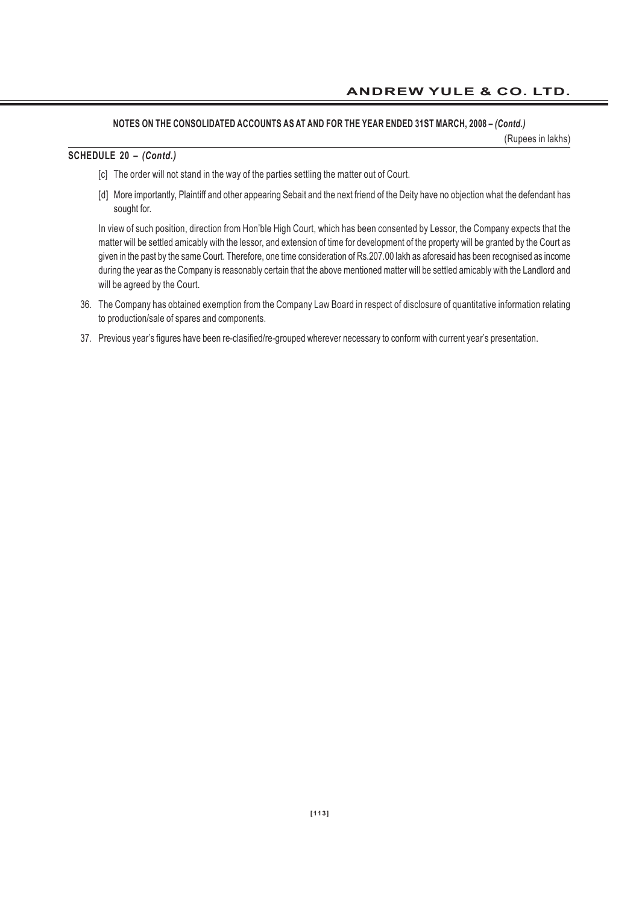**NOTES ON THE CONSOLIDATED ACCOUNTS AS AT AND FOR THE YEAR ENDED 31ST MARCH, 2008 – *(Contd.)***

(Rupees in lakhs)

**SCHEDULE 20 – *(Contd.)***

[c] The order will not stand in the way of the parties settling the matter out of Court.

[d] More importantly, Plaintiff and other appearing Sebait and the next friend of the Deity have no objection what the defendant has sought for.

In view of such position, direction from Hon'ble High Court, which has been consented by Lessor, the Company expects that the matter will be settled amicably with the lessor, and extension of time for development of the property will be granted by the Court as given in the past by the same Court. Therefore, one time consideration of Rs.207.00 lakh as aforesaid has been recognised as income during the year as the Company is reasonably certain that the above mentioned matter will be settled amicably with the Landlord and will be agreed by the Court.

36. The Company has obtained exemption from the Company Law Board in respect of disclosure of quantitative information relating to production/sale of spares and components.

37. Previous year's figures have been re-clasified/re-grouped wherever necessary to conform with current year's presentation.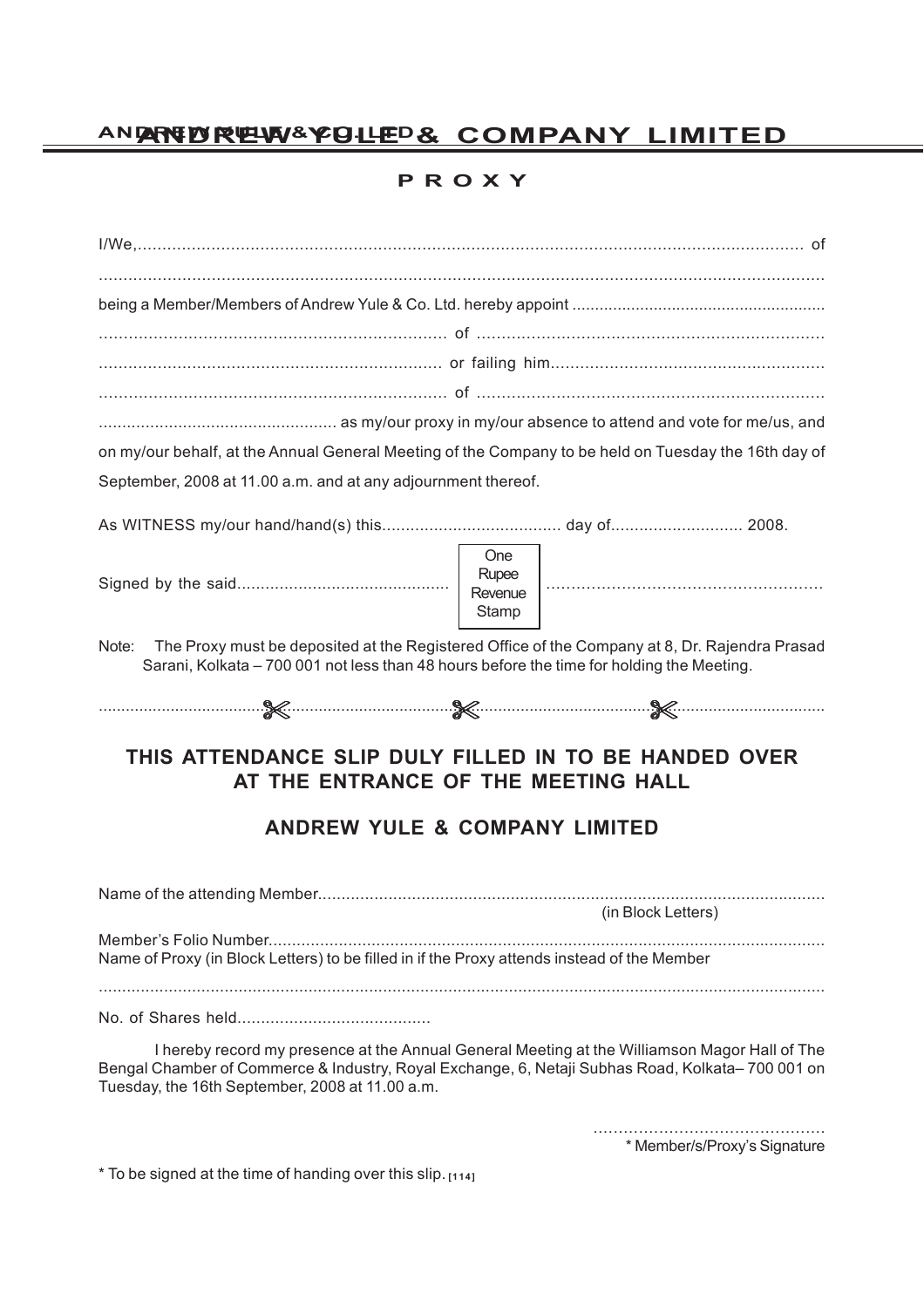# ANDREW YULE & COMPANY LIMITED

## PROXY

I/We,........................................................................................................................................ of

.........................................................................................................................................................

being a Member/Members of Andrew Yule & Co. Ltd. hereby appoint .......................................................

...................................................................... of .......................................................................

...................................................................... or failing him.......................................................

...................................................................... of .......................................................................

.................................................. as my/our proxy in my/our absence to attend and vote for me/us, and on my/our behalf, at the Annual General Meeting of the Company to be held on Tuesday the 16th day of September, 2008 at 11.00 a.m. and at any adjournment thereof.

As WITNESS my/our hand/hand(s) this...................................... day of........................... 2008.

Signed by the said............................................ [One Rupee Revenue Stamp] ......................................................

Note: The Proxy must be deposited at the Registered Office of the Company at 8, Dr. Rajendra Prasad Sarani, Kolkata – 700 001 not less than 48 hours before the time for holding the Meeting.

.........................................................................................................................................................

## THIS ATTENDANCE SLIP DULY FILLED IN TO BE HANDED OVER AT THE ENTRANCE OF THE MEETING HALL

## ANDREW YULE & COMPANY LIMITED

Name of the attending Member.........................................................................................................
(in Block Letters)

Member's Folio Number.....................................................................................................................

Name of Proxy (in Block Letters) to be filled in if the Proxy attends instead of the Member

.........................................................................................................................................................

No. of Shares held.........................................

I hereby record my presence at the Annual General Meeting at the Williamson Magor Hall of The Bengal Chamber of Commerce & Industry, Royal Exchange, 6, Netaji Subhas Road, Kolkata– 700 001 on Tuesday, the 16th September, 2008 at 11.00 a.m.

..............................................
\* Member/s/Proxy's Signature

\* To be signed at the time of handing over this slip.